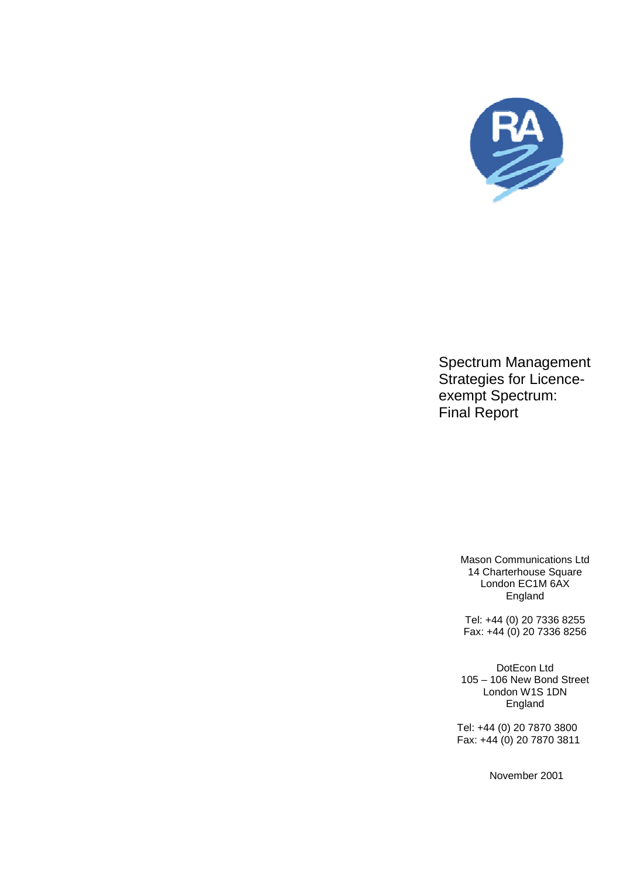# Spectrum Management Strategies for Licence-exempt Spectrum: Final Report

Mason Communications Ltd
14 Charterhouse Square
London EC1M 6AX
England

Tel: +44 (0) 20 7336 8255
Fax: +44 (0) 20 7336 8256

DotEcon Ltd
105 – 106 New Bond Street
London W1S 1DN
England

Tel: +44 (0) 20 7870 3800
Fax: +44 (0) 20 7870 3811

November 2001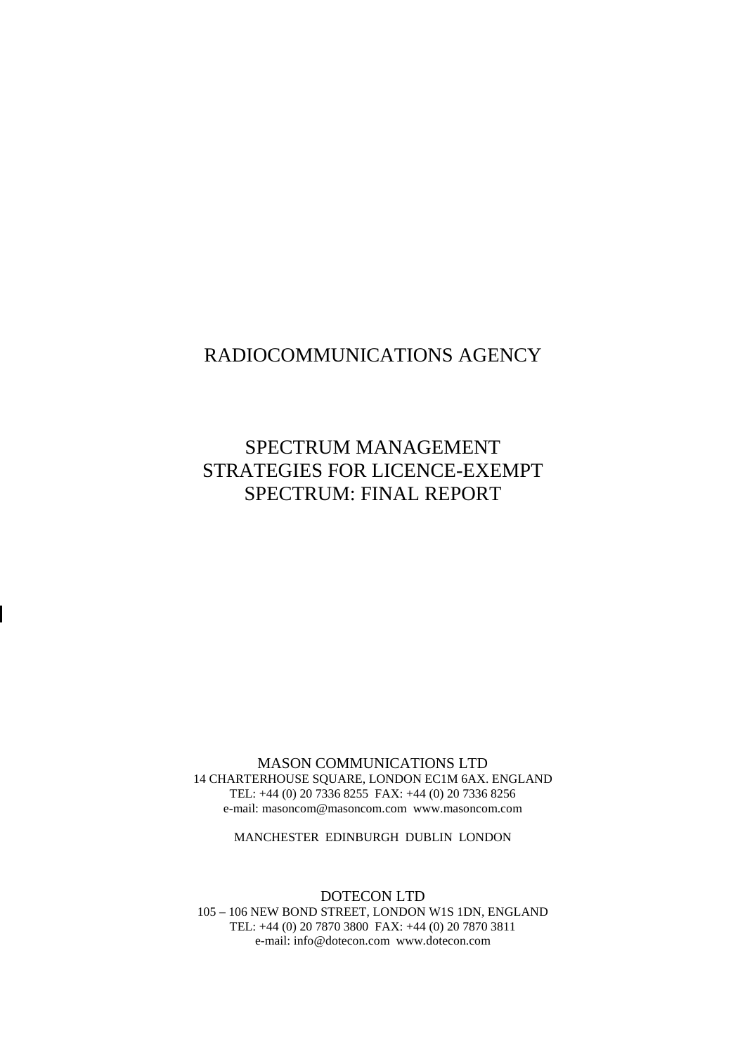# RADIOCOMMUNICATIONS AGENCY

# SPECTRUM MANAGEMENT STRATEGIES FOR LICENCE-EXEMPT SPECTRUM: FINAL REPORT

MASON COMMUNICATIONS LTD
14 CHARTERHOUSE SQUARE, LONDON EC1M 6AX. ENGLAND
TEL: +44 (0) 20 7336 8255 FAX: +44 (0) 20 7336 8256
e-mail: masoncom@masoncom.com www.masoncom.com

MANCHESTER EDINBURGH DUBLIN LONDON

DOTECON LTD
105 – 106 NEW BOND STREET, LONDON W1S 1DN, ENGLAND
TEL: +44 (0) 20 7870 3800 FAX: +44 (0) 20 7870 3811
e-mail: info@dotecon.com www.dotecon.com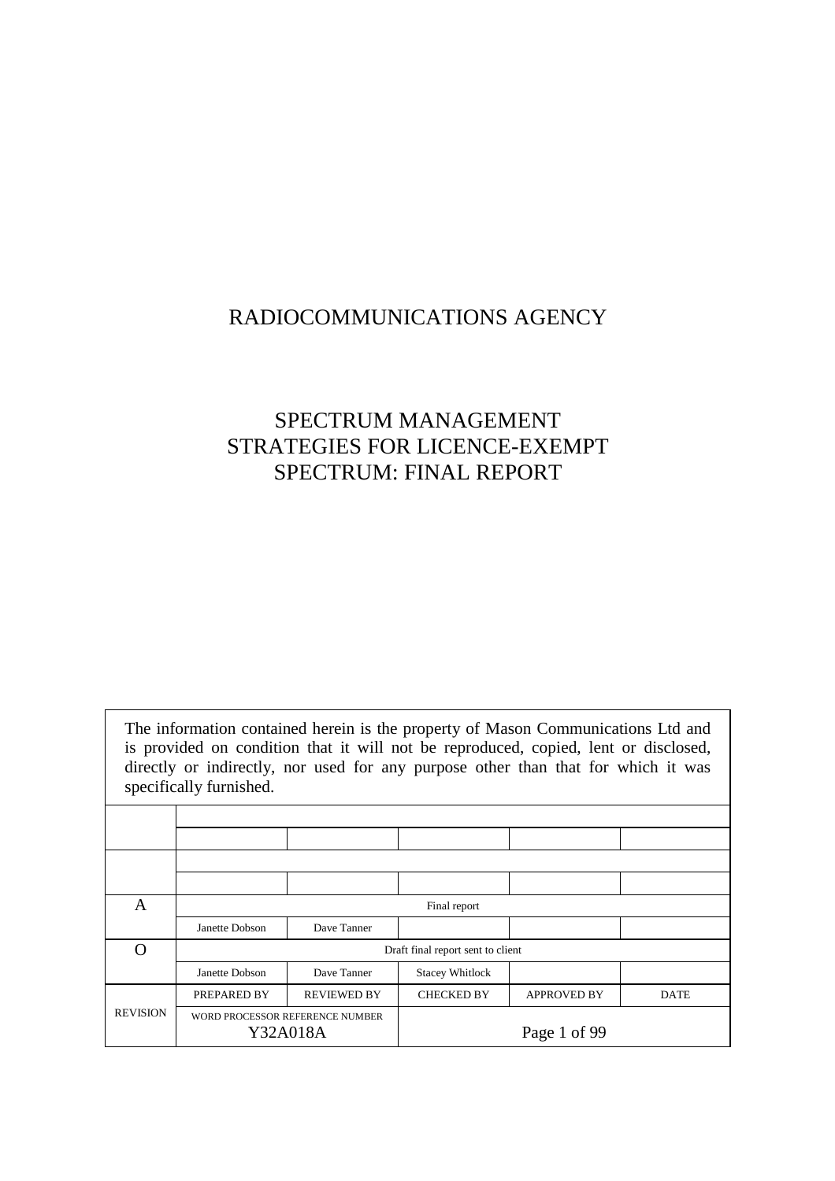# RADIOCOMMUNICATIONS AGENCY

# SPECTRUM MANAGEMENT STRATEGIES FOR LICENCE-EXEMPT SPECTRUM: FINAL REPORT

The information contained herein is the property of Mason Communications Ltd and is provided on condition that it will not be reproduced, copied, lent or disclosed, directly or indirectly, nor used for any purpose other than that for which it was specifically furnished.

| | | | | | |
|---|---|---|---|---|---|
| | | | | | |
| | | | | | |
| | | | | | |
| | | | | | |
| A | Final report | | | | |
| | Janette Dobson | Dave Tanner | | | |
| O | Draft final report sent to client | | | | |
| | Janette Dobson | Dave Tanner | Stacey Whitlock | | |
| REVISION | PREPARED BY | REVIEWED BY | CHECKED BY | APPROVED BY | DATE |
| | WORD PROCESSOR REFERENCE NUMBER Y32A018A | | | | |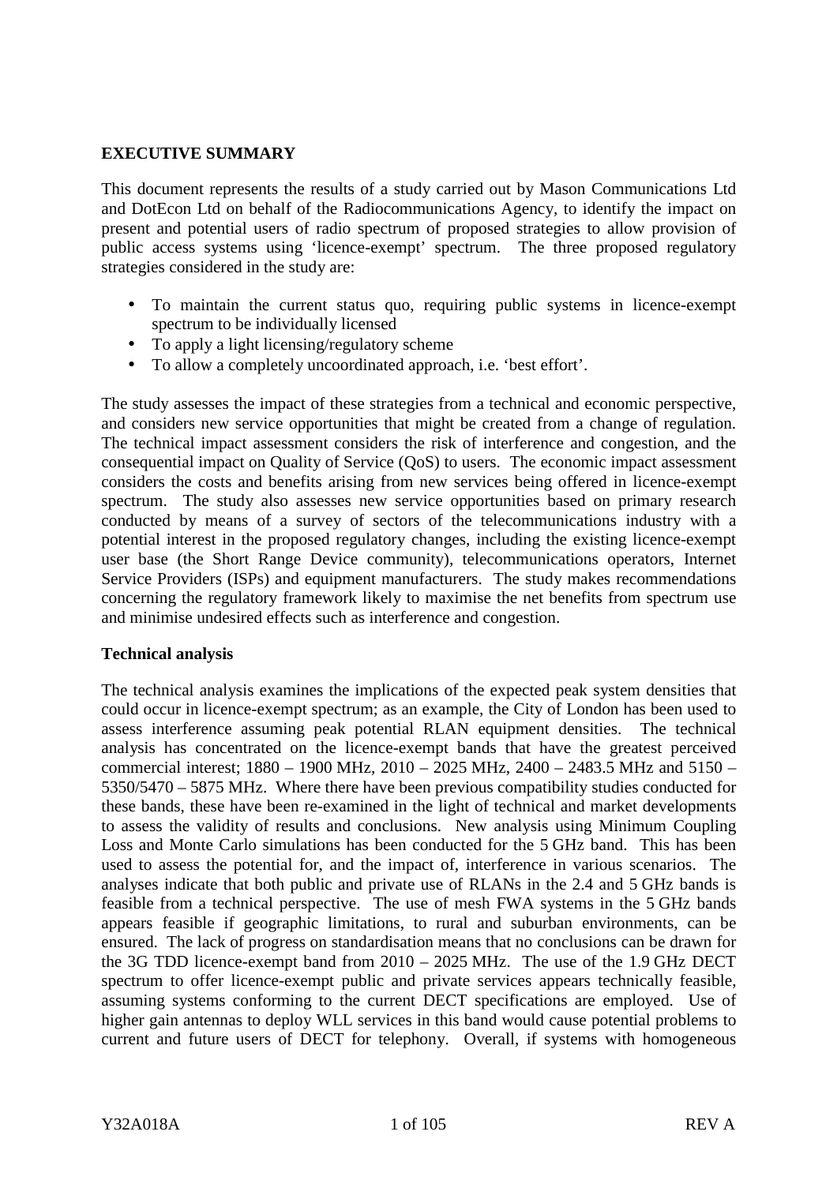## EXECUTIVE SUMMARY

This document represents the results of a study carried out by Mason Communications Ltd and DotEcon Ltd on behalf of the Radiocommunications Agency, to identify the impact on present and potential users of radio spectrum of proposed strategies to allow provision of public access systems using 'licence-exempt' spectrum. The three proposed regulatory strategies considered in the study are:

- To maintain the current status quo, requiring public systems in licence-exempt spectrum to be individually licensed
- To apply a light licensing/regulatory scheme
- To allow a completely uncoordinated approach, i.e. 'best effort'.

The study assesses the impact of these strategies from a technical and economic perspective, and considers new service opportunities that might be created from a change of regulation. The technical impact assessment considers the risk of interference and congestion, and the consequential impact on Quality of Service (QoS) to users. The economic impact assessment considers the costs and benefits arising from new services being offered in licence-exempt spectrum. The study also assesses new service opportunities based on primary research conducted by means of a survey of sectors of the telecommunications industry with a potential interest in the proposed regulatory changes, including the existing licence-exempt user base (the Short Range Device community), telecommunications operators, Internet Service Providers (ISPs) and equipment manufacturers. The study makes recommendations concerning the regulatory framework likely to maximise the net benefits from spectrum use and minimise undesired effects such as interference and congestion.

### Technical analysis

The technical analysis examines the implications of the expected peak system densities that could occur in licence-exempt spectrum; as an example, the City of London has been used to assess interference assuming peak potential RLAN equipment densities. The technical analysis has concentrated on the licence-exempt bands that have the greatest perceived commercial interest; 1880 – 1900 MHz, 2010 – 2025 MHz, 2400 – 2483.5 MHz and 5150 – 5350/5470 – 5875 MHz. Where there have been previous compatibility studies conducted for these bands, these have been re-examined in the light of technical and market developments to assess the validity of results and conclusions. New analysis using Minimum Coupling Loss and Monte Carlo simulations has been conducted for the 5 GHz band. This has been used to assess the potential for, and the impact of, interference in various scenarios. The analyses indicate that both public and private use of RLANs in the 2.4 and 5 GHz bands is feasible from a technical perspective. The use of mesh FWA systems in the 5 GHz bands appears feasible if geographic limitations, to rural and suburban environments, can be ensured. The lack of progress on standardisation means that no conclusions can be drawn for the 3G TDD licence-exempt band from 2010 – 2025 MHz. The use of the 1.9 GHz DECT spectrum to offer licence-exempt public and private services appears technically feasible, assuming systems conforming to the current DECT specifications are employed. Use of higher gain antennas to deploy WLL services in this band would cause potential problems to current and future users of DECT for telephony. Overall, if systems with homogeneous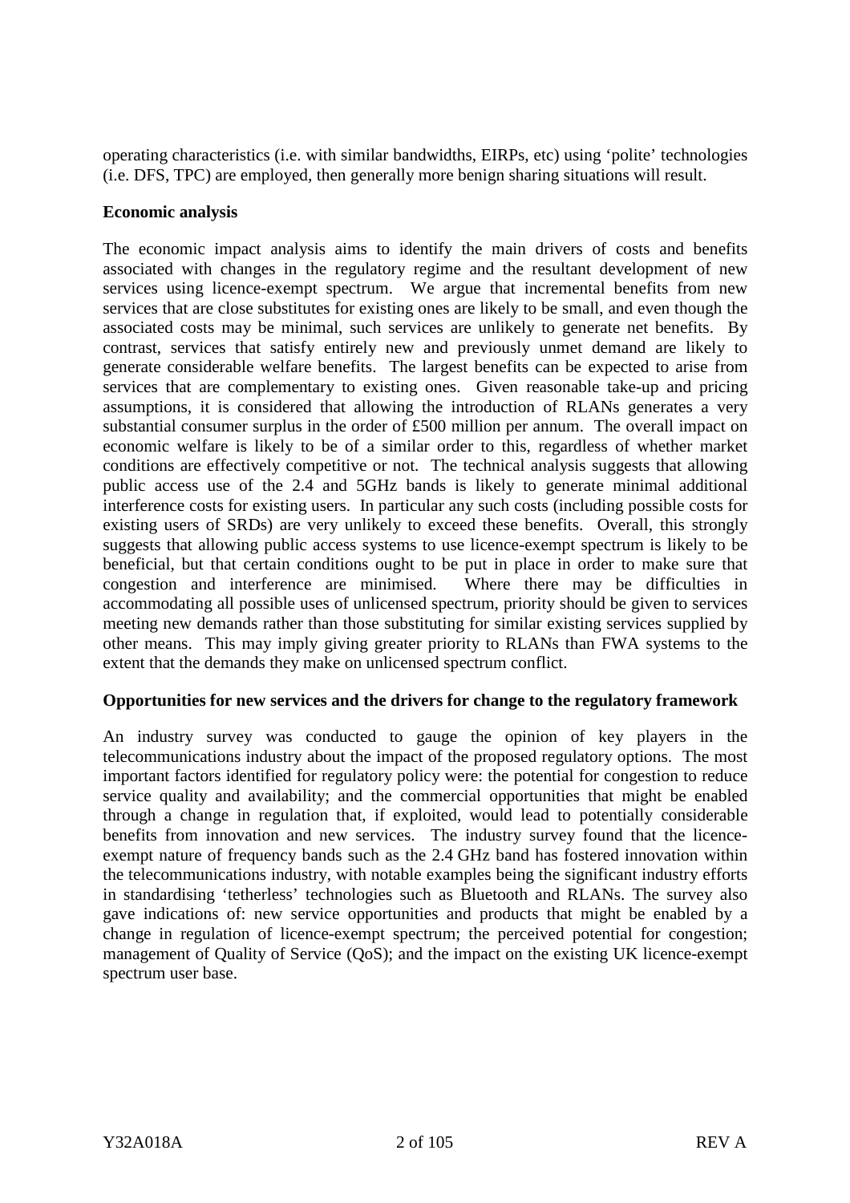operating characteristics (i.e. with similar bandwidths, EIRPs, etc) using 'polite' technologies (i.e. DFS, TPC) are employed, then generally more benign sharing situations will result.

**Economic analysis**

The economic impact analysis aims to identify the main drivers of costs and benefits associated with changes in the regulatory regime and the resultant development of new services using licence-exempt spectrum. We argue that incremental benefits from new services that are close substitutes for existing ones are likely to be small, and even though the associated costs may be minimal, such services are unlikely to generate net benefits. By contrast, services that satisfy entirely new and previously unmet demand are likely to generate considerable welfare benefits. The largest benefits can be expected to arise from services that are complementary to existing ones. Given reasonable take-up and pricing assumptions, it is considered that allowing the introduction of RLANs generates a very substantial consumer surplus in the order of £500 million per annum. The overall impact on economic welfare is likely to be of a similar order to this, regardless of whether market conditions are effectively competitive or not. The technical analysis suggests that allowing public access use of the 2.4 and 5GHz bands is likely to generate minimal additional interference costs for existing users. In particular any such costs (including possible costs for existing users of SRDs) are very unlikely to exceed these benefits. Overall, this strongly suggests that allowing public access systems to use licence-exempt spectrum is likely to be beneficial, but that certain conditions ought to be put in place in order to make sure that congestion and interference are minimised. Where there may be difficulties in accommodating all possible uses of unlicensed spectrum, priority should be given to services meeting new demands rather than those substituting for similar existing services supplied by other means. This may imply giving greater priority to RLANs than FWA systems to the extent that the demands they make on unlicensed spectrum conflict.

**Opportunities for new services and the drivers for change to the regulatory framework**

An industry survey was conducted to gauge the opinion of key players in the telecommunications industry about the impact of the proposed regulatory options. The most important factors identified for regulatory policy were: the potential for congestion to reduce service quality and availability; and the commercial opportunities that might be enabled through a change in regulation that, if exploited, would lead to potentially considerable benefits from innovation and new services. The industry survey found that the licence-exempt nature of frequency bands such as the 2.4 GHz band has fostered innovation within the telecommunications industry, with notable examples being the significant industry efforts in standardising 'tetherless' technologies such as Bluetooth and RLANs. The survey also gave indications of: new service opportunities and products that might be enabled by a change in regulation of licence-exempt spectrum; the perceived potential for congestion; management of Quality of Service (QoS); and the impact on the existing UK licence-exempt spectrum user base.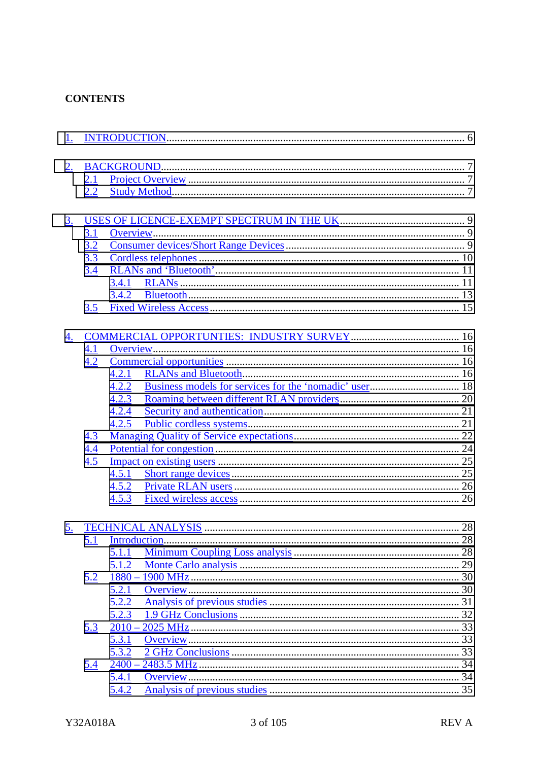**CONTENTS**

1. INTRODUCTION ............................................................ 6

2. BACKGROUND ............................................................ 7
   - 2.1 Project Overview ............................................................ 7
   - 2.2 Study Method ............................................................ 7

3. USES OF LICENCE-EXEMPT SPECTRUM IN THE UK ............................................................ 9
   - 3.1 Overview ............................................................ 9
   - 3.2 Consumer devices/Short Range Devices ............................................................ 9
   - 3.3 Cordless telephones ............................................................ 10
   - 3.4 RLANs and 'Bluetooth' ............................................................ 11
     - 3.4.1 RLANs ............................................................ 11
     - 3.4.2 Bluetooth ............................................................ 13
   - 3.5 Fixed Wireless Access ............................................................ 15

4. COMMERCIAL OPPORTUNTIES: INDUSTRY SURVEY ............................................................ 16
   - 4.1 Overview ............................................................ 16
   - 4.2 Commercial opportunities ............................................................ 16
     - 4.2.1 RLANs and Bluetooth ............................................................ 16
     - 4.2.2 Business models for services for the 'nomadic' user ............................................................ 18
     - 4.2.3 Roaming between different RLAN providers ............................................................ 20
     - 4.2.4 Security and authentication ............................................................ 21
     - 4.2.5 Public cordless systems ............................................................ 21
   - 4.3 Managing Quality of Service expectations ............................................................ 22
   - 4.4 Potential for congestion ............................................................ 24
   - 4.5 Impact on existing users ............................................................ 25
     - 4.5.1 Short range devices ............................................................ 25
     - 4.5.2 Private RLAN users ............................................................ 26
     - 4.5.3 Fixed wireless access ............................................................ 26

5. TECHNICAL ANALYSIS ............................................................ 28
   - 5.1 Introduction ............................................................ 28
     - 5.1.1 Minimum Coupling Loss analysis ............................................................ 28
     - 5.1.2 Monte Carlo analysis ............................................................ 29
   - 5.2 1880 – 1900 MHz ............................................................ 30
     - 5.2.1 Overview ............................................................ 30
     - 5.2.2 Analysis of previous studies ............................................................ 31
     - 5.2.3 1.9 GHz Conclusions ............................................................ 32
   - 5.3 2010 – 2025 MHz ............................................................ 33
     - 5.3.1 Overview ............................................................ 33
     - 5.3.2 2 GHz Conclusions ............................................................ 33
   - 5.4 2400 – 2483.5 MHz ............................................................ 34
     - 5.4.1 Overview ............................................................ 34
     - 5.4.2 Analysis of previous studies ............................................................ 35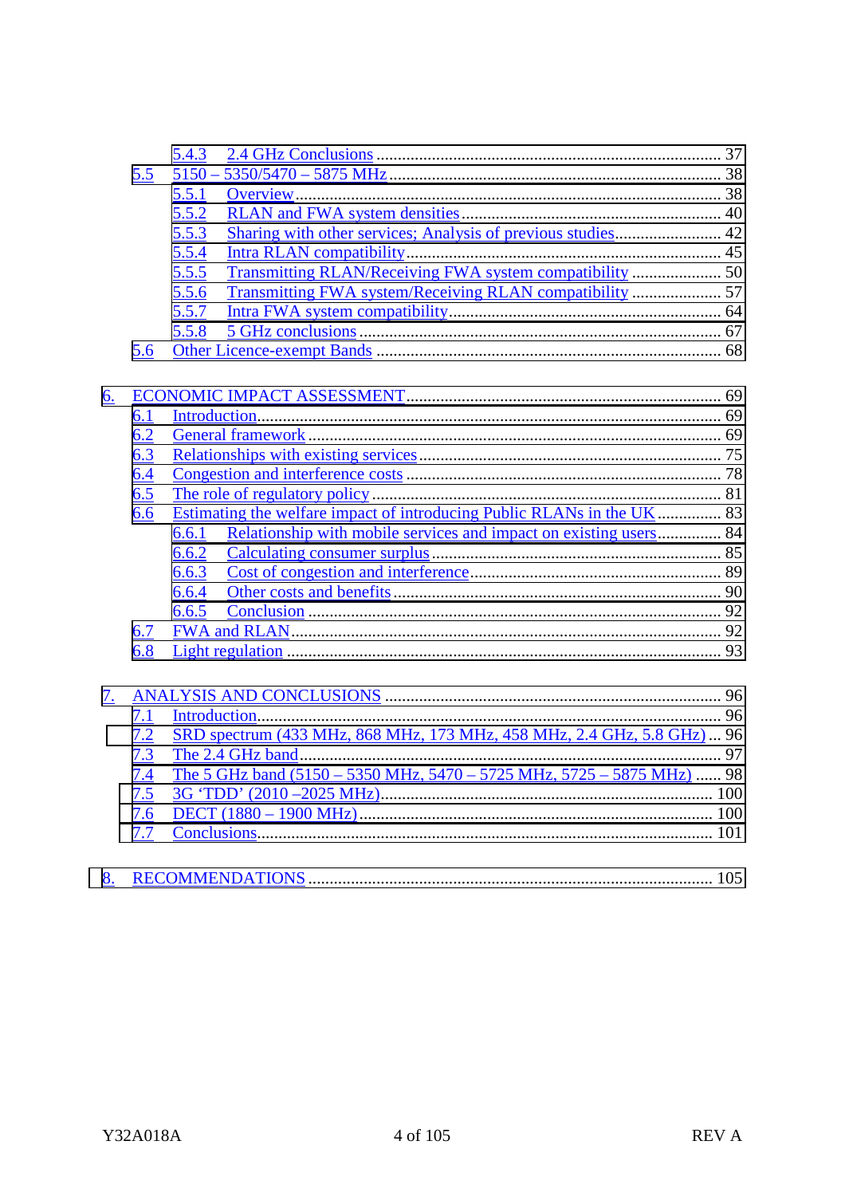5.4.3 2.4 GHz Conclusions ........................................................................................ 37

5.5 5150 – 5350/5470 – 5875 MHz ................................................................................... 38

5.5.1 Overview ................................................................................................................. 38

5.5.2 RLAN and FWA system densities ............................................................................ 40

5.5.3 Sharing with other services; Analysis of previous studies ........................................ 42

5.5.4 Intra RLAN compatibility ......................................................................................... 45

5.5.5 Transmitting RLAN/Receiving FWA system compatibility ...................................... 50

5.5.6 Transmitting FWA system/Receiving RLAN compatibility ...................................... 57

5.5.7 Intra FWA system compatibility ............................................................................... 64

5.5.8 5 GHz conclusions ................................................................................................... 67

5.6 Other Licence-exempt Bands .......................................................................................... 68

6. ECONOMIC IMPACT ASSESSMENT ........................................................................ 69

6.1 Introduction ..................................................................................................................... 69

6.2 General framework ......................................................................................................... 69

6.3 Relationships with existing services ................................................................................ 75

6.4 Congestion and interference costs ................................................................................... 78

6.5 The role of regulatory policy ........................................................................................... 81

6.6 Estimating the welfare impact of introducing Public RLANs in the UK .......................... 83

6.6.1 Relationship with mobile services and impact on existing users .............................. 84

6.6.2 Calculating consumer surplus ................................................................................... 85

6.6.3 Cost of congestion and interference ......................................................................... 89

6.6.4 Other costs and benefits ........................................................................................... 90

6.6.5 Conclusion .............................................................................................................. 92

6.7 FWA and RLAN .............................................................................................................. 92

6.8 Light regulation ............................................................................................................... 93

7. ANALYSIS AND CONCLUSIONS .............................................................................. 96

7.1 Introduction ..................................................................................................................... 96

7.2 SRD spectrum (433 MHz, 868 MHz, 173 MHz, 458 MHz, 2.4 GHz, 5.8 GHz) ... 96

7.3 The 2.4 GHz band ........................................................................................................... 97

7.4 The 5 GHz band (5150 – 5350 MHz, 5470 – 5725 MHz, 5725 – 5875 MHz) ...... 98

7.5 3G 'TDD' (2010 –2025 MHz) ......................................................................................... 100

7.6 DECT (1880 – 1900 MHz) ............................................................................................. 100

7.7 Conclusions ..................................................................................................................... 101

8. RECOMMENDATIONS ............................................................................................... 105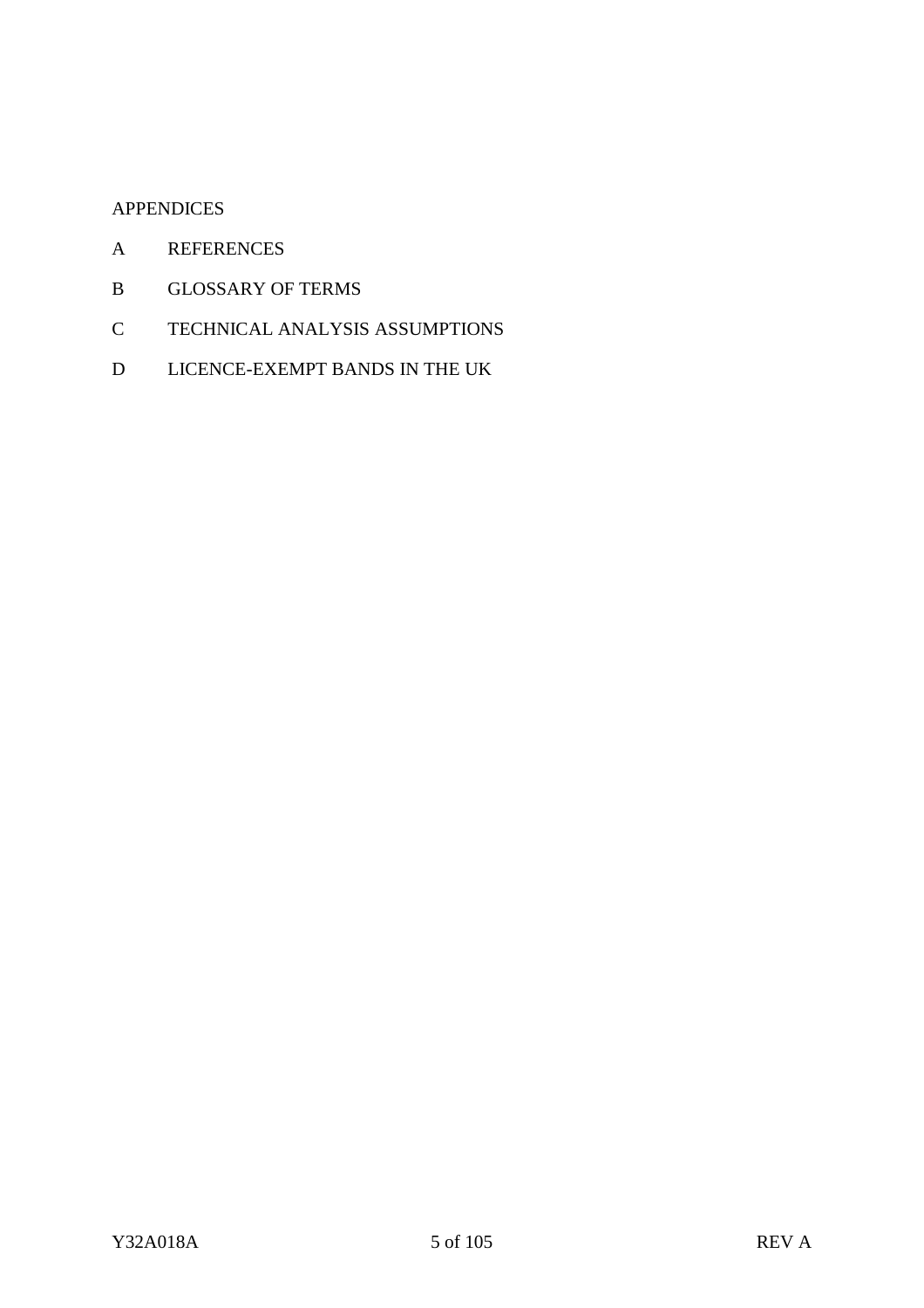APPENDICES

A REFERENCES

B GLOSSARY OF TERMS

C TECHNICAL ANALYSIS ASSUMPTIONS

D LICENCE-EXEMPT BANDS IN THE UK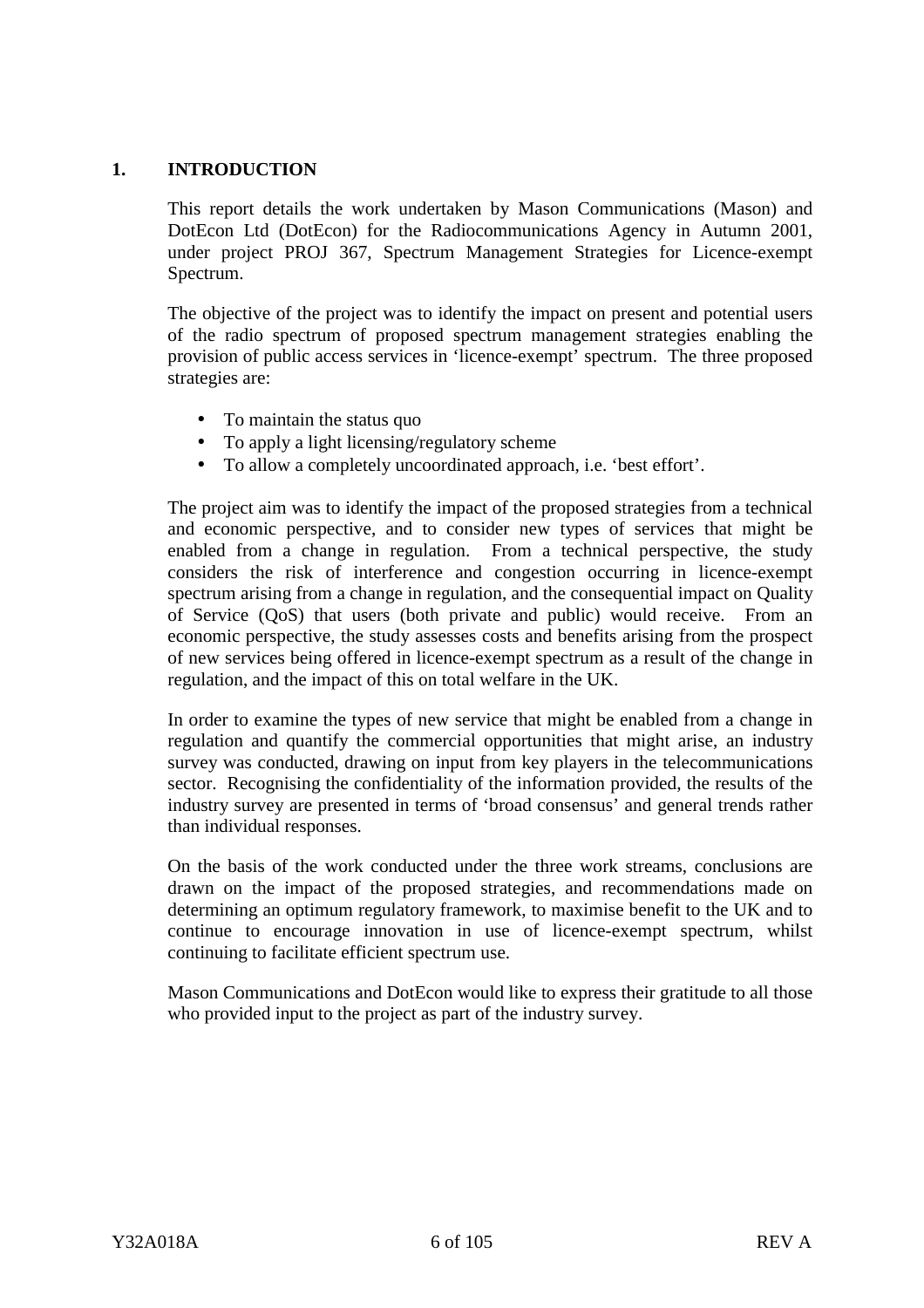# 1. INTRODUCTION

This report details the work undertaken by Mason Communications (Mason) and DotEcon Ltd (DotEcon) for the Radiocommunications Agency in Autumn 2001, under project PROJ 367, Spectrum Management Strategies for Licence-exempt Spectrum.

The objective of the project was to identify the impact on present and potential users of the radio spectrum of proposed spectrum management strategies enabling the provision of public access services in 'licence-exempt' spectrum. The three proposed strategies are:

- To maintain the status quo
- To apply a light licensing/regulatory scheme
- To allow a completely uncoordinated approach, i.e. 'best effort'.

The project aim was to identify the impact of the proposed strategies from a technical and economic perspective, and to consider new types of services that might be enabled from a change in regulation. From a technical perspective, the study considers the risk of interference and congestion occurring in licence-exempt spectrum arising from a change in regulation, and the consequential impact on Quality of Service (QoS) that users (both private and public) would receive. From an economic perspective, the study assesses costs and benefits arising from the prospect of new services being offered in licence-exempt spectrum as a result of the change in regulation, and the impact of this on total welfare in the UK.

In order to examine the types of new service that might be enabled from a change in regulation and quantify the commercial opportunities that might arise, an industry survey was conducted, drawing on input from key players in the telecommunications sector. Recognising the confidentiality of the information provided, the results of the industry survey are presented in terms of 'broad consensus' and general trends rather than individual responses.

On the basis of the work conducted under the three work streams, conclusions are drawn on the impact of the proposed strategies, and recommendations made on determining an optimum regulatory framework, to maximise benefit to the UK and to continue to encourage innovation in use of licence-exempt spectrum, whilst continuing to facilitate efficient spectrum use.

Mason Communications and DotEcon would like to express their gratitude to all those who provided input to the project as part of the industry survey.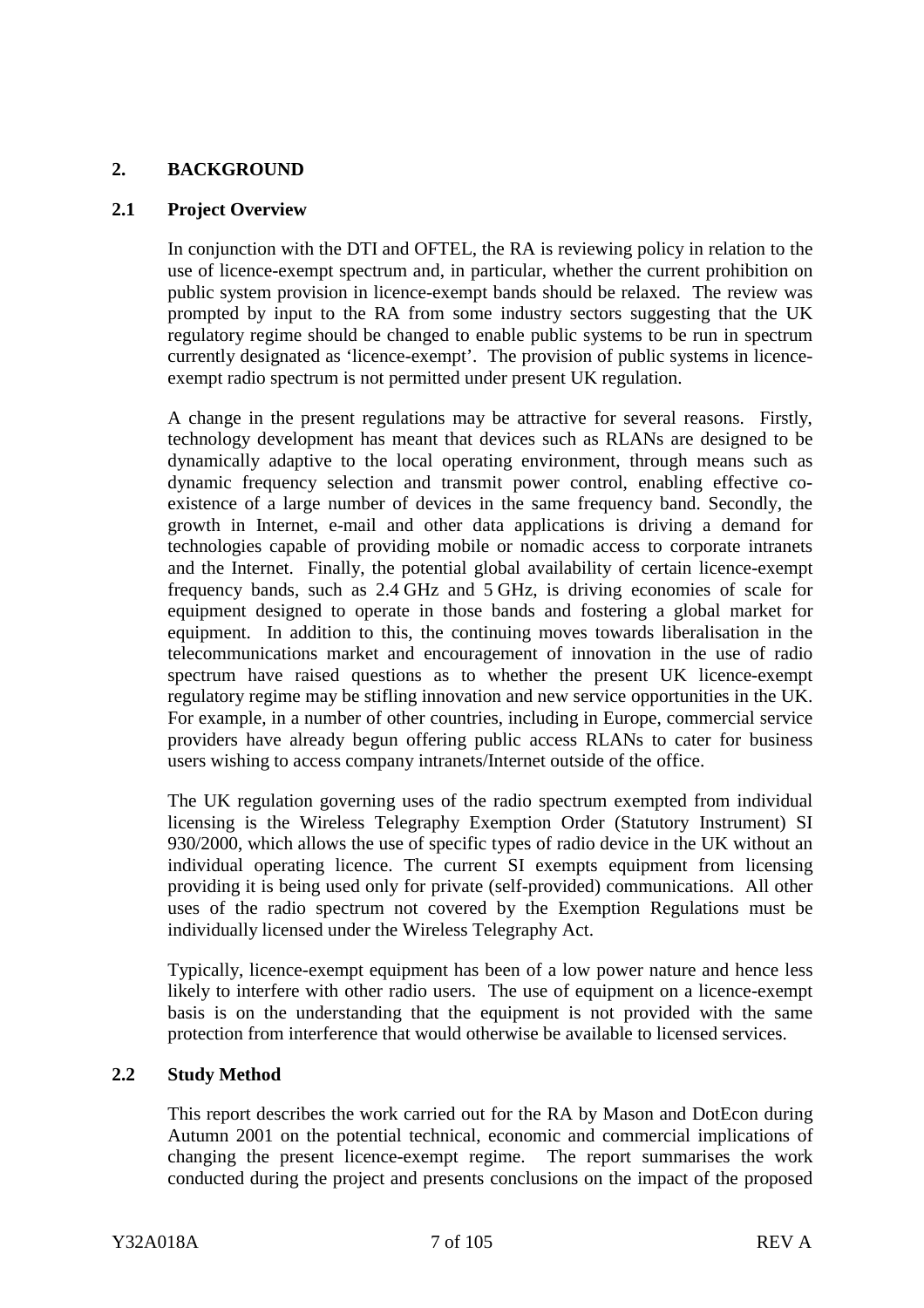## 2. BACKGROUND

### 2.1 Project Overview

In conjunction with the DTI and OFTEL, the RA is reviewing policy in relation to the use of licence-exempt spectrum and, in particular, whether the current prohibition on public system provision in licence-exempt bands should be relaxed. The review was prompted by input to the RA from some industry sectors suggesting that the UK regulatory regime should be changed to enable public systems to be run in spectrum currently designated as 'licence-exempt'. The provision of public systems in licence-exempt radio spectrum is not permitted under present UK regulation.

A change in the present regulations may be attractive for several reasons. Firstly, technology development has meant that devices such as RLANs are designed to be dynamically adaptive to the local operating environment, through means such as dynamic frequency selection and transmit power control, enabling effective co-existence of a large number of devices in the same frequency band. Secondly, the growth in Internet, e-mail and other data applications is driving a demand for technologies capable of providing mobile or nomadic access to corporate intranets and the Internet. Finally, the potential global availability of certain licence-exempt frequency bands, such as 2.4 GHz and 5 GHz, is driving economies of scale for equipment designed to operate in those bands and fostering a global market for equipment. In addition to this, the continuing moves towards liberalisation in the telecommunications market and encouragement of innovation in the use of radio spectrum have raised questions as to whether the present UK licence-exempt regulatory regime may be stifling innovation and new service opportunities in the UK. For example, in a number of other countries, including in Europe, commercial service providers have already begun offering public access RLANs to cater for business users wishing to access company intranets/Internet outside of the office.

The UK regulation governing uses of the radio spectrum exempted from individual licensing is the Wireless Telegraphy Exemption Order (Statutory Instrument) SI 930/2000, which allows the use of specific types of radio device in the UK without an individual operating licence. The current SI exempts equipment from licensing providing it is being used only for private (self-provided) communications. All other uses of the radio spectrum not covered by the Exemption Regulations must be individually licensed under the Wireless Telegraphy Act.

Typically, licence-exempt equipment has been of a low power nature and hence less likely to interfere with other radio users. The use of equipment on a licence-exempt basis is on the understanding that the equipment is not provided with the same protection from interference that would otherwise be available to licensed services.

### 2.2 Study Method

This report describes the work carried out for the RA by Mason and DotEcon during Autumn 2001 on the potential technical, economic and commercial implications of changing the present licence-exempt regime. The report summarises the work conducted during the project and presents conclusions on the impact of the proposed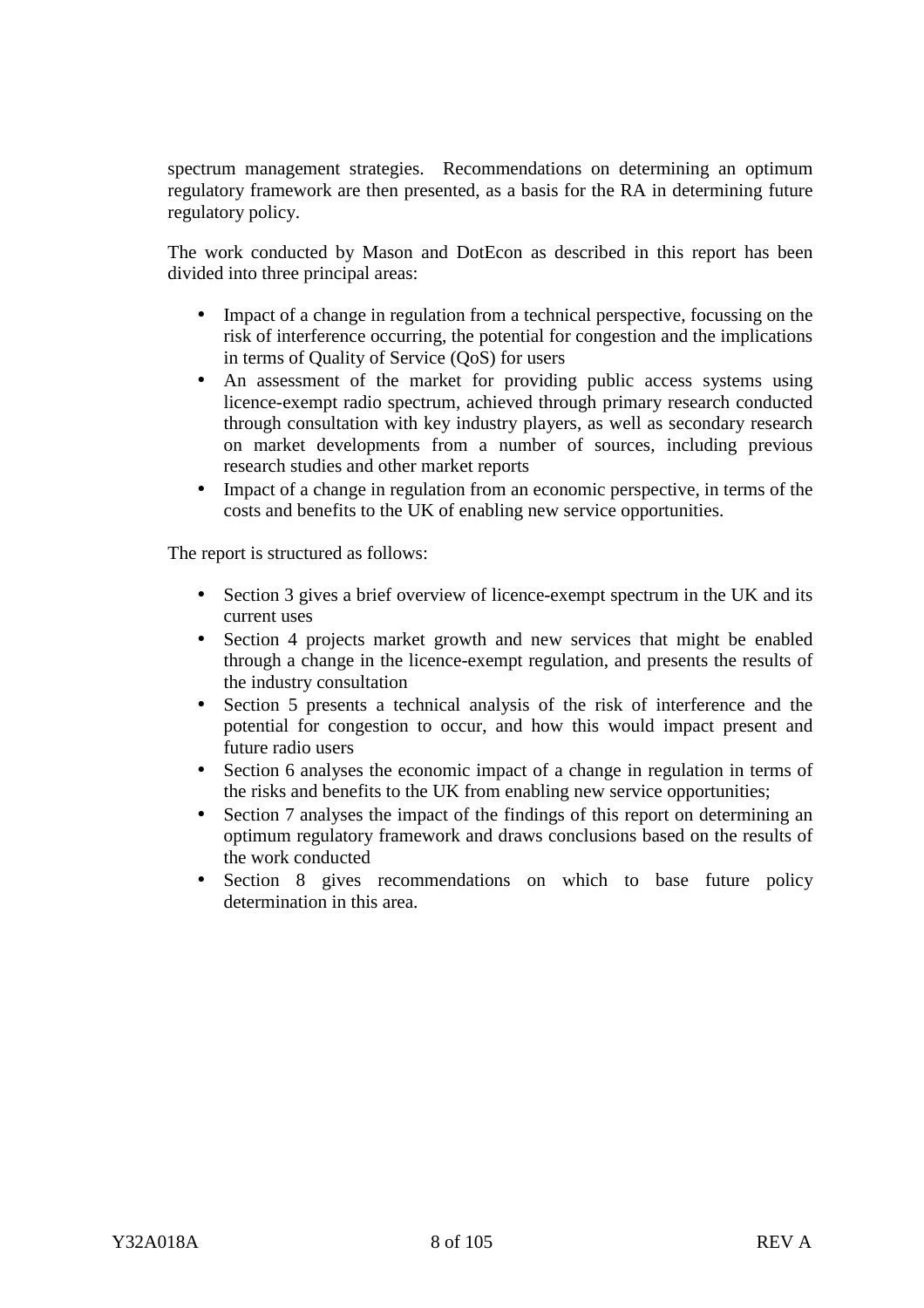spectrum management strategies. Recommendations on determining an optimum regulatory framework are then presented, as a basis for the RA in determining future regulatory policy.

The work conducted by Mason and DotEcon as described in this report has been divided into three principal areas:

- Impact of a change in regulation from a technical perspective, focussing on the risk of interference occurring, the potential for congestion and the implications in terms of Quality of Service (QoS) for users
- An assessment of the market for providing public access systems using licence-exempt radio spectrum, achieved through primary research conducted through consultation with key industry players, as well as secondary research on market developments from a number of sources, including previous research studies and other market reports
- Impact of a change in regulation from an economic perspective, in terms of the costs and benefits to the UK of enabling new service opportunities.

The report is structured as follows:

- Section 3 gives a brief overview of licence-exempt spectrum in the UK and its current uses
- Section 4 projects market growth and new services that might be enabled through a change in the licence-exempt regulation, and presents the results of the industry consultation
- Section 5 presents a technical analysis of the risk of interference and the potential for congestion to occur, and how this would impact present and future radio users
- Section 6 analyses the economic impact of a change in regulation in terms of the risks and benefits to the UK from enabling new service opportunities;
- Section 7 analyses the impact of the findings of this report on determining an optimum regulatory framework and draws conclusions based on the results of the work conducted
- Section 8 gives recommendations on which to base future policy determination in this area.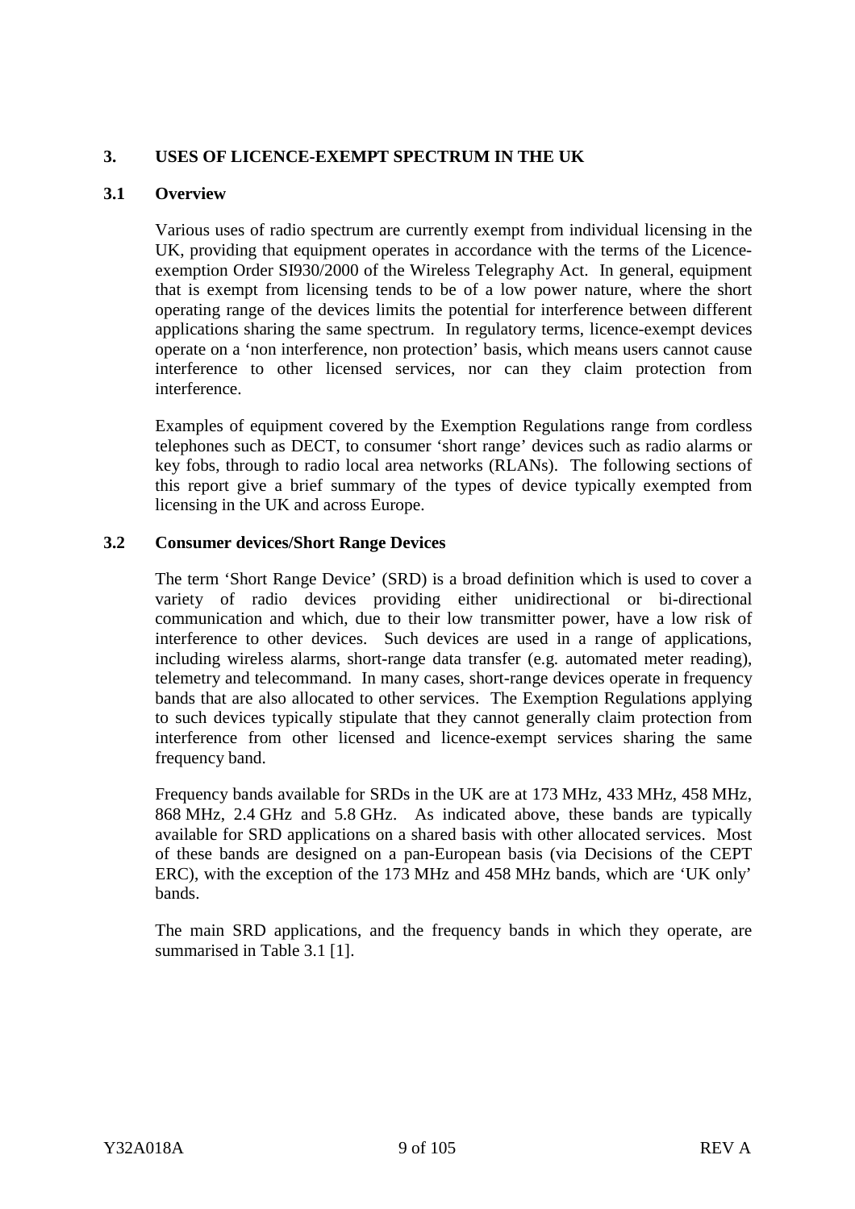# 3. USES OF LICENCE-EXEMPT SPECTRUM IN THE UK

## 3.1 Overview

Various uses of radio spectrum are currently exempt from individual licensing in the UK, providing that equipment operates in accordance with the terms of the Licence-exemption Order SI930/2000 of the Wireless Telegraphy Act. In general, equipment that is exempt from licensing tends to be of a low power nature, where the short operating range of the devices limits the potential for interference between different applications sharing the same spectrum. In regulatory terms, licence-exempt devices operate on a 'non interference, non protection' basis, which means users cannot cause interference to other licensed services, nor can they claim protection from interference.

Examples of equipment covered by the Exemption Regulations range from cordless telephones such as DECT, to consumer 'short range' devices such as radio alarms or key fobs, through to radio local area networks (RLANs). The following sections of this report give a brief summary of the types of device typically exempted from licensing in the UK and across Europe.

## 3.2 Consumer devices/Short Range Devices

The term 'Short Range Device' (SRD) is a broad definition which is used to cover a variety of radio devices providing either unidirectional or bi-directional communication and which, due to their low transmitter power, have a low risk of interference to other devices. Such devices are used in a range of applications, including wireless alarms, short-range data transfer (e.g. automated meter reading), telemetry and telecommand. In many cases, short-range devices operate in frequency bands that are also allocated to other services. The Exemption Regulations applying to such devices typically stipulate that they cannot generally claim protection from interference from other licensed and licence-exempt services sharing the same frequency band.

Frequency bands available for SRDs in the UK are at 173 MHz, 433 MHz, 458 MHz, 868 MHz, 2.4 GHz and 5.8 GHz. As indicated above, these bands are typically available for SRD applications on a shared basis with other allocated services. Most of these bands are designed on a pan-European basis (via Decisions of the CEPT ERC), with the exception of the 173 MHz and 458 MHz bands, which are 'UK only' bands.

The main SRD applications, and the frequency bands in which they operate, are summarised in Table 3.1 [1].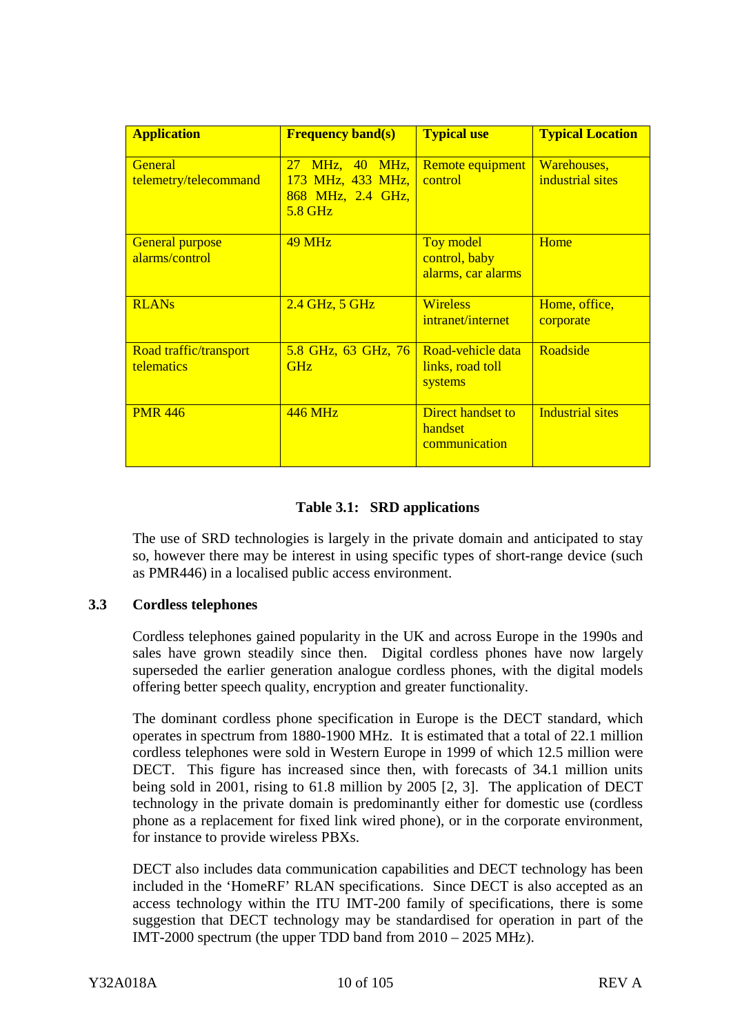| Application | Frequency band(s) | Typical use | Typical Location |
| --- | --- | --- | --- |
| General telemetry/telecommand | 27 MHz, 40 MHz, 173 MHz, 433 MHz, 868 MHz, 2.4 GHz, 5.8 GHz | Remote equipment control | Warehouses, industrial sites |
| General purpose alarms/control | 49 MHz | Toy model control, baby alarms, car alarms | Home |
| RLANs | 2.4 GHz, 5 GHz | Wireless intranet/internet | Home, office, corporate |
| Road traffic/transport telematics | 5.8 GHz, 63 GHz, 76 GHz | Road-vehicle data links, road toll systems | Roadside |
| PMR 446 | 446 MHz | Direct handset to handset communication | Industrial sites |

**Table 3.1: SRD applications**

The use of SRD technologies is largely in the private domain and anticipated to stay so, however there may be interest in using specific types of short-range device (such as PMR446) in a localised public access environment.

### 3.3 Cordless telephones

Cordless telephones gained popularity in the UK and across Europe in the 1990s and sales have grown steadily since then. Digital cordless phones have now largely superseded the earlier generation analogue cordless phones, with the digital models offering better speech quality, encryption and greater functionality.

The dominant cordless phone specification in Europe is the DECT standard, which operates in spectrum from 1880-1900 MHz. It is estimated that a total of 22.1 million cordless telephones were sold in Western Europe in 1999 of which 12.5 million were DECT. This figure has increased since then, with forecasts of 34.1 million units being sold in 2001, rising to 61.8 million by 2005 [2, 3]. The application of DECT technology in the private domain is predominantly either for domestic use (cordless phone as a replacement for fixed link wired phone), or in the corporate environment, for instance to provide wireless PBXs.

DECT also includes data communication capabilities and DECT technology has been included in the 'HomeRF' RLAN specifications. Since DECT is also accepted as an access technology within the ITU IMT-200 family of specifications, there is some suggestion that DECT technology may be standardised for operation in part of the IMT-2000 spectrum (the upper TDD band from 2010 – 2025 MHz).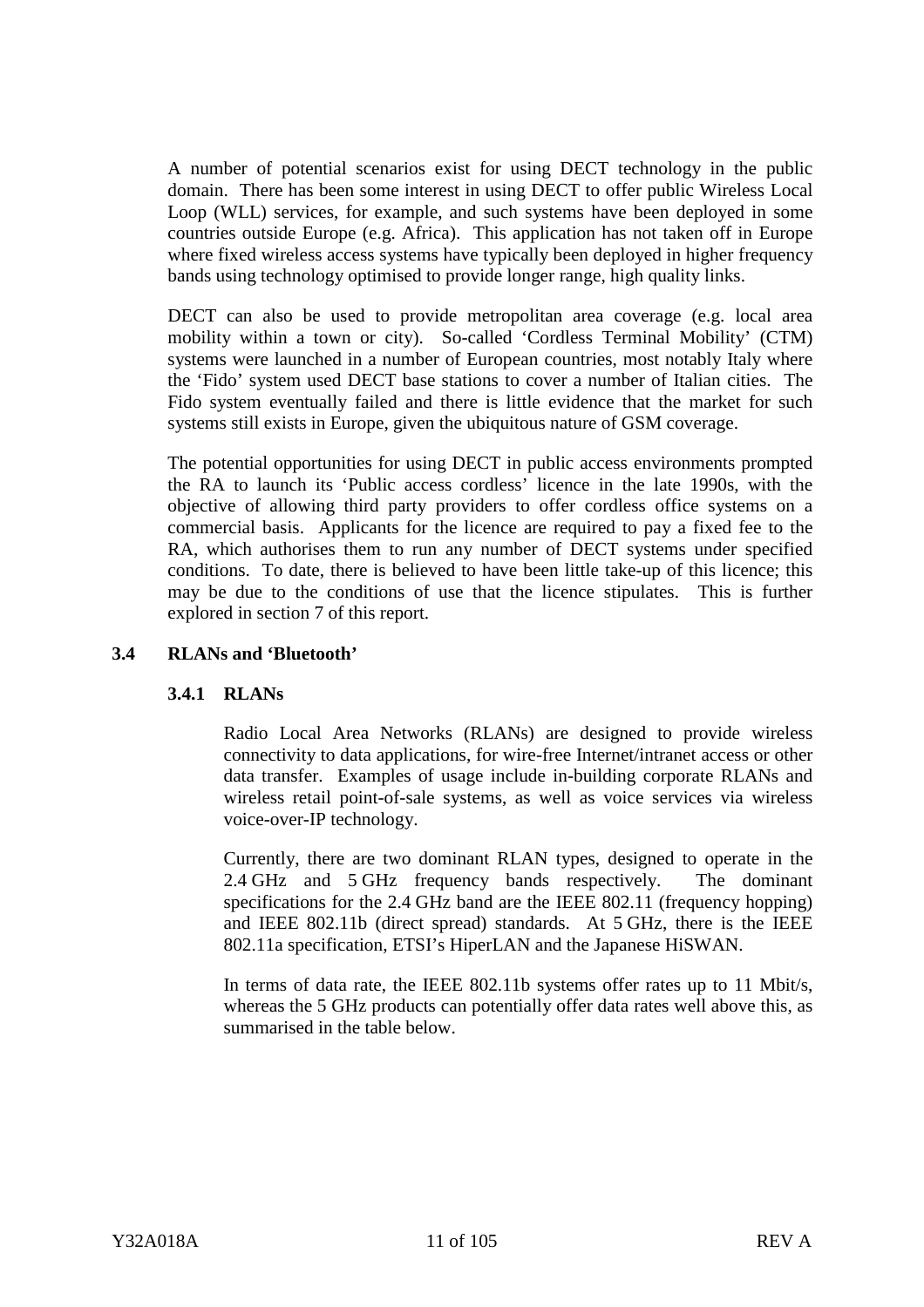A number of potential scenarios exist for using DECT technology in the public domain. There has been some interest in using DECT to offer public Wireless Local Loop (WLL) services, for example, and such systems have been deployed in some countries outside Europe (e.g. Africa). This application has not taken off in Europe where fixed wireless access systems have typically been deployed in higher frequency bands using technology optimised to provide longer range, high quality links.

DECT can also be used to provide metropolitan area coverage (e.g. local area mobility within a town or city). So-called 'Cordless Terminal Mobility' (CTM) systems were launched in a number of European countries, most notably Italy where the 'Fido' system used DECT base stations to cover a number of Italian cities. The Fido system eventually failed and there is little evidence that the market for such systems still exists in Europe, given the ubiquitous nature of GSM coverage.

The potential opportunities for using DECT in public access environments prompted the RA to launch its 'Public access cordless' licence in the late 1990s, with the objective of allowing third party providers to offer cordless office systems on a commercial basis. Applicants for the licence are required to pay a fixed fee to the RA, which authorises them to run any number of DECT systems under specified conditions. To date, there is believed to have been little take-up of this licence; this may be due to the conditions of use that the licence stipulates. This is further explored in section 7 of this report.

## 3.4 RLANs and 'Bluetooth'

### 3.4.1 RLANs

Radio Local Area Networks (RLANs) are designed to provide wireless connectivity to data applications, for wire-free Internet/intranet access or other data transfer. Examples of usage include in-building corporate RLANs and wireless retail point-of-sale systems, as well as voice services via wireless voice-over-IP technology.

Currently, there are two dominant RLAN types, designed to operate in the 2.4 GHz and 5 GHz frequency bands respectively. The dominant specifications for the 2.4 GHz band are the IEEE 802.11 (frequency hopping) and IEEE 802.11b (direct spread) standards. At 5 GHz, there is the IEEE 802.11a specification, ETSI's HiperLAN and the Japanese HiSWAN.

In terms of data rate, the IEEE 802.11b systems offer rates up to 11 Mbit/s, whereas the 5 GHz products can potentially offer data rates well above this, as summarised in the table below.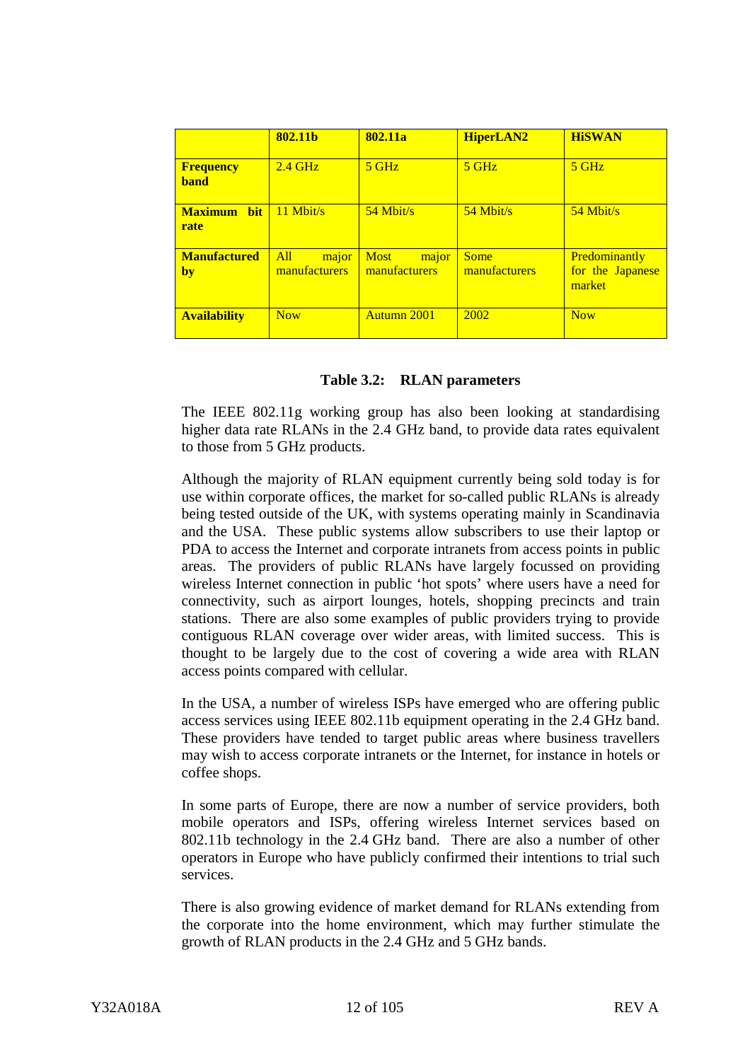| | 802.11b | 802.11a | HiperLAN2 | HiSWAN |
|---|---|---|---|---|
| **Frequency band** | 2.4 GHz | 5 GHz | 5 GHz | 5 GHz |
| **Maximum bit rate** | 11 Mbit/s | 54 Mbit/s | 54 Mbit/s | 54 Mbit/s |
| **Manufactured by** | All major manufacturers | Most major manufacturers | Some manufacturers | Predominantly for the Japanese market |
| **Availability** | Now | Autumn 2001 | 2002 | Now |

**Table 3.2: RLAN parameters**

The IEEE 802.11g working group has also been looking at standardising higher data rate RLANs in the 2.4 GHz band, to provide data rates equivalent to those from 5 GHz products.

Although the majority of RLAN equipment currently being sold today is for use within corporate offices, the market for so-called public RLANs is already being tested outside of the UK, with systems operating mainly in Scandinavia and the USA. These public systems allow subscribers to use their laptop or PDA to access the Internet and corporate intranets from access points in public areas. The providers of public RLANs have largely focussed on providing wireless Internet connection in public 'hot spots' where users have a need for connectivity, such as airport lounges, hotels, shopping precincts and train stations. There are also some examples of public providers trying to provide contiguous RLAN coverage over wider areas, with limited success. This is thought to be largely due to the cost of covering a wide area with RLAN access points compared with cellular.

In the USA, a number of wireless ISPs have emerged who are offering public access services using IEEE 802.11b equipment operating in the 2.4 GHz band. These providers have tended to target public areas where business travellers may wish to access corporate intranets or the Internet, for instance in hotels or coffee shops.

In some parts of Europe, there are now a number of service providers, both mobile operators and ISPs, offering wireless Internet services based on 802.11b technology in the 2.4 GHz band. There are also a number of other operators in Europe who have publicly confirmed their intentions to trial such services.

There is also growing evidence of market demand for RLANs extending from the corporate into the home environment, which may further stimulate the growth of RLAN products in the 2.4 GHz and 5 GHz bands.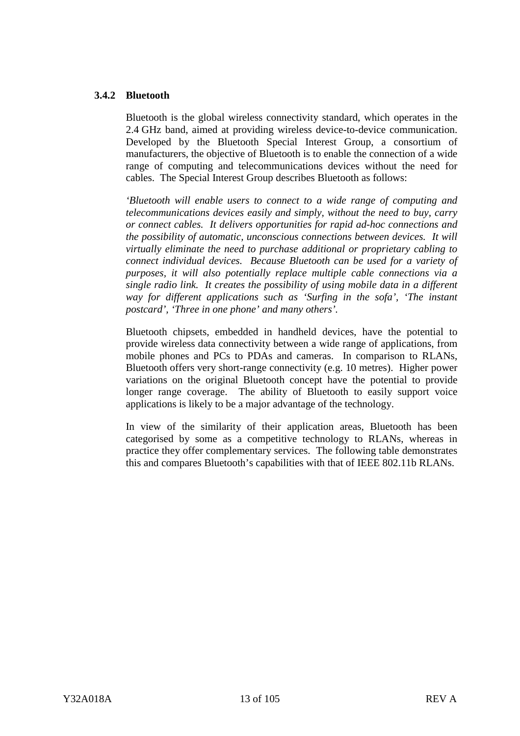### 3.4.2 Bluetooth

Bluetooth is the global wireless connectivity standard, which operates in the 2.4 GHz band, aimed at providing wireless device-to-device communication. Developed by the Bluetooth Special Interest Group, a consortium of manufacturers, the objective of Bluetooth is to enable the connection of a wide range of computing and telecommunications devices without the need for cables. The Special Interest Group describes Bluetooth as follows:

*'Bluetooth will enable users to connect to a wide range of computing and telecommunications devices easily and simply, without the need to buy, carry or connect cables. It delivers opportunities for rapid ad-hoc connections and the possibility of automatic, unconscious connections between devices. It will virtually eliminate the need to purchase additional or proprietary cabling to connect individual devices. Because Bluetooth can be used for a variety of purposes, it will also potentially replace multiple cable connections via a single radio link. It creates the possibility of using mobile data in a different way for different applications such as 'Surfing in the sofa', 'The instant postcard', 'Three in one phone' and many others'.*

Bluetooth chipsets, embedded in handheld devices, have the potential to provide wireless data connectivity between a wide range of applications, from mobile phones and PCs to PDAs and cameras. In comparison to RLANs, Bluetooth offers very short-range connectivity (e.g. 10 metres). Higher power variations on the original Bluetooth concept have the potential to provide longer range coverage. The ability of Bluetooth to easily support voice applications is likely to be a major advantage of the technology.

In view of the similarity of their application areas, Bluetooth has been categorised by some as a competitive technology to RLANs, whereas in practice they offer complementary services. The following table demonstrates this and compares Bluetooth's capabilities with that of IEEE 802.11b RLANs.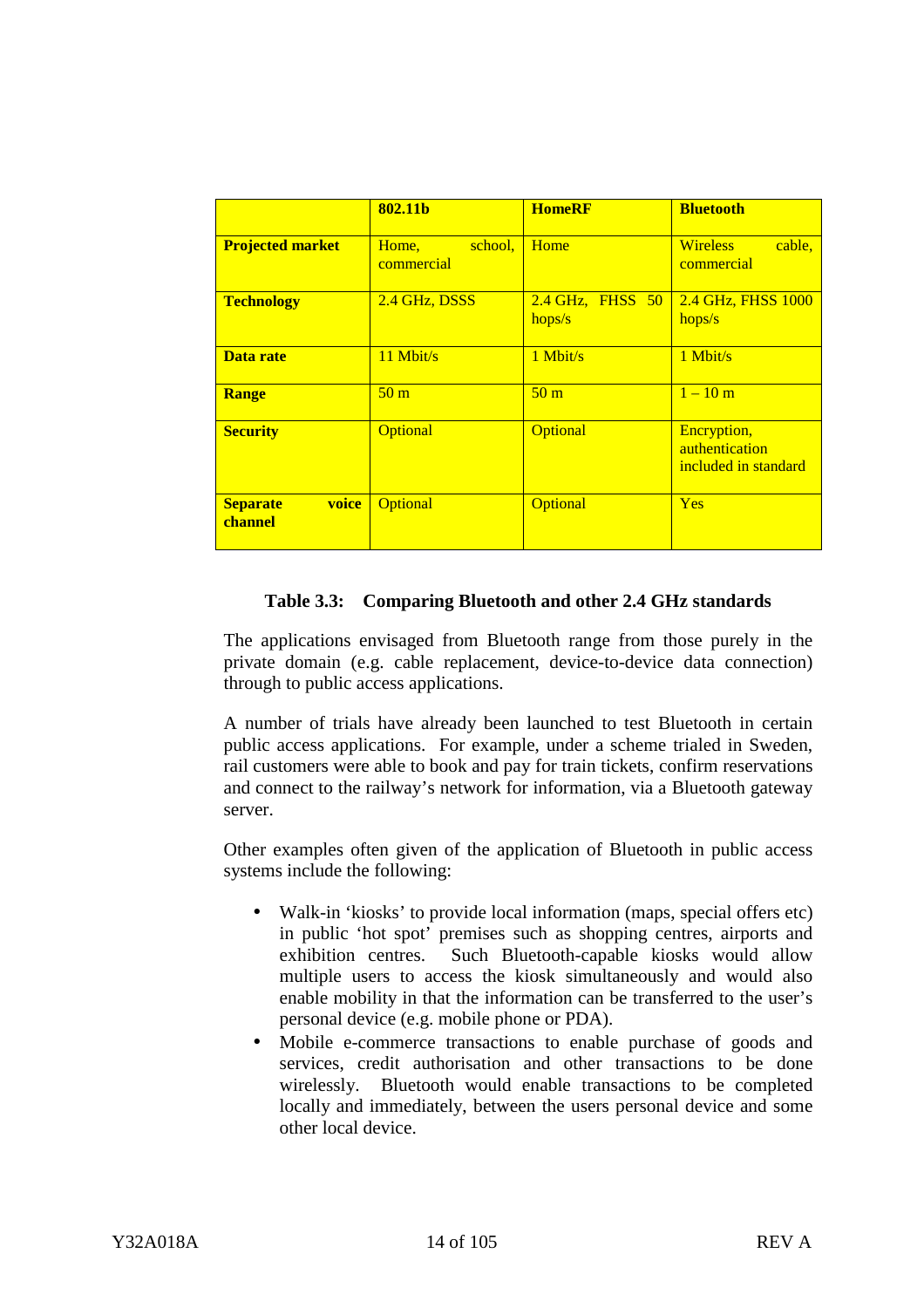| | **802.11b** | **HomeRF** | **Bluetooth** |
|---|---|---|---|
| **Projected market** | Home, school, commercial | Home | Wireless cable, commercial |
| **Technology** | 2.4 GHz, DSSS | 2.4 GHz, FHSS 50 hops/s | 2.4 GHz, FHSS 1000 hops/s |
| **Data rate** | 11 Mbit/s | 1 Mbit/s | 1 Mbit/s |
| **Range** | 50 m | 50 m | 1 – 10 m |
| **Security** | Optional | Optional | Encryption, authentication included in standard |
| **Separate voice channel** | Optional | Optional | Yes |

**Table 3.3: Comparing Bluetooth and other 2.4 GHz standards**

The applications envisaged from Bluetooth range from those purely in the private domain (e.g. cable replacement, device-to-device data connection) through to public access applications.

A number of trials have already been launched to test Bluetooth in certain public access applications. For example, under a scheme trialed in Sweden, rail customers were able to book and pay for train tickets, confirm reservations and connect to the railway's network for information, via a Bluetooth gateway server.

Other examples often given of the application of Bluetooth in public access systems include the following:

- Walk-in 'kiosks' to provide local information (maps, special offers etc) in public 'hot spot' premises such as shopping centres, airports and exhibition centres. Such Bluetooth-capable kiosks would allow multiple users to access the kiosk simultaneously and would also enable mobility in that the information can be transferred to the user's personal device (e.g. mobile phone or PDA).
- Mobile e-commerce transactions to enable purchase of goods and services, credit authorisation and other transactions to be done wirelessly. Bluetooth would enable transactions to be completed locally and immediately, between the users personal device and some other local device.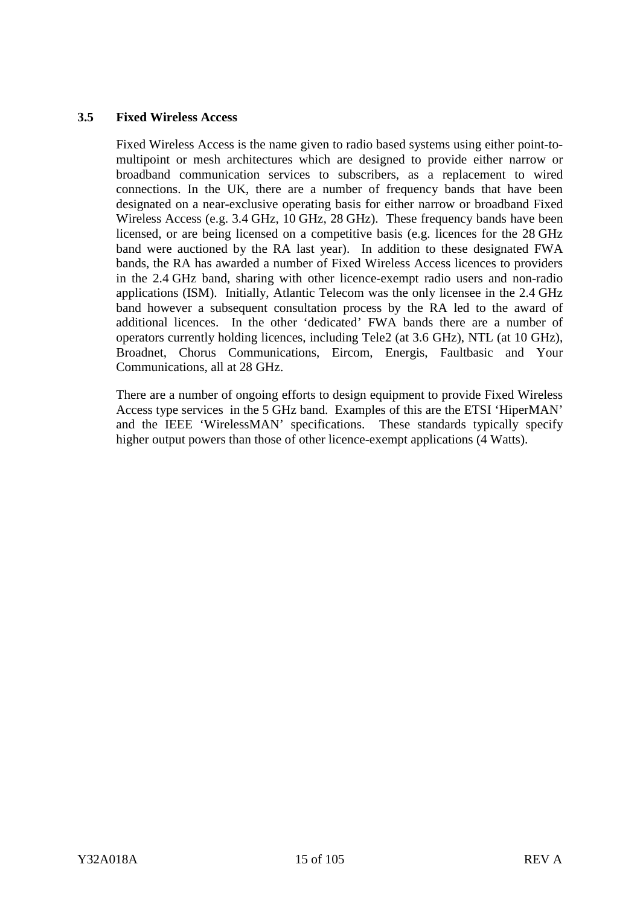### 3.5 Fixed Wireless Access

Fixed Wireless Access is the name given to radio based systems using either point-to-multipoint or mesh architectures which are designed to provide either narrow or broadband communication services to subscribers, as a replacement to wired connections. In the UK, there are a number of frequency bands that have been designated on a near-exclusive operating basis for either narrow or broadband Fixed Wireless Access (e.g. 3.4 GHz, 10 GHz, 28 GHz). These frequency bands have been licensed, or are being licensed on a competitive basis (e.g. licences for the 28 GHz band were auctioned by the RA last year). In addition to these designated FWA bands, the RA has awarded a number of Fixed Wireless Access licences to providers in the 2.4 GHz band, sharing with other licence-exempt radio users and non-radio applications (ISM). Initially, Atlantic Telecom was the only licensee in the 2.4 GHz band however a subsequent consultation process by the RA led to the award of additional licences. In the other 'dedicated' FWA bands there are a number of operators currently holding licences, including Tele2 (at 3.6 GHz), NTL (at 10 GHz), Broadnet, Chorus Communications, Eircom, Energis, Faultbasic and Your Communications, all at 28 GHz.

There are a number of ongoing efforts to design equipment to provide Fixed Wireless Access type services in the 5 GHz band. Examples of this are the ETSI 'HiperMAN' and the IEEE 'WirelessMAN' specifications. These standards typically specify higher output powers than those of other licence-exempt applications (4 Watts).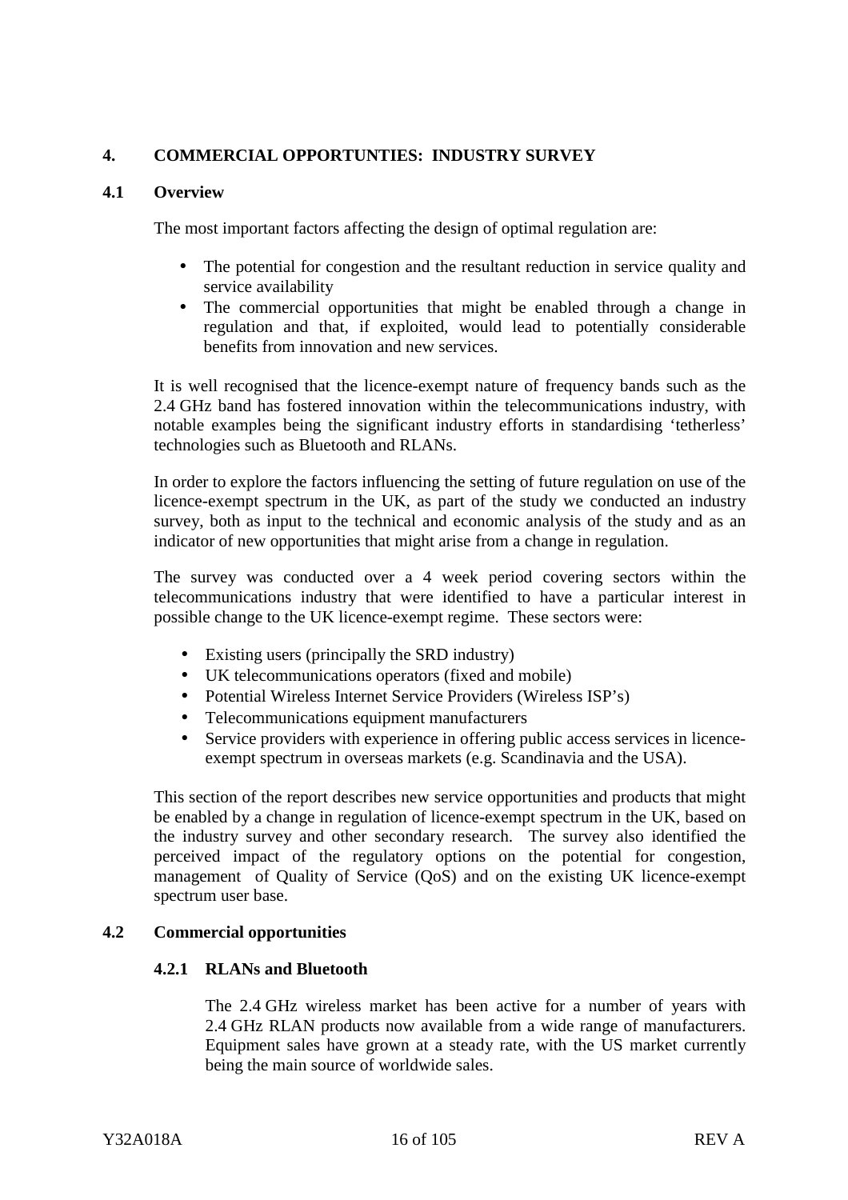# 4. COMMERCIAL OPPORTUNTIES: INDUSTRY SURVEY

## 4.1 Overview

The most important factors affecting the design of optimal regulation are:

- The potential for congestion and the resultant reduction in service quality and service availability
- The commercial opportunities that might be enabled through a change in regulation and that, if exploited, would lead to potentially considerable benefits from innovation and new services.

It is well recognised that the licence-exempt nature of frequency bands such as the 2.4 GHz band has fostered innovation within the telecommunications industry, with notable examples being the significant industry efforts in standardising 'tetherless' technologies such as Bluetooth and RLANs.

In order to explore the factors influencing the setting of future regulation on use of the licence-exempt spectrum in the UK, as part of the study we conducted an industry survey, both as input to the technical and economic analysis of the study and as an indicator of new opportunities that might arise from a change in regulation.

The survey was conducted over a 4 week period covering sectors within the telecommunications industry that were identified to have a particular interest in possible change to the UK licence-exempt regime. These sectors were:

- Existing users (principally the SRD industry)
- UK telecommunications operators (fixed and mobile)
- Potential Wireless Internet Service Providers (Wireless ISP's)
- Telecommunications equipment manufacturers
- Service providers with experience in offering public access services in licence-exempt spectrum in overseas markets (e.g. Scandinavia and the USA).

This section of the report describes new service opportunities and products that might be enabled by a change in regulation of licence-exempt spectrum in the UK, based on the industry survey and other secondary research. The survey also identified the perceived impact of the regulatory options on the potential for congestion, management of Quality of Service (QoS) and on the existing UK licence-exempt spectrum user base.

## 4.2 Commercial opportunities

### 4.2.1 RLANs and Bluetooth

The 2.4 GHz wireless market has been active for a number of years with 2.4 GHz RLAN products now available from a wide range of manufacturers. Equipment sales have grown at a steady rate, with the US market currently being the main source of worldwide sales.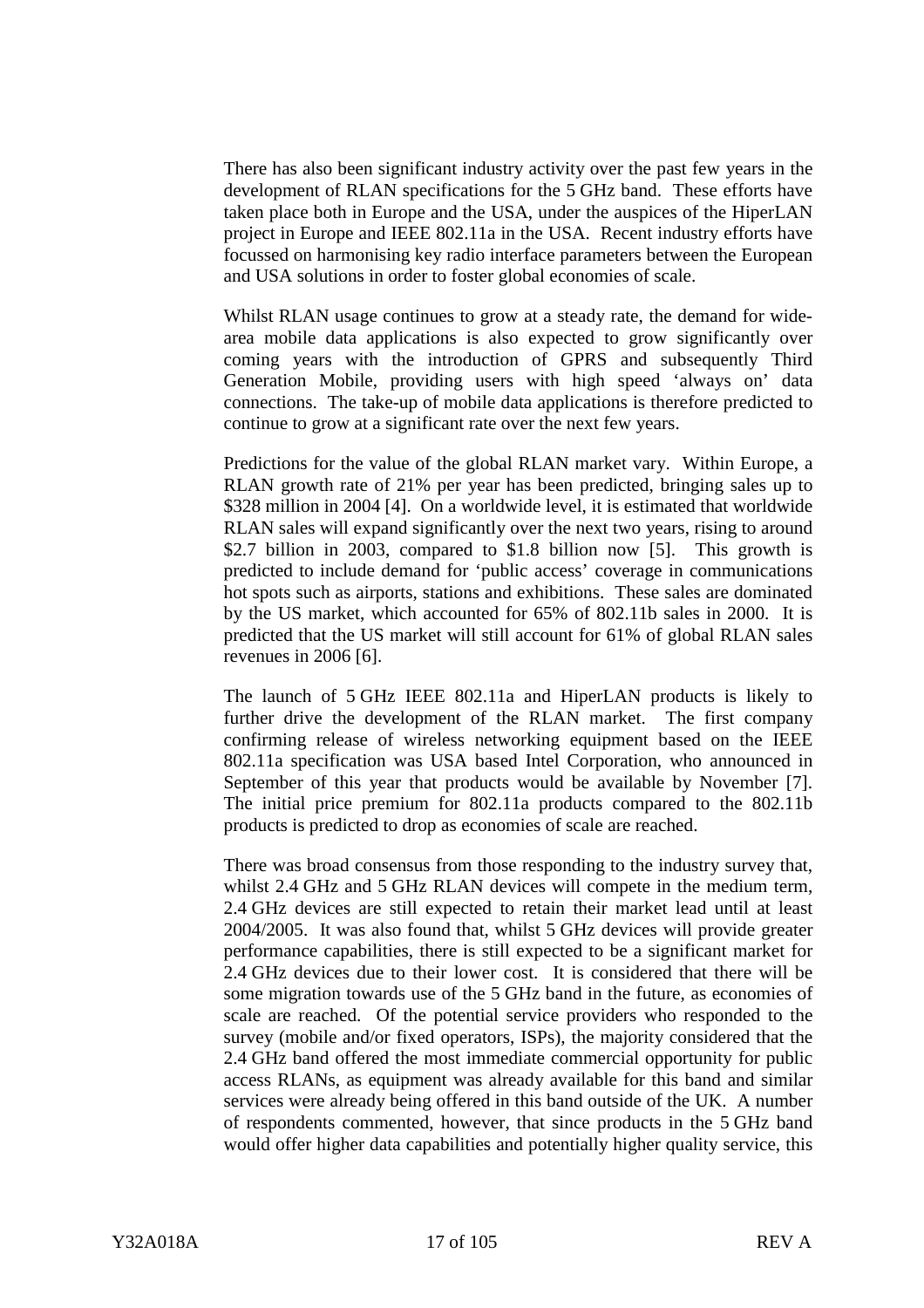There has also been significant industry activity over the past few years in the development of RLAN specifications for the 5 GHz band. These efforts have taken place both in Europe and the USA, under the auspices of the HiperLAN project in Europe and IEEE 802.11a in the USA. Recent industry efforts have focussed on harmonising key radio interface parameters between the European and USA solutions in order to foster global economies of scale.

Whilst RLAN usage continues to grow at a steady rate, the demand for wide-area mobile data applications is also expected to grow significantly over coming years with the introduction of GPRS and subsequently Third Generation Mobile, providing users with high speed 'always on' data connections. The take-up of mobile data applications is therefore predicted to continue to grow at a significant rate over the next few years.

Predictions for the value of the global RLAN market vary. Within Europe, a RLAN growth rate of 21% per year has been predicted, bringing sales up to \$328 million in 2004 [4]. On a worldwide level, it is estimated that worldwide RLAN sales will expand significantly over the next two years, rising to around \$2.7 billion in 2003, compared to \$1.8 billion now [5]. This growth is predicted to include demand for 'public access' coverage in communications hot spots such as airports, stations and exhibitions. These sales are dominated by the US market, which accounted for 65% of 802.11b sales in 2000. It is predicted that the US market will still account for 61% of global RLAN sales revenues in 2006 [6].

The launch of 5 GHz IEEE 802.11a and HiperLAN products is likely to further drive the development of the RLAN market. The first company confirming release of wireless networking equipment based on the IEEE 802.11a specification was USA based Intel Corporation, who announced in September of this year that products would be available by November [7]. The initial price premium for 802.11a products compared to the 802.11b products is predicted to drop as economies of scale are reached.

There was broad consensus from those responding to the industry survey that, whilst 2.4 GHz and 5 GHz RLAN devices will compete in the medium term, 2.4 GHz devices are still expected to retain their market lead until at least 2004/2005. It was also found that, whilst 5 GHz devices will provide greater performance capabilities, there is still expected to be a significant market for 2.4 GHz devices due to their lower cost. It is considered that there will be some migration towards use of the 5 GHz band in the future, as economies of scale are reached. Of the potential service providers who responded to the survey (mobile and/or fixed operators, ISPs), the majority considered that the 2.4 GHz band offered the most immediate commercial opportunity for public access RLANs, as equipment was already available for this band and similar services were already being offered in this band outside of the UK. A number of respondents commented, however, that since products in the 5 GHz band would offer higher data capabilities and potentially higher quality service, this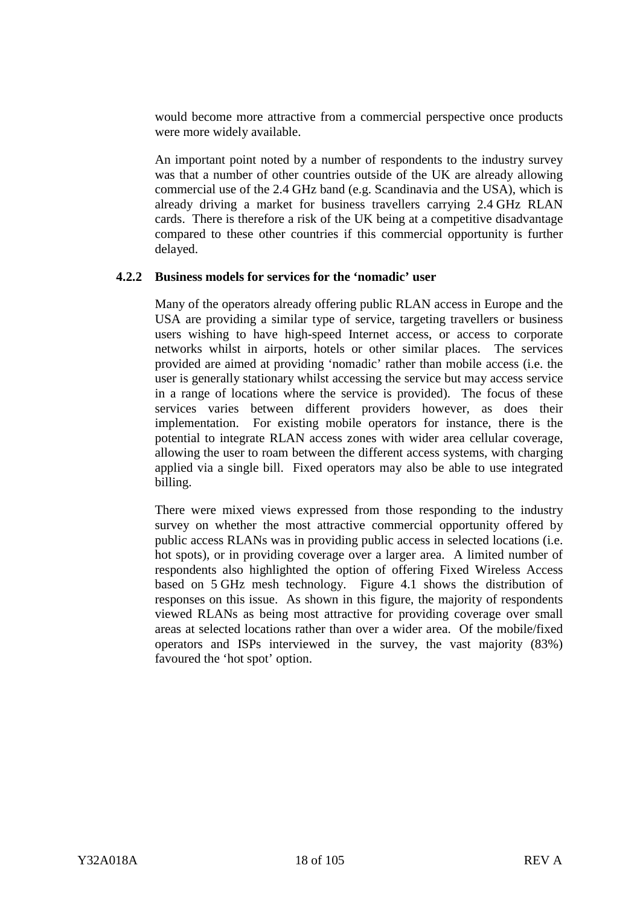would become more attractive from a commercial perspective once products were more widely available.

An important point noted by a number of respondents to the industry survey was that a number of other countries outside of the UK are already allowing commercial use of the 2.4 GHz band (e.g. Scandinavia and the USA), which is already driving a market for business travellers carrying 2.4 GHz RLAN cards. There is therefore a risk of the UK being at a competitive disadvantage compared to these other countries if this commercial opportunity is further delayed.

### 4.2.2 Business models for services for the 'nomadic' user

Many of the operators already offering public RLAN access in Europe and the USA are providing a similar type of service, targeting travellers or business users wishing to have high-speed Internet access, or access to corporate networks whilst in airports, hotels or other similar places. The services provided are aimed at providing 'nomadic' rather than mobile access (i.e. the user is generally stationary whilst accessing the service but may access service in a range of locations where the service is provided). The focus of these services varies between different providers however, as does their implementation. For existing mobile operators for instance, there is the potential to integrate RLAN access zones with wider area cellular coverage, allowing the user to roam between the different access systems, with charging applied via a single bill. Fixed operators may also be able to use integrated billing.

There were mixed views expressed from those responding to the industry survey on whether the most attractive commercial opportunity offered by public access RLANs was in providing public access in selected locations (i.e. hot spots), or in providing coverage over a larger area. A limited number of respondents also highlighted the option of offering Fixed Wireless Access based on 5 GHz mesh technology. Figure 4.1 shows the distribution of responses on this issue. As shown in this figure, the majority of respondents viewed RLANs as being most attractive for providing coverage over small areas at selected locations rather than over a wider area. Of the mobile/fixed operators and ISPs interviewed in the survey, the vast majority (83%) favoured the 'hot spot' option.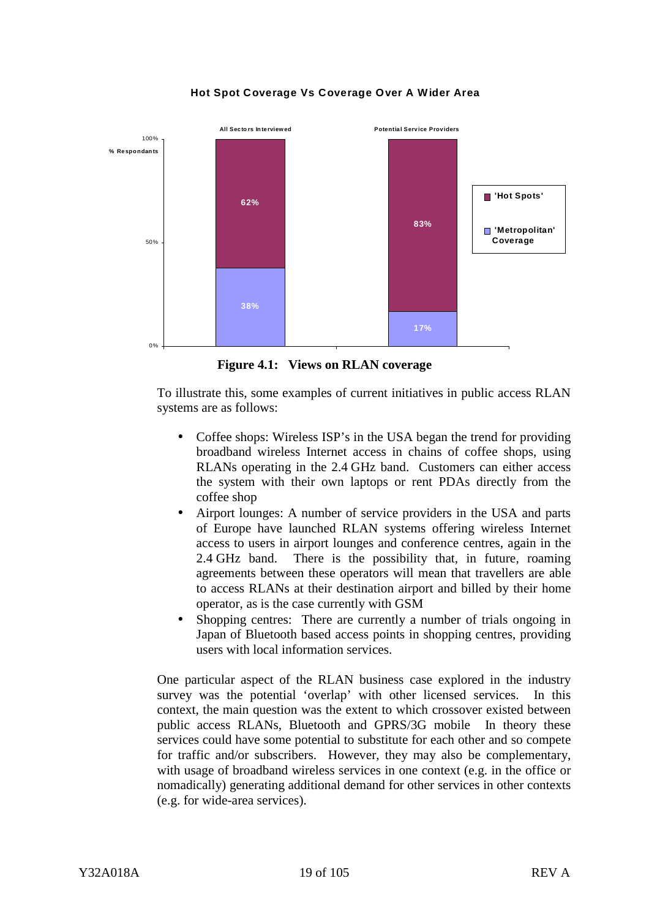**Hot Spot Coverage Vs Coverage Over A Wider Area**

| % Respondants | 'Hot Spots' | 'Metropolitan' Coverage |
|---|---|---|
| All Sectors Interviewed | 62% | 38% |
| Potential Service Providers | 83% | 17% |

**Figure 4.1: Views on RLAN coverage**

To illustrate this, some examples of current initiatives in public access RLAN systems are as follows:

- Coffee shops: Wireless ISP's in the USA began the trend for providing broadband wireless Internet access in chains of coffee shops, using RLANs operating in the 2.4 GHz band. Customers can either access the system with their own laptops or rent PDAs directly from the coffee shop
- Airport lounges: A number of service providers in the USA and parts of Europe have launched RLAN systems offering wireless Internet access to users in airport lounges and conference centres, again in the 2.4 GHz band. There is the possibility that, in future, roaming agreements between these operators will mean that travellers are able to access RLANs at their destination airport and billed by their home operator, as is the case currently with GSM
- Shopping centres: There are currently a number of trials ongoing in Japan of Bluetooth based access points in shopping centres, providing users with local information services.

One particular aspect of the RLAN business case explored in the industry survey was the potential 'overlap' with other licensed services. In this context, the main question was the extent to which crossover existed between public access RLANs, Bluetooth and GPRS/3G mobile In theory these services could have some potential to substitute for each other and so compete for traffic and/or subscribers. However, they may also be complementary, with usage of broadband wireless services in one context (e.g. in the office or nomadically) generating additional demand for other services in other contexts (e.g. for wide-area services).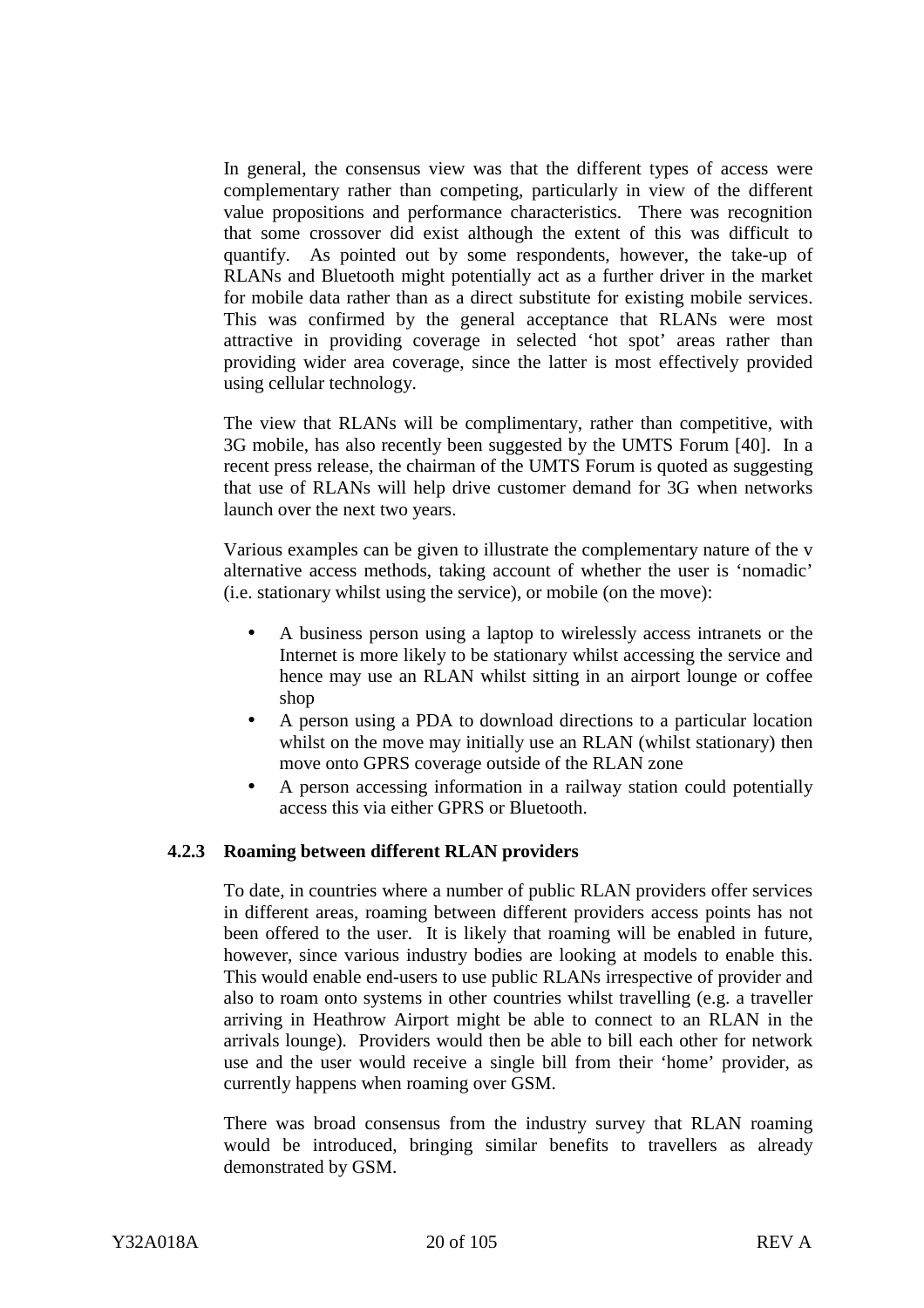In general, the consensus view was that the different types of access were complementary rather than competing, particularly in view of the different value propositions and performance characteristics. There was recognition that some crossover did exist although the extent of this was difficult to quantify. As pointed out by some respondents, however, the take-up of RLANs and Bluetooth might potentially act as a further driver in the market for mobile data rather than as a direct substitute for existing mobile services. This was confirmed by the general acceptance that RLANs were most attractive in providing coverage in selected 'hot spot' areas rather than providing wider area coverage, since the latter is most effectively provided using cellular technology.

The view that RLANs will be complimentary, rather than competitive, with 3G mobile, has also recently been suggested by the UMTS Forum [40]. In a recent press release, the chairman of the UMTS Forum is quoted as suggesting that use of RLANs will help drive customer demand for 3G when networks launch over the next two years.

Various examples can be given to illustrate the complementary nature of the v alternative access methods, taking account of whether the user is 'nomadic' (i.e. stationary whilst using the service), or mobile (on the move):

- A business person using a laptop to wirelessly access intranets or the Internet is more likely to be stationary whilst accessing the service and hence may use an RLAN whilst sitting in an airport lounge or coffee shop
- A person using a PDA to download directions to a particular location whilst on the move may initially use an RLAN (whilst stationary) then move onto GPRS coverage outside of the RLAN zone
- A person accessing information in a railway station could potentially access this via either GPRS or Bluetooth.

### 4.2.3 Roaming between different RLAN providers

To date, in countries where a number of public RLAN providers offer services in different areas, roaming between different providers access points has not been offered to the user. It is likely that roaming will be enabled in future, however, since various industry bodies are looking at models to enable this. This would enable end-users to use public RLANs irrespective of provider and also to roam onto systems in other countries whilst travelling (e.g. a traveller arriving in Heathrow Airport might be able to connect to an RLAN in the arrivals lounge). Providers would then be able to bill each other for network use and the user would receive a single bill from their 'home' provider, as currently happens when roaming over GSM.

There was broad consensus from the industry survey that RLAN roaming would be introduced, bringing similar benefits to travellers as already demonstrated by GSM.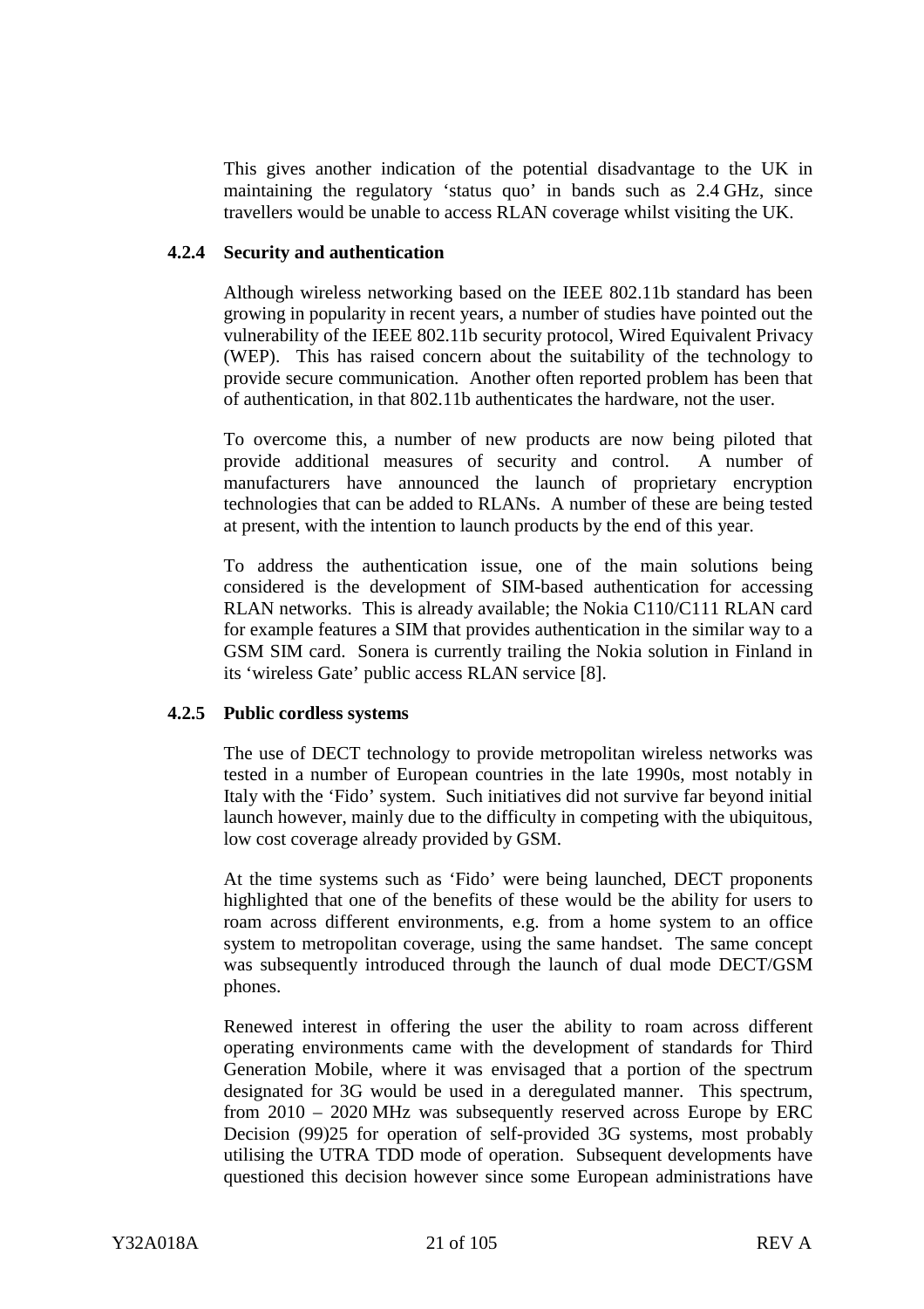This gives another indication of the potential disadvantage to the UK in maintaining the regulatory 'status quo' in bands such as 2.4 GHz, since travellers would be unable to access RLAN coverage whilst visiting the UK.

### 4.2.4 Security and authentication

Although wireless networking based on the IEEE 802.11b standard has been growing in popularity in recent years, a number of studies have pointed out the vulnerability of the IEEE 802.11b security protocol, Wired Equivalent Privacy (WEP). This has raised concern about the suitability of the technology to provide secure communication. Another often reported problem has been that of authentication, in that 802.11b authenticates the hardware, not the user.

To overcome this, a number of new products are now being piloted that provide additional measures of security and control. A number of manufacturers have announced the launch of proprietary encryption technologies that can be added to RLANs. A number of these are being tested at present, with the intention to launch products by the end of this year.

To address the authentication issue, one of the main solutions being considered is the development of SIM-based authentication for accessing RLAN networks. This is already available; the Nokia C110/C111 RLAN card for example features a SIM that provides authentication in the similar way to a GSM SIM card. Sonera is currently trailing the Nokia solution in Finland in its 'wireless Gate' public access RLAN service [8].

### 4.2.5 Public cordless systems

The use of DECT technology to provide metropolitan wireless networks was tested in a number of European countries in the late 1990s, most notably in Italy with the 'Fido' system. Such initiatives did not survive far beyond initial launch however, mainly due to the difficulty in competing with the ubiquitous, low cost coverage already provided by GSM.

At the time systems such as 'Fido' were being launched, DECT proponents highlighted that one of the benefits of these would be the ability for users to roam across different environments, e.g. from a home system to an office system to metropolitan coverage, using the same handset. The same concept was subsequently introduced through the launch of dual mode DECT/GSM phones.

Renewed interest in offering the user the ability to roam across different operating environments came with the development of standards for Third Generation Mobile, where it was envisaged that a portion of the spectrum designated for 3G would be used in a deregulated manner. This spectrum, from 2010 – 2020 MHz was subsequently reserved across Europe by ERC Decision (99)25 for operation of self-provided 3G systems, most probably utilising the UTRA TDD mode of operation. Subsequent developments have questioned this decision however since some European administrations have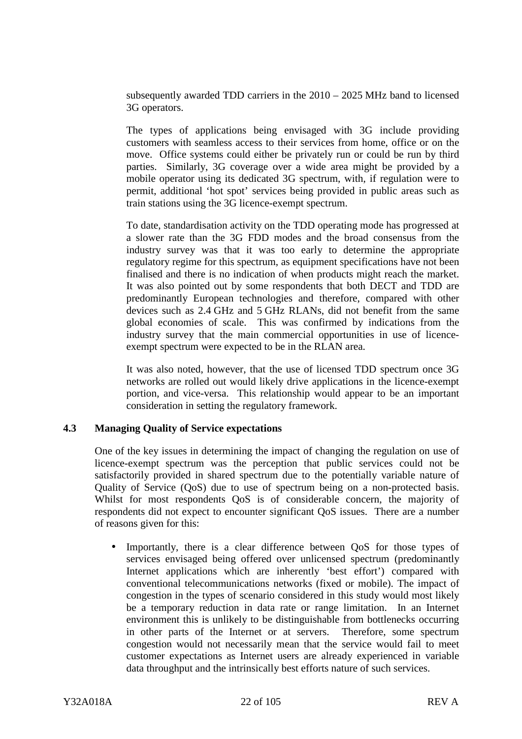subsequently awarded TDD carriers in the 2010 – 2025 MHz band to licensed 3G operators.

The types of applications being envisaged with 3G include providing customers with seamless access to their services from home, office or on the move. Office systems could either be privately run or could be run by third parties. Similarly, 3G coverage over a wide area might be provided by a mobile operator using its dedicated 3G spectrum, with, if regulation were to permit, additional 'hot spot' services being provided in public areas such as train stations using the 3G licence-exempt spectrum.

To date, standardisation activity on the TDD operating mode has progressed at a slower rate than the 3G FDD modes and the broad consensus from the industry survey was that it was too early to determine the appropriate regulatory regime for this spectrum, as equipment specifications have not been finalised and there is no indication of when products might reach the market. It was also pointed out by some respondents that both DECT and TDD are predominantly European technologies and therefore, compared with other devices such as 2.4 GHz and 5 GHz RLANs, did not benefit from the same global economies of scale. This was confirmed by indications from the industry survey that the main commercial opportunities in use of licence-exempt spectrum were expected to be in the RLAN area.

It was also noted, however, that the use of licensed TDD spectrum once 3G networks are rolled out would likely drive applications in the licence-exempt portion, and vice-versa. This relationship would appear to be an important consideration in setting the regulatory framework.

### 4.3 Managing Quality of Service expectations

One of the key issues in determining the impact of changing the regulation on use of licence-exempt spectrum was the perception that public services could not be satisfactorily provided in shared spectrum due to the potentially variable nature of Quality of Service (QoS) due to use of spectrum being on a non-protected basis. Whilst for most respondents QoS is of considerable concern, the majority of respondents did not expect to encounter significant QoS issues. There are a number of reasons given for this:

- Importantly, there is a clear difference between QoS for those types of services envisaged being offered over unlicensed spectrum (predominantly Internet applications which are inherently 'best effort') compared with conventional telecommunications networks (fixed or mobile). The impact of congestion in the types of scenario considered in this study would most likely be a temporary reduction in data rate or range limitation. In an Internet environment this is unlikely to be distinguishable from bottlenecks occurring in other parts of the Internet or at servers. Therefore, some spectrum congestion would not necessarily mean that the service would fail to meet customer expectations as Internet users are already experienced in variable data throughput and the intrinsically best efforts nature of such services.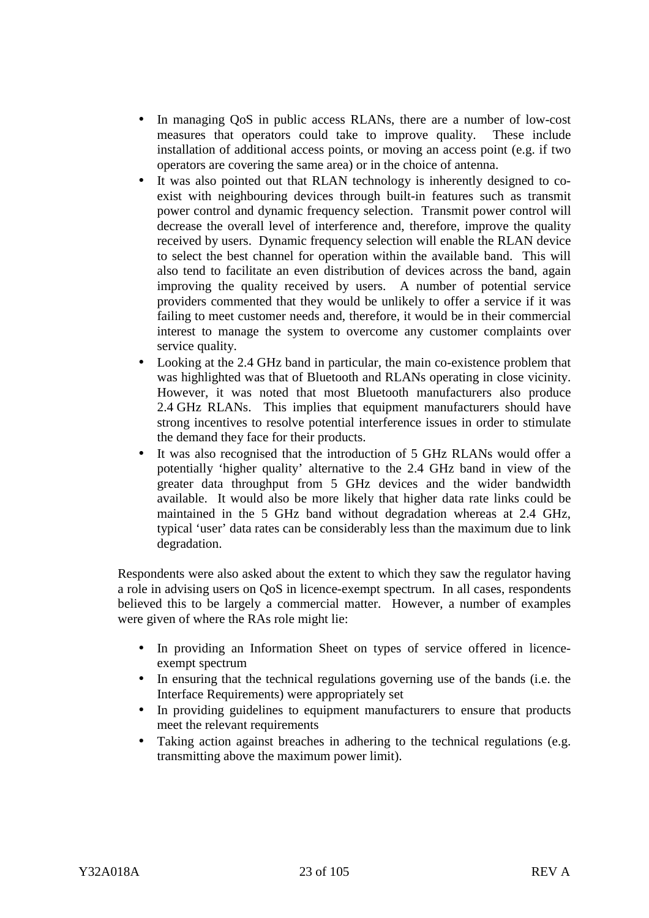- In managing QoS in public access RLANs, there are a number of low-cost measures that operators could take to improve quality. These include installation of additional access points, or moving an access point (e.g. if two operators are covering the same area) or in the choice of antenna.
- It was also pointed out that RLAN technology is inherently designed to co-exist with neighbouring devices through built-in features such as transmit power control and dynamic frequency selection. Transmit power control will decrease the overall level of interference and, therefore, improve the quality received by users. Dynamic frequency selection will enable the RLAN device to select the best channel for operation within the available band. This will also tend to facilitate an even distribution of devices across the band, again improving the quality received by users. A number of potential service providers commented that they would be unlikely to offer a service if it was failing to meet customer needs and, therefore, it would be in their commercial interest to manage the system to overcome any customer complaints over service quality.
- Looking at the 2.4 GHz band in particular, the main co-existence problem that was highlighted was that of Bluetooth and RLANs operating in close vicinity. However, it was noted that most Bluetooth manufacturers also produce 2.4 GHz RLANs. This implies that equipment manufacturers should have strong incentives to resolve potential interference issues in order to stimulate the demand they face for their products.
- It was also recognised that the introduction of 5 GHz RLANs would offer a potentially 'higher quality' alternative to the 2.4 GHz band in view of the greater data throughput from 5 GHz devices and the wider bandwidth available. It would also be more likely that higher data rate links could be maintained in the 5 GHz band without degradation whereas at 2.4 GHz, typical 'user' data rates can be considerably less than the maximum due to link degradation.

Respondents were also asked about the extent to which they saw the regulator having a role in advising users on QoS in licence-exempt spectrum. In all cases, respondents believed this to be largely a commercial matter. However, a number of examples were given of where the RAs role might lie:

- In providing an Information Sheet on types of service offered in licence-exempt spectrum
- In ensuring that the technical regulations governing use of the bands (i.e. the Interface Requirements) were appropriately set
- In providing guidelines to equipment manufacturers to ensure that products meet the relevant requirements
- Taking action against breaches in adhering to the technical regulations (e.g. transmitting above the maximum power limit).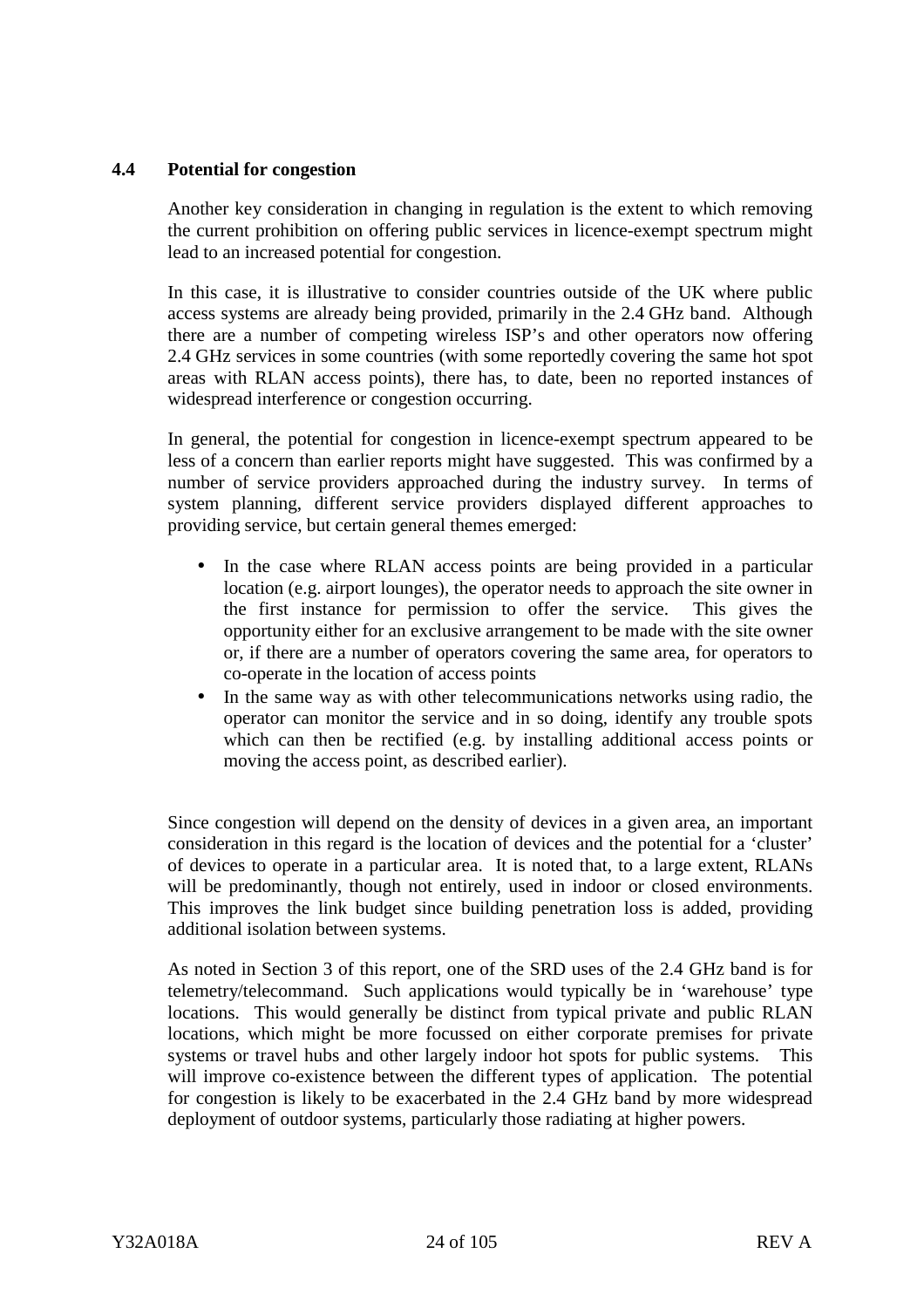## 4.4 Potential for congestion

Another key consideration in changing in regulation is the extent to which removing the current prohibition on offering public services in licence-exempt spectrum might lead to an increased potential for congestion.

In this case, it is illustrative to consider countries outside of the UK where public access systems are already being provided, primarily in the 2.4 GHz band. Although there are a number of competing wireless ISP's and other operators now offering 2.4 GHz services in some countries (with some reportedly covering the same hot spot areas with RLAN access points), there has, to date, been no reported instances of widespread interference or congestion occurring.

In general, the potential for congestion in licence-exempt spectrum appeared to be less of a concern than earlier reports might have suggested. This was confirmed by a number of service providers approached during the industry survey. In terms of system planning, different service providers displayed different approaches to providing service, but certain general themes emerged:

- In the case where RLAN access points are being provided in a particular location (e.g. airport lounges), the operator needs to approach the site owner in the first instance for permission to offer the service. This gives the opportunity either for an exclusive arrangement to be made with the site owner or, if there are a number of operators covering the same area, for operators to co-operate in the location of access points
- In the same way as with other telecommunications networks using radio, the operator can monitor the service and in so doing, identify any trouble spots which can then be rectified (e.g. by installing additional access points or moving the access point, as described earlier).

Since congestion will depend on the density of devices in a given area, an important consideration in this regard is the location of devices and the potential for a 'cluster' of devices to operate in a particular area. It is noted that, to a large extent, RLANs will be predominantly, though not entirely, used in indoor or closed environments. This improves the link budget since building penetration loss is added, providing additional isolation between systems.

As noted in Section 3 of this report, one of the SRD uses of the 2.4 GHz band is for telemetry/telecommand. Such applications would typically be in 'warehouse' type locations. This would generally be distinct from typical private and public RLAN locations, which might be more focussed on either corporate premises for private systems or travel hubs and other largely indoor hot spots for public systems. This will improve co-existence between the different types of application. The potential for congestion is likely to be exacerbated in the 2.4 GHz band by more widespread deployment of outdoor systems, particularly those radiating at higher powers.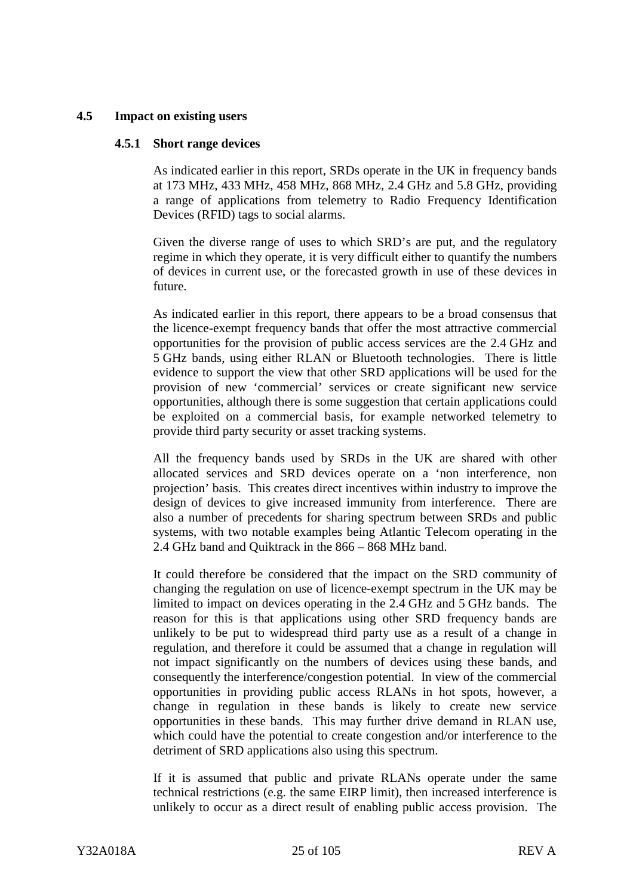## 4.5 Impact on existing users

### 4.5.1 Short range devices

As indicated earlier in this report, SRDs operate in the UK in frequency bands at 173 MHz, 433 MHz, 458 MHz, 868 MHz, 2.4 GHz and 5.8 GHz, providing a range of applications from telemetry to Radio Frequency Identification Devices (RFID) tags to social alarms.

Given the diverse range of uses to which SRD's are put, and the regulatory regime in which they operate, it is very difficult either to quantify the numbers of devices in current use, or the forecasted growth in use of these devices in future.

As indicated earlier in this report, there appears to be a broad consensus that the licence-exempt frequency bands that offer the most attractive commercial opportunities for the provision of public access services are the 2.4 GHz and 5 GHz bands, using either RLAN or Bluetooth technologies. There is little evidence to support the view that other SRD applications will be used for the provision of new 'commercial' services or create significant new service opportunities, although there is some suggestion that certain applications could be exploited on a commercial basis, for example networked telemetry to provide third party security or asset tracking systems.

All the frequency bands used by SRDs in the UK are shared with other allocated services and SRD devices operate on a 'non interference, non projection' basis. This creates direct incentives within industry to improve the design of devices to give increased immunity from interference. There are also a number of precedents for sharing spectrum between SRDs and public systems, with two notable examples being Atlantic Telecom operating in the 2.4 GHz band and Quiktrack in the 866 – 868 MHz band.

It could therefore be considered that the impact on the SRD community of changing the regulation on use of licence-exempt spectrum in the UK may be limited to impact on devices operating in the 2.4 GHz and 5 GHz bands. The reason for this is that applications using other SRD frequency bands are unlikely to be put to widespread third party use as a result of a change in regulation, and therefore it could be assumed that a change in regulation will not impact significantly on the numbers of devices using these bands, and consequently the interference/congestion potential. In view of the commercial opportunities in providing public access RLANs in hot spots, however, a change in regulation in these bands is likely to create new service opportunities in these bands. This may further drive demand in RLAN use, which could have the potential to create congestion and/or interference to the detriment of SRD applications also using this spectrum.

If it is assumed that public and private RLANs operate under the same technical restrictions (e.g. the same EIRP limit), then increased interference is unlikely to occur as a direct result of enabling public access provision. The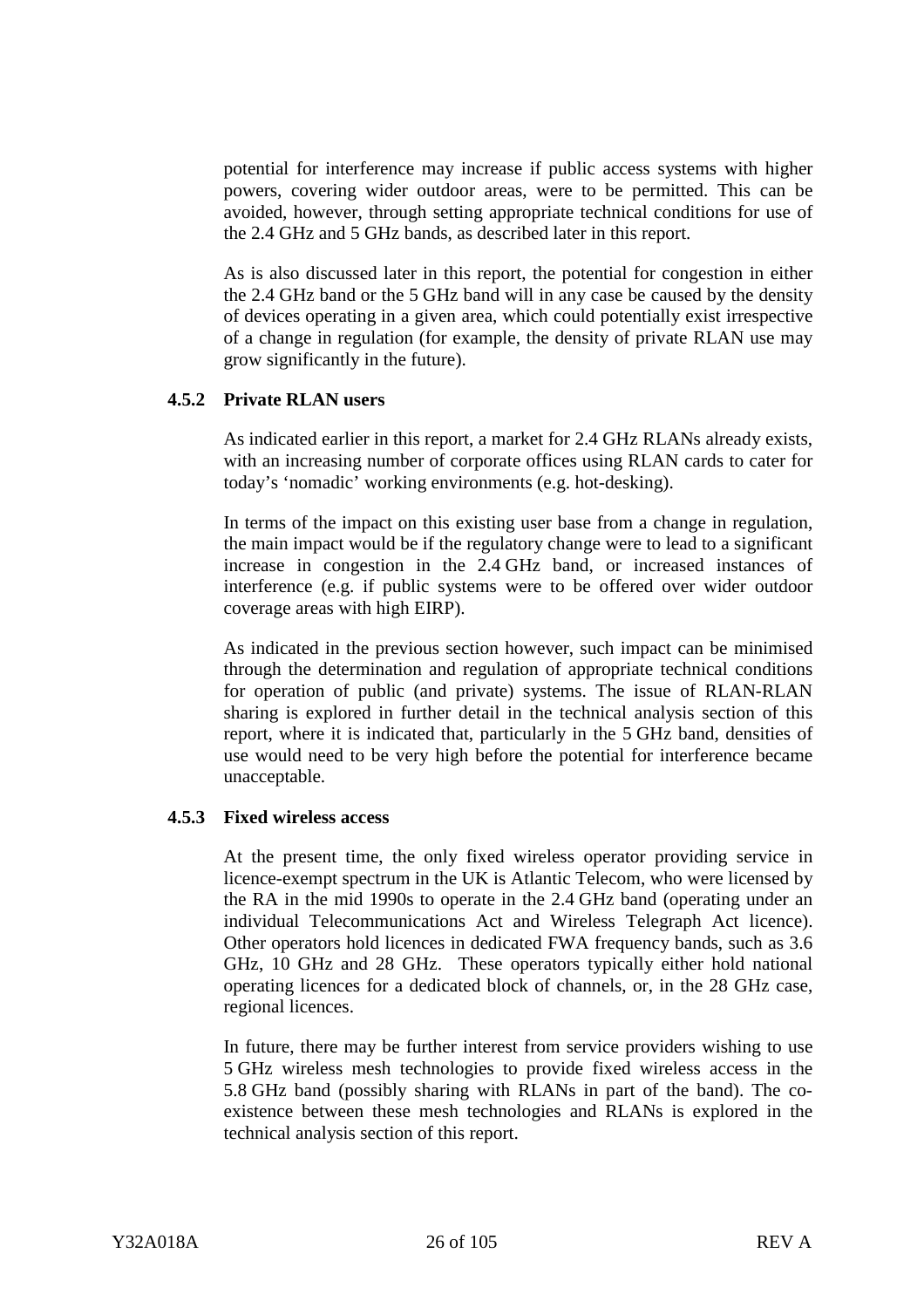potential for interference may increase if public access systems with higher powers, covering wider outdoor areas, were to be permitted. This can be avoided, however, through setting appropriate technical conditions for use of the 2.4 GHz and 5 GHz bands, as described later in this report.

As is also discussed later in this report, the potential for congestion in either the 2.4 GHz band or the 5 GHz band will in any case be caused by the density of devices operating in a given area, which could potentially exist irrespective of a change in regulation (for example, the density of private RLAN use may grow significantly in the future).

### 4.5.2 Private RLAN users

As indicated earlier in this report, a market for 2.4 GHz RLANs already exists, with an increasing number of corporate offices using RLAN cards to cater for today's 'nomadic' working environments (e.g. hot-desking).

In terms of the impact on this existing user base from a change in regulation, the main impact would be if the regulatory change were to lead to a significant increase in congestion in the 2.4 GHz band, or increased instances of interference (e.g. if public systems were to be offered over wider outdoor coverage areas with high EIRP).

As indicated in the previous section however, such impact can be minimised through the determination and regulation of appropriate technical conditions for operation of public (and private) systems. The issue of RLAN-RLAN sharing is explored in further detail in the technical analysis section of this report, where it is indicated that, particularly in the 5 GHz band, densities of use would need to be very high before the potential for interference became unacceptable.

### 4.5.3 Fixed wireless access

At the present time, the only fixed wireless operator providing service in licence-exempt spectrum in the UK is Atlantic Telecom, who were licensed by the RA in the mid 1990s to operate in the 2.4 GHz band (operating under an individual Telecommunications Act and Wireless Telegraph Act licence). Other operators hold licences in dedicated FWA frequency bands, such as 3.6 GHz, 10 GHz and 28 GHz. These operators typically either hold national operating licences for a dedicated block of channels, or, in the 28 GHz case, regional licences.

In future, there may be further interest from service providers wishing to use 5 GHz wireless mesh technologies to provide fixed wireless access in the 5.8 GHz band (possibly sharing with RLANs in part of the band). The co-existence between these mesh technologies and RLANs is explored in the technical analysis section of this report.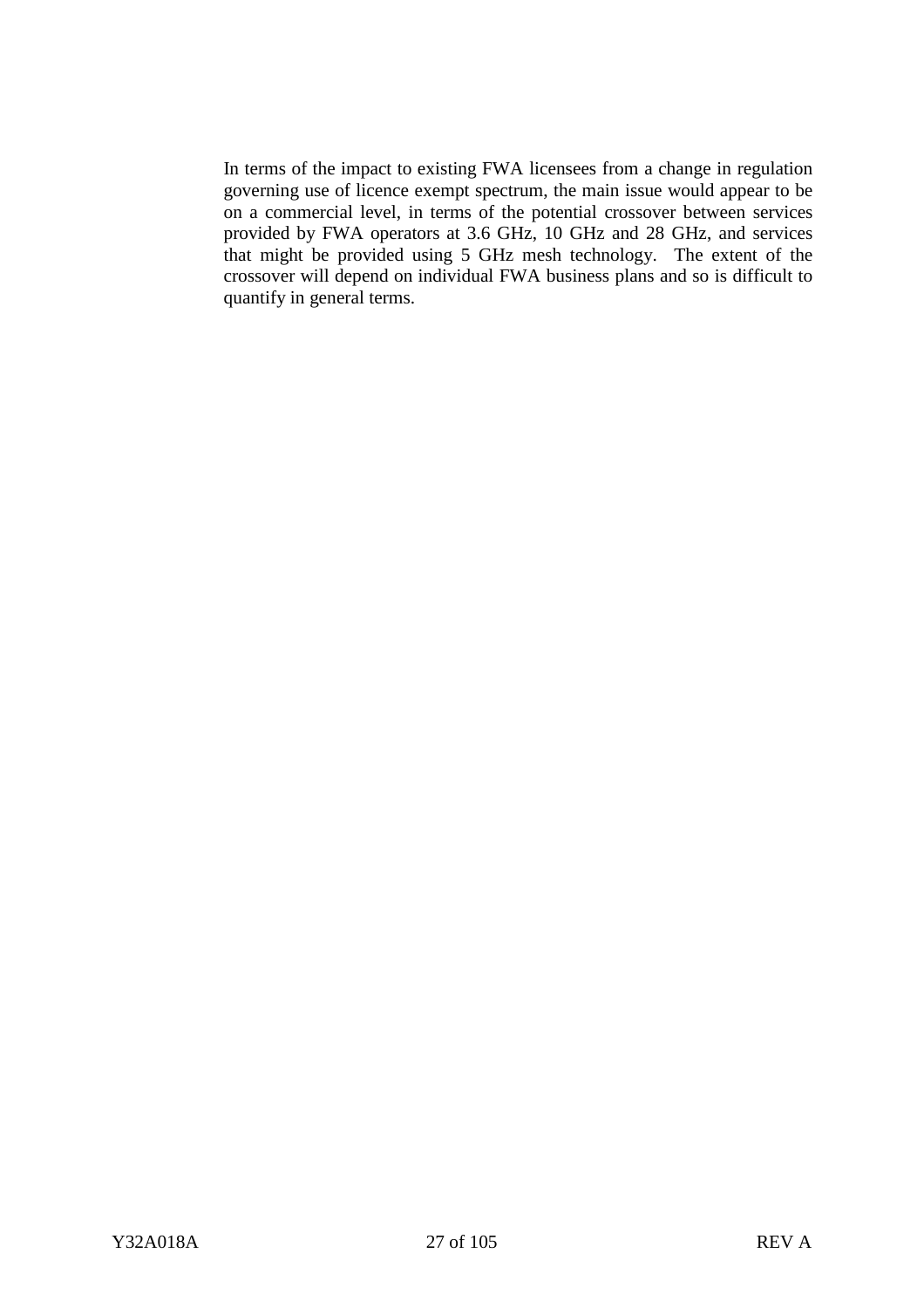In terms of the impact to existing FWA licensees from a change in regulation governing use of licence exempt spectrum, the main issue would appear to be on a commercial level, in terms of the potential crossover between services provided by FWA operators at 3.6 GHz, 10 GHz and 28 GHz, and services that might be provided using 5 GHz mesh technology. The extent of the crossover will depend on individual FWA business plans and so is difficult to quantify in general terms.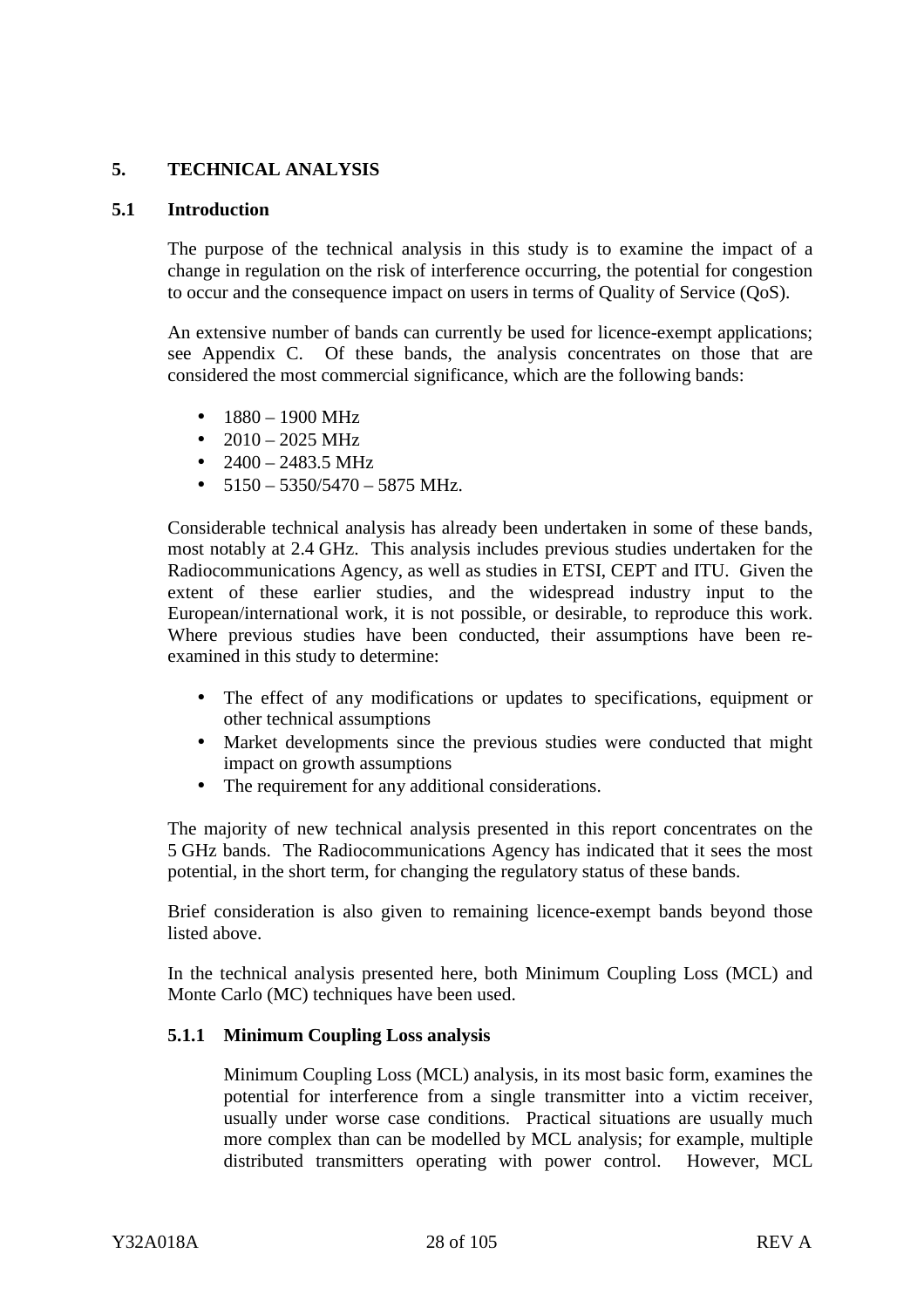# 5. TECHNICAL ANALYSIS

## 5.1 Introduction

The purpose of the technical analysis in this study is to examine the impact of a change in regulation on the risk of interference occurring, the potential for congestion to occur and the consequence impact on users in terms of Quality of Service (QoS).

An extensive number of bands can currently be used for licence-exempt applications; see Appendix C. Of these bands, the analysis concentrates on those that are considered the most commercial significance, which are the following bands:

- 1880 – 1900 MHz
- 2010 – 2025 MHz
- 2400 – 2483.5 MHz
- 5150 – 5350/5470 – 5875 MHz.

Considerable technical analysis has already been undertaken in some of these bands, most notably at 2.4 GHz. This analysis includes previous studies undertaken for the Radiocommunications Agency, as well as studies in ETSI, CEPT and ITU. Given the extent of these earlier studies, and the widespread industry input to the European/international work, it is not possible, or desirable, to reproduce this work. Where previous studies have been conducted, their assumptions have been re-examined in this study to determine:

- The effect of any modifications or updates to specifications, equipment or other technical assumptions
- Market developments since the previous studies were conducted that might impact on growth assumptions
- The requirement for any additional considerations.

The majority of new technical analysis presented in this report concentrates on the 5 GHz bands. The Radiocommunications Agency has indicated that it sees the most potential, in the short term, for changing the regulatory status of these bands.

Brief consideration is also given to remaining licence-exempt bands beyond those listed above.

In the technical analysis presented here, both Minimum Coupling Loss (MCL) and Monte Carlo (MC) techniques have been used.

### 5.1.1 Minimum Coupling Loss analysis

Minimum Coupling Loss (MCL) analysis, in its most basic form, examines the potential for interference from a single transmitter into a victim receiver, usually under worse case conditions. Practical situations are usually much more complex than can be modelled by MCL analysis; for example, multiple distributed transmitters operating with power control. However, MCL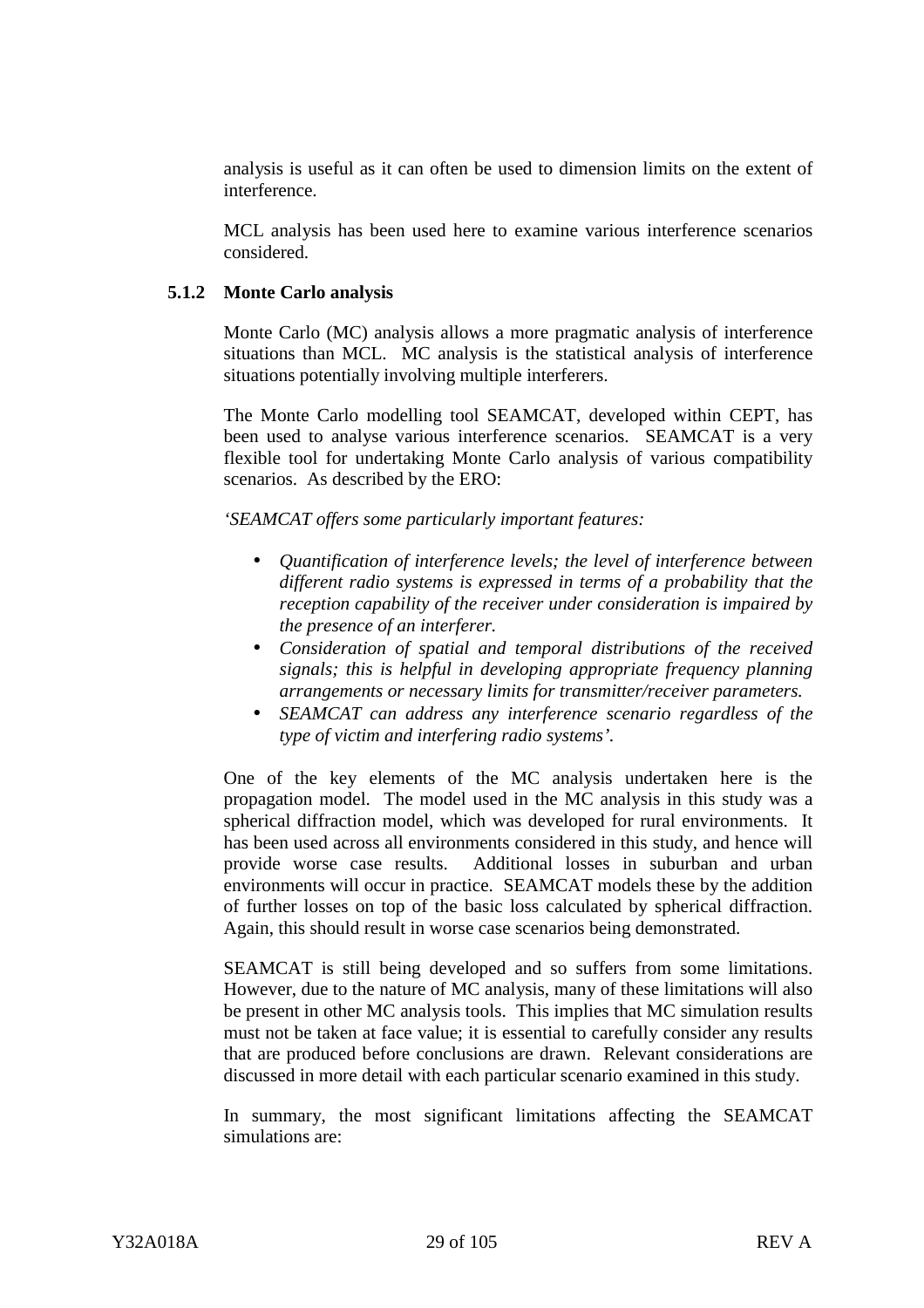analysis is useful as it can often be used to dimension limits on the extent of interference.

MCL analysis has been used here to examine various interference scenarios considered.

### 5.1.2 Monte Carlo analysis

Monte Carlo (MC) analysis allows a more pragmatic analysis of interference situations than MCL. MC analysis is the statistical analysis of interference situations potentially involving multiple interferers.

The Monte Carlo modelling tool SEAMCAT, developed within CEPT, has been used to analyse various interference scenarios. SEAMCAT is a very flexible tool for undertaking Monte Carlo analysis of various compatibility scenarios. As described by the ERO:

*'SEAMCAT offers some particularly important features:*

- *Quantification of interference levels; the level of interference between different radio systems is expressed in terms of a probability that the reception capability of the receiver under consideration is impaired by the presence of an interferer.*
- *Consideration of spatial and temporal distributions of the received signals; this is helpful in developing appropriate frequency planning arrangements or necessary limits for transmitter/receiver parameters.*
- *SEAMCAT can address any interference scenario regardless of the type of victim and interfering radio systems'.*

One of the key elements of the MC analysis undertaken here is the propagation model. The model used in the MC analysis in this study was a spherical diffraction model, which was developed for rural environments. It has been used across all environments considered in this study, and hence will provide worse case results. Additional losses in suburban and urban environments will occur in practice. SEAMCAT models these by the addition of further losses on top of the basic loss calculated by spherical diffraction. Again, this should result in worse case scenarios being demonstrated.

SEAMCAT is still being developed and so suffers from some limitations. However, due to the nature of MC analysis, many of these limitations will also be present in other MC analysis tools. This implies that MC simulation results must not be taken at face value; it is essential to carefully consider any results that are produced before conclusions are drawn. Relevant considerations are discussed in more detail with each particular scenario examined in this study.

In summary, the most significant limitations affecting the SEAMCAT simulations are: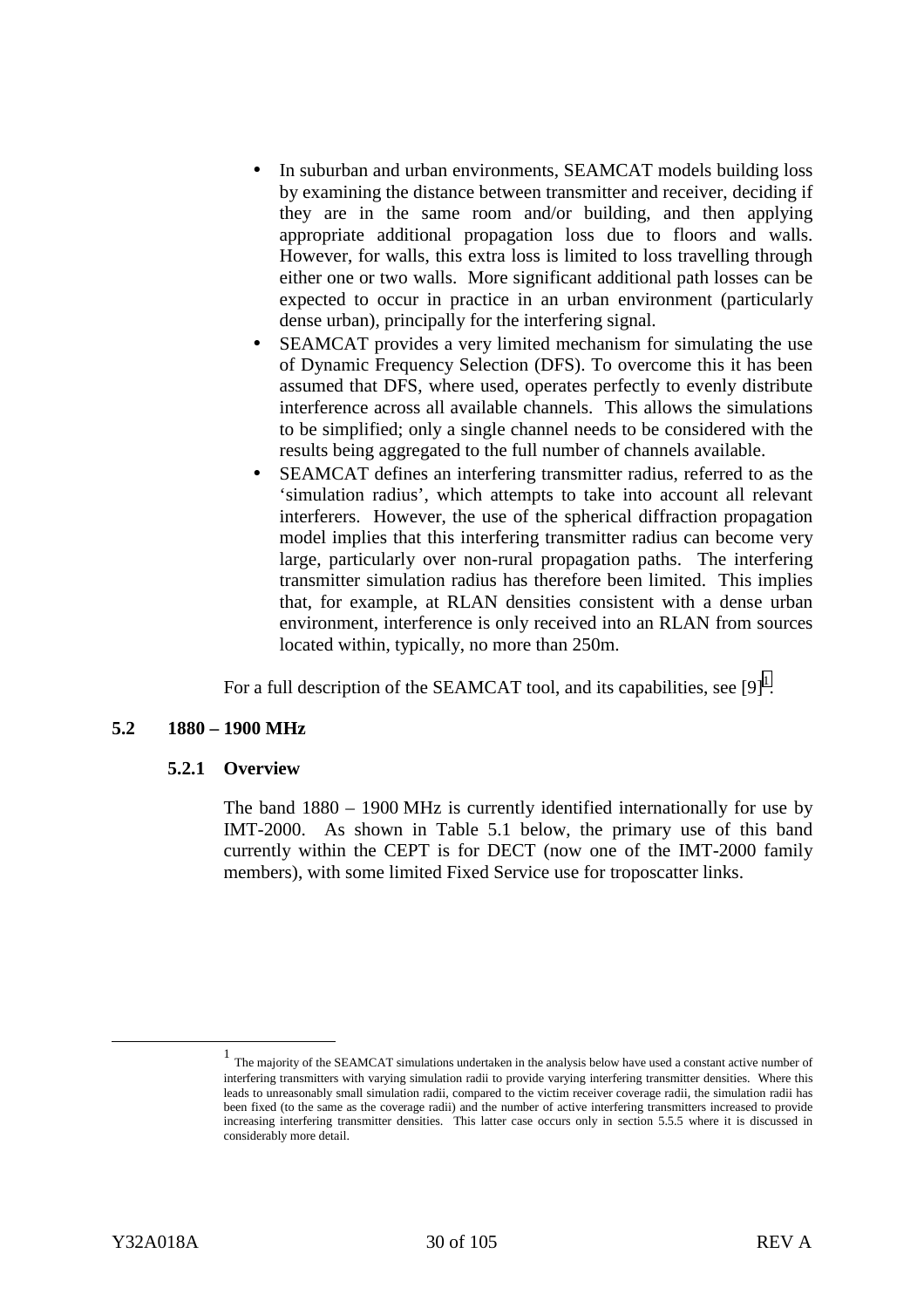- In suburban and urban environments, SEAMCAT models building loss by examining the distance between transmitter and receiver, deciding if they are in the same room and/or building, and then applying appropriate additional propagation loss due to floors and walls. However, for walls, this extra loss is limited to loss travelling through either one or two walls. More significant additional path losses can be expected to occur in practice in an urban environment (particularly dense urban), principally for the interfering signal.
- SEAMCAT provides a very limited mechanism for simulating the use of Dynamic Frequency Selection (DFS). To overcome this it has been assumed that DFS, where used, operates perfectly to evenly distribute interference across all available channels. This allows the simulations to be simplified; only a single channel needs to be considered with the results being aggregated to the full number of channels available.
- SEAMCAT defines an interfering transmitter radius, referred to as the 'simulation radius', which attempts to take into account all relevant interferers. However, the use of the spherical diffraction propagation model implies that this interfering transmitter radius can become very large, particularly over non-rural propagation paths. The interfering transmitter simulation radius has therefore been limited. This implies that, for example, at RLAN densities consistent with a dense urban environment, interference is only received into an RLAN from sources located within, typically, no more than 250m.

For a full description of the SEAMCAT tool, and its capabilities, see [9][1].

## 5.2 1880 – 1900 MHz

### 5.2.1 Overview

The band 1880 – 1900 MHz is currently identified internationally for use by IMT-2000. As shown in Table 5.1 below, the primary use of this band currently within the CEPT is for DECT (now one of the IMT-2000 family members), with some limited Fixed Service use for troposcatter links.

---

[1] The majority of the SEAMCAT simulations undertaken in the analysis below have used a constant active number of interfering transmitters with varying simulation radii to provide varying interfering transmitter densities. Where this leads to unreasonably small simulation radii, compared to the victim receiver coverage radii, the simulation radii has been fixed (to the same as the coverage radii) and the number of active interfering transmitters increased to provide increasing interfering transmitter densities. This latter case occurs only in section 5.5.5 where it is discussed in considerably more detail.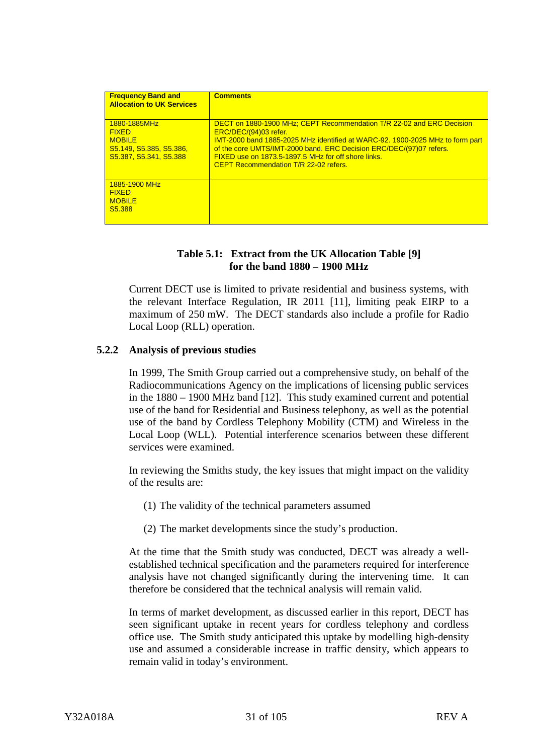| Frequency Band and Allocation to UK Services | Comments |
|---|---|
| 1880-1885MHz<br>FIXED<br>MOBILE<br>S5.149, S5.385, S5.386, S5.387, S5.341, S5.388 | DECT on 1880-1900 MHz; CEPT Recommendation T/R 22-02 and ERC Decision ERC/DEC/(94)03 refer.<br>IMT-2000 band 1885-2025 MHz identified at WARC-92. 1900-2025 MHz to form part of the core UMTS/IMT-2000 band. ERC Decision ERC/DEC/(97)07 refers.<br>FIXED use on 1873.5-1897.5 MHz for off shore links.<br>CEPT Recommendation T/R 22-02 refers. |
| 1885-1900 MHz<br>FIXED<br>MOBILE<br>S5.388 | |

**Table 5.1: Extract from the UK Allocation Table [9] for the band 1880 – 1900 MHz**

Current DECT use is limited to private residential and business systems, with the relevant Interface Regulation, IR 2011 [11], limiting peak EIRP to a maximum of 250 mW. The DECT standards also include a profile for Radio Local Loop (RLL) operation.

### 5.2.2 Analysis of previous studies

In 1999, The Smith Group carried out a comprehensive study, on behalf of the Radiocommunications Agency on the implications of licensing public services in the 1880 – 1900 MHz band [12]. This study examined current and potential use of the band for Residential and Business telephony, as well as the potential use of the band by Cordless Telephony Mobility (CTM) and Wireless in the Local Loop (WLL). Potential interference scenarios between these different services were examined.

In reviewing the Smiths study, the key issues that might impact on the validity of the results are:

(1) The validity of the technical parameters assumed

(2) The market developments since the study's production.

At the time that the Smith study was conducted, DECT was already a well-established technical specification and the parameters required for interference analysis have not changed significantly during the intervening time. It can therefore be considered that the technical analysis will remain valid.

In terms of market development, as discussed earlier in this report, DECT has seen significant uptake in recent years for cordless telephony and cordless office use. The Smith study anticipated this uptake by modelling high-density use and assumed a considerable increase in traffic density, which appears to remain valid in today's environment.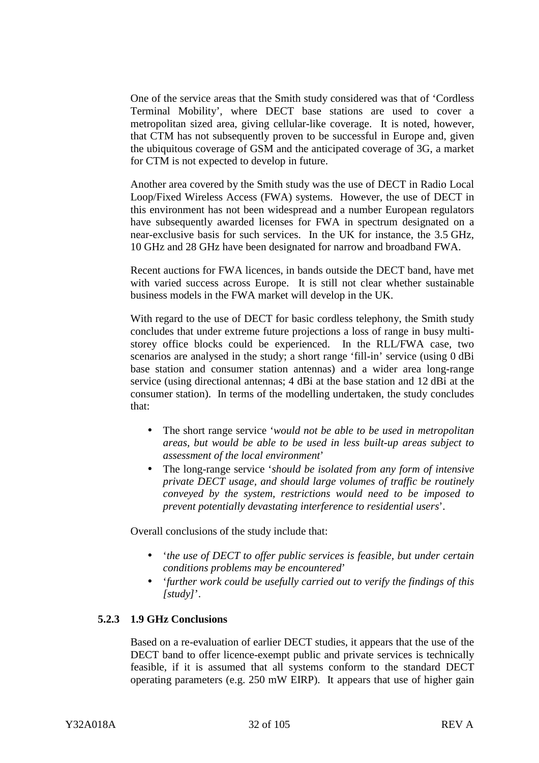One of the service areas that the Smith study considered was that of ‘Cordless Terminal Mobility’, where DECT base stations are used to cover a metropolitan sized area, giving cellular-like coverage. It is noted, however, that CTM has not subsequently proven to be successful in Europe and, given the ubiquitous coverage of GSM and the anticipated coverage of 3G, a market for CTM is not expected to develop in future.

Another area covered by the Smith study was the use of DECT in Radio Local Loop/Fixed Wireless Access (FWA) systems. However, the use of DECT in this environment has not been widespread and a number European regulators have subsequently awarded licenses for FWA in spectrum designated on a near-exclusive basis for such services. In the UK for instance, the 3.5 GHz, 10 GHz and 28 GHz have been designated for narrow and broadband FWA.

Recent auctions for FWA licences, in bands outside the DECT band, have met with varied success across Europe. It is still not clear whether sustainable business models in the FWA market will develop in the UK.

With regard to the use of DECT for basic cordless telephony, the Smith study concludes that under extreme future projections a loss of range in busy multi-storey office blocks could be experienced. In the RLL/FWA case, two scenarios are analysed in the study; a short range ‘fill-in’ service (using 0 dBi base station and consumer station antennas) and a wider area long-range service (using directional antennas; 4 dBi at the base station and 12 dBi at the consumer station). In terms of the modelling undertaken, the study concludes that:

- The short range service ‘*would not be able to be used in metropolitan areas, but would be able to be used in less built-up areas subject to assessment of the local environment*’
- The long-range service ‘*should be isolated from any form of intensive private DECT usage, and should large volumes of traffic be routinely conveyed by the system, restrictions would need to be imposed to prevent potentially devastating interference to residential users*’.

Overall conclusions of the study include that:

- ‘*the use of DECT to offer public services is feasible, but under certain conditions problems may be encountered*’
- ‘*further work could be usefully carried out to verify the findings of this [study]*’.

### 5.2.3 1.9 GHz Conclusions

Based on a re-evaluation of earlier DECT studies, it appears that the use of the DECT band to offer licence-exempt public and private services is technically feasible, if it is assumed that all systems conform to the standard DECT operating parameters (e.g. 250 mW EIRP). It appears that use of higher gain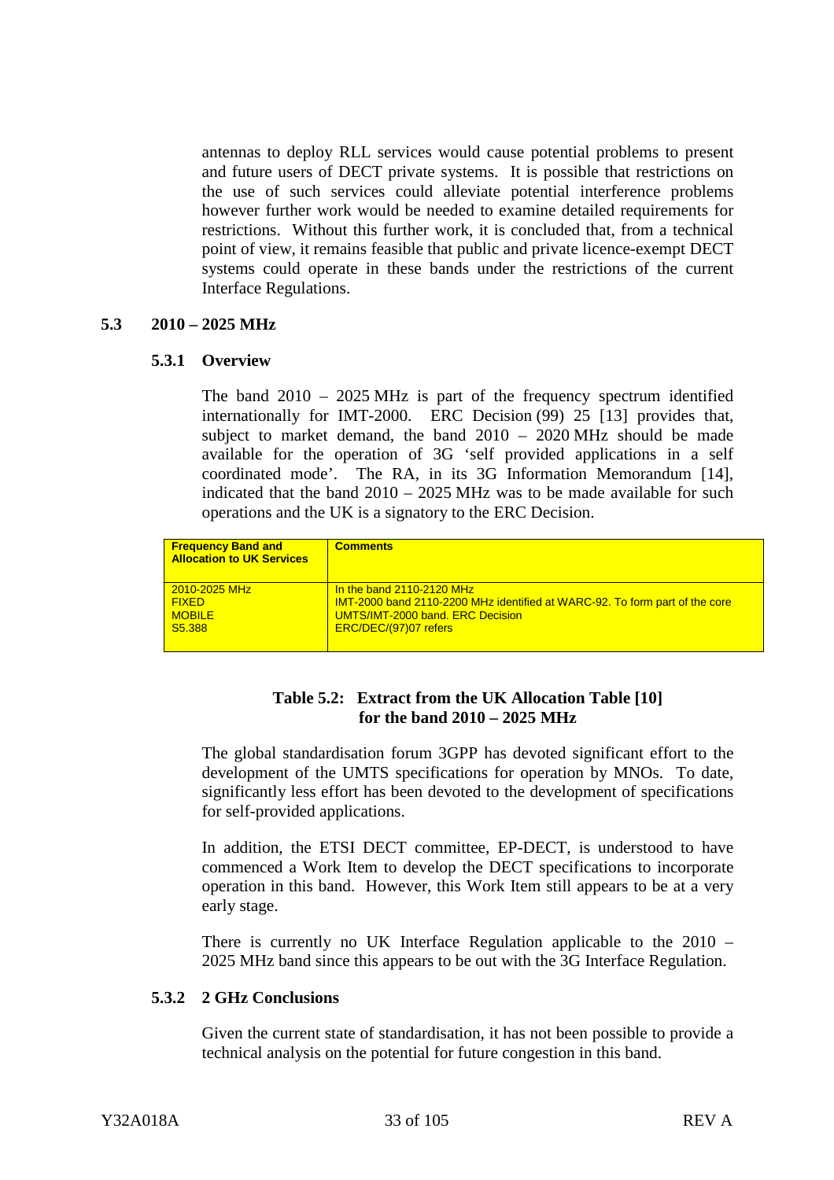antennas to deploy RLL services would cause potential problems to present and future users of DECT private systems. It is possible that restrictions on the use of such services could alleviate potential interference problems however further work would be needed to examine detailed requirements for restrictions. Without this further work, it is concluded that, from a technical point of view, it remains feasible that public and private licence-exempt DECT systems could operate in these bands under the restrictions of the current Interface Regulations.

## 5.3 2010 – 2025 MHz

### 5.3.1 Overview

The band 2010 – 2025 MHz is part of the frequency spectrum identified internationally for IMT-2000. ERC Decision (99) 25 [13] provides that, subject to market demand, the band 2010 – 2020 MHz should be made available for the operation of 3G 'self provided applications in a self coordinated mode'. The RA, in its 3G Information Memorandum [14], indicated that the band 2010 – 2025 MHz was to be made available for such operations and the UK is a signatory to the ERC Decision.

| Frequency Band and Allocation to UK Services | Comments |
|---|---|
| 2010-2025 MHz<br>FIXED<br>MOBILE<br>S5.388 | In the band 2110-2120 MHz<br>IMT-2000 band 2110-2200 MHz identified at WARC-92. To form part of the core UMTS/IMT-2000 band. ERC Decision ERC/DEC/(97)07 refers |

**Table 5.2: Extract from the UK Allocation Table [10] for the band 2010 – 2025 MHz**

The global standardisation forum 3GPP has devoted significant effort to the development of the UMTS specifications for operation by MNOs. To date, significantly less effort has been devoted to the development of specifications for self-provided applications.

In addition, the ETSI DECT committee, EP-DECT, is understood to have commenced a Work Item to develop the DECT specifications to incorporate operation in this band. However, this Work Item still appears to be at a very early stage.

There is currently no UK Interface Regulation applicable to the 2010 – 2025 MHz band since this appears to be out with the 3G Interface Regulation.

### 5.3.2 2 GHz Conclusions

Given the current state of standardisation, it has not been possible to provide a technical analysis on the potential for future congestion in this band.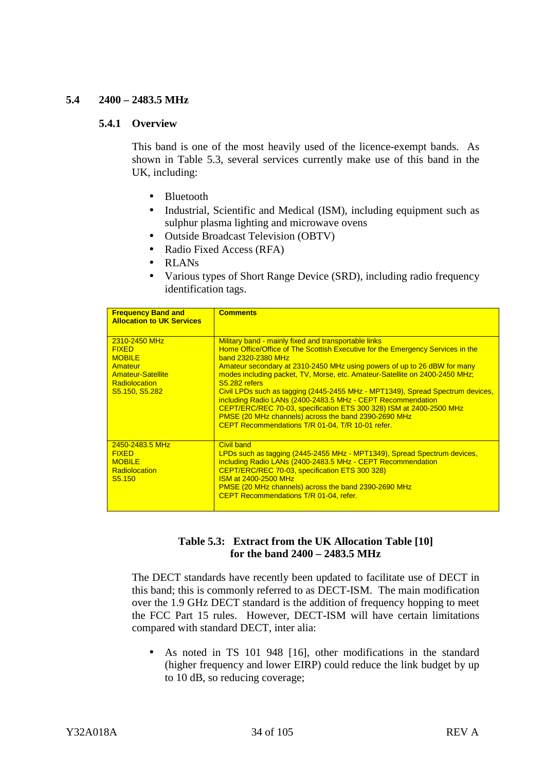## 5.4 2400 – 2483.5 MHz

### 5.4.1 Overview

This band is one of the most heavily used of the licence-exempt bands. As shown in Table 5.3, several services currently make use of this band in the UK, including:

- Bluetooth
- Industrial, Scientific and Medical (ISM), including equipment such as sulphur plasma lighting and microwave ovens
- Outside Broadcast Television (OBTV)
- Radio Fixed Access (RFA)
- RLANs
- Various types of Short Range Device (SRD), including radio frequency identification tags.

| Frequency Band and Allocation to UK Services | Comments |
|---|---|
| 2310-2450 MHz<br>FIXED<br>MOBILE<br>Amateur<br>Amateur-Satellite<br>Radiolocation<br>S5.150, S5.282 | Military band - mainly fixed and transportable links<br>Home Office/Office of The Scottish Executive for the Emergency Services in the band 2320-2380 MHz<br>Amateur secondary at 2310-2450 MHz using powers of up to 26 dBW for many modes including packet, TV, Morse, etc. Amateur-Satellite on 2400-2450 MHz; S5.282 refers<br>Civil LPDs such as tagging (2445-2455 MHz - MPT1349), Spread Spectrum devices, including Radio LANs (2400-2483.5 MHz - CEPT Recommendation CEPT/ERC/REC 70-03, specification ETS 300 328) ISM at 2400-2500 MHz<br>PMSE (20 MHz channels) across the band 2390-2690 MHz<br>CEPT Recommendations T/R 01-04, T/R 10-01 refer. |
| 2450-2483.5 MHz<br>FIXED<br>MOBILE<br>Radiolocation<br>S5.150 | Civil band<br>LPDs such as tagging (2445-2455 MHz - MPT1349), Spread Spectrum devices, including Radio LANs (2400-2483.5 MHz - CEPT Recommendation CEPT/ERC/REC 70-03, specification ETS 300 328)<br>ISM at 2400-2500 MHz<br>PMSE (20 MHz channels) across the band 2390-2690 MHz<br>CEPT Recommendations T/R 01-04, refer. |

**Table 5.3: Extract from the UK Allocation Table [10] for the band 2400 – 2483.5 MHz**

The DECT standards have recently been updated to facilitate use of DECT in this band; this is commonly referred to as DECT-ISM. The main modification over the 1.9 GHz DECT standard is the addition of frequency hopping to meet the FCC Part 15 rules. However, DECT-ISM will have certain limitations compared with standard DECT, inter alia:

- As noted in TS 101 948 [16], other modifications in the standard (higher frequency and lower EIRP) could reduce the link budget by up to 10 dB, so reducing coverage;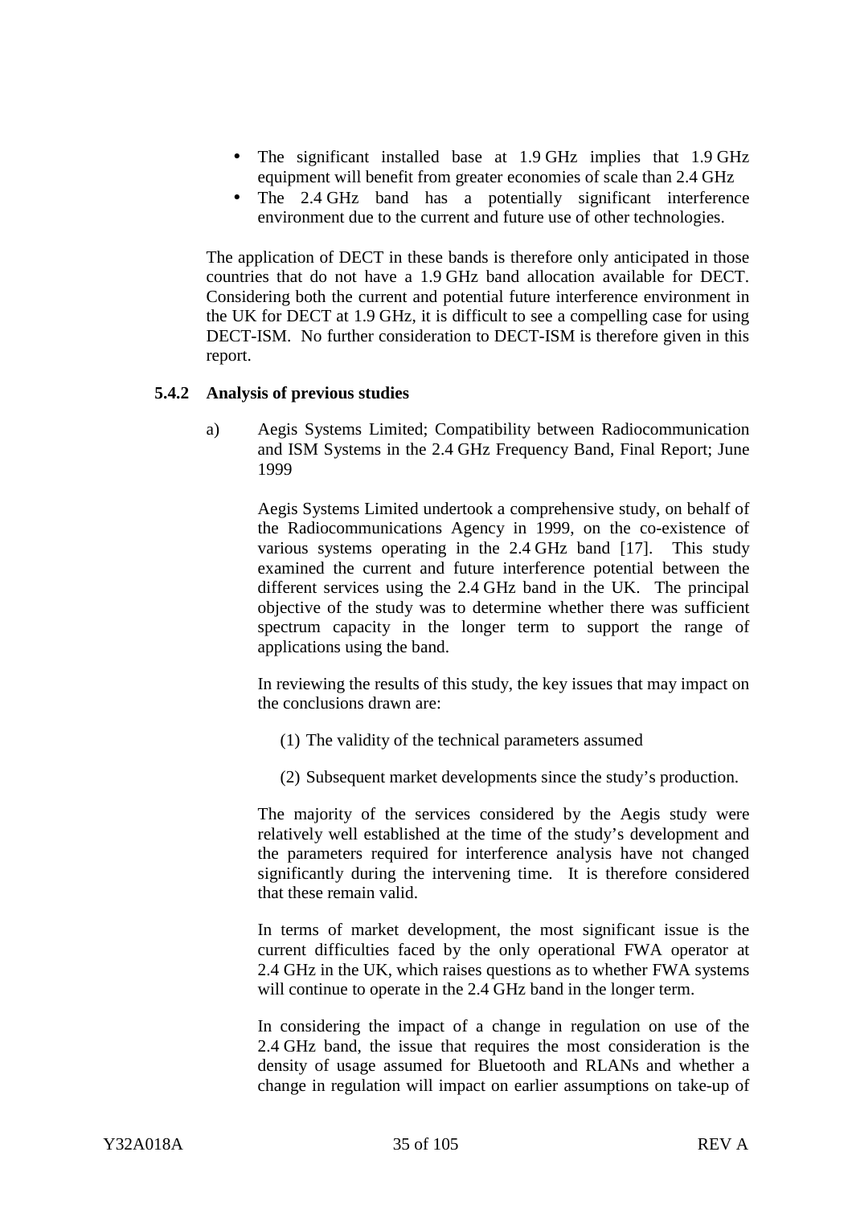- The significant installed base at 1.9 GHz implies that 1.9 GHz equipment will benefit from greater economies of scale than 2.4 GHz
- The 2.4 GHz band has a potentially significant interference environment due to the current and future use of other technologies.

The application of DECT in these bands is therefore only anticipated in those countries that do not have a 1.9 GHz band allocation available for DECT. Considering both the current and potential future interference environment in the UK for DECT at 1.9 GHz, it is difficult to see a compelling case for using DECT-ISM. No further consideration to DECT-ISM is therefore given in this report.

### 5.4.2 Analysis of previous studies

a) Aegis Systems Limited; Compatibility between Radiocommunication and ISM Systems in the 2.4 GHz Frequency Band, Final Report; June 1999

Aegis Systems Limited undertook a comprehensive study, on behalf of the Radiocommunications Agency in 1999, on the co-existence of various systems operating in the 2.4 GHz band [17]. This study examined the current and future interference potential between the different services using the 2.4 GHz band in the UK. The principal objective of the study was to determine whether there was sufficient spectrum capacity in the longer term to support the range of applications using the band.

In reviewing the results of this study, the key issues that may impact on the conclusions drawn are:

(1) The validity of the technical parameters assumed

(2) Subsequent market developments since the study's production.

The majority of the services considered by the Aegis study were relatively well established at the time of the study's development and the parameters required for interference analysis have not changed significantly during the intervening time. It is therefore considered that these remain valid.

In terms of market development, the most significant issue is the current difficulties faced by the only operational FWA operator at 2.4 GHz in the UK, which raises questions as to whether FWA systems will continue to operate in the 2.4 GHz band in the longer term.

In considering the impact of a change in regulation on use of the 2.4 GHz band, the issue that requires the most consideration is the density of usage assumed for Bluetooth and RLANs and whether a change in regulation will impact on earlier assumptions on take-up of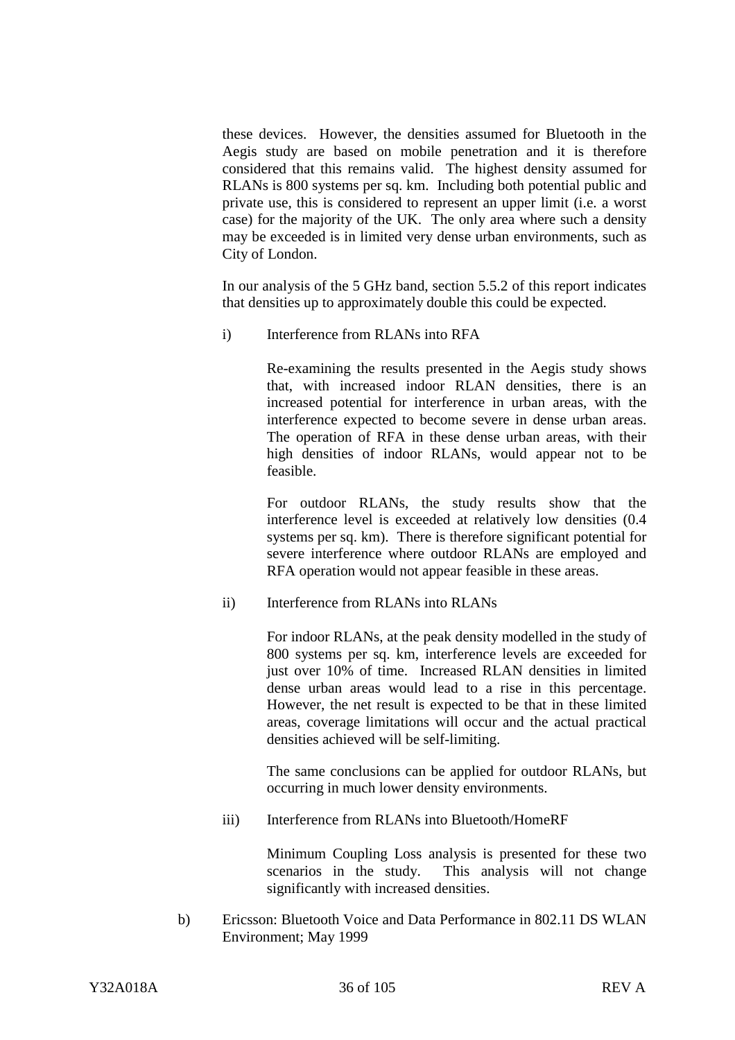these devices. However, the densities assumed for Bluetooth in the Aegis study are based on mobile penetration and it is therefore considered that this remains valid. The highest density assumed for RLANs is 800 systems per sq. km. Including both potential public and private use, this is considered to represent an upper limit (i.e. a worst case) for the majority of the UK. The only area where such a density may be exceeded is in limited very dense urban environments, such as City of London.

In our analysis of the 5 GHz band, section 5.5.2 of this report indicates that densities up to approximately double this could be expected.

i) Interference from RLANs into RFA

Re-examining the results presented in the Aegis study shows that, with increased indoor RLAN densities, there is an increased potential for interference in urban areas, with the interference expected to become severe in dense urban areas. The operation of RFA in these dense urban areas, with their high densities of indoor RLANs, would appear not to be feasible.

For outdoor RLANs, the study results show that the interference level is exceeded at relatively low densities (0.4 systems per sq. km). There is therefore significant potential for severe interference where outdoor RLANs are employed and RFA operation would not appear feasible in these areas.

ii) Interference from RLANs into RLANs

For indoor RLANs, at the peak density modelled in the study of 800 systems per sq. km, interference levels are exceeded for just over 10% of time. Increased RLAN densities in limited dense urban areas would lead to a rise in this percentage. However, the net result is expected to be that in these limited areas, coverage limitations will occur and the actual practical densities achieved will be self-limiting.

The same conclusions can be applied for outdoor RLANs, but occurring in much lower density environments.

iii) Interference from RLANs into Bluetooth/HomeRF

Minimum Coupling Loss analysis is presented for these two scenarios in the study. This analysis will not change significantly with increased densities.

b) Ericsson: Bluetooth Voice and Data Performance in 802.11 DS WLAN Environment; May 1999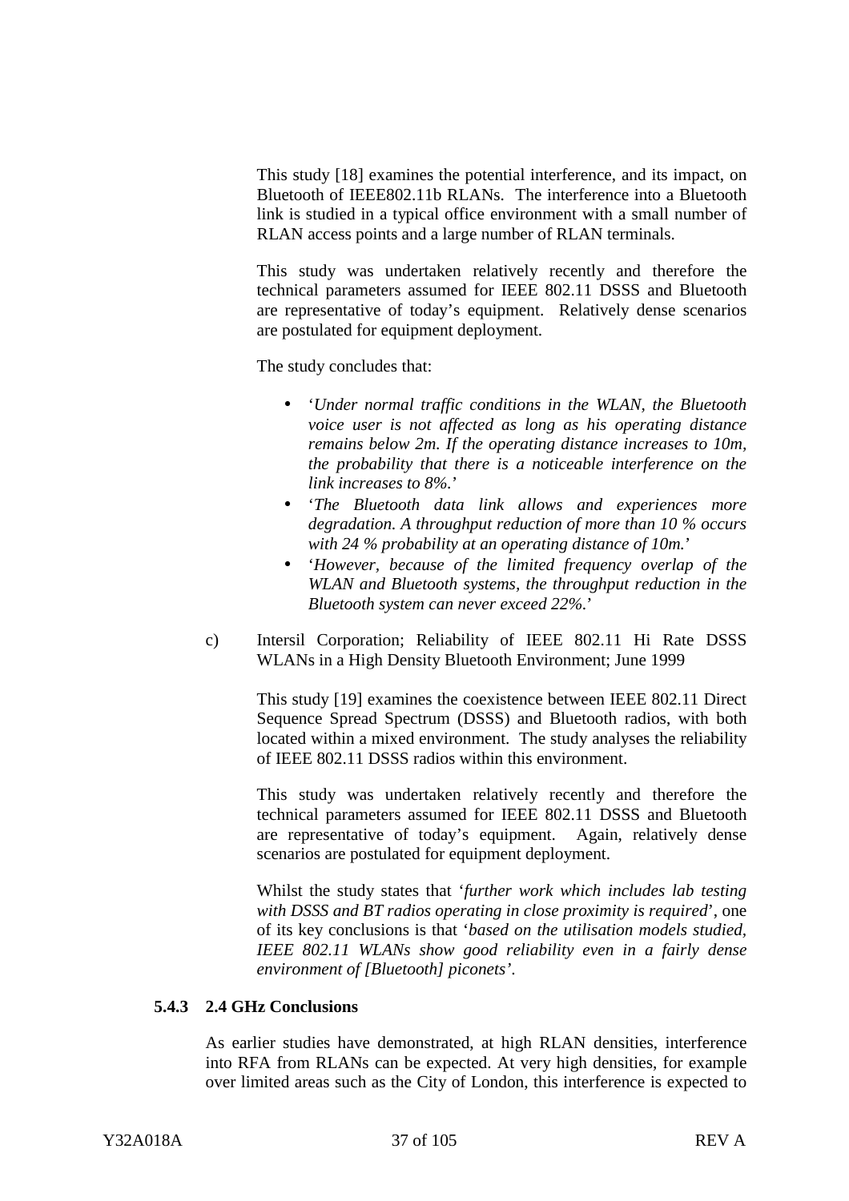This study [18] examines the potential interference, and its impact, on Bluetooth of IEEE802.11b RLANs. The interference into a Bluetooth link is studied in a typical office environment with a small number of RLAN access points and a large number of RLAN terminals.

This study was undertaken relatively recently and therefore the technical parameters assumed for IEEE 802.11 DSSS and Bluetooth are representative of today's equipment. Relatively dense scenarios are postulated for equipment deployment.

The study concludes that:

- '*Under normal traffic conditions in the WLAN, the Bluetooth voice user is not affected as long as his operating distance remains below 2m. If the operating distance increases to 10m, the probability that there is a noticeable interference on the link increases to 8%.*'
- '*The Bluetooth data link allows and experiences more degradation. A throughput reduction of more than 10 % occurs with 24 % probability at an operating distance of 10m.*'
- '*However, because of the limited frequency overlap of the WLAN and Bluetooth systems, the throughput reduction in the Bluetooth system can never exceed 22%.*'

c) Intersil Corporation; Reliability of IEEE 802.11 Hi Rate DSSS WLANs in a High Density Bluetooth Environment; June 1999

This study [19] examines the coexistence between IEEE 802.11 Direct Sequence Spread Spectrum (DSSS) and Bluetooth radios, with both located within a mixed environment. The study analyses the reliability of IEEE 802.11 DSSS radios within this environment.

This study was undertaken relatively recently and therefore the technical parameters assumed for IEEE 802.11 DSSS and Bluetooth are representative of today's equipment. Again, relatively dense scenarios are postulated for equipment deployment.

Whilst the study states that '*further work which includes lab testing with DSSS and BT radios operating in close proximity is required*', one of its key conclusions is that '*based on the utilisation models studied, IEEE 802.11 WLANs show good reliability even in a fairly dense environment of [Bluetooth] piconets'*.

### 5.4.3 2.4 GHz Conclusions

As earlier studies have demonstrated, at high RLAN densities, interference into RFA from RLANs can be expected. At very high densities, for example over limited areas such as the City of London, this interference is expected to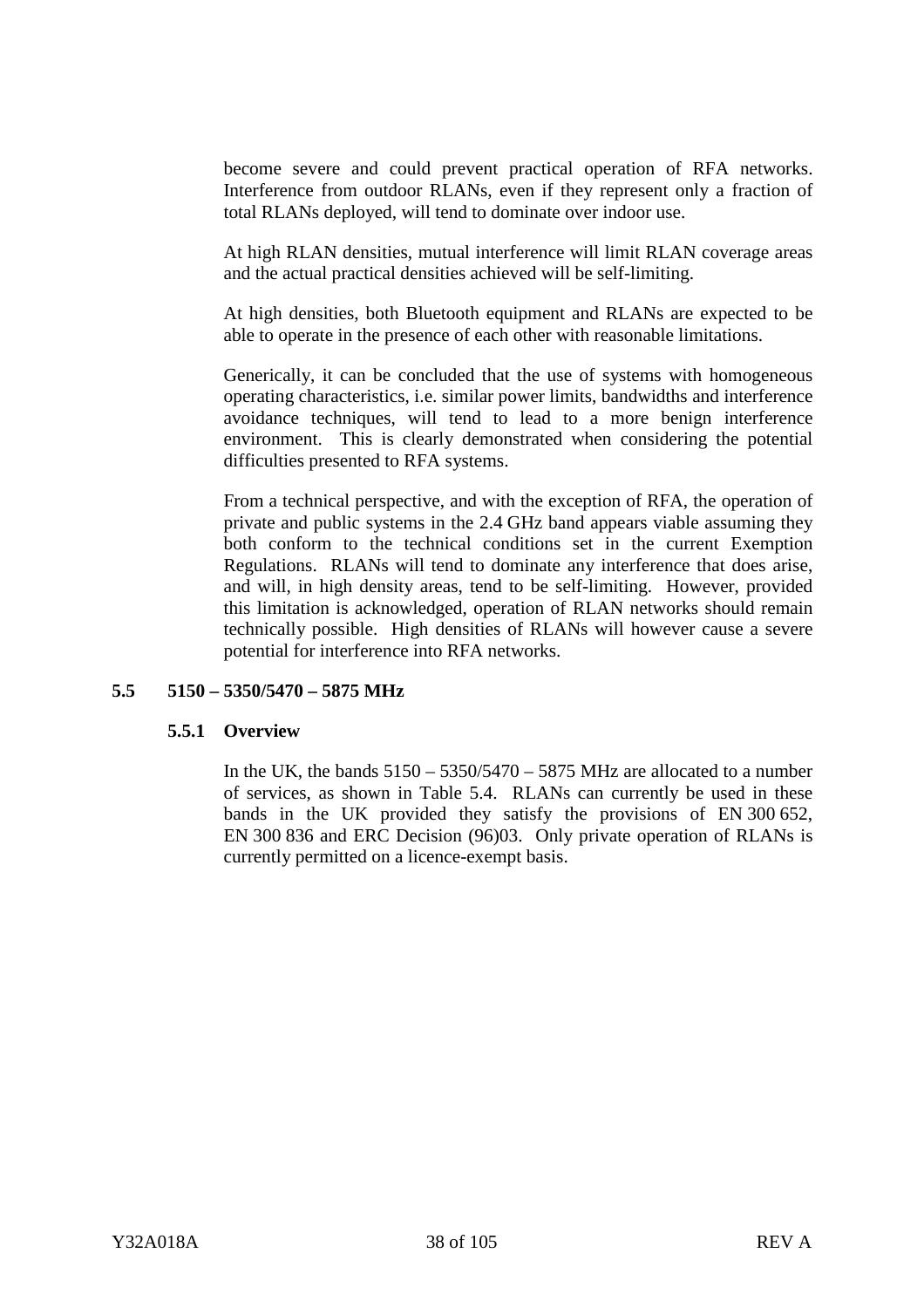become severe and could prevent practical operation of RFA networks. Interference from outdoor RLANs, even if they represent only a fraction of total RLANs deployed, will tend to dominate over indoor use.

At high RLAN densities, mutual interference will limit RLAN coverage areas and the actual practical densities achieved will be self-limiting.

At high densities, both Bluetooth equipment and RLANs are expected to be able to operate in the presence of each other with reasonable limitations.

Generically, it can be concluded that the use of systems with homogeneous operating characteristics, i.e. similar power limits, bandwidths and interference avoidance techniques, will tend to lead to a more benign interference environment. This is clearly demonstrated when considering the potential difficulties presented to RFA systems.

From a technical perspective, and with the exception of RFA, the operation of private and public systems in the 2.4 GHz band appears viable assuming they both conform to the technical conditions set in the current Exemption Regulations. RLANs will tend to dominate any interference that does arise, and will, in high density areas, tend to be self-limiting. However, provided this limitation is acknowledged, operation of RLAN networks should remain technically possible. High densities of RLANs will however cause a severe potential for interference into RFA networks.

## 5.5 5150 – 5350/5470 – 5875 MHz

### 5.5.1 Overview

In the UK, the bands 5150 – 5350/5470 – 5875 MHz are allocated to a number of services, as shown in Table 5.4. RLANs can currently be used in these bands in the UK provided they satisfy the provisions of EN 300 652, EN 300 836 and ERC Decision (96)03. Only private operation of RLANs is currently permitted on a licence-exempt basis.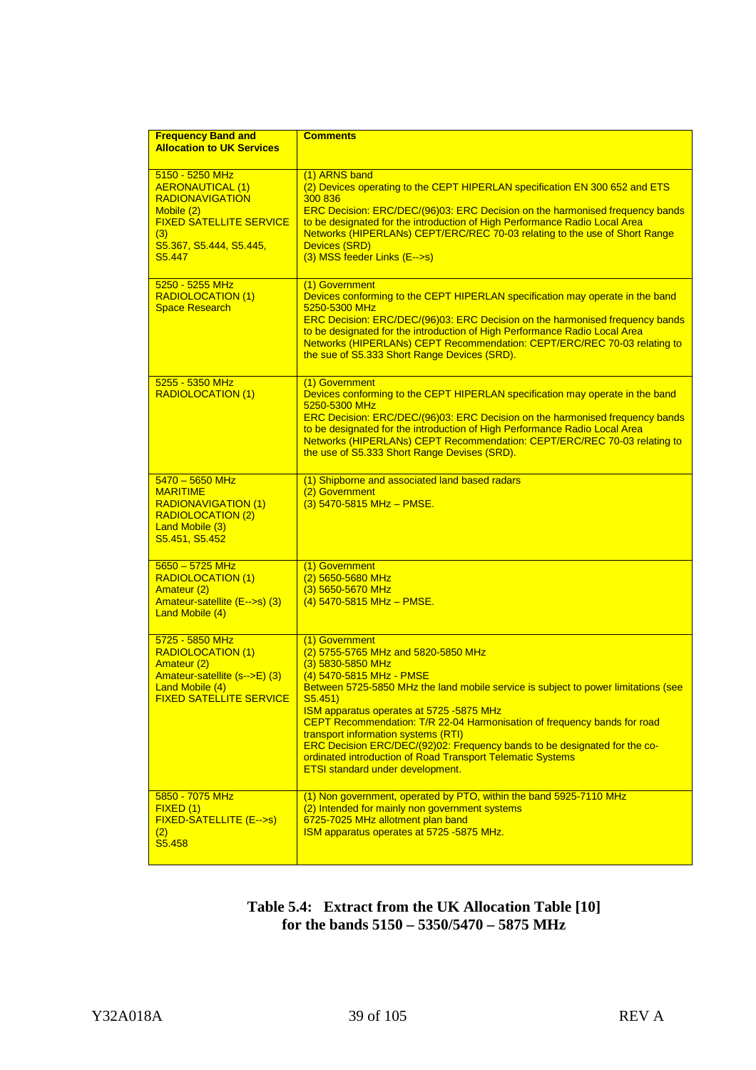| Frequency Band and Allocation to UK Services | Comments |
|---|---|
| 5150 - 5250 MHz<br>AERONAUTICAL (1)<br>RADIONAVIGATION<br>Mobile (2)<br>FIXED SATELLITE SERVICE (3)<br>S5.367, S5.444, S5.445, S5.447 | (1) ARNS band<br>(2) Devices operating to the CEPT HIPERLAN specification EN 300 652 and ETS 300 836<br>ERC Decision: ERC/DEC/(96)03: ERC Decision on the harmonised frequency bands to be designated for the introduction of High Performance Radio Local Area Networks (HIPERLANs) CEPT/ERC/REC 70-03 relating to the use of Short Range Devices (SRD)<br>(3) MSS feeder Links (E-->s) |
| 5250 - 5255 MHz<br>RADIOLOCATION (1)<br>Space Research | (1) Government<br>Devices conforming to the CEPT HIPERLAN specification may operate in the band 5250-5300 MHz<br>ERC Decision: ERC/DEC/(96)03: ERC Decision on the harmonised frequency bands to be designated for the introduction of High Performance Radio Local Area Networks (HIPERLANs) CEPT Recommendation: CEPT/ERC/REC 70-03 relating to the sue of S5.333 Short Range Devices (SRD). |
| 5255 - 5350 MHz<br>RADIOLOCATION (1) | (1) Government<br>Devices conforming to the CEPT HIPERLAN specification may operate in the band 5250-5300 MHz<br>ERC Decision: ERC/DEC/(96)03: ERC Decision on the harmonised frequency bands to be designated for the introduction of High Performance Radio Local Area Networks (HIPERLANs) CEPT Recommendation: CEPT/ERC/REC 70-03 relating to the use of S5.333 Short Range Devises (SRD). |
| 5470 – 5650 MHz<br>MARITIME<br>RADIONAVIGATION (1)<br>RADIOLOCATION (2)<br>Land Mobile (3)<br>S5.451, S5.452 | (1) Shipborne and associated land based radars<br>(2) Government<br>(3) 5470-5815 MHz – PMSE. |
| 5650 – 5725 MHz<br>RADIOLOCATION (1)<br>Amateur (2)<br>Amateur-satellite (E-->s) (3)<br>Land Mobile (4) | (1) Government<br>(2) 5650-5680 MHz<br>(3) 5650-5670 MHz<br>(4) 5470-5815 MHz – PMSE. |
| 5725 - 5850 MHz<br>RADIOLOCATION (1)<br>Amateur (2)<br>Amateur-satellite (s-->E) (3)<br>Land Mobile (4)<br>FIXED SATELLITE SERVICE | (1) Government<br>(2) 5755-5765 MHz and 5820-5850 MHz<br>(3) 5830-5850 MHz<br>(4) 5470-5815 MHz - PMSE<br>Between 5725-5850 MHz the land mobile service is subject to power limitations (see S5.451)<br>ISM apparatus operates at 5725 -5875 MHz<br>CEPT Recommendation: T/R 22-04 Harmonisation of frequency bands for road transport information systems (RTI)<br>ERC Decision ERC/DEC/(92)02: Frequency bands to be designated for the co-ordinated introduction of Road Transport Telematic Systems<br>ETSI standard under development. |
| 5850 - 7075 MHz<br>FIXED (1)<br>FIXED-SATELLITE (E-->s) (2)<br>S5.458 | (1) Non government, operated by PTO, within the band 5925-7110 MHz<br>(2) Intended for mainly non government systems<br>6725-7025 MHz allotment plan band<br>ISM apparatus operates at 5725 -5875 MHz. |

**Table 5.4: Extract from the UK Allocation Table [10] for the bands 5150 – 5350/5470 – 5875 MHz**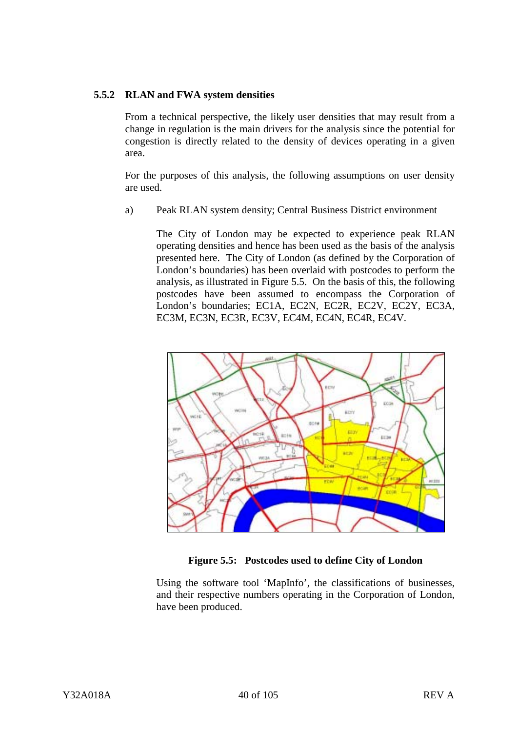### 5.5.2 RLAN and FWA system densities

From a technical perspective, the likely user densities that may result from a change in regulation is the main drivers for the analysis since the potential for congestion is directly related to the density of devices operating in a given area.

For the purposes of this analysis, the following assumptions on user density are used.

a) Peak RLAN system density; Central Business District environment

The City of London may be expected to experience peak RLAN operating densities and hence has been used as the basis of the analysis presented here. The City of London (as defined by the Corporation of London's boundaries) has been overlaid with postcodes to perform the analysis, as illustrated in Figure 5.5. On the basis of this, the following postcodes have been assumed to encompass the Corporation of London's boundaries; EC1A, EC2N, EC2R, EC2V, EC2Y, EC3A, EC3M, EC3N, EC3R, EC3V, EC4M, EC4N, EC4R, EC4V.

**Figure 5.5: Postcodes used to define City of London**

Using the software tool 'MapInfo', the classifications of businesses, and their respective numbers operating in the Corporation of London, have been produced.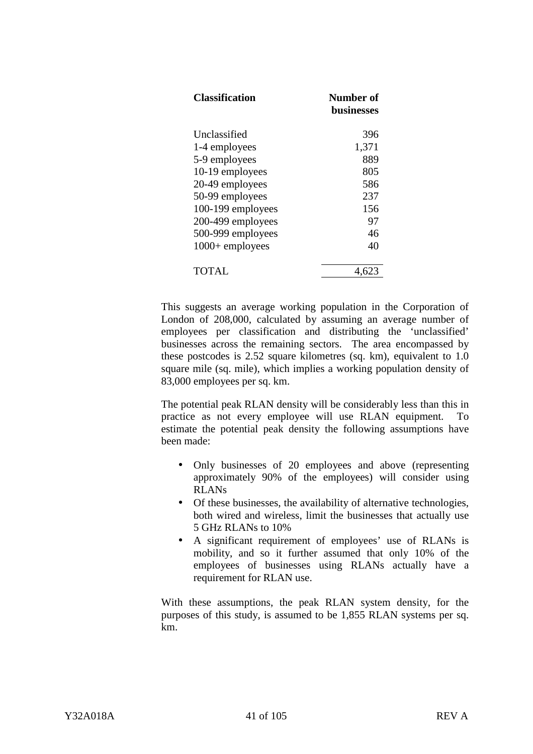| Classification | Number of businesses |
|---|---:|
| Unclassified | 396 |
| 1-4 employees | 1,371 |
| 5-9 employees | 889 |
| 10-19 employees | 805 |
| 20-49 employees | 586 |
| 50-99 employees | 237 |
| 100-199 employees | 156 |
| 200-499 employees | 97 |
| 500-999 employees | 46 |
| 1000+ employees | 40 |
| TOTAL | 4,623 |

This suggests an average working population in the Corporation of London of 208,000, calculated by assuming an average number of employees per classification and distributing the 'unclassified' businesses across the remaining sectors. The area encompassed by these postcodes is 2.52 square kilometres (sq. km), equivalent to 1.0 square mile (sq. mile), which implies a working population density of 83,000 employees per sq. km.

The potential peak RLAN density will be considerably less than this in practice as not every employee will use RLAN equipment. To estimate the potential peak density the following assumptions have been made:

- Only businesses of 20 employees and above (representing approximately 90% of the employees) will consider using RLANs
- Of these businesses, the availability of alternative technologies, both wired and wireless, limit the businesses that actually use 5 GHz RLANs to 10%
- A significant requirement of employees' use of RLANs is mobility, and so it further assumed that only 10% of the employees of businesses using RLANs actually have a requirement for RLAN use.

With these assumptions, the peak RLAN system density, for the purposes of this study, is assumed to be 1,855 RLAN systems per sq. km.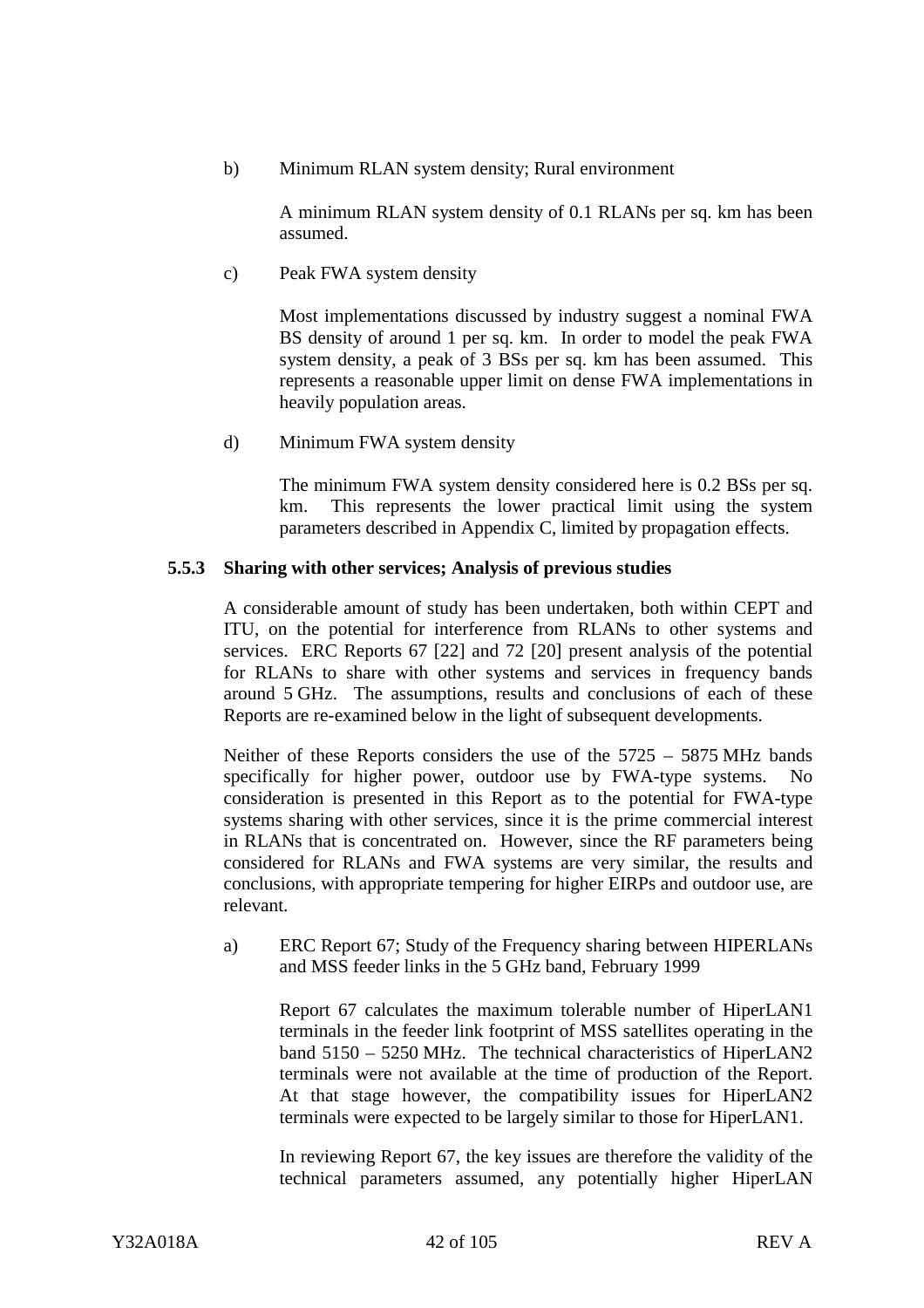b) Minimum RLAN system density; Rural environment

A minimum RLAN system density of 0.1 RLANs per sq. km has been assumed.

c) Peak FWA system density

Most implementations discussed by industry suggest a nominal FWA BS density of around 1 per sq. km. In order to model the peak FWA system density, a peak of 3 BSs per sq. km has been assumed. This represents a reasonable upper limit on dense FWA implementations in heavily population areas.

d) Minimum FWA system density

The minimum FWA system density considered here is 0.2 BSs per sq. km. This represents the lower practical limit using the system parameters described in Appendix C, limited by propagation effects.

### 5.5.3 Sharing with other services; Analysis of previous studies

A considerable amount of study has been undertaken, both within CEPT and ITU, on the potential for interference from RLANs to other systems and services. ERC Reports 67 [22] and 72 [20] present analysis of the potential for RLANs to share with other systems and services in frequency bands around 5 GHz. The assumptions, results and conclusions of each of these Reports are re-examined below in the light of subsequent developments.

Neither of these Reports considers the use of the 5725 – 5875 MHz bands specifically for higher power, outdoor use by FWA-type systems. No consideration is presented in this Report as to the potential for FWA-type systems sharing with other services, since it is the prime commercial interest in RLANs that is concentrated on. However, since the RF parameters being considered for RLANs and FWA systems are very similar, the results and conclusions, with appropriate tempering for higher EIRPs and outdoor use, are relevant.

a) ERC Report 67; Study of the Frequency sharing between HIPERLANs and MSS feeder links in the 5 GHz band, February 1999

Report 67 calculates the maximum tolerable number of HiperLAN1 terminals in the feeder link footprint of MSS satellites operating in the band 5150 – 5250 MHz. The technical characteristics of HiperLAN2 terminals were not available at the time of production of the Report. At that stage however, the compatibility issues for HiperLAN2 terminals were expected to be largely similar to those for HiperLAN1.

In reviewing Report 67, the key issues are therefore the validity of the technical parameters assumed, any potentially higher HiperLAN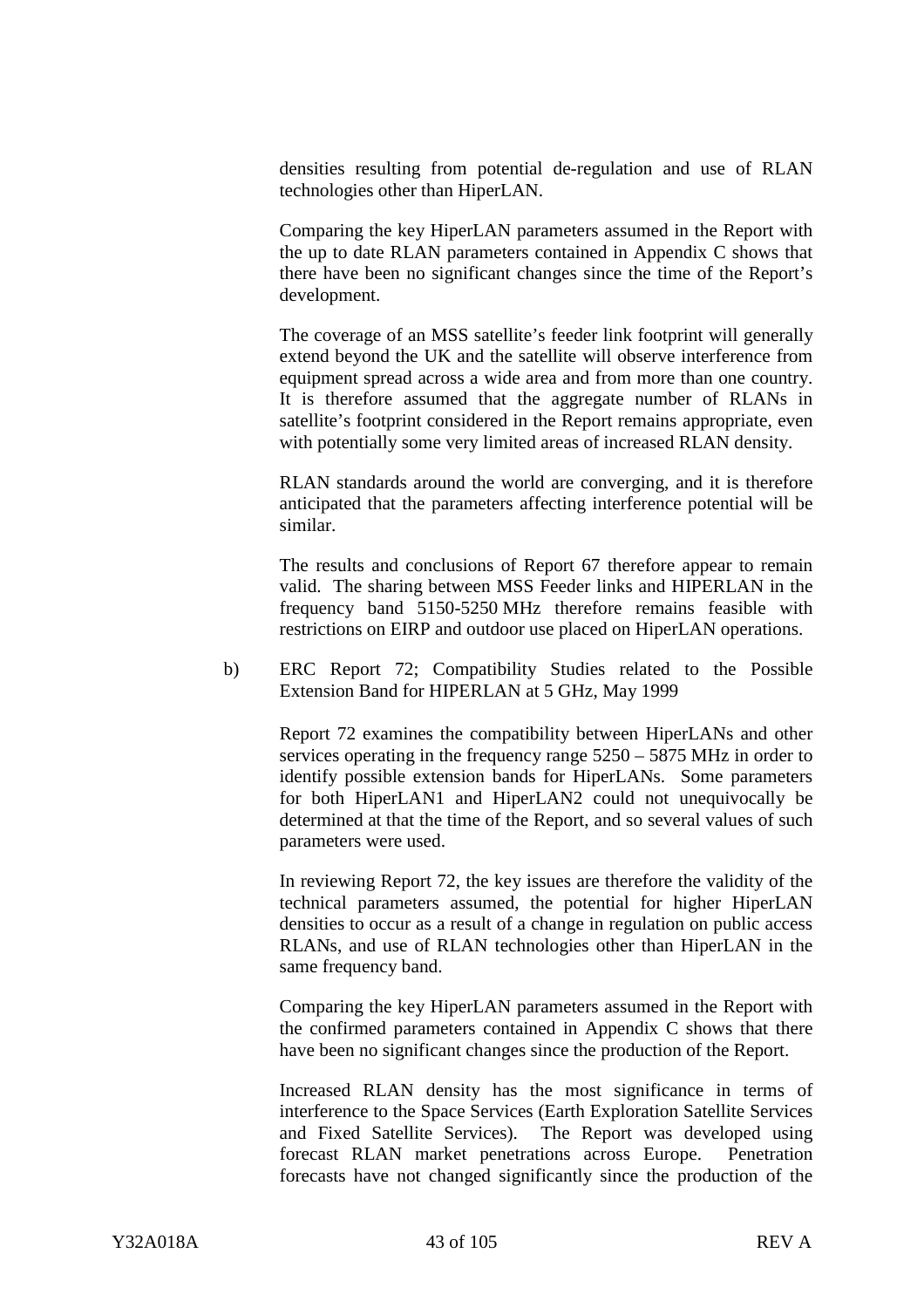densities resulting from potential de-regulation and use of RLAN technologies other than HiperLAN.

Comparing the key HiperLAN parameters assumed in the Report with the up to date RLAN parameters contained in Appendix C shows that there have been no significant changes since the time of the Report's development.

The coverage of an MSS satellite's feeder link footprint will generally extend beyond the UK and the satellite will observe interference from equipment spread across a wide area and from more than one country. It is therefore assumed that the aggregate number of RLANs in satellite's footprint considered in the Report remains appropriate, even with potentially some very limited areas of increased RLAN density.

RLAN standards around the world are converging, and it is therefore anticipated that the parameters affecting interference potential will be similar.

The results and conclusions of Report 67 therefore appear to remain valid. The sharing between MSS Feeder links and HIPERLAN in the frequency band 5150-5250 MHz therefore remains feasible with restrictions on EIRP and outdoor use placed on HiperLAN operations.

b) ERC Report 72; Compatibility Studies related to the Possible Extension Band for HIPERLAN at 5 GHz, May 1999

Report 72 examines the compatibility between HiperLANs and other services operating in the frequency range 5250 – 5875 MHz in order to identify possible extension bands for HiperLANs. Some parameters for both HiperLAN1 and HiperLAN2 could not unequivocally be determined at that the time of the Report, and so several values of such parameters were used.

In reviewing Report 72, the key issues are therefore the validity of the technical parameters assumed, the potential for higher HiperLAN densities to occur as a result of a change in regulation on public access RLANs, and use of RLAN technologies other than HiperLAN in the same frequency band.

Comparing the key HiperLAN parameters assumed in the Report with the confirmed parameters contained in Appendix C shows that there have been no significant changes since the production of the Report.

Increased RLAN density has the most significance in terms of interference to the Space Services (Earth Exploration Satellite Services and Fixed Satellite Services). The Report was developed using forecast RLAN market penetrations across Europe. Penetration forecasts have not changed significantly since the production of the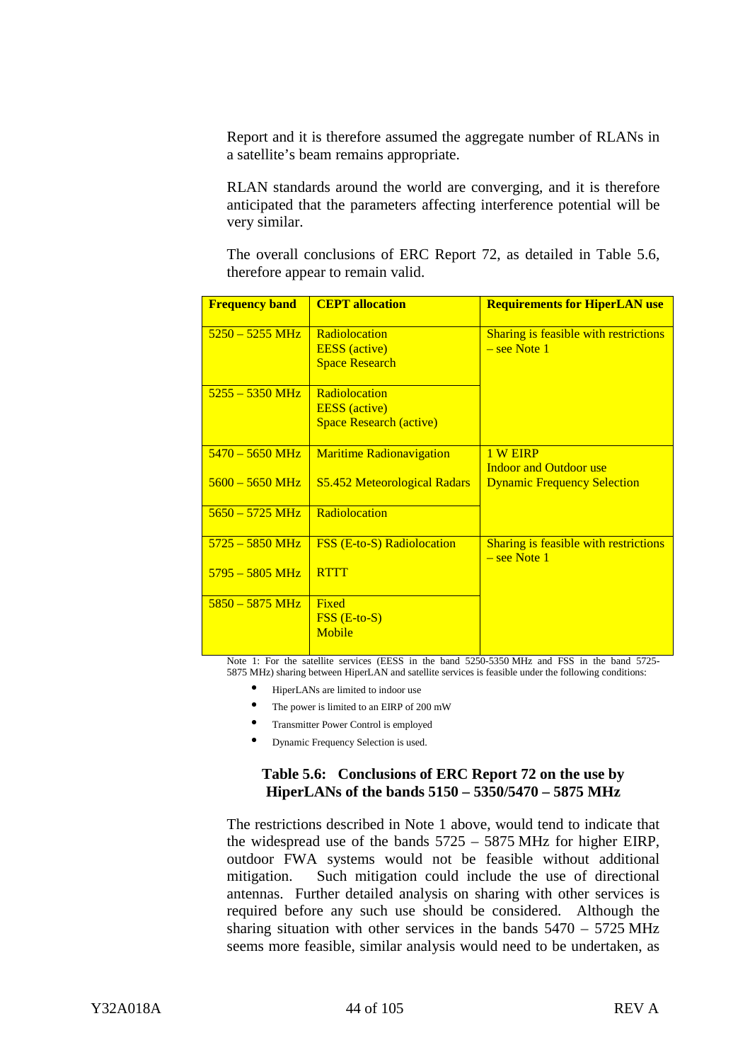Report and it is therefore assumed the aggregate number of RLANs in a satellite's beam remains appropriate.

RLAN standards around the world are converging, and it is therefore anticipated that the parameters affecting interference potential will be very similar.

The overall conclusions of ERC Report 72, as detailed in Table 5.6, therefore appear to remain valid.

| **Frequency band** | **CEPT allocation** | **Requirements for HiperLAN use** |
|---|---|---|
| 5250 – 5255 MHz | Radiolocation<br>EESS (active)<br>Space Research | Sharing is feasible with restrictions – see Note 1 |
| 5255 – 5350 MHz | Radiolocation<br>EESS (active)<br>Space Research (active) | |
| 5470 – 5650 MHz<br><br>5600 – 5650 MHz | Maritime Radionavigation<br><br>S5.452 Meteorological Radars | 1 W EIRP<br>Indoor and Outdoor use<br>Dynamic Frequency Selection |
| 5650 – 5725 MHz | Radiolocation | |
| 5725 – 5850 MHz<br><br>5795 – 5805 MHz | FSS (E-to-S) Radiolocation<br><br>RTTT | Sharing is feasible with restrictions – see Note 1 |
| 5850 – 5875 MHz | Fixed<br>FSS (E-to-S)<br>Mobile | |

Note 1: For the satellite services (EESS in the band 5250-5350 MHz and FSS in the band 5725-5875 MHz) sharing between HiperLAN and satellite services is feasible under the following conditions:

- HiperLANs are limited to indoor use
- The power is limited to an EIRP of 200 mW
- Transmitter Power Control is employed
- Dynamic Frequency Selection is used.

**Table 5.6: Conclusions of ERC Report 72 on the use by HiperLANs of the bands 5150 – 5350/5470 – 5875 MHz**

The restrictions described in Note 1 above, would tend to indicate that the widespread use of the bands 5725 – 5875 MHz for higher EIRP, outdoor FWA systems would not be feasible without additional mitigation. Such mitigation could include the use of directional antennas. Further detailed analysis on sharing with other services is required before any such use should be considered. Although the sharing situation with other services in the bands 5470 – 5725 MHz seems more feasible, similar analysis would need to be undertaken, as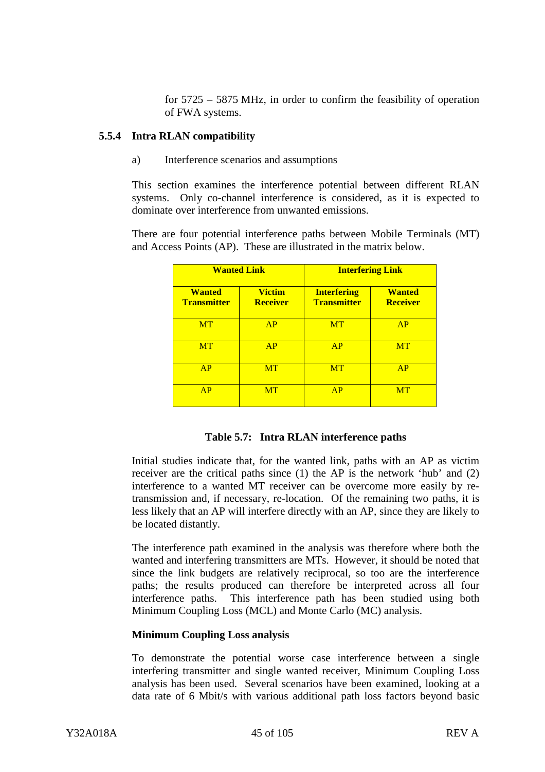for 5725 – 5875 MHz, in order to confirm the feasibility of operation of FWA systems.

### 5.5.4 Intra RLAN compatibility

a) Interference scenarios and assumptions

This section examines the interference potential between different RLAN systems. Only co-channel interference is considered, as it is expected to dominate over interference from unwanted emissions.

There are four potential interference paths between Mobile Terminals (MT) and Access Points (AP). These are illustrated in the matrix below.

| Wanted Link | | Interfering Link | |
|---|---|---|---|
| **Wanted Transmitter** | **Victim Receiver** | **Interfering Transmitter** | **Wanted Receiver** |
| MT | AP | MT | AP |
| MT | AP | AP | MT |
| AP | MT | MT | AP |
| AP | MT | AP | MT |

**Table 5.7: Intra RLAN interference paths**

Initial studies indicate that, for the wanted link, paths with an AP as victim receiver are the critical paths since (1) the AP is the network 'hub' and (2) interference to a wanted MT receiver can be overcome more easily by re-transmission and, if necessary, re-location. Of the remaining two paths, it is less likely that an AP will interfere directly with an AP, since they are likely to be located distantly.

The interference path examined in the analysis was therefore where both the wanted and interfering transmitters are MTs. However, it should be noted that since the link budgets are relatively reciprocal, so too are the interference paths; the results produced can therefore be interpreted across all four interference paths. This interference path has been studied using both Minimum Coupling Loss (MCL) and Monte Carlo (MC) analysis.

**Minimum Coupling Loss analysis**

To demonstrate the potential worse case interference between a single interfering transmitter and single wanted receiver, Minimum Coupling Loss analysis has been used. Several scenarios have been examined, looking at a data rate of 6 Mbit/s with various additional path loss factors beyond basic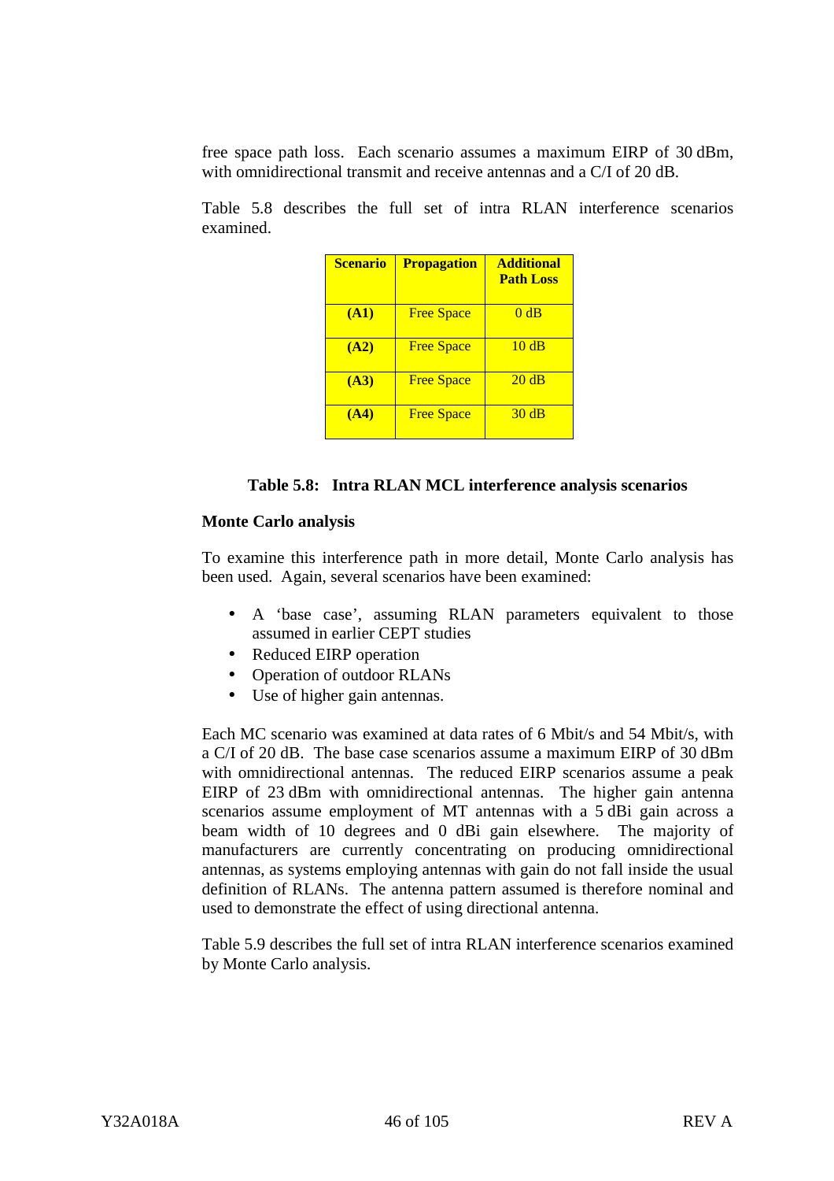free space path loss.  Each scenario assumes a maximum EIRP of 30 dBm, with omnidirectional transmit and receive antennas and a C/I of 20 dB.

Table 5.8 describes the full set of intra RLAN interference scenarios examined.

| **Scenario** | **Propagation** | **Additional Path Loss** |
|---|---|---|
| **(A1)** | Free Space | 0 dB |
| **(A2)** | Free Space | 10 dB |
| **(A3)** | Free Space | 20 dB |
| **(A4)** | Free Space | 30 dB |

**Table 5.8:   Intra RLAN MCL interference analysis scenarios**

**Monte Carlo analysis**

To examine this interference path in more detail, Monte Carlo analysis has been used.  Again, several scenarios have been examined:

- A 'base case', assuming RLAN parameters equivalent to those assumed in earlier CEPT studies
- Reduced EIRP operation
- Operation of outdoor RLANs
- Use of higher gain antennas.

Each MC scenario was examined at data rates of 6 Mbit/s and 54 Mbit/s, with a C/I of 20 dB.  The base case scenarios assume a maximum EIRP of 30 dBm with omnidirectional antennas.  The reduced EIRP scenarios assume a peak EIRP of 23 dBm with omnidirectional antennas.  The higher gain antenna scenarios assume employment of MT antennas with a 5 dBi gain across a beam width of 10 degrees and 0 dBi gain elsewhere.  The majority of manufacturers are currently concentrating on producing omnidirectional antennas, as systems employing antennas with gain do not fall inside the usual definition of RLANs.  The antenna pattern assumed is therefore nominal and used to demonstrate the effect of using directional antenna.

Table 5.9 describes the full set of intra RLAN interference scenarios examined by Monte Carlo analysis.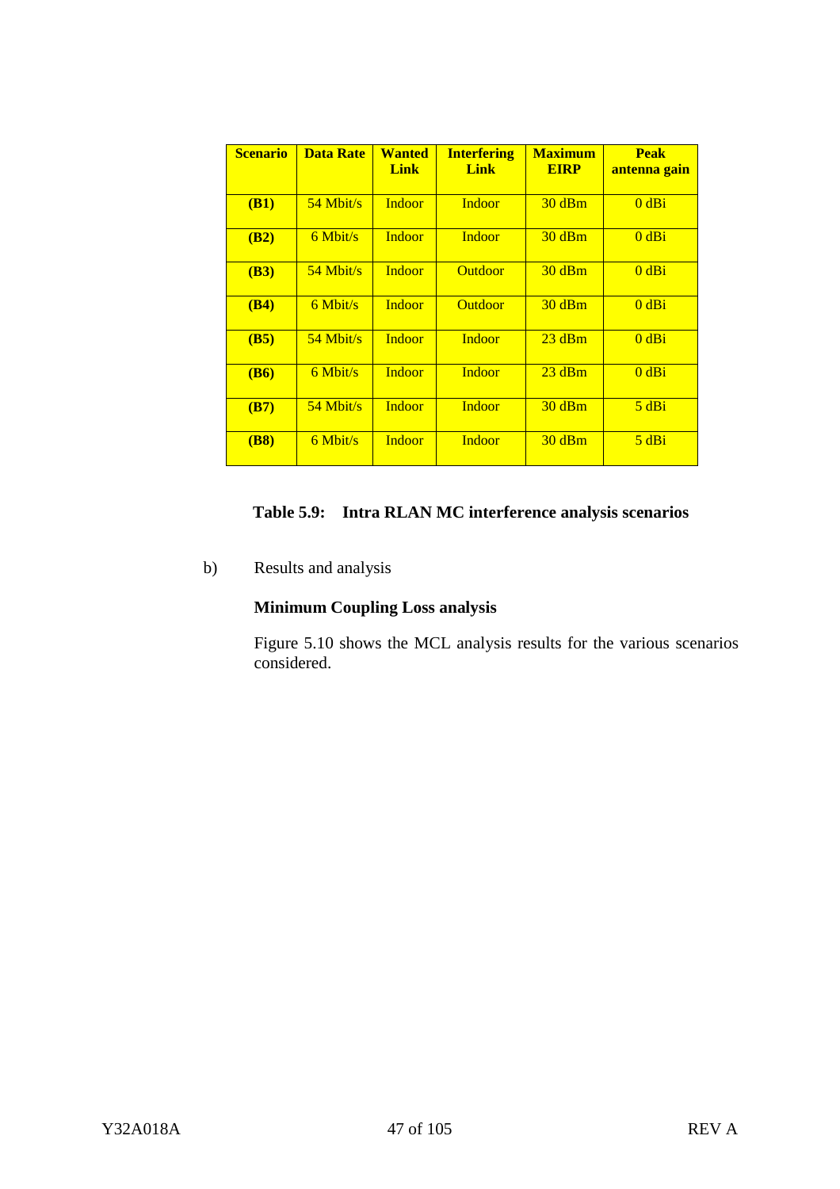| Scenario | Data Rate | Wanted Link | Interfering Link | Maximum EIRP | Peak antenna gain |
|---|---|---|---|---|---|
| **(B1)** | 54 Mbit/s | Indoor | Indoor | 30 dBm | 0 dBi |
| **(B2)** | 6 Mbit/s | Indoor | Indoor | 30 dBm | 0 dBi |
| **(B3)** | 54 Mbit/s | Indoor | Outdoor | 30 dBm | 0 dBi |
| **(B4)** | 6 Mbit/s | Indoor | Outdoor | 30 dBm | 0 dBi |
| **(B5)** | 54 Mbit/s | Indoor | Indoor | 23 dBm | 0 dBi |
| **(B6)** | 6 Mbit/s | Indoor | Indoor | 23 dBm | 0 dBi |
| **(B7)** | 54 Mbit/s | Indoor | Indoor | 30 dBm | 5 dBi |
| **(B8)** | 6 Mbit/s | Indoor | Indoor | 30 dBm | 5 dBi |

**Table 5.9: Intra RLAN MC interference analysis scenarios**

b) Results and analysis

**Minimum Coupling Loss analysis**

Figure 5.10 shows the MCL analysis results for the various scenarios considered.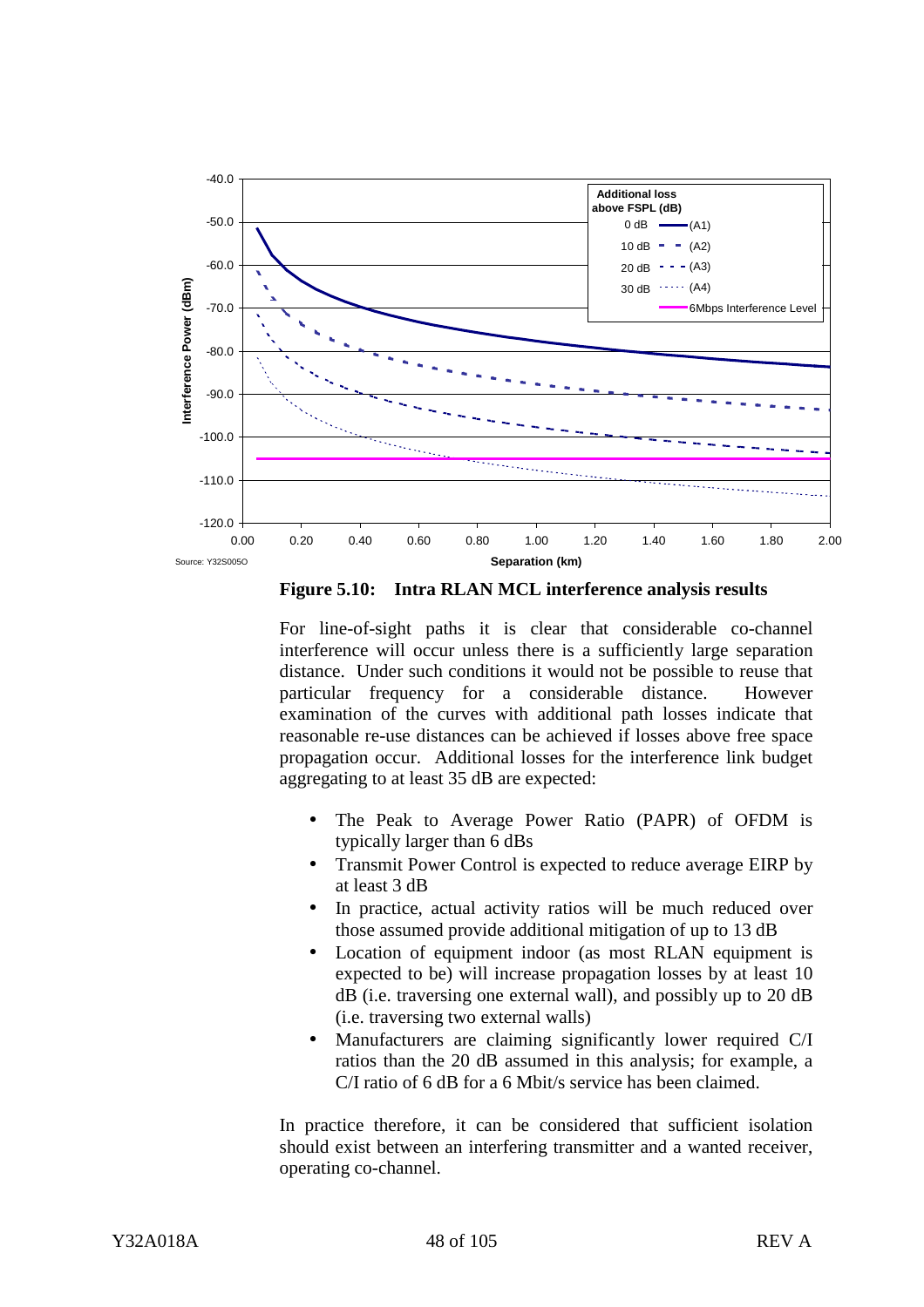Source: Y32S005O

**Figure 5.10: Intra RLAN MCL interference analysis results**

For line-of-sight paths it is clear that considerable co-channel interference will occur unless there is a sufficiently large separation distance. Under such conditions it would not be possible to reuse that particular frequency for a considerable distance. However examination of the curves with additional path losses indicate that reasonable re-use distances can be achieved if losses above free space propagation occur. Additional losses for the interference link budget aggregating to at least 35 dB are expected:

- The Peak to Average Power Ratio (PAPR) of OFDM is typically larger than 6 dBs
- Transmit Power Control is expected to reduce average EIRP by at least 3 dB
- In practice, actual activity ratios will be much reduced over those assumed provide additional mitigation of up to 13 dB
- Location of equipment indoor (as most RLAN equipment is expected to be) will increase propagation losses by at least 10 dB (i.e. traversing one external wall), and possibly up to 20 dB (i.e. traversing two external walls)
- Manufacturers are claiming significantly lower required C/I ratios than the 20 dB assumed in this analysis; for example, a C/I ratio of 6 dB for a 6 Mbit/s service has been claimed.

In practice therefore, it can be considered that sufficient isolation should exist between an interfering transmitter and a wanted receiver, operating co-channel.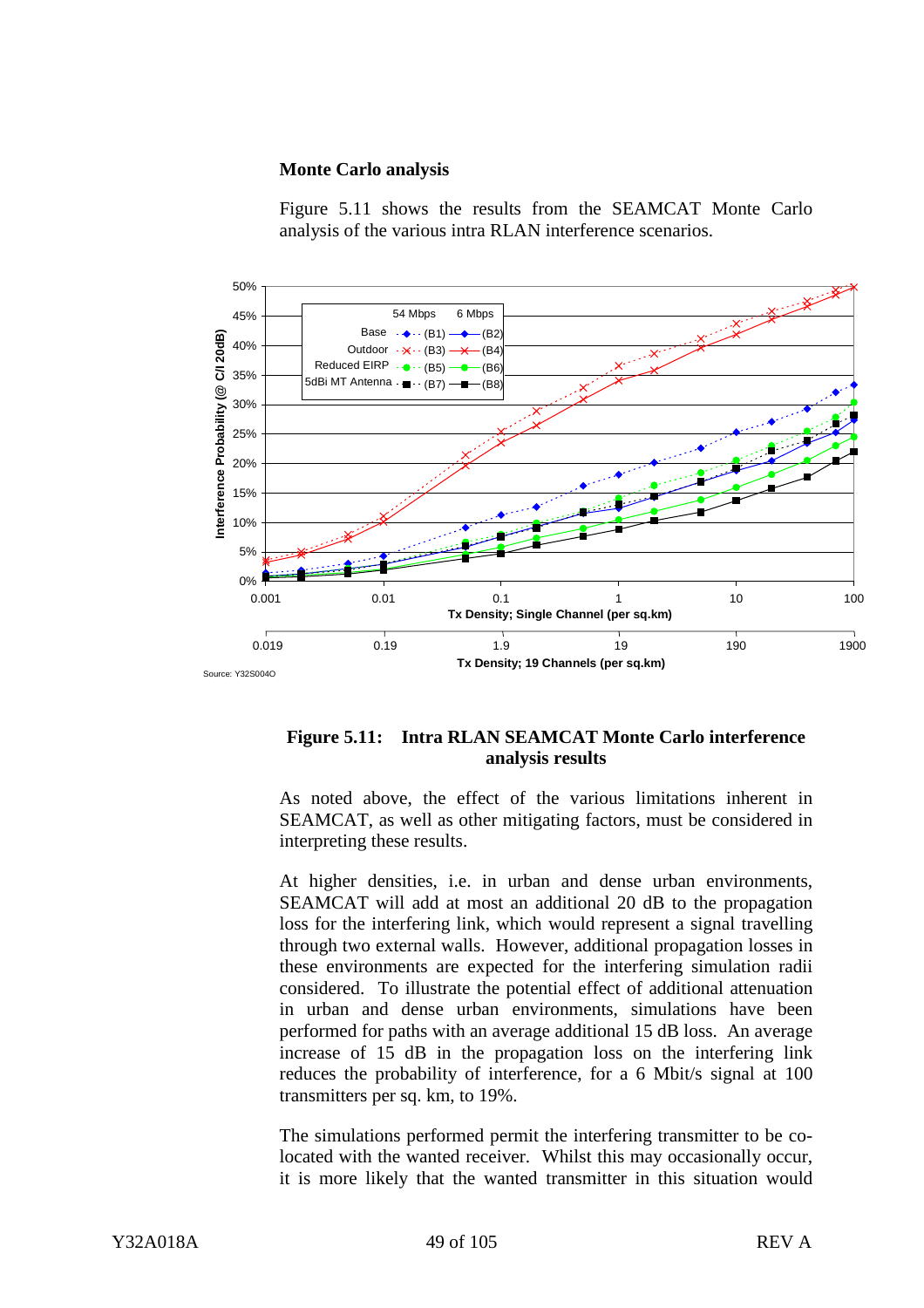**Monte Carlo analysis**

Figure 5.11 shows the results from the SEAMCAT Monte Carlo analysis of the various intra RLAN interference scenarios.

**Figure 5.11: Intra RLAN SEAMCAT Monte Carlo interference analysis results**

As noted above, the effect of the various limitations inherent in SEAMCAT, as well as other mitigating factors, must be considered in interpreting these results.

At higher densities, i.e. in urban and dense urban environments, SEAMCAT will add at most an additional 20 dB to the propagation loss for the interfering link, which would represent a signal travelling through two external walls. However, additional propagation losses in these environments are expected for the interfering simulation radii considered. To illustrate the potential effect of additional attenuation in urban and dense urban environments, simulations have been performed for paths with an average additional 15 dB loss. An average increase of 15 dB in the propagation loss on the interfering link reduces the probability of interference, for a 6 Mbit/s signal at 100 transmitters per sq. km, to 19%.

The simulations performed permit the interfering transmitter to be co-located with the wanted receiver. Whilst this may occasionally occur, it is more likely that the wanted transmitter in this situation would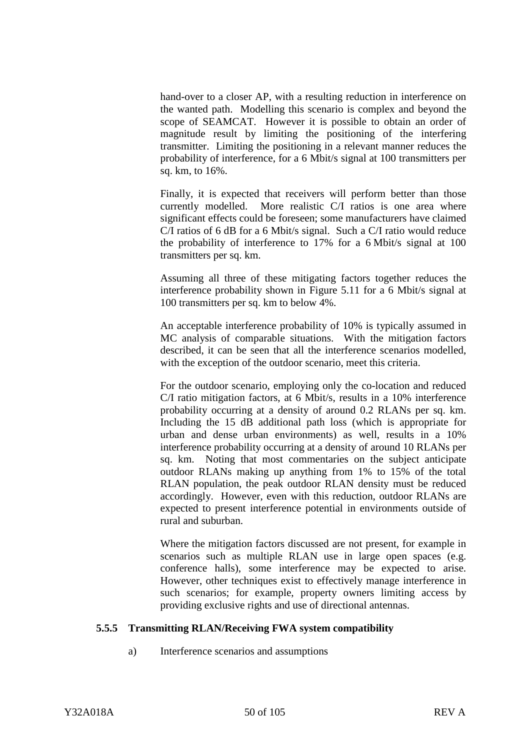hand-over to a closer AP, with a resulting reduction in interference on the wanted path. Modelling this scenario is complex and beyond the scope of SEAMCAT. However it is possible to obtain an order of magnitude result by limiting the positioning of the interfering transmitter. Limiting the positioning in a relevant manner reduces the probability of interference, for a 6 Mbit/s signal at 100 transmitters per sq. km, to 16%.

Finally, it is expected that receivers will perform better than those currently modelled. More realistic C/I ratios is one area where significant effects could be foreseen; some manufacturers have claimed C/I ratios of 6 dB for a 6 Mbit/s signal. Such a C/I ratio would reduce the probability of interference to 17% for a 6 Mbit/s signal at 100 transmitters per sq. km.

Assuming all three of these mitigating factors together reduces the interference probability shown in Figure 5.11 for a 6 Mbit/s signal at 100 transmitters per sq. km to below 4%.

An acceptable interference probability of 10% is typically assumed in MC analysis of comparable situations. With the mitigation factors described, it can be seen that all the interference scenarios modelled, with the exception of the outdoor scenario, meet this criteria.

For the outdoor scenario, employing only the co-location and reduced C/I ratio mitigation factors, at 6 Mbit/s, results in a 10% interference probability occurring at a density of around 0.2 RLANs per sq. km. Including the 15 dB additional path loss (which is appropriate for urban and dense urban environments) as well, results in a 10% interference probability occurring at a density of around 10 RLANs per sq. km. Noting that most commentaries on the subject anticipate outdoor RLANs making up anything from 1% to 15% of the total RLAN population, the peak outdoor RLAN density must be reduced accordingly. However, even with this reduction, outdoor RLANs are expected to present interference potential in environments outside of rural and suburban.

Where the mitigation factors discussed are not present, for example in scenarios such as multiple RLAN use in large open spaces (e.g. conference halls), some interference may be expected to arise. However, other techniques exist to effectively manage interference in such scenarios; for example, property owners limiting access by providing exclusive rights and use of directional antennas.

### 5.5.5 Transmitting RLAN/Receiving FWA system compatibility

a) Interference scenarios and assumptions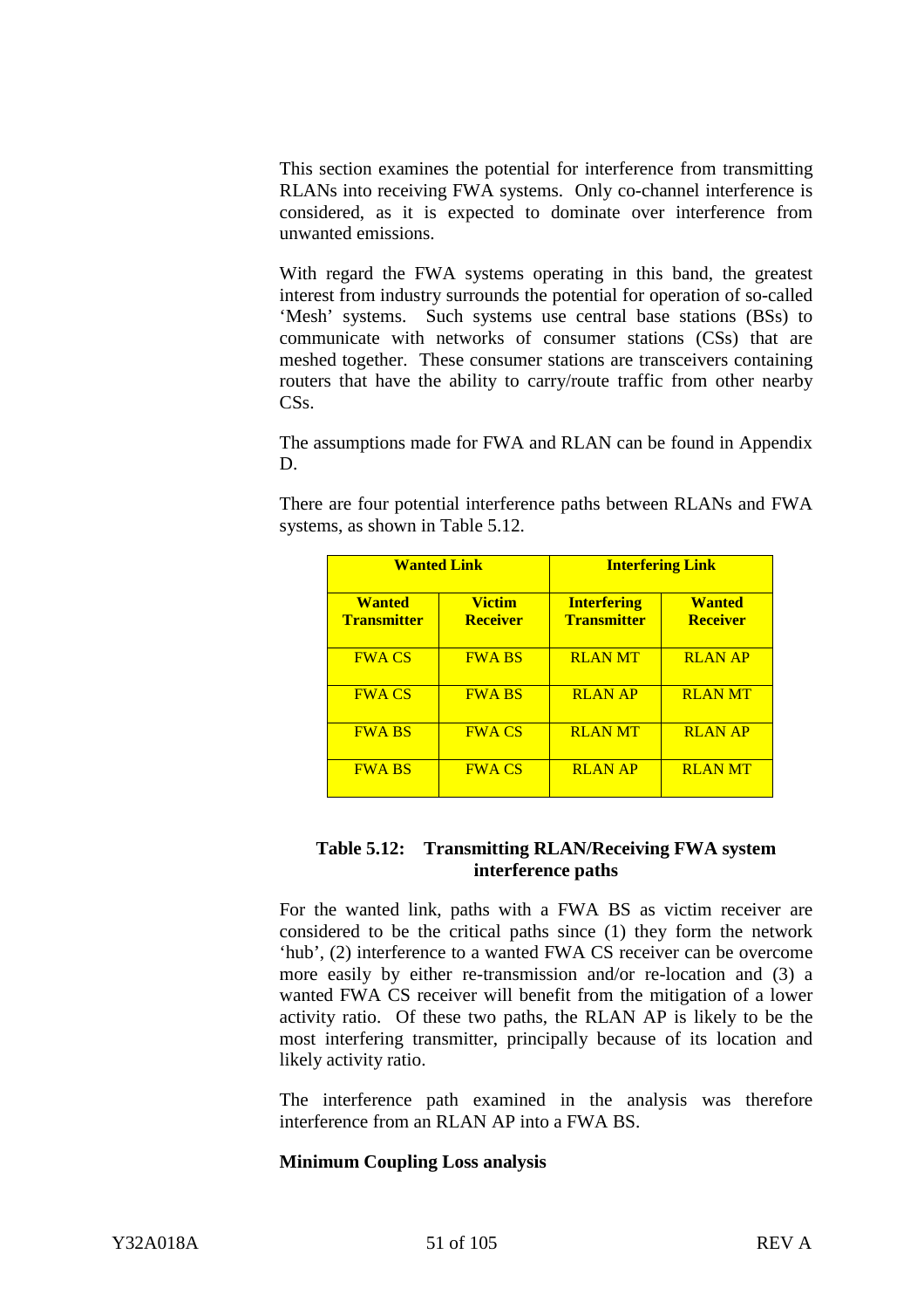This section examines the potential for interference from transmitting RLANs into receiving FWA systems. Only co-channel interference is considered, as it is expected to dominate over interference from unwanted emissions.

With regard the FWA systems operating in this band, the greatest interest from industry surrounds the potential for operation of so-called 'Mesh' systems. Such systems use central base stations (BSs) to communicate with networks of consumer stations (CSs) that are meshed together. These consumer stations are transceivers containing routers that have the ability to carry/route traffic from other nearby CSs.

The assumptions made for FWA and RLAN can be found in Appendix D.

There are four potential interference paths between RLANs and FWA systems, as shown in Table 5.12.

| **Wanted Link** | | **Interfering Link** | |
|---|---|---|---|
| **Wanted Transmitter** | **Victim Receiver** | **Interfering Transmitter** | **Wanted Receiver** |
| FWA CS | FWA BS | RLAN MT | RLAN AP |
| FWA CS | FWA BS | RLAN AP | RLAN MT |
| FWA BS | FWA CS | RLAN MT | RLAN AP |
| FWA BS | FWA CS | RLAN AP | RLAN MT |

**Table 5.12: Transmitting RLAN/Receiving FWA system interference paths**

For the wanted link, paths with a FWA BS as victim receiver are considered to be the critical paths since (1) they form the network 'hub', (2) interference to a wanted FWA CS receiver can be overcome more easily by either re-transmission and/or re-location and (3) a wanted FWA CS receiver will benefit from the mitigation of a lower activity ratio. Of these two paths, the RLAN AP is likely to be the most interfering transmitter, principally because of its location and likely activity ratio.

The interference path examined in the analysis was therefore interference from an RLAN AP into a FWA BS.

**Minimum Coupling Loss analysis**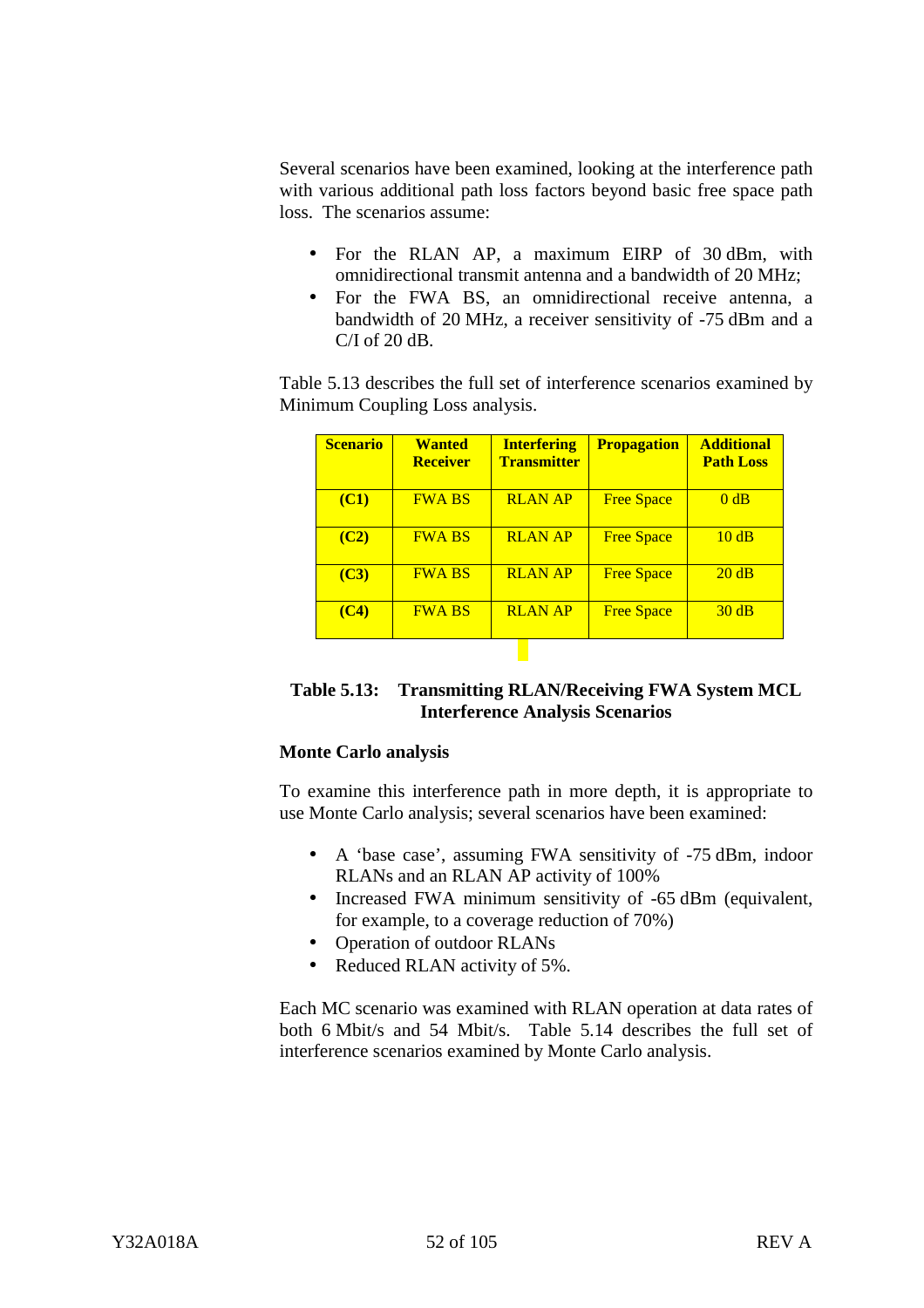Several scenarios have been examined, looking at the interference path with various additional path loss factors beyond basic free space path loss. The scenarios assume:

- For the RLAN AP, a maximum EIRP of 30 dBm, with omnidirectional transmit antenna and a bandwidth of 20 MHz;
- For the FWA BS, an omnidirectional receive antenna, a bandwidth of 20 MHz, a receiver sensitivity of -75 dBm and a C/I of 20 dB.

Table 5.13 describes the full set of interference scenarios examined by Minimum Coupling Loss analysis.

| Scenario | Wanted Receiver | Interfering Transmitter | Propagation | Additional Path Loss |
|---|---|---|---|---|
| **(C1)** | FWA BS | RLAN AP | Free Space | 0 dB |
| **(C2)** | FWA BS | RLAN AP | Free Space | 10 dB |
| **(C3)** | FWA BS | RLAN AP | Free Space | 20 dB |
| **(C4)** | FWA BS | RLAN AP | Free Space | 30 dB |

**Table 5.13: Transmitting RLAN/Receiving FWA System MCL Interference Analysis Scenarios**

**Monte Carlo analysis**

To examine this interference path in more depth, it is appropriate to use Monte Carlo analysis; several scenarios have been examined:

- A 'base case', assuming FWA sensitivity of -75 dBm, indoor RLANs and an RLAN AP activity of 100%
- Increased FWA minimum sensitivity of -65 dBm (equivalent, for example, to a coverage reduction of 70%)
- Operation of outdoor RLANs
- Reduced RLAN activity of 5%.

Each MC scenario was examined with RLAN operation at data rates of both 6 Mbit/s and 54 Mbit/s. Table 5.14 describes the full set of interference scenarios examined by Monte Carlo analysis.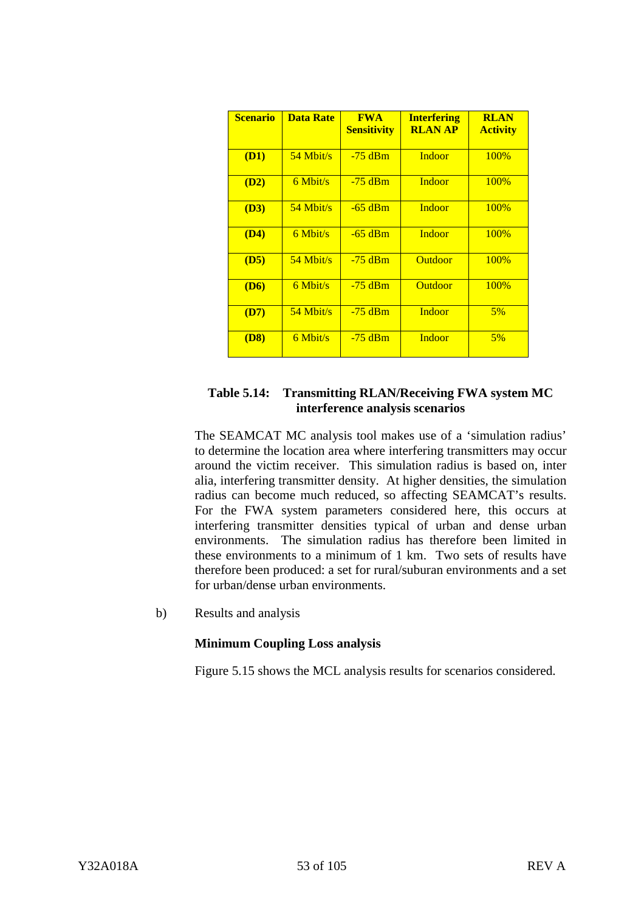| Scenario | Data Rate | FWA Sensitivity | Interfering RLAN AP | RLAN Activity |
|---|---|---|---|---|
| **(D1)** | 54 Mbit/s | -75 dBm | Indoor | 100% |
| **(D2)** | 6 Mbit/s | -75 dBm | Indoor | 100% |
| **(D3)** | 54 Mbit/s | -65 dBm | Indoor | 100% |
| **(D4)** | 6 Mbit/s | -65 dBm | Indoor | 100% |
| **(D5)** | 54 Mbit/s | -75 dBm | Outdoor | 100% |
| **(D6)** | 6 Mbit/s | -75 dBm | Outdoor | 100% |
| **(D7)** | 54 Mbit/s | -75 dBm | Indoor | 5% |
| **(D8)** | 6 Mbit/s | -75 dBm | Indoor | 5% |

**Table 5.14: Transmitting RLAN/Receiving FWA system MC interference analysis scenarios**

The SEAMCAT MC analysis tool makes use of a 'simulation radius' to determine the location area where interfering transmitters may occur around the victim receiver. This simulation radius is based on, inter alia, interfering transmitter density. At higher densities, the simulation radius can become much reduced, so affecting SEAMCAT's results. For the FWA system parameters considered here, this occurs at interfering transmitter densities typical of urban and dense urban environments. The simulation radius has therefore been limited in these environments to a minimum of 1 km. Two sets of results have therefore been produced: a set for rural/suburan environments and a set for urban/dense urban environments.

b) Results and analysis

**Minimum Coupling Loss analysis**

Figure 5.15 shows the MCL analysis results for scenarios considered.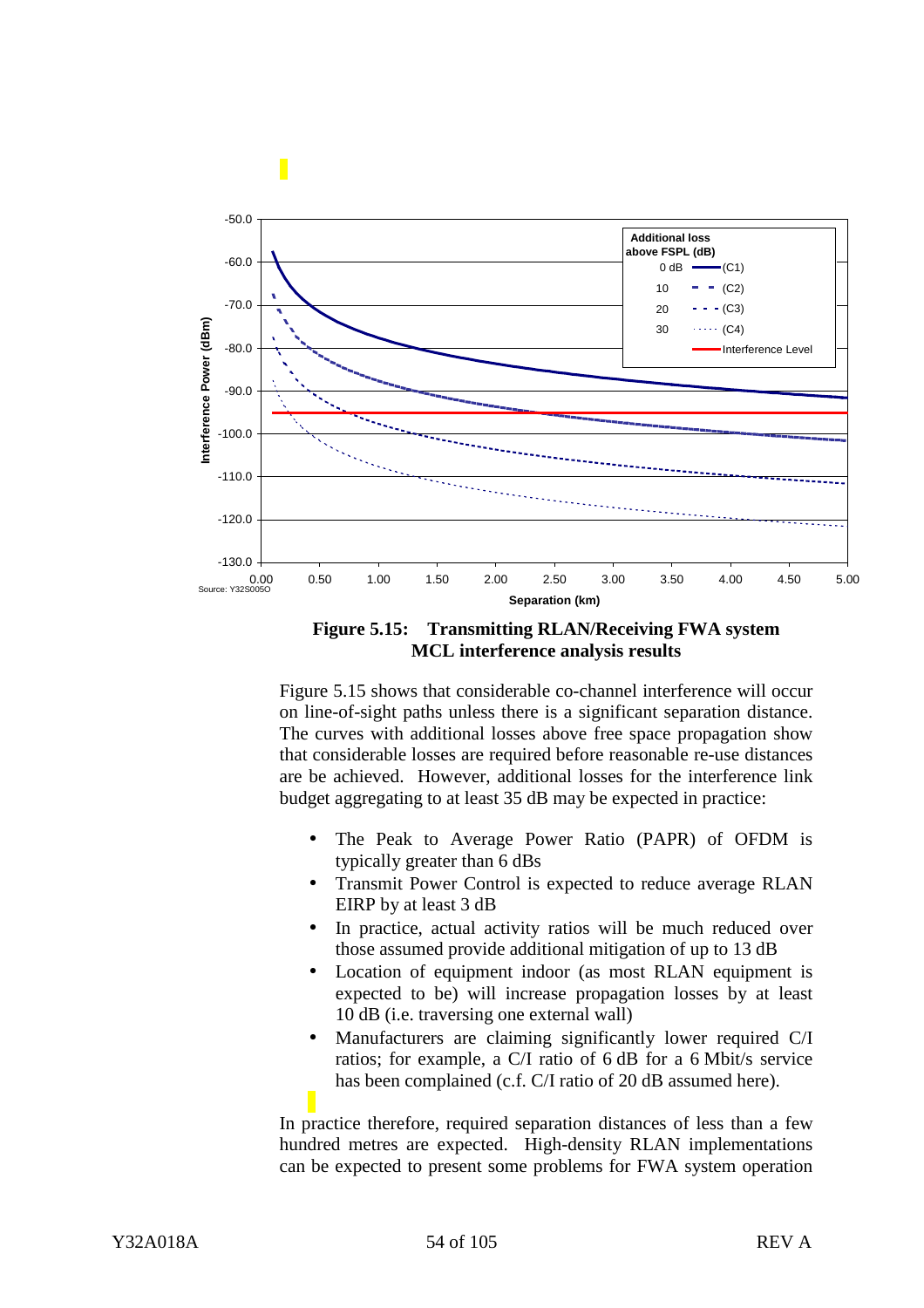**Figure 5.15: Transmitting RLAN/Receiving FWA system MCL interference analysis results**

Figure 5.15 shows that considerable co-channel interference will occur on line-of-sight paths unless there is a significant separation distance. The curves with additional losses above free space propagation show that considerable losses are required before reasonable re-use distances are be achieved. However, additional losses for the interference link budget aggregating to at least 35 dB may be expected in practice:

- The Peak to Average Power Ratio (PAPR) of OFDM is typically greater than 6 dBs
- Transmit Power Control is expected to reduce average RLAN EIRP by at least 3 dB
- In practice, actual activity ratios will be much reduced over those assumed provide additional mitigation of up to 13 dB
- Location of equipment indoor (as most RLAN equipment is expected to be) will increase propagation losses by at least 10 dB (i.e. traversing one external wall)
- Manufacturers are claiming significantly lower required C/I ratios; for example, a C/I ratio of 6 dB for a 6 Mbit/s service has been complained (c.f. C/I ratio of 20 dB assumed here).

In practice therefore, required separation distances of less than a few hundred metres are expected. High-density RLAN implementations can be expected to present some problems for FWA system operation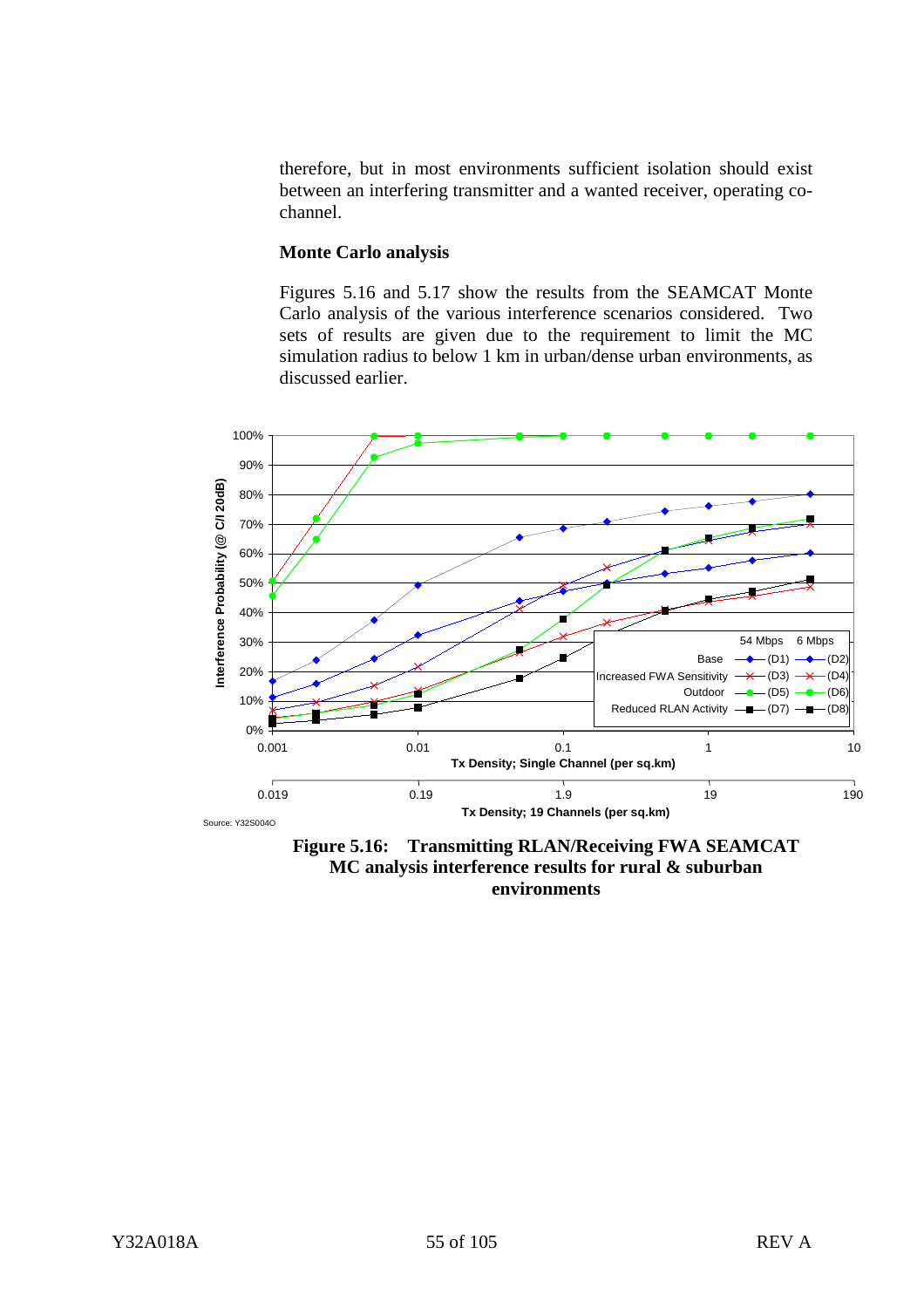therefore, but in most environments sufficient isolation should exist between an interfering transmitter and a wanted receiver, operating co-channel.

**Monte Carlo analysis**

Figures 5.16 and 5.17 show the results from the SEAMCAT Monte Carlo analysis of the various interference scenarios considered. Two sets of results are given due to the requirement to limit the MC simulation radius to below 1 km in urban/dense urban environments, as discussed earlier.

Source: Y32S004O

**Figure 5.16: Transmitting RLAN/Receiving FWA SEAMCAT MC analysis interference results for rural & suburban environments**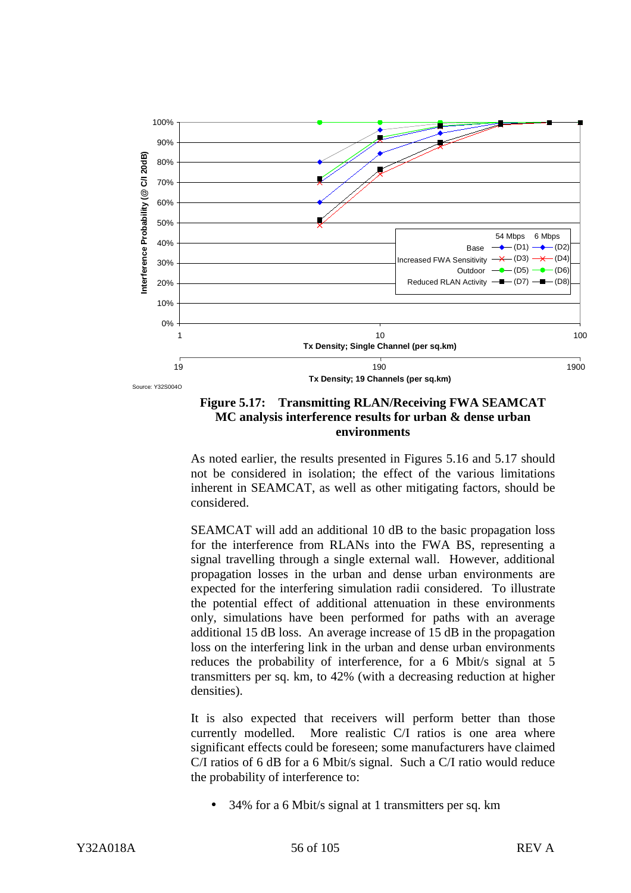**Figure 5.17: Transmitting RLAN/Receiving FWA SEAMCAT MC analysis interference results for urban & dense urban environments**

As noted earlier, the results presented in Figures 5.16 and 5.17 should not be considered in isolation; the effect of the various limitations inherent in SEAMCAT, as well as other mitigating factors, should be considered.

SEAMCAT will add an additional 10 dB to the basic propagation loss for the interference from RLANs into the FWA BS, representing a signal travelling through a single external wall. However, additional propagation losses in the urban and dense urban environments are expected for the interfering simulation radii considered. To illustrate the potential effect of additional attenuation in these environments only, simulations have been performed for paths with an average additional 15 dB loss. An average increase of 15 dB in the propagation loss on the interfering link in the urban and dense urban environments reduces the probability of interference, for a 6 Mbit/s signal at 5 transmitters per sq. km, to 42% (with a decreasing reduction at higher densities).

It is also expected that receivers will perform better than those currently modelled. More realistic C/I ratios is one area where significant effects could be foreseen; some manufacturers have claimed C/I ratios of 6 dB for a 6 Mbit/s signal. Such a C/I ratio would reduce the probability of interference to:

- 34% for a 6 Mbit/s signal at 1 transmitters per sq. km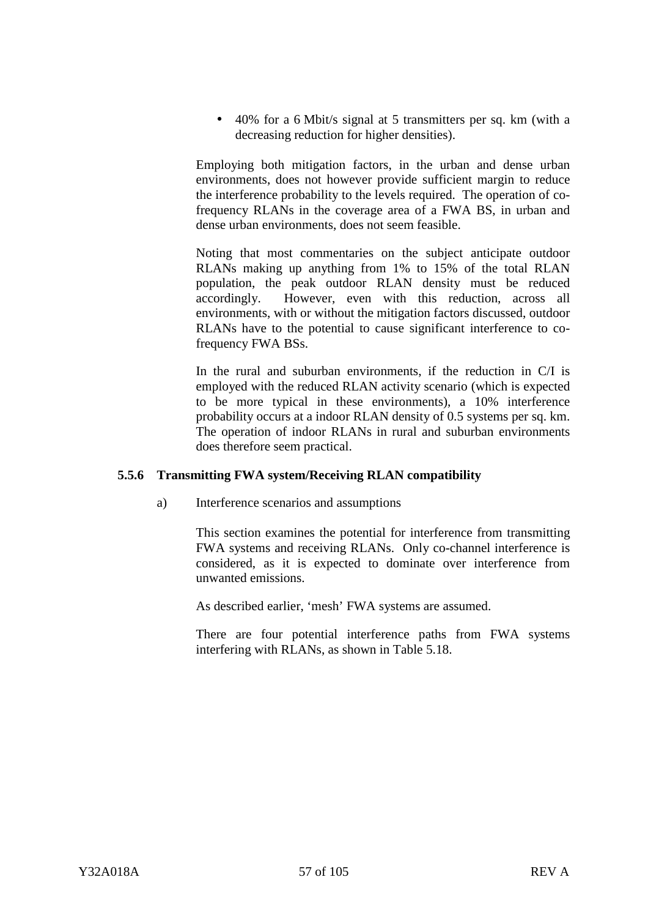- 40% for a 6 Mbit/s signal at 5 transmitters per sq. km (with a decreasing reduction for higher densities).

Employing both mitigation factors, in the urban and dense urban environments, does not however provide sufficient margin to reduce the interference probability to the levels required. The operation of co-frequency RLANs in the coverage area of a FWA BS, in urban and dense urban environments, does not seem feasible.

Noting that most commentaries on the subject anticipate outdoor RLANs making up anything from 1% to 15% of the total RLAN population, the peak outdoor RLAN density must be reduced accordingly. However, even with this reduction, across all environments, with or without the mitigation factors discussed, outdoor RLANs have to the potential to cause significant interference to co-frequency FWA BSs.

In the rural and suburban environments, if the reduction in C/I is employed with the reduced RLAN activity scenario (which is expected to be more typical in these environments), a 10% interference probability occurs at a indoor RLAN density of 0.5 systems per sq. km. The operation of indoor RLANs in rural and suburban environments does therefore seem practical.

### 5.5.6 Transmitting FWA system/Receiving RLAN compatibility

a) Interference scenarios and assumptions

This section examines the potential for interference from transmitting FWA systems and receiving RLANs. Only co-channel interference is considered, as it is expected to dominate over interference from unwanted emissions.

As described earlier, 'mesh' FWA systems are assumed.

There are four potential interference paths from FWA systems interfering with RLANs, as shown in Table 5.18.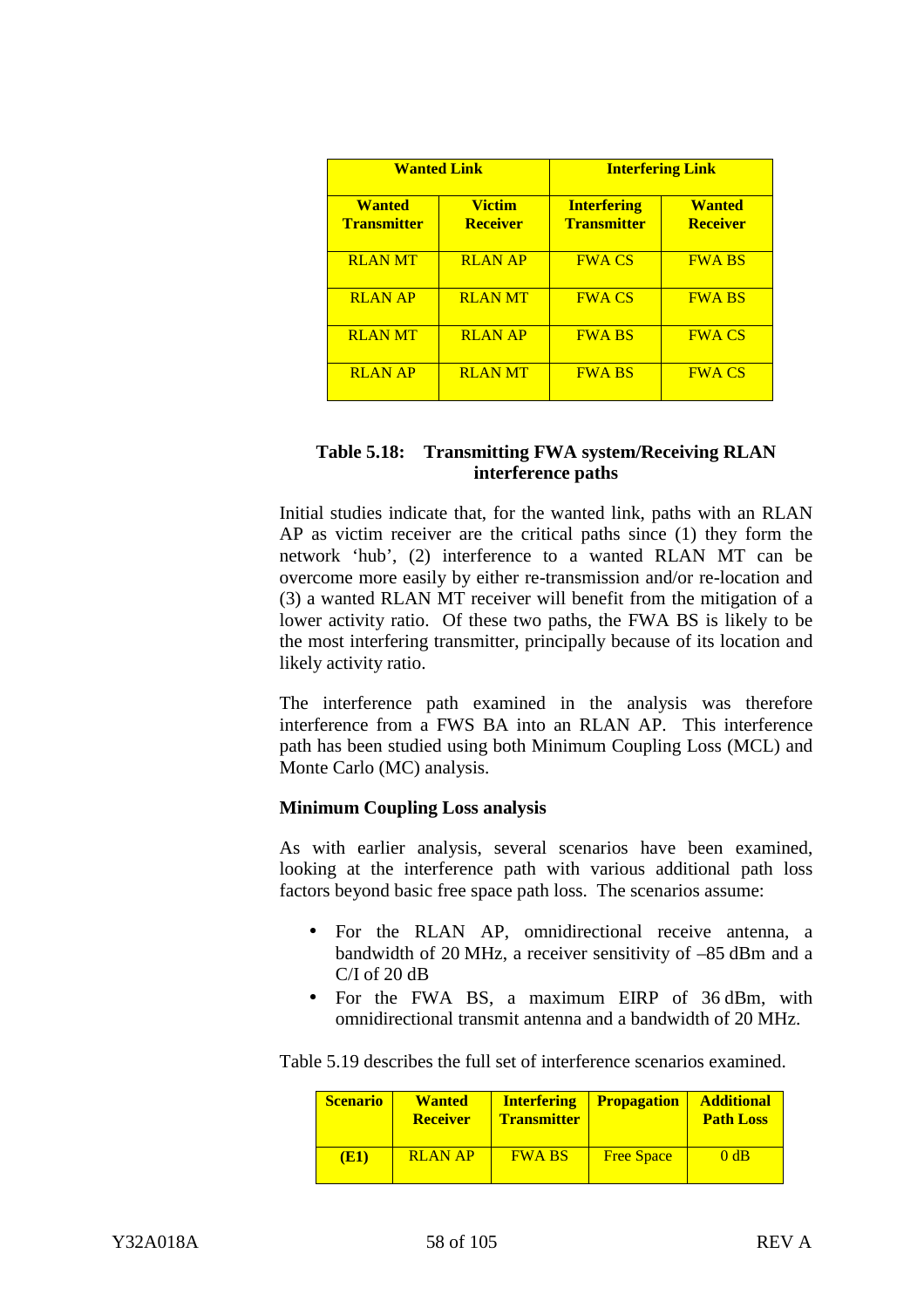| Wanted Link | | Interfering Link | |
|---|---|---|---|
| **Wanted Transmitter** | **Victim Receiver** | **Interfering Transmitter** | **Wanted Receiver** |
| RLAN MT | RLAN AP | FWA CS | FWA BS |
| RLAN AP | RLAN MT | FWA CS | FWA BS |
| RLAN MT | RLAN AP | FWA BS | FWA CS |
| RLAN AP | RLAN MT | FWA BS | FWA CS |

**Table 5.18: Transmitting FWA system/Receiving RLAN interference paths**

Initial studies indicate that, for the wanted link, paths with an RLAN AP as victim receiver are the critical paths since (1) they form the network 'hub', (2) interference to a wanted RLAN MT can be overcome more easily by either re-transmission and/or re-location and (3) a wanted RLAN MT receiver will benefit from the mitigation of a lower activity ratio. Of these two paths, the FWA BS is likely to be the most interfering transmitter, principally because of its location and likely activity ratio.

The interference path examined in the analysis was therefore interference from a FWS BA into an RLAN AP. This interference path has been studied using both Minimum Coupling Loss (MCL) and Monte Carlo (MC) analysis.

**Minimum Coupling Loss analysis**

As with earlier analysis, several scenarios have been examined, looking at the interference path with various additional path loss factors beyond basic free space path loss. The scenarios assume:

- For the RLAN AP, omnidirectional receive antenna, a bandwidth of 20 MHz, a receiver sensitivity of –85 dBm and a C/I of 20 dB
- For the FWA BS, a maximum EIRP of 36 dBm, with omnidirectional transmit antenna and a bandwidth of 20 MHz.

Table 5.19 describes the full set of interference scenarios examined.

| Scenario | Wanted Receiver | Interfering Transmitter | Propagation | Additional Path Loss |
|---|---|---|---|---|
| **(E1)** | RLAN AP | FWA BS | Free Space | 0 dB |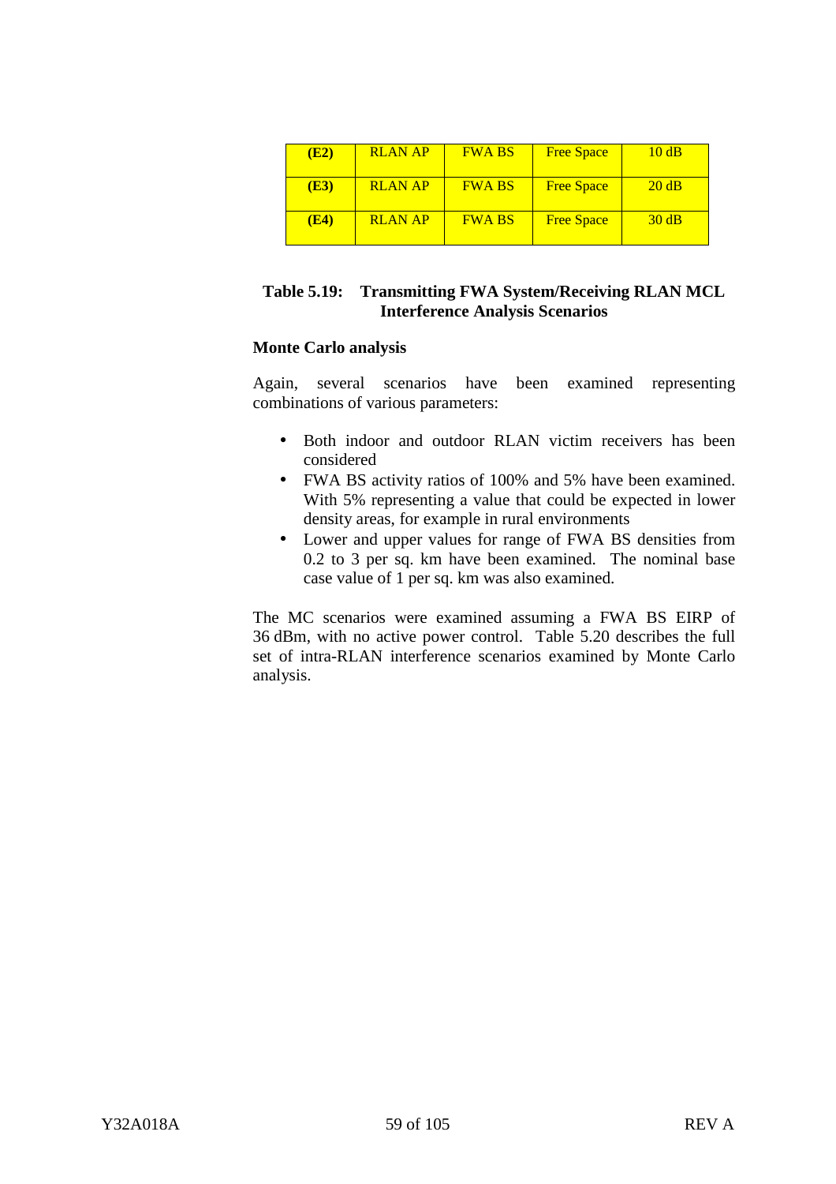| **(E2)** | RLAN AP | FWA BS | Free Space | 10 dB |
|---|---|---|---|---|
| **(E3)** | RLAN AP | FWA BS | Free Space | 20 dB |
| **(E4)** | RLAN AP | FWA BS | Free Space | 30 dB |

**Table 5.19: Transmitting FWA System/Receiving RLAN MCL Interference Analysis Scenarios**

**Monte Carlo analysis**

Again, several scenarios have been examined representing combinations of various parameters:

- Both indoor and outdoor RLAN victim receivers has been considered
- FWA BS activity ratios of 100% and 5% have been examined. With 5% representing a value that could be expected in lower density areas, for example in rural environments
- Lower and upper values for range of FWA BS densities from 0.2 to 3 per sq. km have been examined. The nominal base case value of 1 per sq. km was also examined.

The MC scenarios were examined assuming a FWA BS EIRP of 36 dBm, with no active power control. Table 5.20 describes the full set of intra-RLAN interference scenarios examined by Monte Carlo analysis.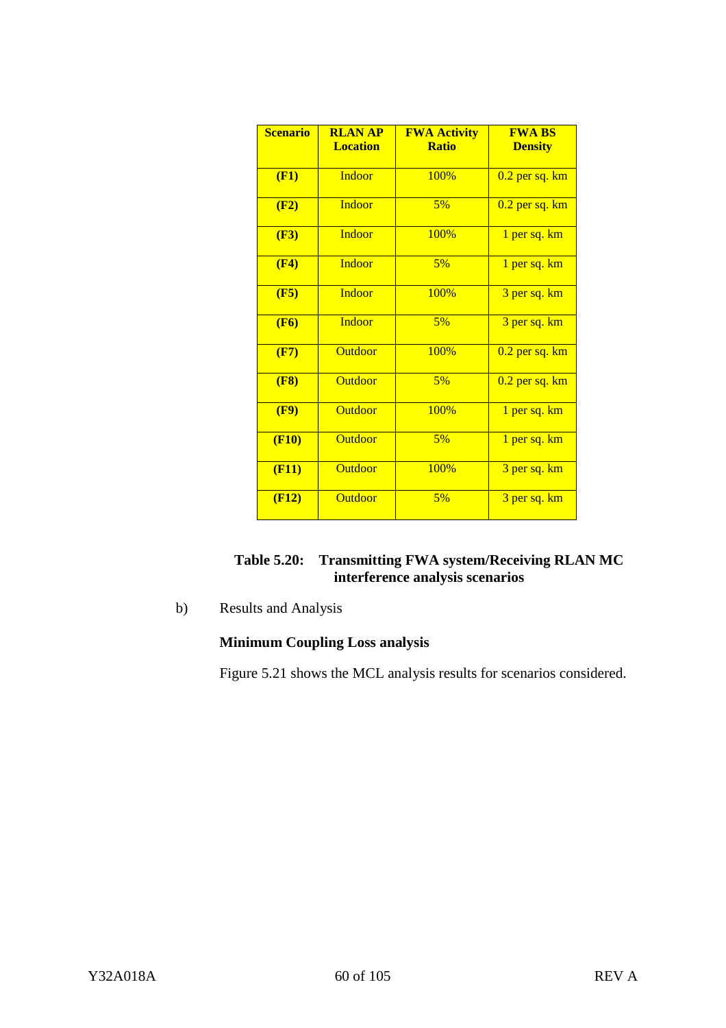| Scenario | RLAN AP Location | FWA Activity Ratio | FWA BS Density |
|---|---|---|---|
| **(F1)** | Indoor | 100% | 0.2 per sq. km |
| **(F2)** | Indoor | 5% | 0.2 per sq. km |
| **(F3)** | Indoor | 100% | 1 per sq. km |
| **(F4)** | Indoor | 5% | 1 per sq. km |
| **(F5)** | Indoor | 100% | 3 per sq. km |
| **(F6)** | Indoor | 5% | 3 per sq. km |
| **(F7)** | Outdoor | 100% | 0.2 per sq. km |
| **(F8)** | Outdoor | 5% | 0.2 per sq. km |
| **(F9)** | Outdoor | 100% | 1 per sq. km |
| **(F10)** | Outdoor | 5% | 1 per sq. km |
| **(F11)** | Outdoor | 100% | 3 per sq. km |
| **(F12)** | Outdoor | 5% | 3 per sq. km |

**Table 5.20: Transmitting FWA system/Receiving RLAN MC interference analysis scenarios**

b) Results and Analysis

**Minimum Coupling Loss analysis**

Figure 5.21 shows the MCL analysis results for scenarios considered.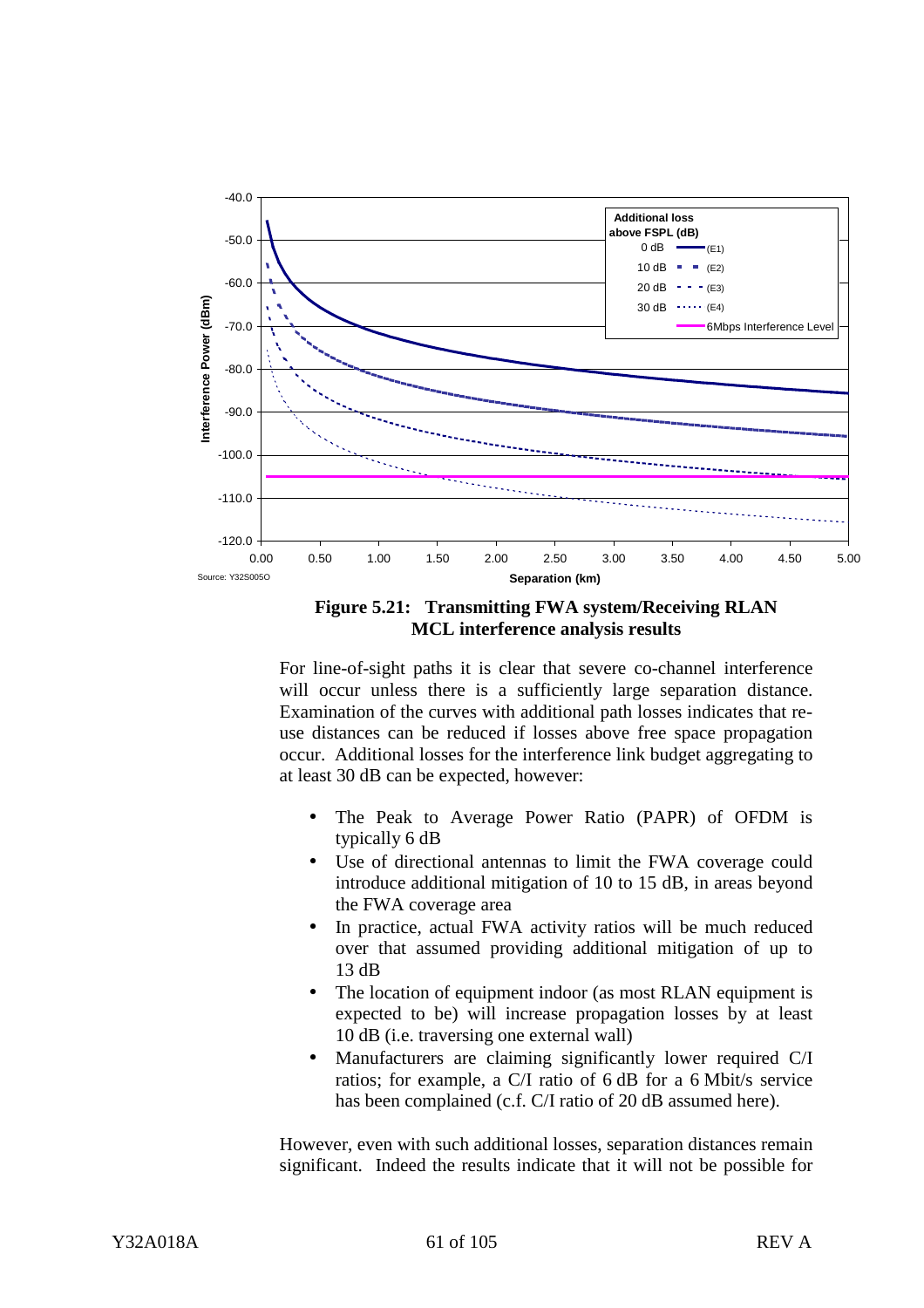**Figure 5.21: Transmitting FWA system/Receiving RLAN MCL interference analysis results**

For line-of-sight paths it is clear that severe co-channel interference will occur unless there is a sufficiently large separation distance. Examination of the curves with additional path losses indicates that re-use distances can be reduced if losses above free space propagation occur. Additional losses for the interference link budget aggregating to at least 30 dB can be expected, however:

- The Peak to Average Power Ratio (PAPR) of OFDM is typically 6 dB
- Use of directional antennas to limit the FWA coverage could introduce additional mitigation of 10 to 15 dB, in areas beyond the FWA coverage area
- In practice, actual FWA activity ratios will be much reduced over that assumed providing additional mitigation of up to 13 dB
- The location of equipment indoor (as most RLAN equipment is expected to be) will increase propagation losses by at least 10 dB (i.e. traversing one external wall)
- Manufacturers are claiming significantly lower required C/I ratios; for example, a C/I ratio of 6 dB for a 6 Mbit/s service has been complained (c.f. C/I ratio of 20 dB assumed here).

However, even with such additional losses, separation distances remain significant. Indeed the results indicate that it will not be possible for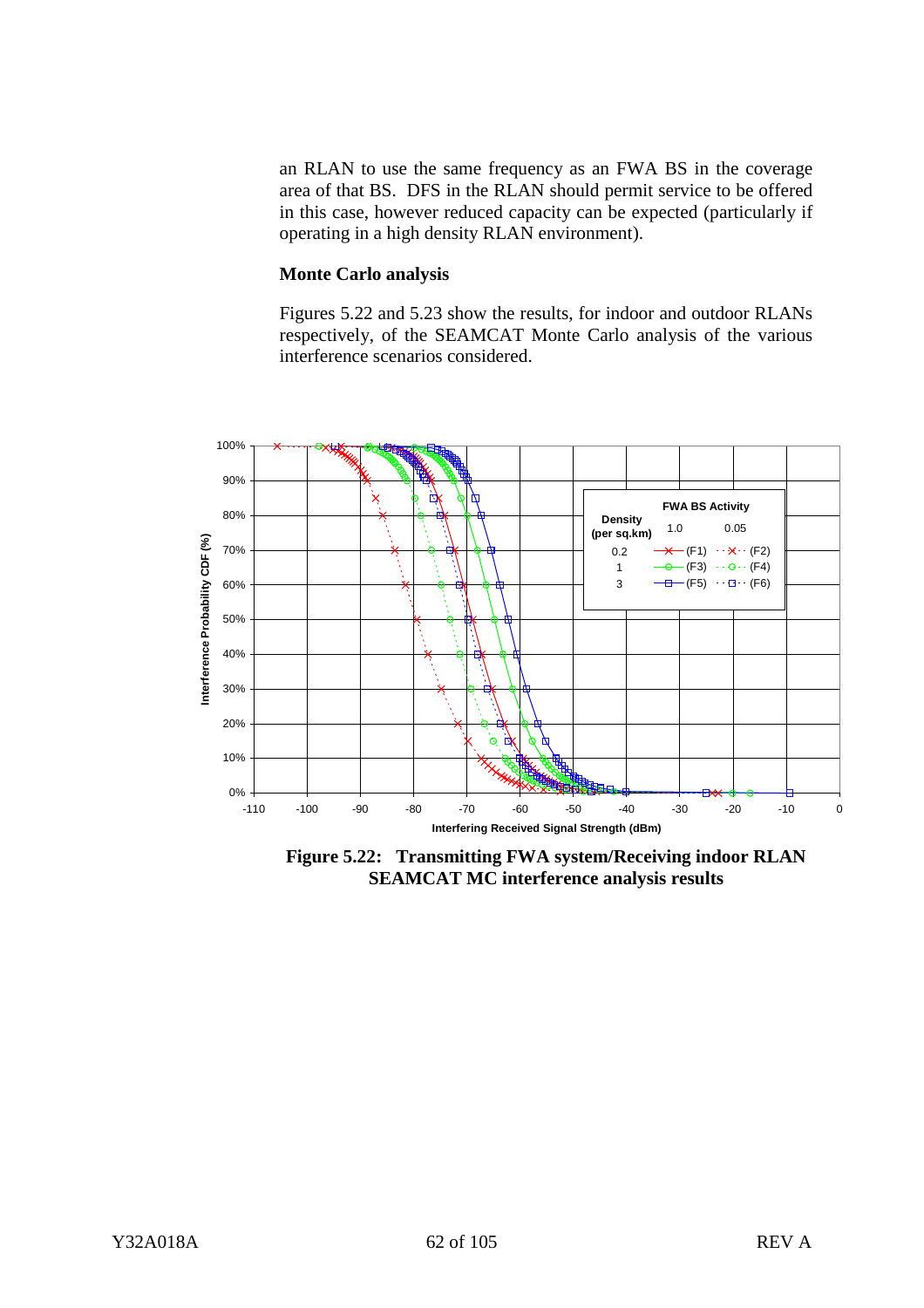an RLAN to use the same frequency as an FWA BS in the coverage area of that BS. DFS in the RLAN should permit service to be offered in this case, however reduced capacity can be expected (particularly if operating in a high density RLAN environment).

**Monte Carlo analysis**

Figures 5.22 and 5.23 show the results, for indoor and outdoor RLANs respectively, of the SEAMCAT Monte Carlo analysis of the various interference scenarios considered.

**Figure 5.22: Transmitting FWA system/Receiving indoor RLAN SEAMCAT MC interference analysis results**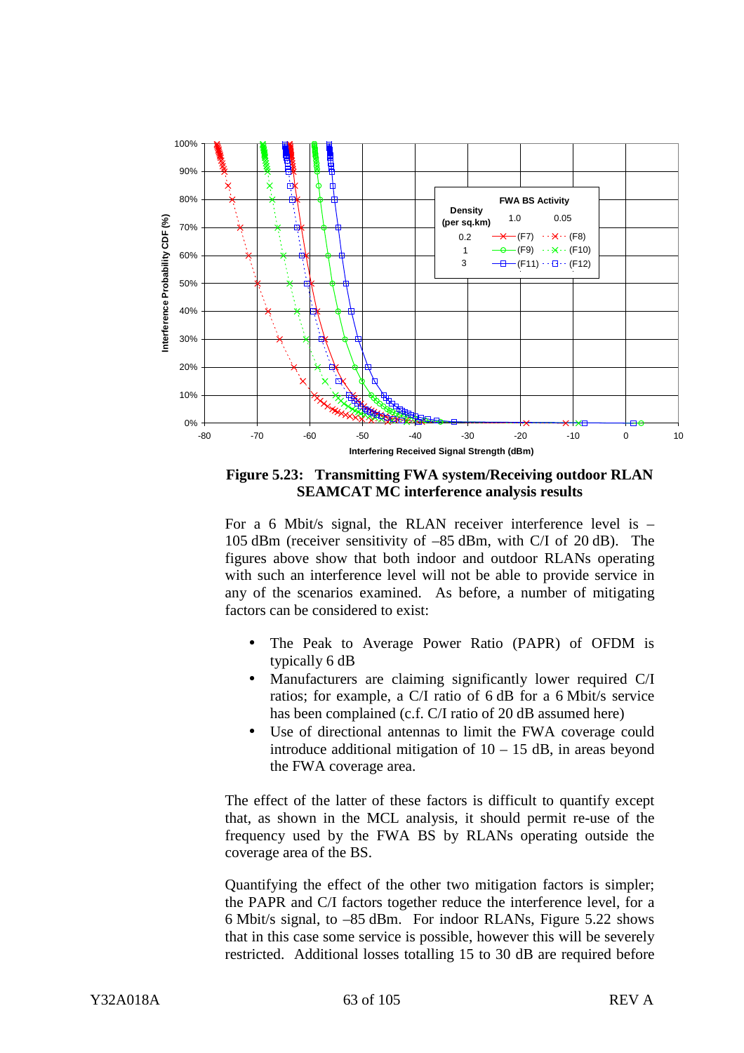**Figure 5.23: Transmitting FWA system/Receiving outdoor RLAN SEAMCAT MC interference analysis results**

For a 6 Mbit/s signal, the RLAN receiver interference level is –105 dBm (receiver sensitivity of –85 dBm, with C/I of 20 dB). The figures above show that both indoor and outdoor RLANs operating with such an interference level will not be able to provide service in any of the scenarios examined. As before, a number of mitigating factors can be considered to exist:

- The Peak to Average Power Ratio (PAPR) of OFDM is typically 6 dB
- Manufacturers are claiming significantly lower required C/I ratios; for example, a C/I ratio of 6 dB for a 6 Mbit/s service has been complained (c.f. C/I ratio of 20 dB assumed here)
- Use of directional antennas to limit the FWA coverage could introduce additional mitigation of 10 – 15 dB, in areas beyond the FWA coverage area.

The effect of the latter of these factors is difficult to quantify except that, as shown in the MCL analysis, it should permit re-use of the frequency used by the FWA BS by RLANs operating outside the coverage area of the BS.

Quantifying the effect of the other two mitigation factors is simpler; the PAPR and C/I factors together reduce the interference level, for a 6 Mbit/s signal, to –85 dBm. For indoor RLANs, Figure 5.22 shows that in this case some service is possible, however this will be severely restricted. Additional losses totalling 15 to 30 dB are required before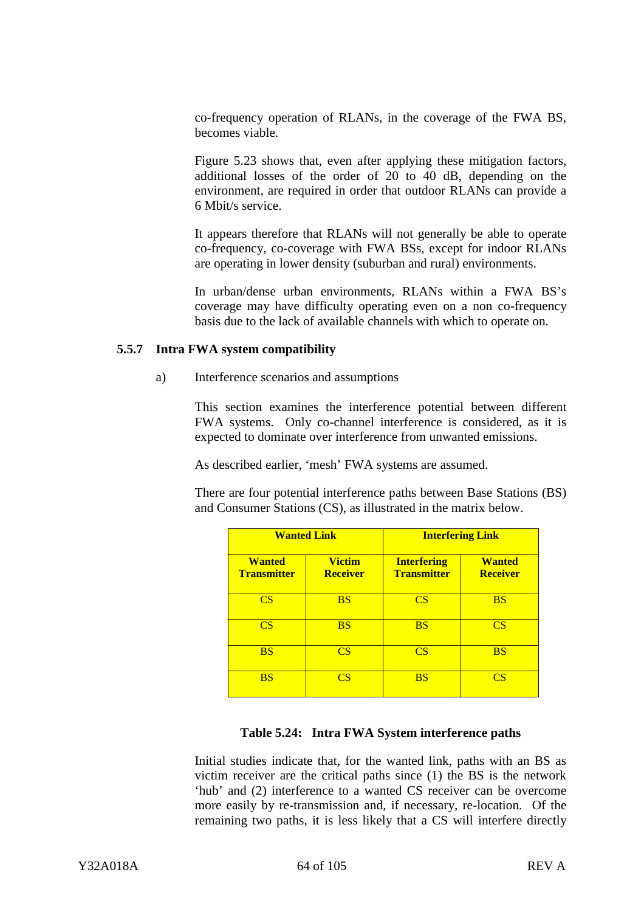co-frequency operation of RLANs, in the coverage of the FWA BS, becomes viable.

Figure 5.23 shows that, even after applying these mitigation factors, additional losses of the order of 20 to 40 dB, depending on the environment, are required in order that outdoor RLANs can provide a 6 Mbit/s service.

It appears therefore that RLANs will not generally be able to operate co-frequency, co-coverage with FWA BSs, except for indoor RLANs are operating in lower density (suburban and rural) environments.

In urban/dense urban environments, RLANs within a FWA BS's coverage may have difficulty operating even on a non co-frequency basis due to the lack of available channels with which to operate on.

### 5.5.7 Intra FWA system compatibility

a) Interference scenarios and assumptions

This section examines the interference potential between different FWA systems. Only co-channel interference is considered, as it is expected to dominate over interference from unwanted emissions.

As described earlier, 'mesh' FWA systems are assumed.

There are four potential interference paths between Base Stations (BS) and Consumer Stations (CS), as illustrated in the matrix below.

| **Wanted Link** | | **Interfering Link** | |
|---|---|---|---|
| **Wanted Transmitter** | **Victim Receiver** | **Interfering Transmitter** | **Wanted Receiver** |
| CS | BS | CS | BS |
| CS | BS | BS | CS |
| BS | CS | CS | BS |
| BS | CS | BS | CS |

**Table 5.24: Intra FWA System interference paths**

Initial studies indicate that, for the wanted link, paths with an BS as victim receiver are the critical paths since (1) the BS is the network 'hub' and (2) interference to a wanted CS receiver can be overcome more easily by re-transmission and, if necessary, re-location. Of the remaining two paths, it is less likely that a CS will interfere directly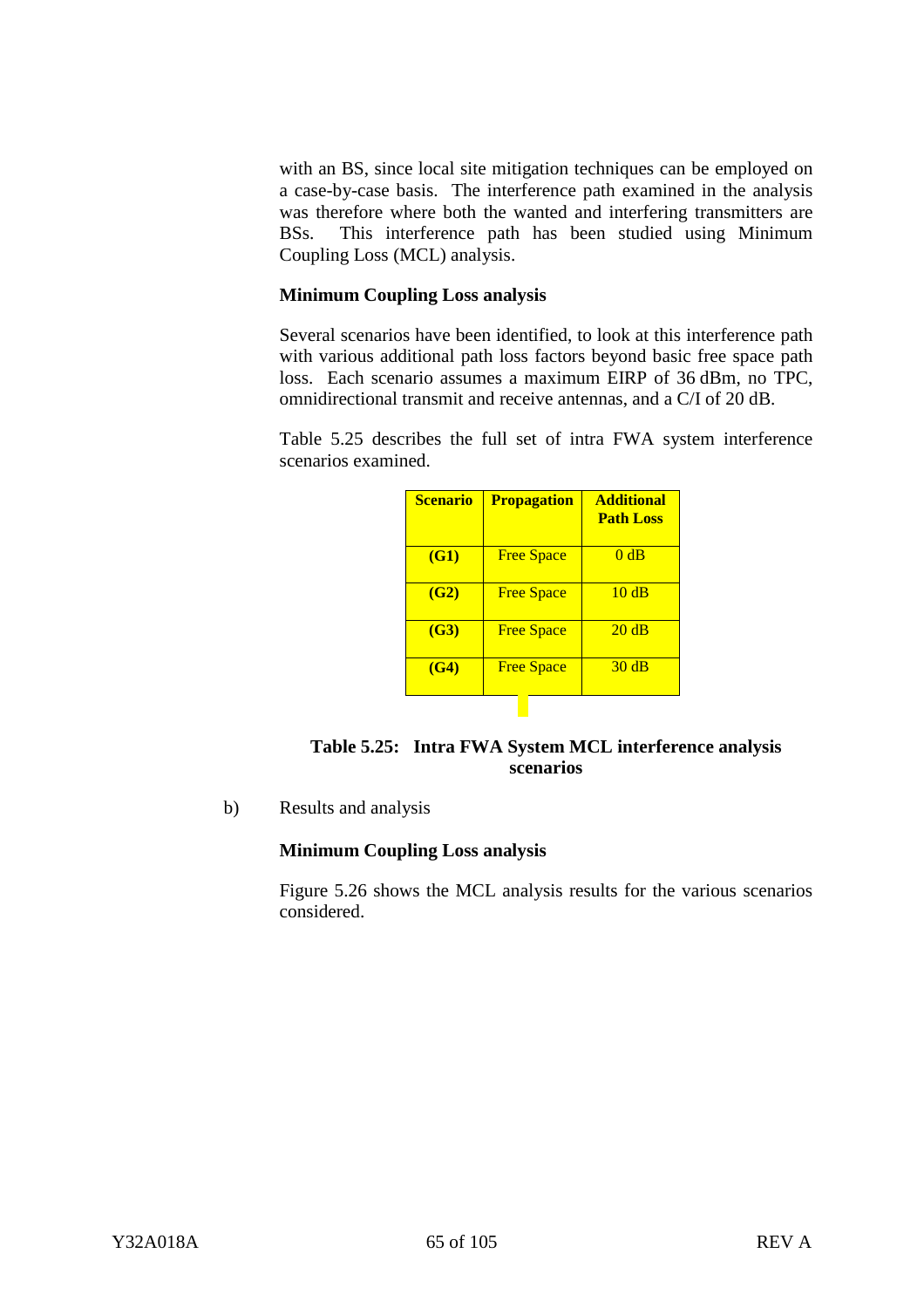with an BS, since local site mitigation techniques can be employed on a case-by-case basis. The interference path examined in the analysis was therefore where both the wanted and interfering transmitters are BSs. This interference path has been studied using Minimum Coupling Loss (MCL) analysis.

**Minimum Coupling Loss analysis**

Several scenarios have been identified, to look at this interference path with various additional path loss factors beyond basic free space path loss. Each scenario assumes a maximum EIRP of 36 dBm, no TPC, omnidirectional transmit and receive antennas, and a C/I of 20 dB.

Table 5.25 describes the full set of intra FWA system interference scenarios examined.

| Scenario | Propagation | Additional Path Loss |
|---|---|---|
| **(G1)** | Free Space | 0 dB |
| **(G2)** | Free Space | 10 dB |
| **(G3)** | Free Space | 20 dB |
| **(G4)** | Free Space | 30 dB |

**Table 5.25: Intra FWA System MCL interference analysis scenarios**

b) Results and analysis

**Minimum Coupling Loss analysis**

Figure 5.26 shows the MCL analysis results for the various scenarios considered.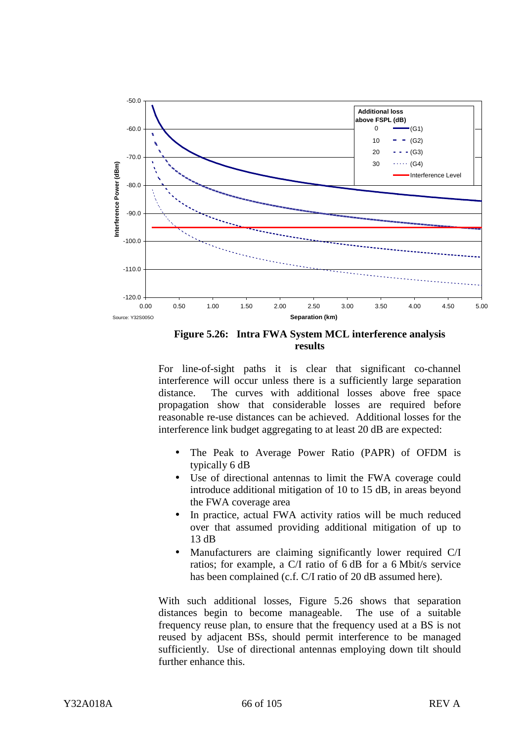**Figure 5.26: Intra FWA System MCL interference analysis results**

For line-of-sight paths it is clear that significant co-channel interference will occur unless there is a sufficiently large separation distance. The curves with additional losses above free space propagation show that considerable losses are required before reasonable re-use distances can be achieved. Additional losses for the interference link budget aggregating to at least 20 dB are expected:

- The Peak to Average Power Ratio (PAPR) of OFDM is typically 6 dB
- Use of directional antennas to limit the FWA coverage could introduce additional mitigation of 10 to 15 dB, in areas beyond the FWA coverage area
- In practice, actual FWA activity ratios will be much reduced over that assumed providing additional mitigation of up to 13 dB
- Manufacturers are claiming significantly lower required C/I ratios; for example, a C/I ratio of 6 dB for a 6 Mbit/s service has been complained (c.f. C/I ratio of 20 dB assumed here).

With such additional losses, Figure 5.26 shows that separation distances begin to become manageable. The use of a suitable frequency reuse plan, to ensure that the frequency used at a BS is not reused by adjacent BSs, should permit interference to be managed sufficiently. Use of directional antennas employing down tilt should further enhance this.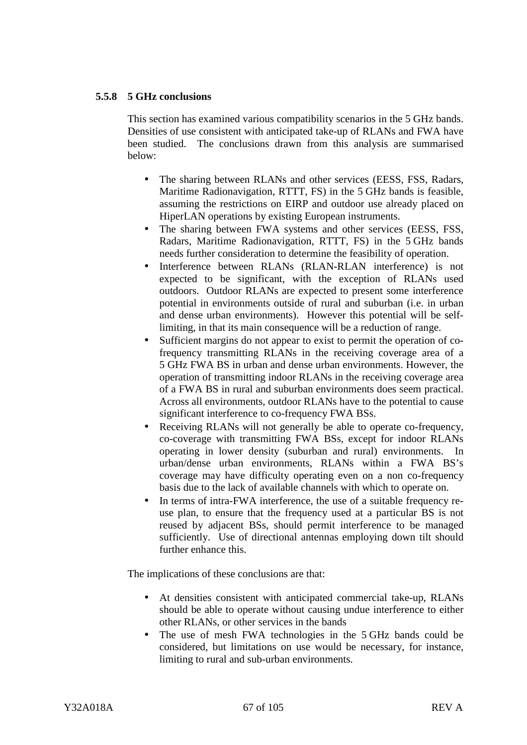### 5.5.8 5 GHz conclusions

This section has examined various compatibility scenarios in the 5 GHz bands. Densities of use consistent with anticipated take-up of RLANs and FWA have been studied. The conclusions drawn from this analysis are summarised below:

- The sharing between RLANs and other services (EESS, FSS, Radars, Maritime Radionavigation, RTTT, FS) in the 5 GHz bands is feasible, assuming the restrictions on EIRP and outdoor use already placed on HiperLAN operations by existing European instruments.
- The sharing between FWA systems and other services (EESS, FSS, Radars, Maritime Radionavigation, RTTT, FS) in the 5 GHz bands needs further consideration to determine the feasibility of operation.
- Interference between RLANs (RLAN-RLAN interference) is not expected to be significant, with the exception of RLANs used outdoors. Outdoor RLANs are expected to present some interference potential in environments outside of rural and suburban (i.e. in urban and dense urban environments). However this potential will be self-limiting, in that its main consequence will be a reduction of range.
- Sufficient margins do not appear to exist to permit the operation of co-frequency transmitting RLANs in the receiving coverage area of a 5 GHz FWA BS in urban and dense urban environments. However, the operation of transmitting indoor RLANs in the receiving coverage area of a FWA BS in rural and suburban environments does seem practical. Across all environments, outdoor RLANs have to the potential to cause significant interference to co-frequency FWA BSs.
- Receiving RLANs will not generally be able to operate co-frequency, co-coverage with transmitting FWA BSs, except for indoor RLANs operating in lower density (suburban and rural) environments. In urban/dense urban environments, RLANs within a FWA BS's coverage may have difficulty operating even on a non co-frequency basis due to the lack of available channels with which to operate on.
- In terms of intra-FWA interference, the use of a suitable frequency re-use plan, to ensure that the frequency used at a particular BS is not reused by adjacent BSs, should permit interference to be managed sufficiently. Use of directional antennas employing down tilt should further enhance this.

The implications of these conclusions are that:

- At densities consistent with anticipated commercial take-up, RLANs should be able to operate without causing undue interference to either other RLANs, or other services in the bands
- The use of mesh FWA technologies in the 5 GHz bands could be considered, but limitations on use would be necessary, for instance, limiting to rural and sub-urban environments.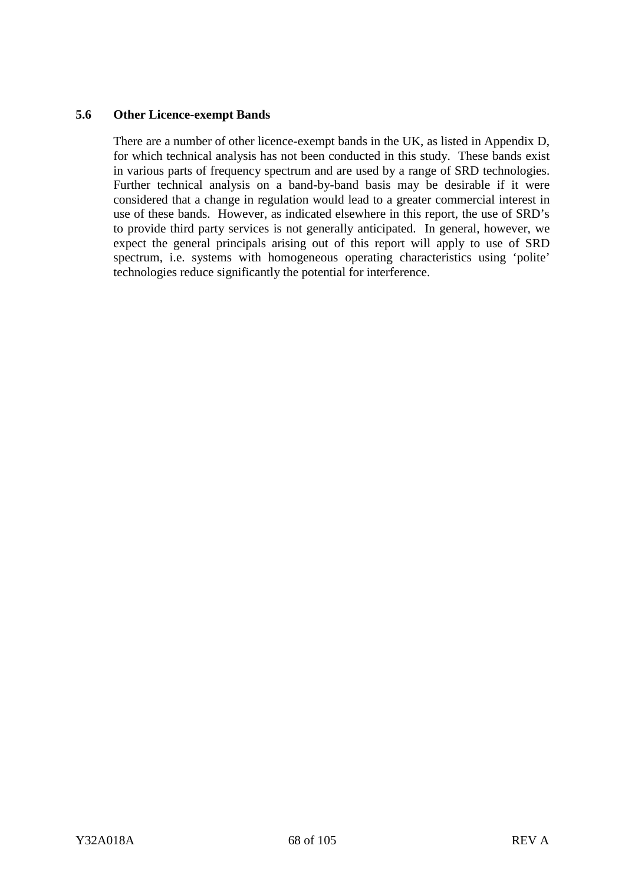## 5.6 Other Licence-exempt Bands

There are a number of other licence-exempt bands in the UK, as listed in Appendix D, for which technical analysis has not been conducted in this study. These bands exist in various parts of frequency spectrum and are used by a range of SRD technologies. Further technical analysis on a band-by-band basis may be desirable if it were considered that a change in regulation would lead to a greater commercial interest in use of these bands. However, as indicated elsewhere in this report, the use of SRD's to provide third party services is not generally anticipated. In general, however, we expect the general principals arising out of this report will apply to use of SRD spectrum, i.e. systems with homogeneous operating characteristics using 'polite' technologies reduce significantly the potential for interference.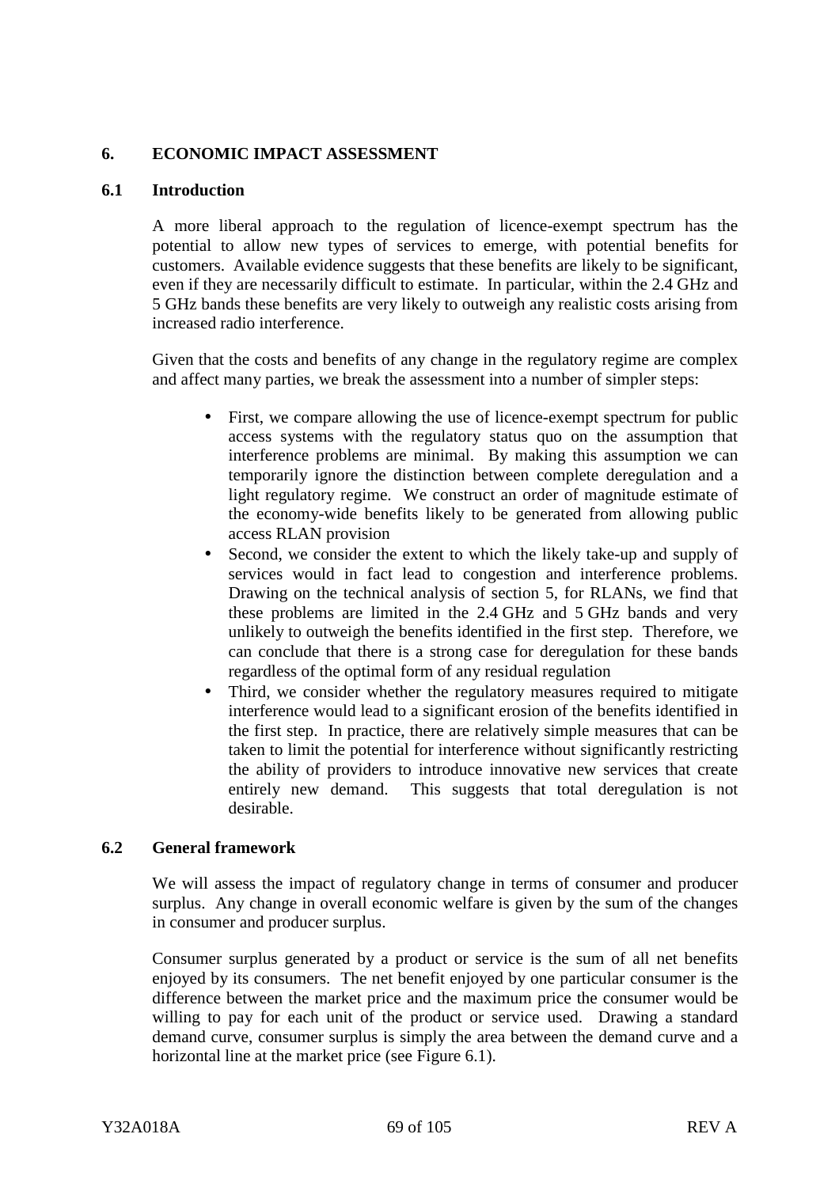# 6. ECONOMIC IMPACT ASSESSMENT

## 6.1 Introduction

A more liberal approach to the regulation of licence-exempt spectrum has the potential to allow new types of services to emerge, with potential benefits for customers. Available evidence suggests that these benefits are likely to be significant, even if they are necessarily difficult to estimate. In particular, within the 2.4 GHz and 5 GHz bands these benefits are very likely to outweigh any realistic costs arising from increased radio interference.

Given that the costs and benefits of any change in the regulatory regime are complex and affect many parties, we break the assessment into a number of simpler steps:

- First, we compare allowing the use of licence-exempt spectrum for public access systems with the regulatory status quo on the assumption that interference problems are minimal. By making this assumption we can temporarily ignore the distinction between complete deregulation and a light regulatory regime. We construct an order of magnitude estimate of the economy-wide benefits likely to be generated from allowing public access RLAN provision
- Second, we consider the extent to which the likely take-up and supply of services would in fact lead to congestion and interference problems. Drawing on the technical analysis of section 5, for RLANs, we find that these problems are limited in the 2.4 GHz and 5 GHz bands and very unlikely to outweigh the benefits identified in the first step. Therefore, we can conclude that there is a strong case for deregulation for these bands regardless of the optimal form of any residual regulation
- Third, we consider whether the regulatory measures required to mitigate interference would lead to a significant erosion of the benefits identified in the first step. In practice, there are relatively simple measures that can be taken to limit the potential for interference without significantly restricting the ability of providers to introduce innovative new services that create entirely new demand. This suggests that total deregulation is not desirable.

## 6.2 General framework

We will assess the impact of regulatory change in terms of consumer and producer surplus. Any change in overall economic welfare is given by the sum of the changes in consumer and producer surplus.

Consumer surplus generated by a product or service is the sum of all net benefits enjoyed by its consumers. The net benefit enjoyed by one particular consumer is the difference between the market price and the maximum price the consumer would be willing to pay for each unit of the product or service used. Drawing a standard demand curve, consumer surplus is simply the area between the demand curve and a horizontal line at the market price (see Figure 6.1).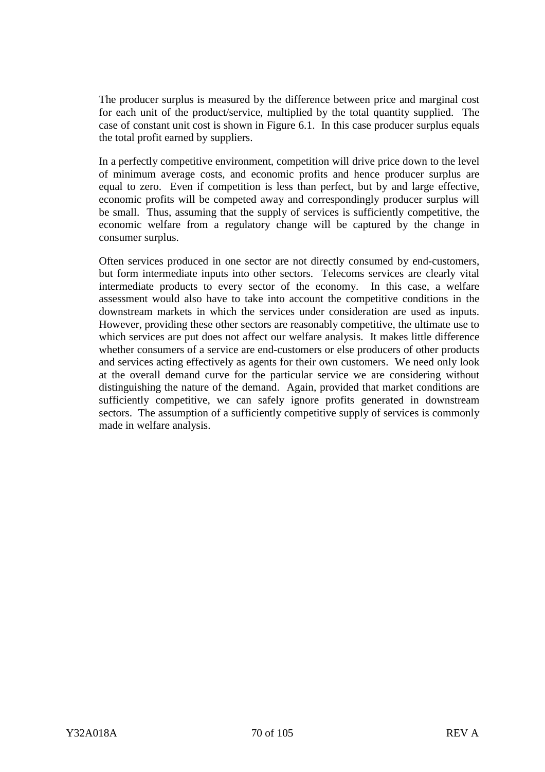The producer surplus is measured by the difference between price and marginal cost for each unit of the product/service, multiplied by the total quantity supplied. The case of constant unit cost is shown in Figure 6.1. In this case producer surplus equals the total profit earned by suppliers.

In a perfectly competitive environment, competition will drive price down to the level of minimum average costs, and economic profits and hence producer surplus are equal to zero. Even if competition is less than perfect, but by and large effective, economic profits will be competed away and correspondingly producer surplus will be small. Thus, assuming that the supply of services is sufficiently competitive, the economic welfare from a regulatory change will be captured by the change in consumer surplus.

Often services produced in one sector are not directly consumed by end-customers, but form intermediate inputs into other sectors. Telecoms services are clearly vital intermediate products to every sector of the economy. In this case, a welfare assessment would also have to take into account the competitive conditions in the downstream markets in which the services under consideration are used as inputs. However, providing these other sectors are reasonably competitive, the ultimate use to which services are put does not affect our welfare analysis. It makes little difference whether consumers of a service are end-customers or else producers of other products and services acting effectively as agents for their own customers. We need only look at the overall demand curve for the particular service we are considering without distinguishing the nature of the demand. Again, provided that market conditions are sufficiently competitive, we can safely ignore profits generated in downstream sectors. The assumption of a sufficiently competitive supply of services is commonly made in welfare analysis.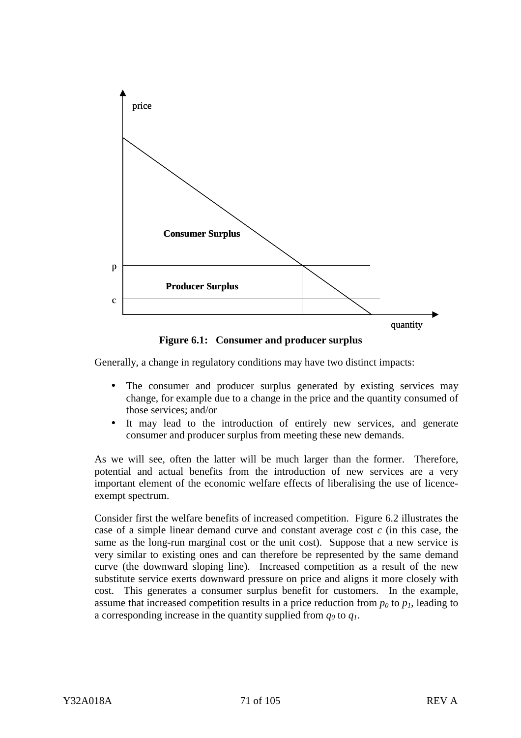**Figure 6.1: Consumer and producer surplus**

Generally, a change in regulatory conditions may have two distinct impacts:

- The consumer and producer surplus generated by existing services may change, for example due to a change in the price and the quantity consumed of those services; and/or
- It may lead to the introduction of entirely new services, and generate consumer and producer surplus from meeting these new demands.

As we will see, often the latter will be much larger than the former. Therefore, potential and actual benefits from the introduction of new services are a very important element of the economic welfare effects of liberalising the use of licence-exempt spectrum.

Consider first the welfare benefits of increased competition. Figure 6.2 illustrates the case of a simple linear demand curve and constant average cost *c* (in this case, the same as the long-run marginal cost or the unit cost). Suppose that a new service is very similar to existing ones and can therefore be represented by the same demand curve (the downward sloping line). Increased competition as a result of the new substitute service exerts downward pressure on price and aligns it more closely with cost. This generates a consumer surplus benefit for customers. In the example, assume that increased competition results in a price reduction from $p_0$ to $p_1$, leading to a corresponding increase in the quantity supplied from $q_0$ to $q_1$.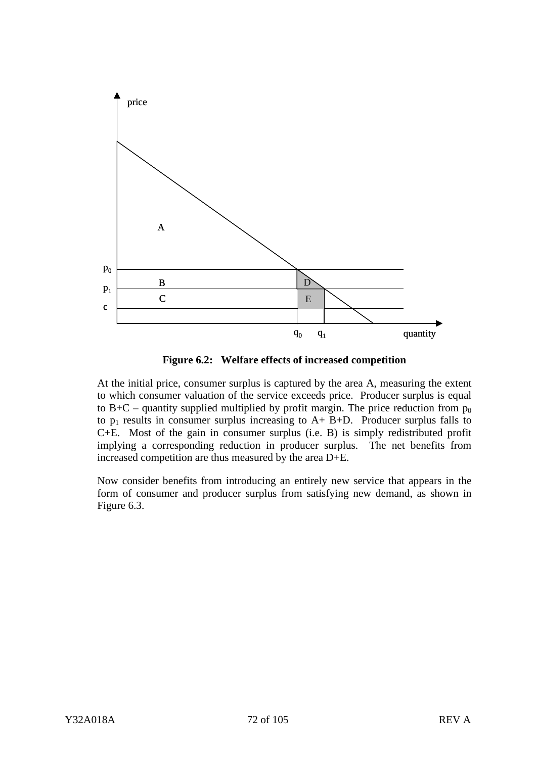**Figure 6.2: Welfare effects of increased competition**

At the initial price, consumer surplus is captured by the area A, measuring the extent to which consumer valuation of the service exceeds price. Producer surplus is equal to B+C – quantity supplied multiplied by profit margin. The price reduction from $p_0$ to $p_1$ results in consumer surplus increasing to A+ B+D. Producer surplus falls to C+E. Most of the gain in consumer surplus (i.e. B) is simply redistributed profit implying a corresponding reduction in producer surplus. The net benefits from increased competition are thus measured by the area D+E.

Now consider benefits from introducing an entirely new service that appears in the form of consumer and producer surplus from satisfying new demand, as shown in Figure 6.3.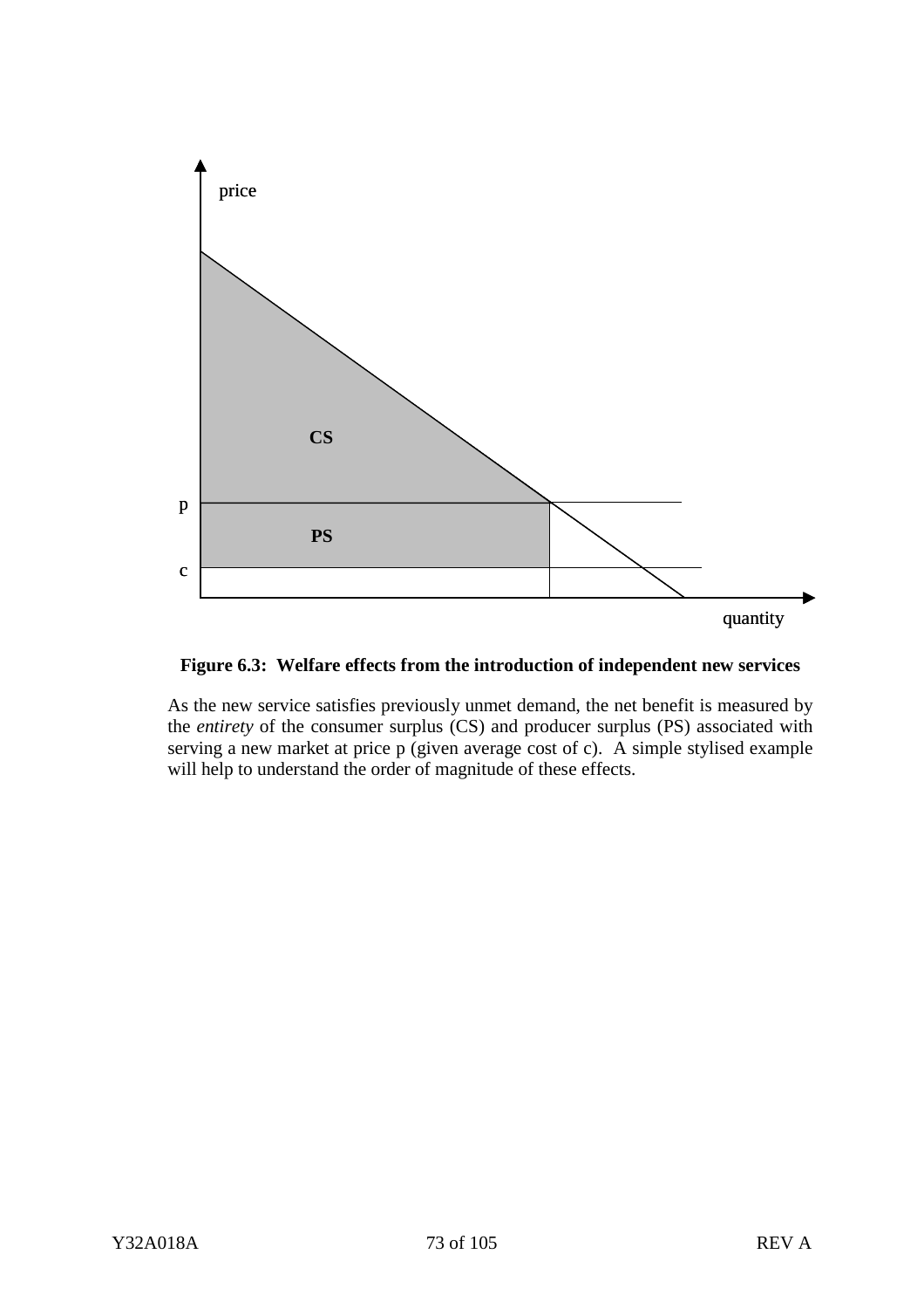**Figure 6.3: Welfare effects from the introduction of independent new services**

As the new service satisfies previously unmet demand, the net benefit is measured by the *entirety* of the consumer surplus (CS) and producer surplus (PS) associated with serving a new market at price p (given average cost of c). A simple stylised example will help to understand the order of magnitude of these effects.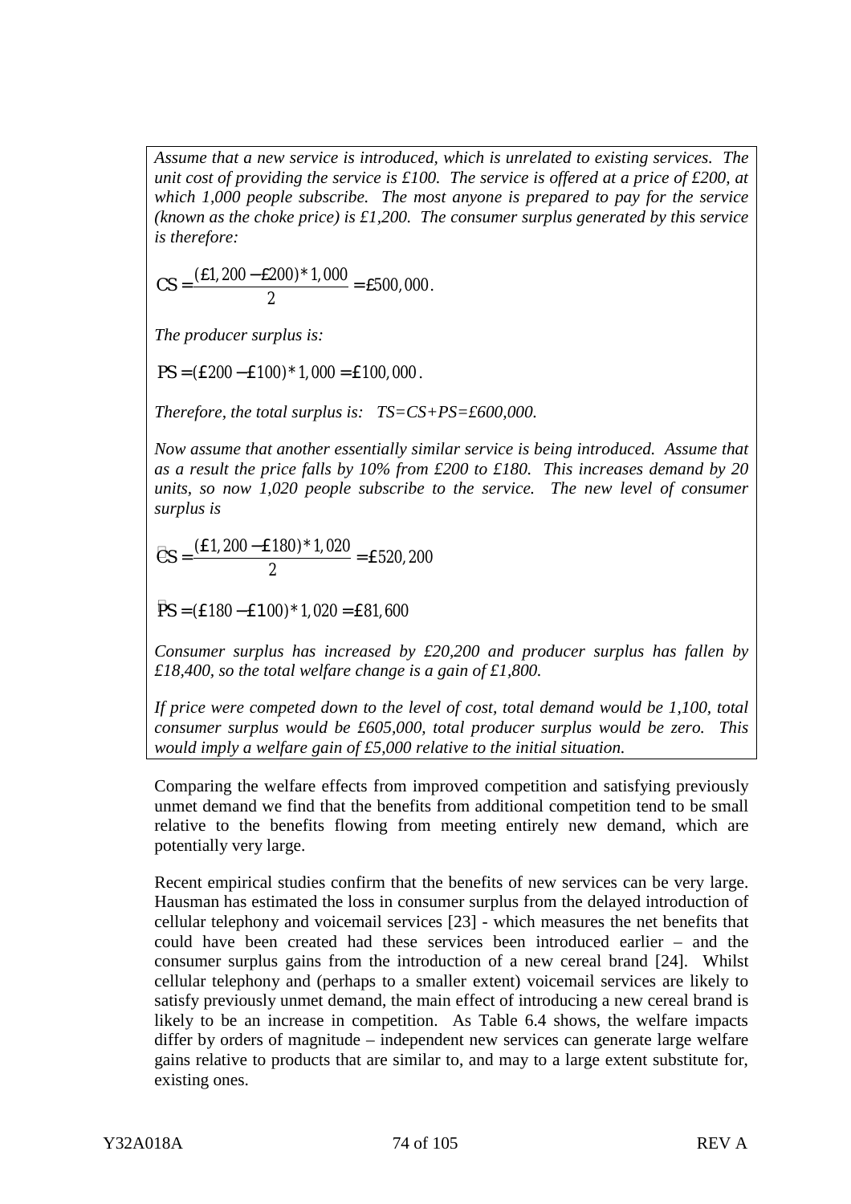*Assume that a new service is introduced, which is unrelated to existing services. The unit cost of providing the service is £100. The service is offered at a price of £200, at which 1,000 people subscribe. The most anyone is prepared to pay for the service (known as the choke price) is £1,200. The consumer surplus generated by this service is therefore:*

$$CS = \frac{(£1,200 - £200) * 1,000}{2} = £500,000.$$

*The producer surplus is:*

$$PS = (£200 - £100) * 1,000 = £100,000.$$

*Therefore, the total surplus is: TS=CS+PS=£600,000.*

*Now assume that another essentially similar service is being introduced. Assume that as a result the price falls by 10% from £200 to £180. This increases demand by 20 units, so now 1,020 people subscribe to the service. The new level of consumer surplus is*

$$CS = \frac{(£1,200 - £180) * 1,020}{2} = £520,200$$

$$PS = (£180 - £100) * 1,020 = £81,600$$

*Consumer surplus has increased by £20,200 and producer surplus has fallen by £18,400, so the total welfare change is a gain of £1,800.*

*If price were competed down to the level of cost, total demand would be 1,100, total consumer surplus would be £605,000, total producer surplus would be zero. This would imply a welfare gain of £5,000 relative to the initial situation.*

Comparing the welfare effects from improved competition and satisfying previously unmet demand we find that the benefits from additional competition tend to be small relative to the benefits flowing from meeting entirely new demand, which are potentially very large.

Recent empirical studies confirm that the benefits of new services can be very large. Hausman has estimated the loss in consumer surplus from the delayed introduction of cellular telephony and voicemail services [23] - which measures the net benefits that could have been created had these services been introduced earlier – and the consumer surplus gains from the introduction of a new cereal brand [24]. Whilst cellular telephony and (perhaps to a smaller extent) voicemail services are likely to satisfy previously unmet demand, the main effect of introducing a new cereal brand is likely to be an increase in competition. As Table 6.4 shows, the welfare impacts differ by orders of magnitude – independent new services can generate large welfare gains relative to products that are similar to, and may to a large extent substitute for, existing ones.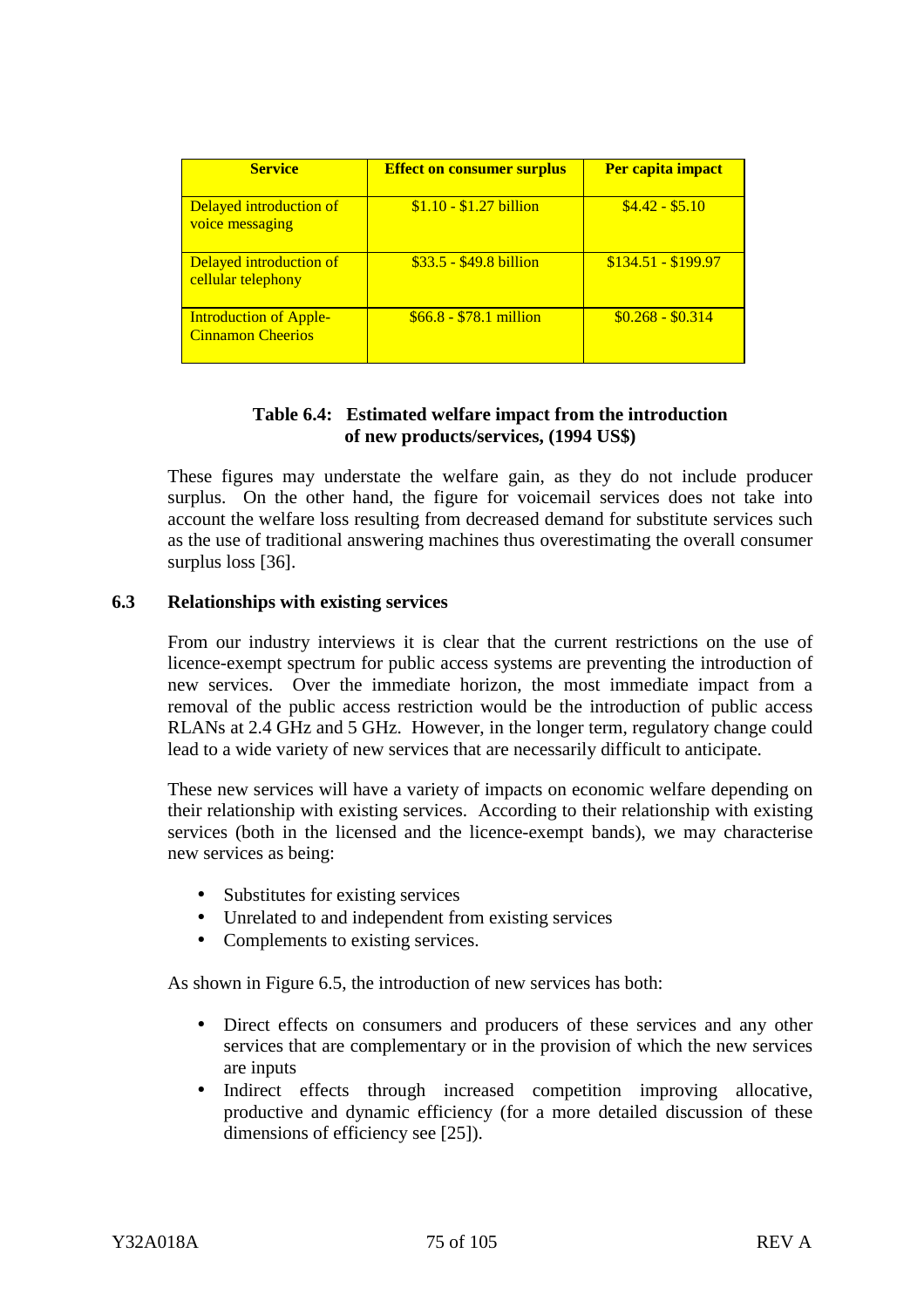| Service | Effect on consumer surplus | Per capita impact |
|---|---|---|
| Delayed introduction of voice messaging | $1.10 - $1.27 billion | $4.42 - $5.10 |
| Delayed introduction of cellular telephony | $33.5 - $49.8 billion | $134.51 - $199.97 |
| Introduction of Apple-Cinnamon Cheerios | $66.8 - $78.1 million | $0.268 - $0.314 |

**Table 6.4: Estimated welfare impact from the introduction of new products/services, (1994 US$)**

These figures may understate the welfare gain, as they do not include producer surplus. On the other hand, the figure for voicemail services does not take into account the welfare loss resulting from decreased demand for substitute services such as the use of traditional answering machines thus overestimating the overall consumer surplus loss [36].

### 6.3 Relationships with existing services

From our industry interviews it is clear that the current restrictions on the use of licence-exempt spectrum for public access systems are preventing the introduction of new services. Over the immediate horizon, the most immediate impact from a removal of the public access restriction would be the introduction of public access RLANs at 2.4 GHz and 5 GHz. However, in the longer term, regulatory change could lead to a wide variety of new services that are necessarily difficult to anticipate.

These new services will have a variety of impacts on economic welfare depending on their relationship with existing services. According to their relationship with existing services (both in the licensed and the licence-exempt bands), we may characterise new services as being:

- Substitutes for existing services
- Unrelated to and independent from existing services
- Complements to existing services.

As shown in Figure 6.5, the introduction of new services has both:

- Direct effects on consumers and producers of these services and any other services that are complementary or in the provision of which the new services are inputs
- Indirect effects through increased competition improving allocative, productive and dynamic efficiency (for a more detailed discussion of these dimensions of efficiency see [25]).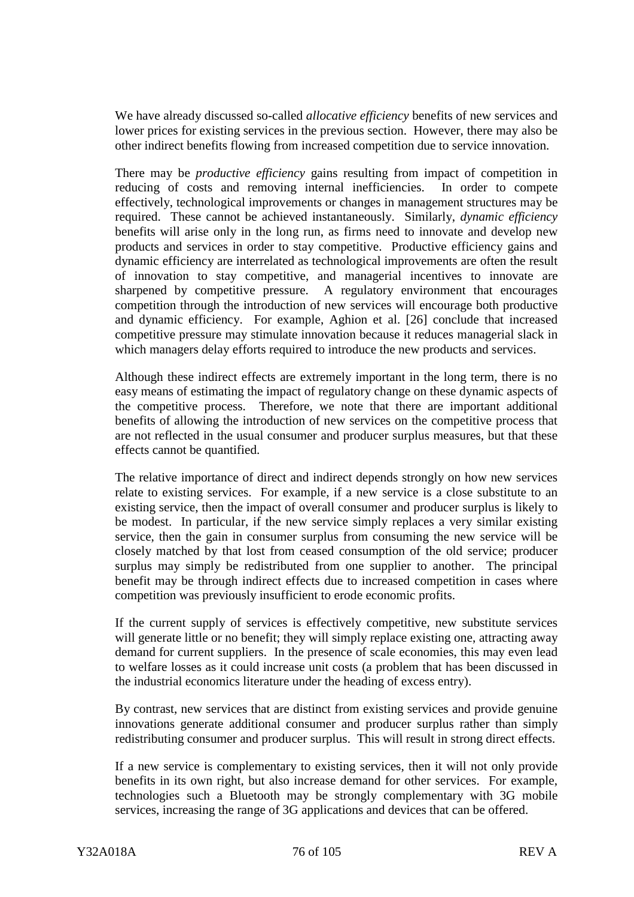We have already discussed so-called *allocative efficiency* benefits of new services and lower prices for existing services in the previous section. However, there may also be other indirect benefits flowing from increased competition due to service innovation.

There may be *productive efficiency* gains resulting from impact of competition in reducing of costs and removing internal inefficiencies. In order to compete effectively, technological improvements or changes in management structures may be required. These cannot be achieved instantaneously. Similarly, *dynamic efficiency* benefits will arise only in the long run, as firms need to innovate and develop new products and services in order to stay competitive. Productive efficiency gains and dynamic efficiency are interrelated as technological improvements are often the result of innovation to stay competitive, and managerial incentives to innovate are sharpened by competitive pressure. A regulatory environment that encourages competition through the introduction of new services will encourage both productive and dynamic efficiency. For example, Aghion et al. [26] conclude that increased competitive pressure may stimulate innovation because it reduces managerial slack in which managers delay efforts required to introduce the new products and services.

Although these indirect effects are extremely important in the long term, there is no easy means of estimating the impact of regulatory change on these dynamic aspects of the competitive process. Therefore, we note that there are important additional benefits of allowing the introduction of new services on the competitive process that are not reflected in the usual consumer and producer surplus measures, but that these effects cannot be quantified.

The relative importance of direct and indirect depends strongly on how new services relate to existing services. For example, if a new service is a close substitute to an existing service, then the impact of overall consumer and producer surplus is likely to be modest. In particular, if the new service simply replaces a very similar existing service, then the gain in consumer surplus from consuming the new service will be closely matched by that lost from ceased consumption of the old service; producer surplus may simply be redistributed from one supplier to another. The principal benefit may be through indirect effects due to increased competition in cases where competition was previously insufficient to erode economic profits.

If the current supply of services is effectively competitive, new substitute services will generate little or no benefit; they will simply replace existing one, attracting away demand for current suppliers. In the presence of scale economies, this may even lead to welfare losses as it could increase unit costs (a problem that has been discussed in the industrial economics literature under the heading of excess entry).

By contrast, new services that are distinct from existing services and provide genuine innovations generate additional consumer and producer surplus rather than simply redistributing consumer and producer surplus. This will result in strong direct effects.

If a new service is complementary to existing services, then it will not only provide benefits in its own right, but also increase demand for other services. For example, technologies such a Bluetooth may be strongly complementary with 3G mobile services, increasing the range of 3G applications and devices that can be offered.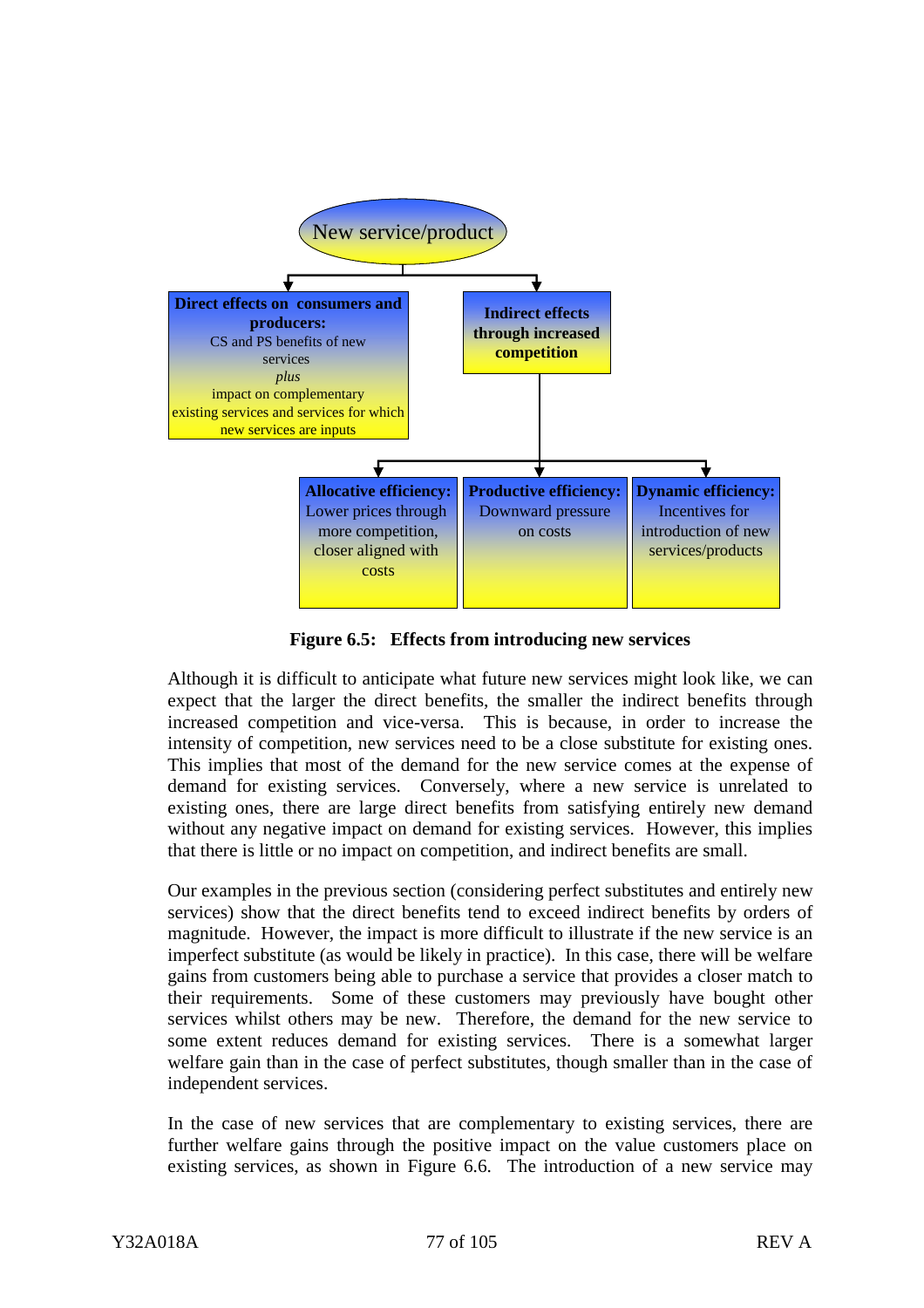New service/product

**Direct effects on consumers and producers:**
CS and PS benefits of new services
*plus*
impact on complementary existing services and services for which new services are inputs

**Indirect effects through increased competition**

**Allocative efficiency:** Lower prices through more competition, closer aligned with costs

**Productive efficiency:** Downward pressure on costs

**Dynamic efficiency:** Incentives for introduction of new services/products

**Figure 6.5: Effects from introducing new services**

Although it is difficult to anticipate what future new services might look like, we can expect that the larger the direct benefits, the smaller the indirect benefits through increased competition and vice-versa. This is because, in order to increase the intensity of competition, new services need to be a close substitute for existing ones. This implies that most of the demand for the new service comes at the expense of demand for existing services. Conversely, where a new service is unrelated to existing ones, there are large direct benefits from satisfying entirely new demand without any negative impact on demand for existing services. However, this implies that there is little or no impact on competition, and indirect benefits are small.

Our examples in the previous section (considering perfect substitutes and entirely new services) show that the direct benefits tend to exceed indirect benefits by orders of magnitude. However, the impact is more difficult to illustrate if the new service is an imperfect substitute (as would be likely in practice). In this case, there will be welfare gains from customers being able to purchase a service that provides a closer match to their requirements. Some of these customers may previously have bought other services whilst others may be new. Therefore, the demand for the new service to some extent reduces demand for existing services. There is a somewhat larger welfare gain than in the case of perfect substitutes, though smaller than in the case of independent services.

In the case of new services that are complementary to existing services, there are further welfare gains through the positive impact on the value customers place on existing services, as shown in Figure 6.6. The introduction of a new service may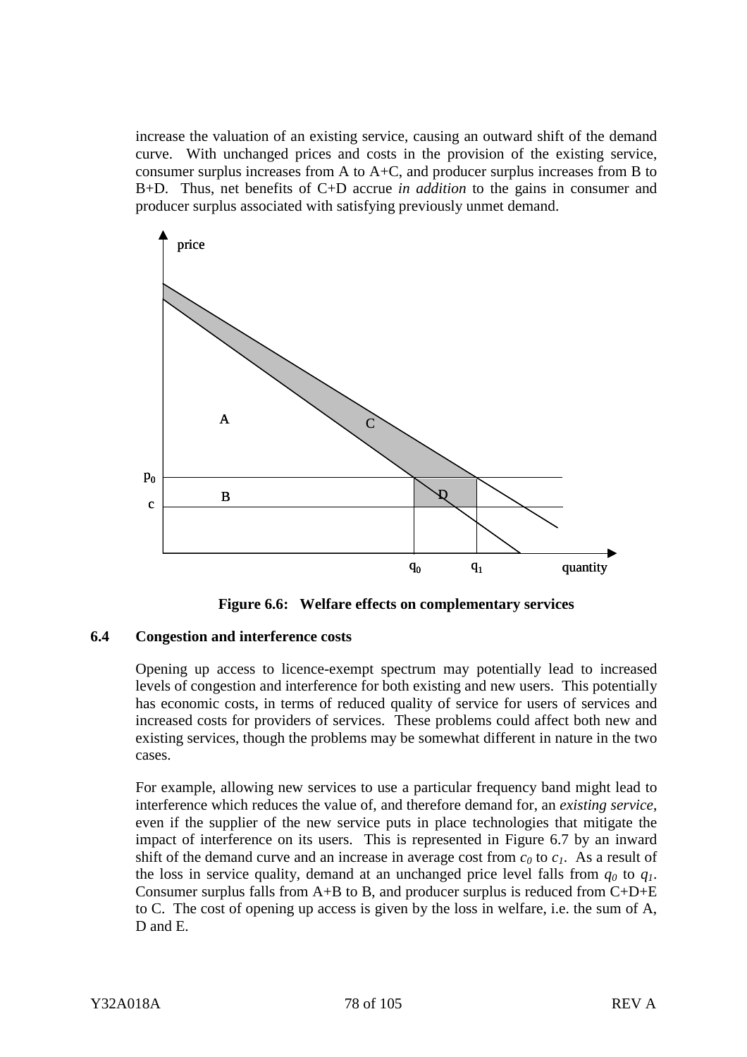increase the valuation of an existing service, causing an outward shift of the demand curve. With unchanged prices and costs in the provision of the existing service, consumer surplus increases from A to A+C, and producer surplus increases from B to B+D. Thus, net benefits of C+D accrue *in addition* to the gains in consumer and producer surplus associated with satisfying previously unmet demand.

**Figure 6.6: Welfare effects on complementary services**

### 6.4 Congestion and interference costs

Opening up access to licence-exempt spectrum may potentially lead to increased levels of congestion and interference for both existing and new users. This potentially has economic costs, in terms of reduced quality of service for users of services and increased costs for providers of services. These problems could affect both new and existing services, though the problems may be somewhat different in nature in the two cases.

For example, allowing new services to use a particular frequency band might lead to interference which reduces the value of, and therefore demand for, an *existing service*, even if the supplier of the new service puts in place technologies that mitigate the impact of interference on its users. This is represented in Figure 6.7 by an inward shift of the demand curve and an increase in average cost from $c_0$ to $c_1$. As a result of the loss in service quality, demand at an unchanged price level falls from $q_0$ to $q_1$. Consumer surplus falls from A+B to B, and producer surplus is reduced from C+D+E to C. The cost of opening up access is given by the loss in welfare, i.e. the sum of A, D and E.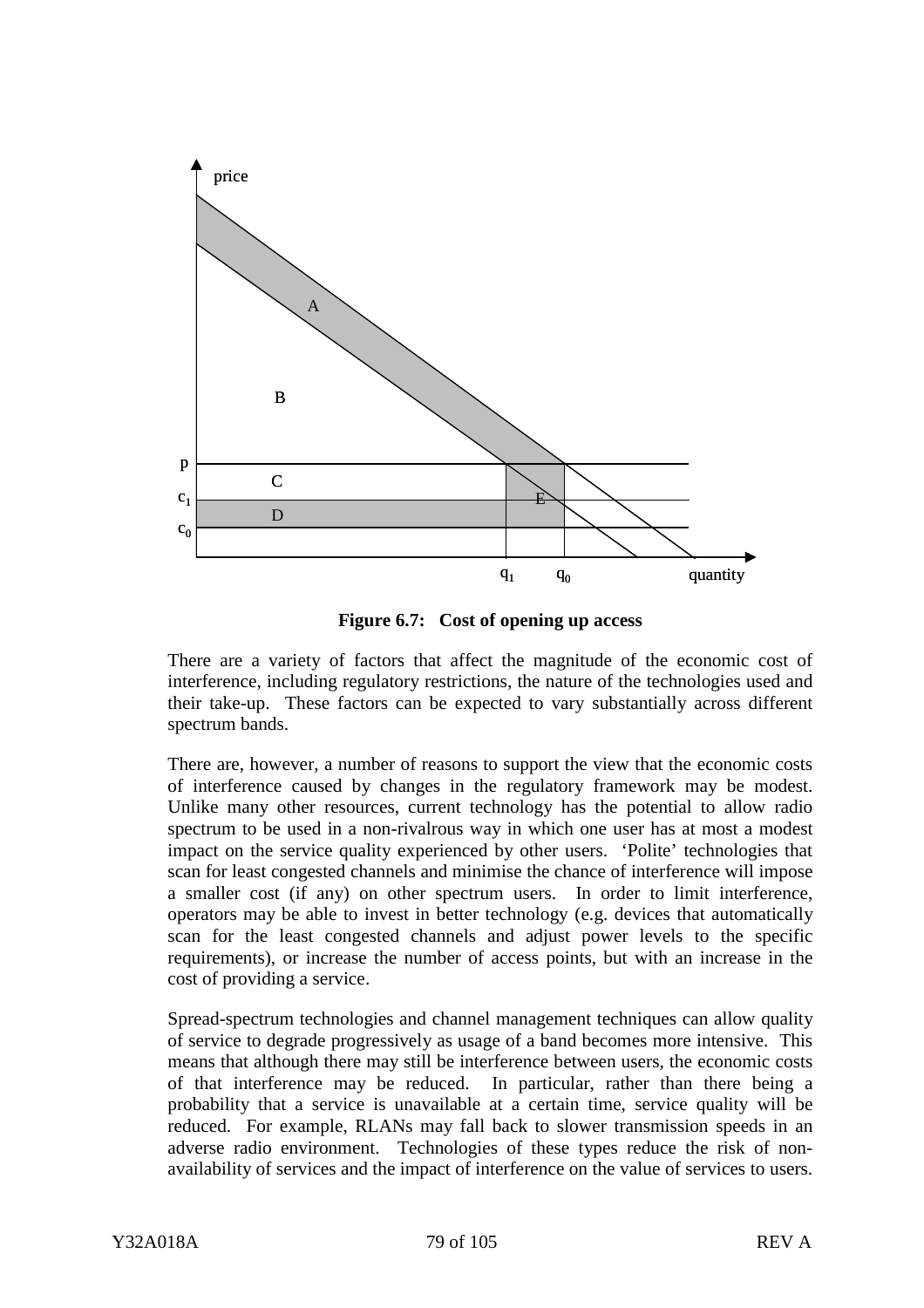**Figure 6.7: Cost of opening up access**

There are a variety of factors that affect the magnitude of the economic cost of interference, including regulatory restrictions, the nature of the technologies used and their take-up. These factors can be expected to vary substantially across different spectrum bands.

There are, however, a number of reasons to support the view that the economic costs of interference caused by changes in the regulatory framework may be modest. Unlike many other resources, current technology has the potential to allow radio spectrum to be used in a non-rivalrous way in which one user has at most a modest impact on the service quality experienced by other users. 'Polite' technologies that scan for least congested channels and minimise the chance of interference will impose a smaller cost (if any) on other spectrum users. In order to limit interference, operators may be able to invest in better technology (e.g. devices that automatically scan for the least congested channels and adjust power levels to the specific requirements), or increase the number of access points, but with an increase in the cost of providing a service.

Spread-spectrum technologies and channel management techniques can allow quality of service to degrade progressively as usage of a band becomes more intensive. This means that although there may still be interference between users, the economic costs of that interference may be reduced. In particular, rather than there being a probability that a service is unavailable at a certain time, service quality will be reduced. For example, RLANs may fall back to slower transmission speeds in an adverse radio environment. Technologies of these types reduce the risk of non-availability of services and the impact of interference on the value of services to users.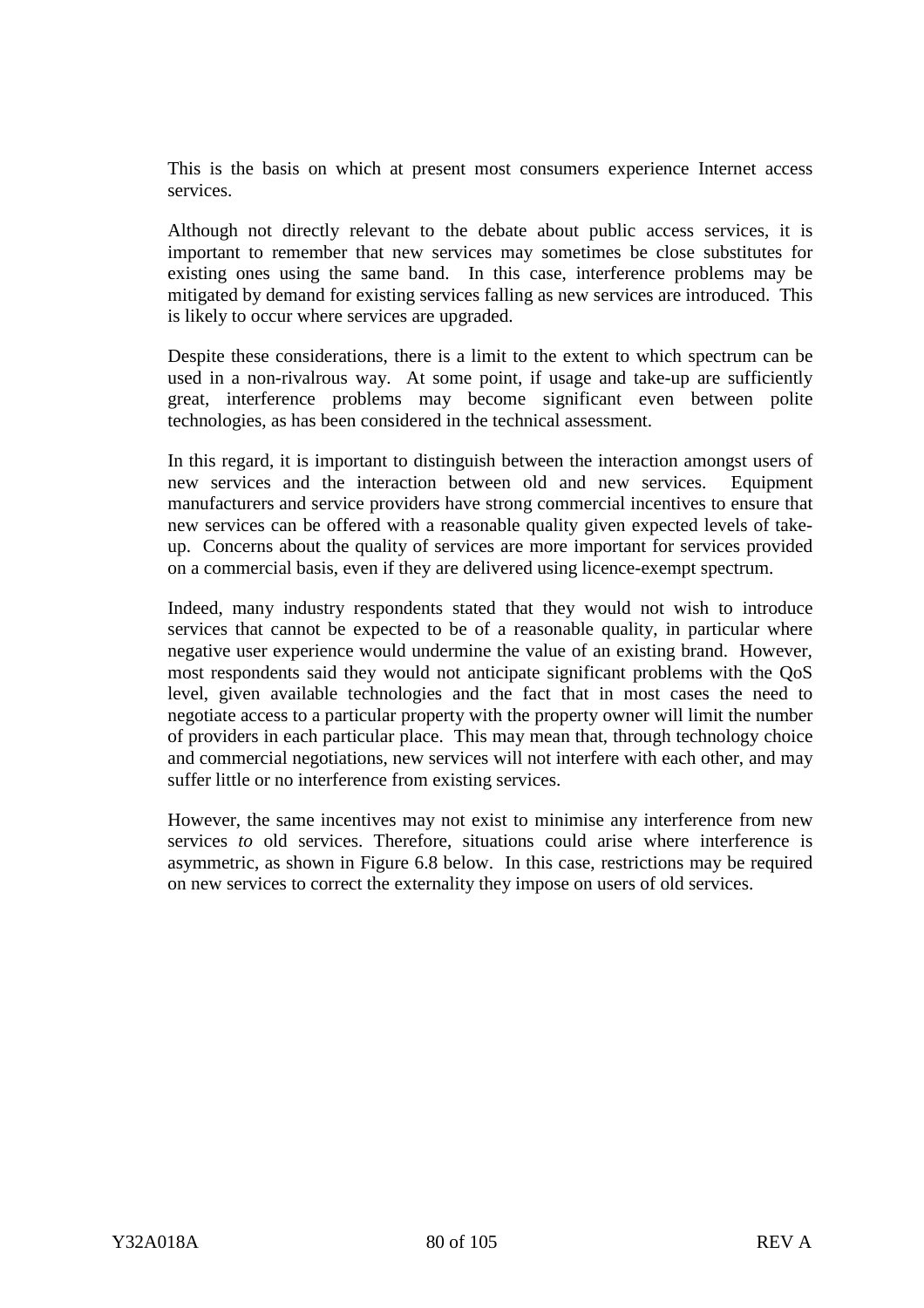This is the basis on which at present most consumers experience Internet access services.

Although not directly relevant to the debate about public access services, it is important to remember that new services may sometimes be close substitutes for existing ones using the same band. In this case, interference problems may be mitigated by demand for existing services falling as new services are introduced. This is likely to occur where services are upgraded.

Despite these considerations, there is a limit to the extent to which spectrum can be used in a non-rivalrous way. At some point, if usage and take-up are sufficiently great, interference problems may become significant even between polite technologies, as has been considered in the technical assessment.

In this regard, it is important to distinguish between the interaction amongst users of new services and the interaction between old and new services. Equipment manufacturers and service providers have strong commercial incentives to ensure that new services can be offered with a reasonable quality given expected levels of take-up. Concerns about the quality of services are more important for services provided on a commercial basis, even if they are delivered using licence-exempt spectrum.

Indeed, many industry respondents stated that they would not wish to introduce services that cannot be expected to be of a reasonable quality, in particular where negative user experience would undermine the value of an existing brand. However, most respondents said they would not anticipate significant problems with the QoS level, given available technologies and the fact that in most cases the need to negotiate access to a particular property with the property owner will limit the number of providers in each particular place. This may mean that, through technology choice and commercial negotiations, new services will not interfere with each other, and may suffer little or no interference from existing services.

However, the same incentives may not exist to minimise any interference from new services *to* old services. Therefore, situations could arise where interference is asymmetric, as shown in Figure 6.8 below. In this case, restrictions may be required on new services to correct the externality they impose on users of old services.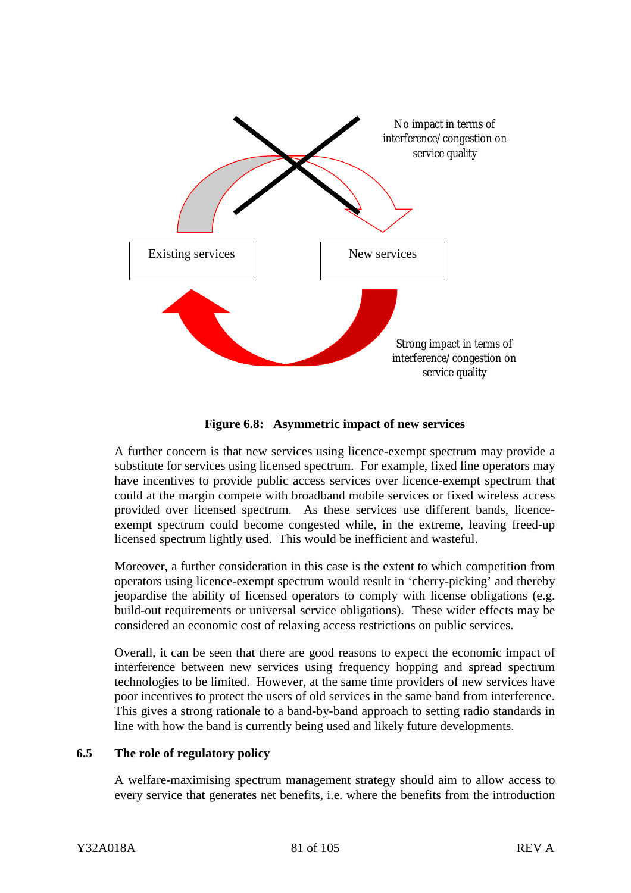Existing services

New services

No impact in terms of interference/congestion on service quality

Strong impact in terms of interference/congestion on service quality

**Figure 6.8: Asymmetric impact of new services**

A further concern is that new services using licence-exempt spectrum may provide a substitute for services using licensed spectrum. For example, fixed line operators may have incentives to provide public access services over licence-exempt spectrum that could at the margin compete with broadband mobile services or fixed wireless access provided over licensed spectrum. As these services use different bands, licence-exempt spectrum could become congested while, in the extreme, leaving freed-up licensed spectrum lightly used. This would be inefficient and wasteful.

Moreover, a further consideration in this case is the extent to which competition from operators using licence-exempt spectrum would result in 'cherry-picking' and thereby jeopardise the ability of licensed operators to comply with license obligations (e.g. build-out requirements or universal service obligations). These wider effects may be considered an economic cost of relaxing access restrictions on public services.

Overall, it can be seen that there are good reasons to expect the economic impact of interference between new services using frequency hopping and spread spectrum technologies to be limited. However, at the same time providers of new services have poor incentives to protect the users of old services in the same band from interference. This gives a strong rationale to a band-by-band approach to setting radio standards in line with how the band is currently being used and likely future developments.

## 6.5 The role of regulatory policy

A welfare-maximising spectrum management strategy should aim to allow access to every service that generates net benefits, i.e. where the benefits from the introduction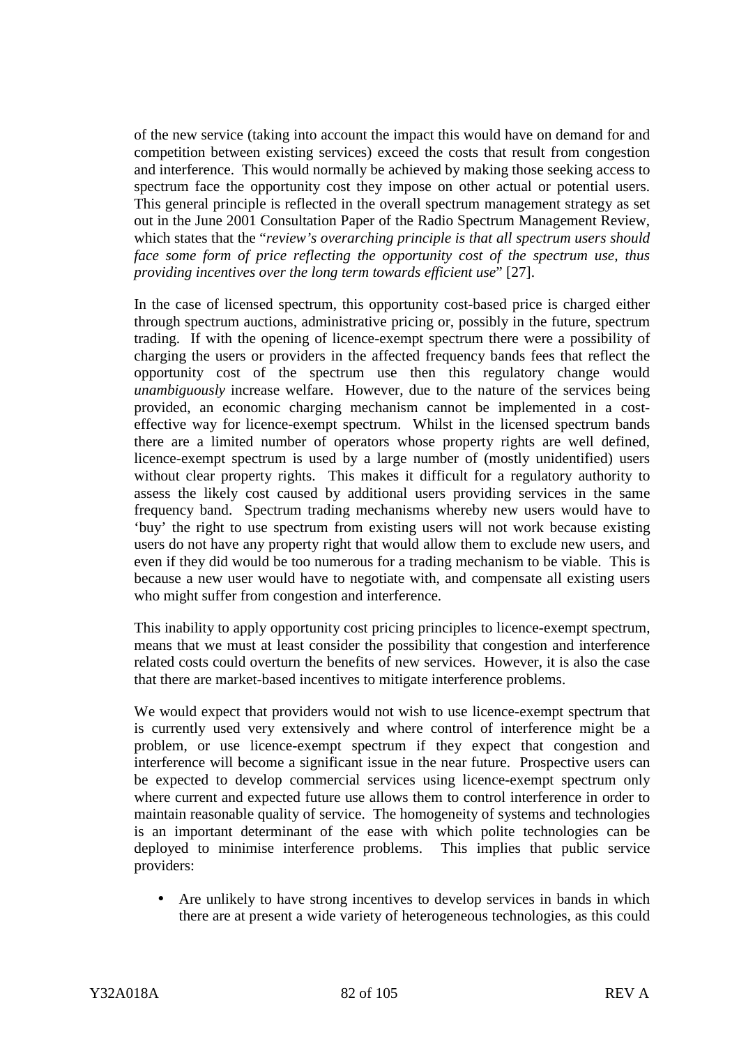of the new service (taking into account the impact this would have on demand for and competition between existing services) exceed the costs that result from congestion and interference. This would normally be achieved by making those seeking access to spectrum face the opportunity cost they impose on other actual or potential users. This general principle is reflected in the overall spectrum management strategy as set out in the June 2001 Consultation Paper of the Radio Spectrum Management Review, which states that the "*review's overarching principle is that all spectrum users should face some form of price reflecting the opportunity cost of the spectrum use, thus providing incentives over the long term towards efficient use*" [27].

In the case of licensed spectrum, this opportunity cost-based price is charged either through spectrum auctions, administrative pricing or, possibly in the future, spectrum trading. If with the opening of licence-exempt spectrum there were a possibility of charging the users or providers in the affected frequency bands fees that reflect the opportunity cost of the spectrum use then this regulatory change would *unambiguously* increase welfare. However, due to the nature of the services being provided, an economic charging mechanism cannot be implemented in a cost-effective way for licence-exempt spectrum. Whilst in the licensed spectrum bands there are a limited number of operators whose property rights are well defined, licence-exempt spectrum is used by a large number of (mostly unidentified) users without clear property rights. This makes it difficult for a regulatory authority to assess the likely cost caused by additional users providing services in the same frequency band. Spectrum trading mechanisms whereby new users would have to 'buy' the right to use spectrum from existing users will not work because existing users do not have any property right that would allow them to exclude new users, and even if they did would be too numerous for a trading mechanism to be viable. This is because a new user would have to negotiate with, and compensate all existing users who might suffer from congestion and interference.

This inability to apply opportunity cost pricing principles to licence-exempt spectrum, means that we must at least consider the possibility that congestion and interference related costs could overturn the benefits of new services. However, it is also the case that there are market-based incentives to mitigate interference problems.

We would expect that providers would not wish to use licence-exempt spectrum that is currently used very extensively and where control of interference might be a problem, or use licence-exempt spectrum if they expect that congestion and interference will become a significant issue in the near future. Prospective users can be expected to develop commercial services using licence-exempt spectrum only where current and expected future use allows them to control interference in order to maintain reasonable quality of service. The homogeneity of systems and technologies is an important determinant of the ease with which polite technologies can be deployed to minimise interference problems. This implies that public service providers:

- Are unlikely to have strong incentives to develop services in bands in which there are at present a wide variety of heterogeneous technologies, as this could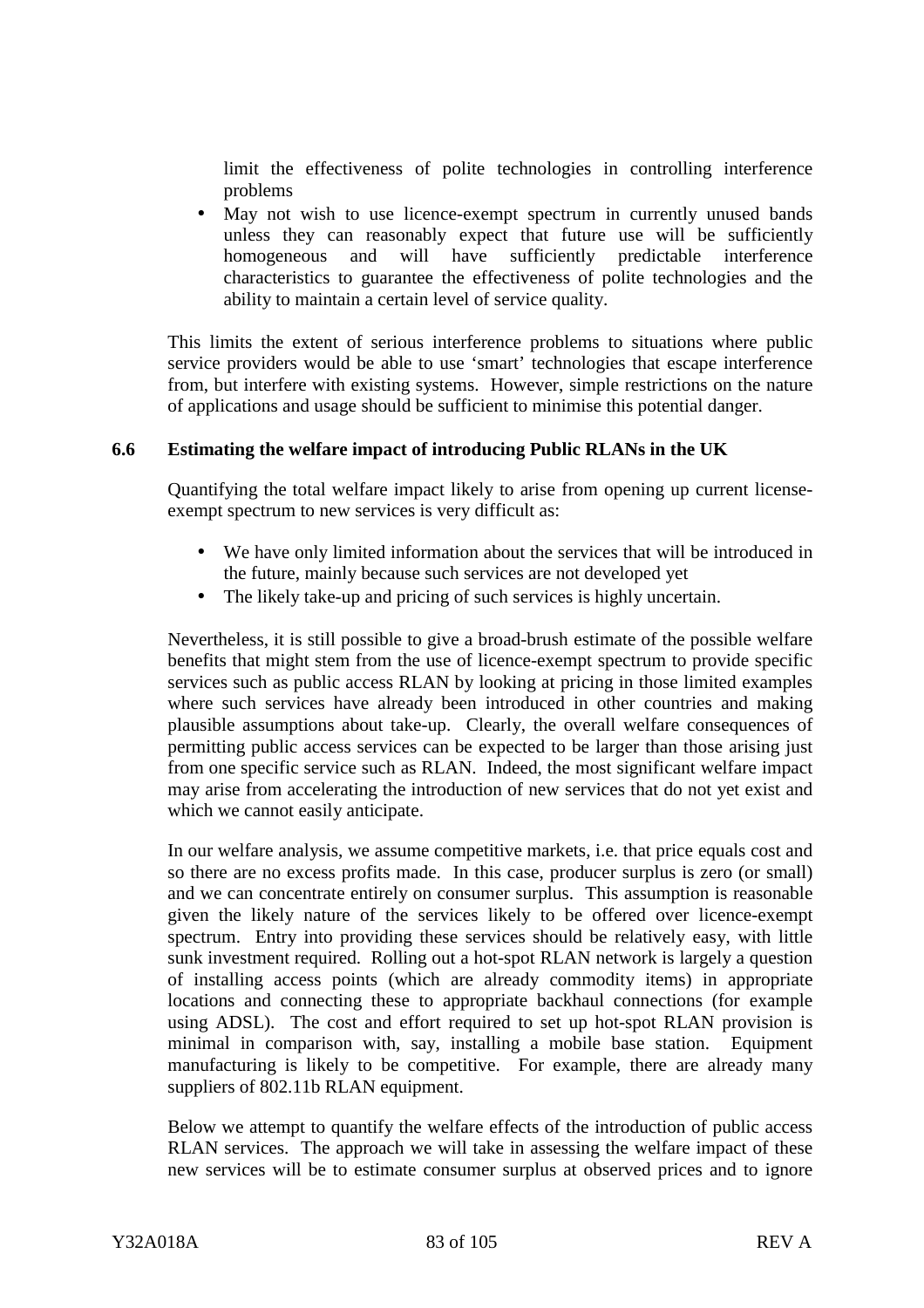limit the effectiveness of polite technologies in controlling interference problems

- May not wish to use licence-exempt spectrum in currently unused bands unless they can reasonably expect that future use will be sufficiently homogeneous and will have sufficiently predictable interference characteristics to guarantee the effectiveness of polite technologies and the ability to maintain a certain level of service quality.

This limits the extent of serious interference problems to situations where public service providers would be able to use 'smart' technologies that escape interference from, but interfere with existing systems. However, simple restrictions on the nature of applications and usage should be sufficient to minimise this potential danger.

### 6.6 Estimating the welfare impact of introducing Public RLANs in the UK

Quantifying the total welfare impact likely to arise from opening up current license-exempt spectrum to new services is very difficult as:

- We have only limited information about the services that will be introduced in the future, mainly because such services are not developed yet
- The likely take-up and pricing of such services is highly uncertain.

Nevertheless, it is still possible to give a broad-brush estimate of the possible welfare benefits that might stem from the use of licence-exempt spectrum to provide specific services such as public access RLAN by looking at pricing in those limited examples where such services have already been introduced in other countries and making plausible assumptions about take-up. Clearly, the overall welfare consequences of permitting public access services can be expected to be larger than those arising just from one specific service such as RLAN. Indeed, the most significant welfare impact may arise from accelerating the introduction of new services that do not yet exist and which we cannot easily anticipate.

In our welfare analysis, we assume competitive markets, i.e. that price equals cost and so there are no excess profits made. In this case, producer surplus is zero (or small) and we can concentrate entirely on consumer surplus. This assumption is reasonable given the likely nature of the services likely to be offered over licence-exempt spectrum. Entry into providing these services should be relatively easy, with little sunk investment required. Rolling out a hot-spot RLAN network is largely a question of installing access points (which are already commodity items) in appropriate locations and connecting these to appropriate backhaul connections (for example using ADSL). The cost and effort required to set up hot-spot RLAN provision is minimal in comparison with, say, installing a mobile base station. Equipment manufacturing is likely to be competitive. For example, there are already many suppliers of 802.11b RLAN equipment.

Below we attempt to quantify the welfare effects of the introduction of public access RLAN services. The approach we will take in assessing the welfare impact of these new services will be to estimate consumer surplus at observed prices and to ignore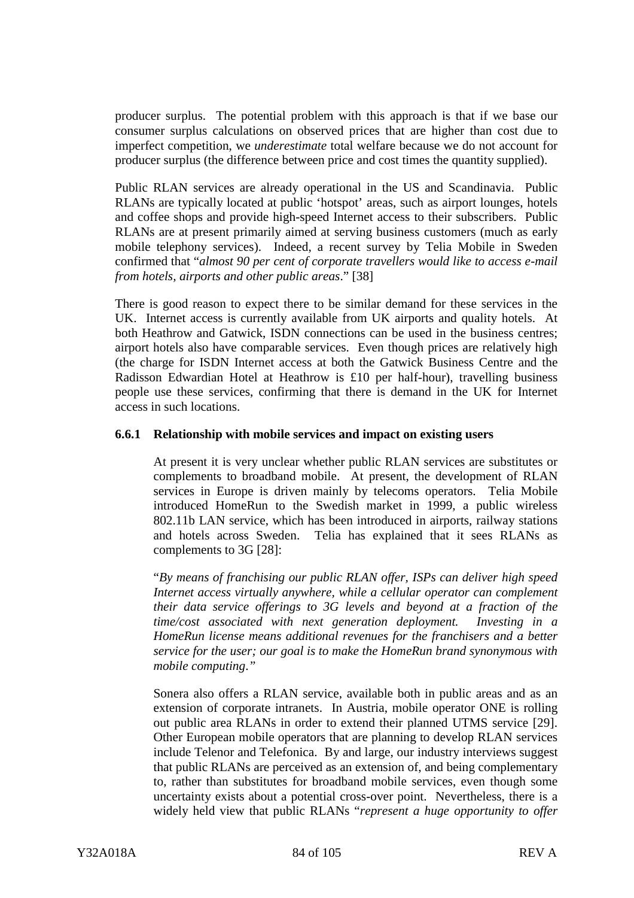producer surplus. The potential problem with this approach is that if we base our consumer surplus calculations on observed prices that are higher than cost due to imperfect competition, we *underestimate* total welfare because we do not account for producer surplus (the difference between price and cost times the quantity supplied).

Public RLAN services are already operational in the US and Scandinavia. Public RLANs are typically located at public 'hotspot' areas, such as airport lounges, hotels and coffee shops and provide high-speed Internet access to their subscribers. Public RLANs are at present primarily aimed at serving business customers (much as early mobile telephony services). Indeed, a recent survey by Telia Mobile in Sweden confirmed that "*almost 90 per cent of corporate travellers would like to access e-mail from hotels, airports and other public areas*." [38]

There is good reason to expect there to be similar demand for these services in the UK. Internet access is currently available from UK airports and quality hotels. At both Heathrow and Gatwick, ISDN connections can be used in the business centres; airport hotels also have comparable services. Even though prices are relatively high (the charge for ISDN Internet access at both the Gatwick Business Centre and the Radisson Edwardian Hotel at Heathrow is £10 per half-hour), travelling business people use these services, confirming that there is demand in the UK for Internet access in such locations.

### 6.6.1 Relationship with mobile services and impact on existing users

At present it is very unclear whether public RLAN services are substitutes or complements to broadband mobile. At present, the development of RLAN services in Europe is driven mainly by telecoms operators. Telia Mobile introduced HomeRun to the Swedish market in 1999, a public wireless 802.11b LAN service, which has been introduced in airports, railway stations and hotels across Sweden. Telia has explained that it sees RLANs as complements to 3G [28]:

"*By means of franchising our public RLAN offer, ISPs can deliver high speed Internet access virtually anywhere, while a cellular operator can complement their data service offerings to 3G levels and beyond at a fraction of the time/cost associated with next generation deployment. Investing in a HomeRun license means additional revenues for the franchisers and a better service for the user; our goal is to make the HomeRun brand synonymous with mobile computing.*"

Sonera also offers a RLAN service, available both in public areas and as an extension of corporate intranets. In Austria, mobile operator ONE is rolling out public area RLANs in order to extend their planned UTMS service [29]. Other European mobile operators that are planning to develop RLAN services include Telenor and Telefonica. By and large, our industry interviews suggest that public RLANs are perceived as an extension of, and being complementary to, rather than substitutes for broadband mobile services, even though some uncertainty exists about a potential cross-over point. Nevertheless, there is a widely held view that public RLANs "*represent a huge opportunity to offer*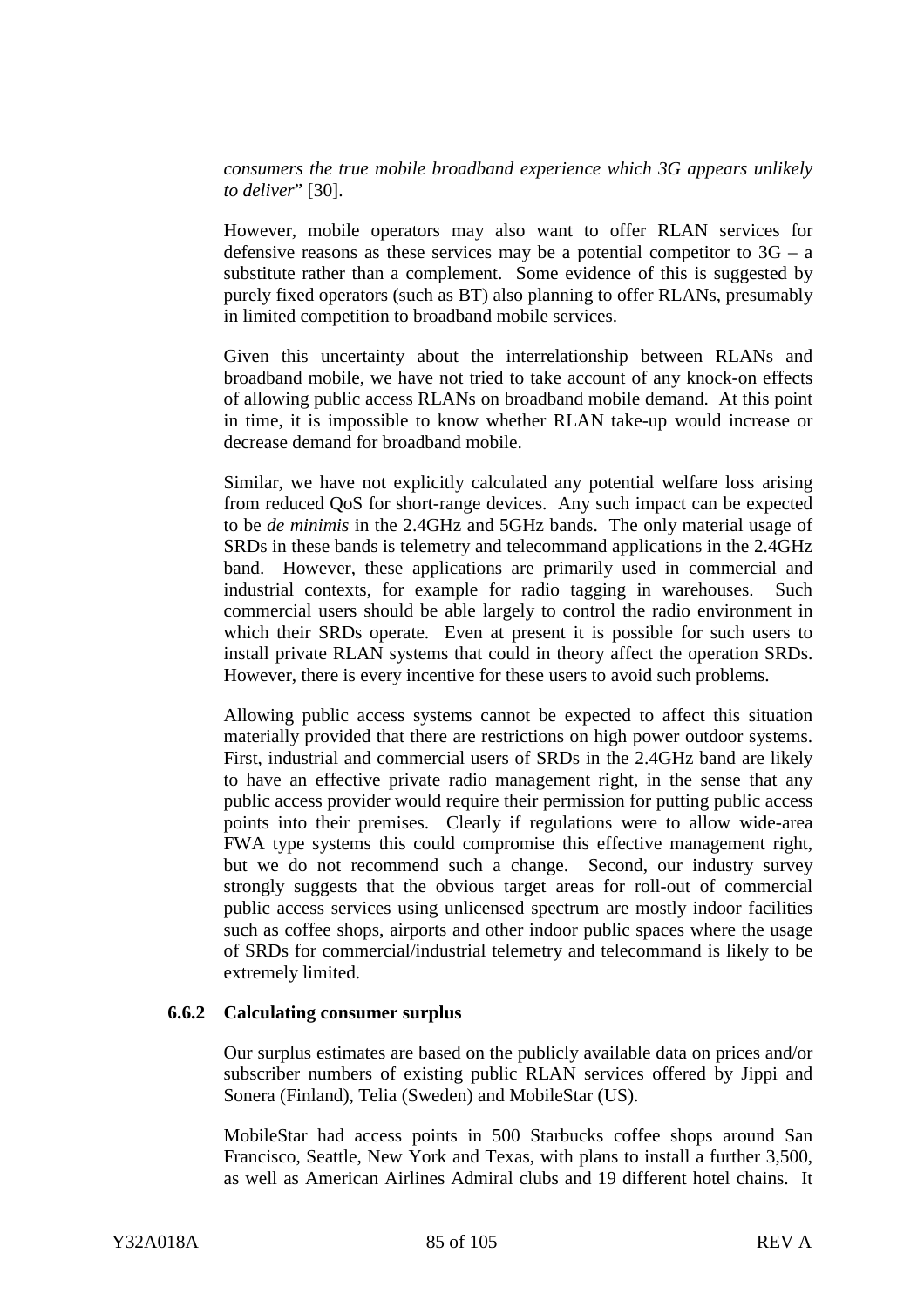*consumers the true mobile broadband experience which 3G appears unlikely to deliver*" [30].

However, mobile operators may also want to offer RLAN services for defensive reasons as these services may be a potential competitor to 3G – a substitute rather than a complement. Some evidence of this is suggested by purely fixed operators (such as BT) also planning to offer RLANs, presumably in limited competition to broadband mobile services.

Given this uncertainty about the interrelationship between RLANs and broadband mobile, we have not tried to take account of any knock-on effects of allowing public access RLANs on broadband mobile demand. At this point in time, it is impossible to know whether RLAN take-up would increase or decrease demand for broadband mobile.

Similar, we have not explicitly calculated any potential welfare loss arising from reduced QoS for short-range devices. Any such impact can be expected to be *de minimis* in the 2.4GHz and 5GHz bands. The only material usage of SRDs in these bands is telemetry and telecommand applications in the 2.4GHz band. However, these applications are primarily used in commercial and industrial contexts, for example for radio tagging in warehouses. Such commercial users should be able largely to control the radio environment in which their SRDs operate. Even at present it is possible for such users to install private RLAN systems that could in theory affect the operation SRDs. However, there is every incentive for these users to avoid such problems.

Allowing public access systems cannot be expected to affect this situation materially provided that there are restrictions on high power outdoor systems. First, industrial and commercial users of SRDs in the 2.4GHz band are likely to have an effective private radio management right, in the sense that any public access provider would require their permission for putting public access points into their premises. Clearly if regulations were to allow wide-area FWA type systems this could compromise this effective management right, but we do not recommend such a change. Second, our industry survey strongly suggests that the obvious target areas for roll-out of commercial public access services using unlicensed spectrum are mostly indoor facilities such as coffee shops, airports and other indoor public spaces where the usage of SRDs for commercial/industrial telemetry and telecommand is likely to be extremely limited.

### 6.6.2 Calculating consumer surplus

Our surplus estimates are based on the publicly available data on prices and/or subscriber numbers of existing public RLAN services offered by Jippi and Sonera (Finland), Telia (Sweden) and MobileStar (US).

MobileStar had access points in 500 Starbucks coffee shops around San Francisco, Seattle, New York and Texas, with plans to install a further 3,500, as well as American Airlines Admiral clubs and 19 different hotel chains. It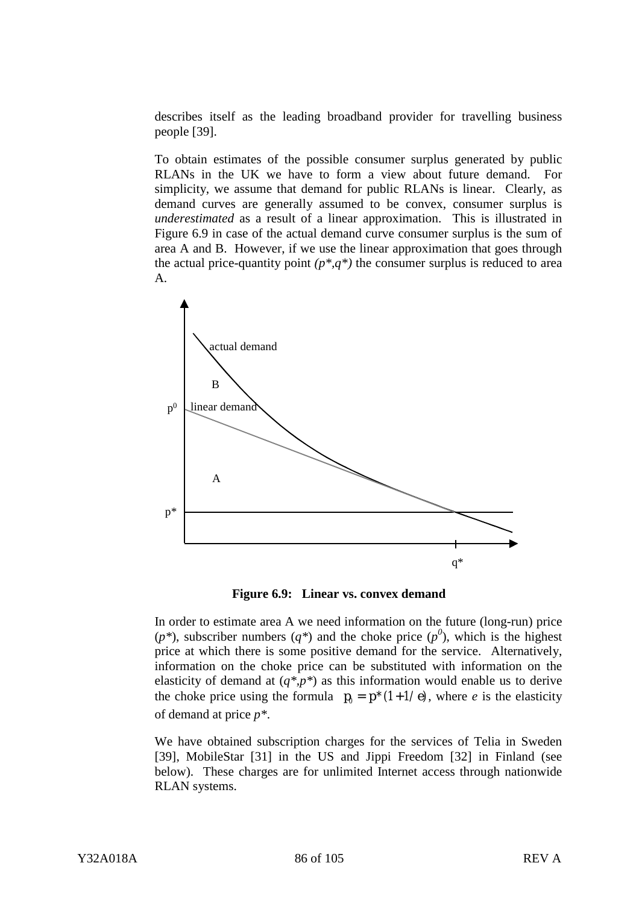describes itself as the leading broadband provider for travelling business people [39].

To obtain estimates of the possible consumer surplus generated by public RLANs in the UK we have to form a view about future demand. For simplicity, we assume that demand for public RLANs is linear. Clearly, as demand curves are generally assumed to be convex, consumer surplus is *underestimated* as a result of a linear approximation. This is illustrated in Figure 6.9 in case of the actual demand curve consumer surplus is the sum of area A and B. However, if we use the linear approximation that goes through the actual price-quantity point *(p\*,q\*)* the consumer surplus is reduced to area A.

**Figure 6.9: Linear vs. convex demand**

In order to estimate area A we need information on the future (long-run) price ($p^*$), subscriber numbers ($q^*$) and the choke price ($p^0$), which is the highest price at which there is some positive demand for the service. Alternatively, information on the choke price can be substituted with information on the elasticity of demand at ($q^*,p^*$) as this information would enable us to derive the choke price using the formula $p_0 = p^*(1+1/e)$, where *e* is the elasticity of demand at price $p^*$.

We have obtained subscription charges for the services of Telia in Sweden [39], MobileStar [31] in the US and Jippi Freedom [32] in Finland (see below). These charges are for unlimited Internet access through nationwide RLAN systems.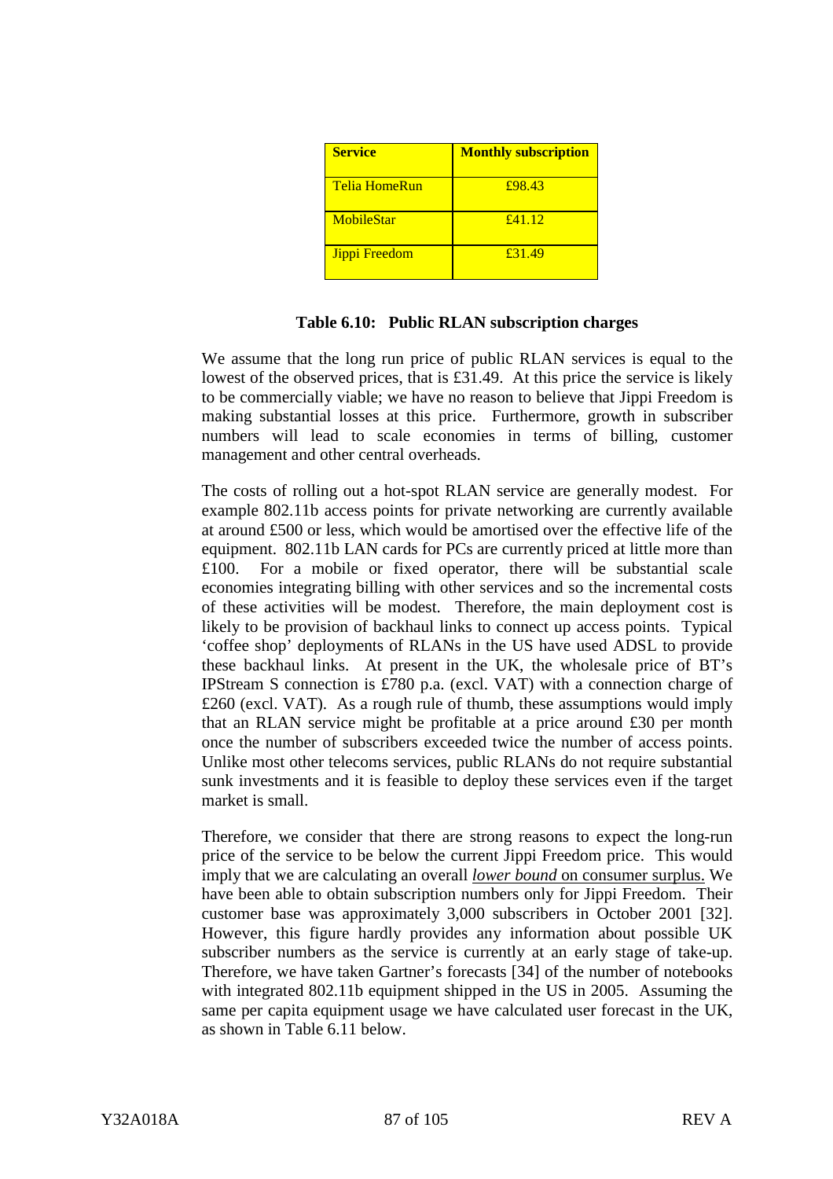| Service | Monthly subscription |
|---|---|
| Telia HomeRun | £98.43 |
| MobileStar | £41.12 |
| Jippi Freedom | £31.49 |

**Table 6.10: Public RLAN subscription charges**

We assume that the long run price of public RLAN services is equal to the lowest of the observed prices, that is £31.49. At this price the service is likely to be commercially viable; we have no reason to believe that Jippi Freedom is making substantial losses at this price. Furthermore, growth in subscriber numbers will lead to scale economies in terms of billing, customer management and other central overheads.

The costs of rolling out a hot-spot RLAN service are generally modest. For example 802.11b access points for private networking are currently available at around £500 or less, which would be amortised over the effective life of the equipment. 802.11b LAN cards for PCs are currently priced at little more than £100. For a mobile or fixed operator, there will be substantial scale economies integrating billing with other services and so the incremental costs of these activities will be modest. Therefore, the main deployment cost is likely to be provision of backhaul links to connect up access points. Typical 'coffee shop' deployments of RLANs in the US have used ADSL to provide these backhaul links. At present in the UK, the wholesale price of BT's IPStream S connection is £780 p.a. (excl. VAT) with a connection charge of £260 (excl. VAT). As a rough rule of thumb, these assumptions would imply that an RLAN service might be profitable at a price around £30 per month once the number of subscribers exceeded twice the number of access points. Unlike most other telecoms services, public RLANs do not require substantial sunk investments and it is feasible to deploy these services even if the target market is small.

Therefore, we consider that there are strong reasons to expect the long-run price of the service to be below the current Jippi Freedom price. This would imply that we are calculating an overall *lower bound* on consumer surplus. We have been able to obtain subscription numbers only for Jippi Freedom. Their customer base was approximately 3,000 subscribers in October 2001 [32]. However, this figure hardly provides any information about possible UK subscriber numbers as the service is currently at an early stage of take-up. Therefore, we have taken Gartner's forecasts [34] of the number of notebooks with integrated 802.11b equipment shipped in the US in 2005. Assuming the same per capita equipment usage we have calculated user forecast in the UK, as shown in Table 6.11 below.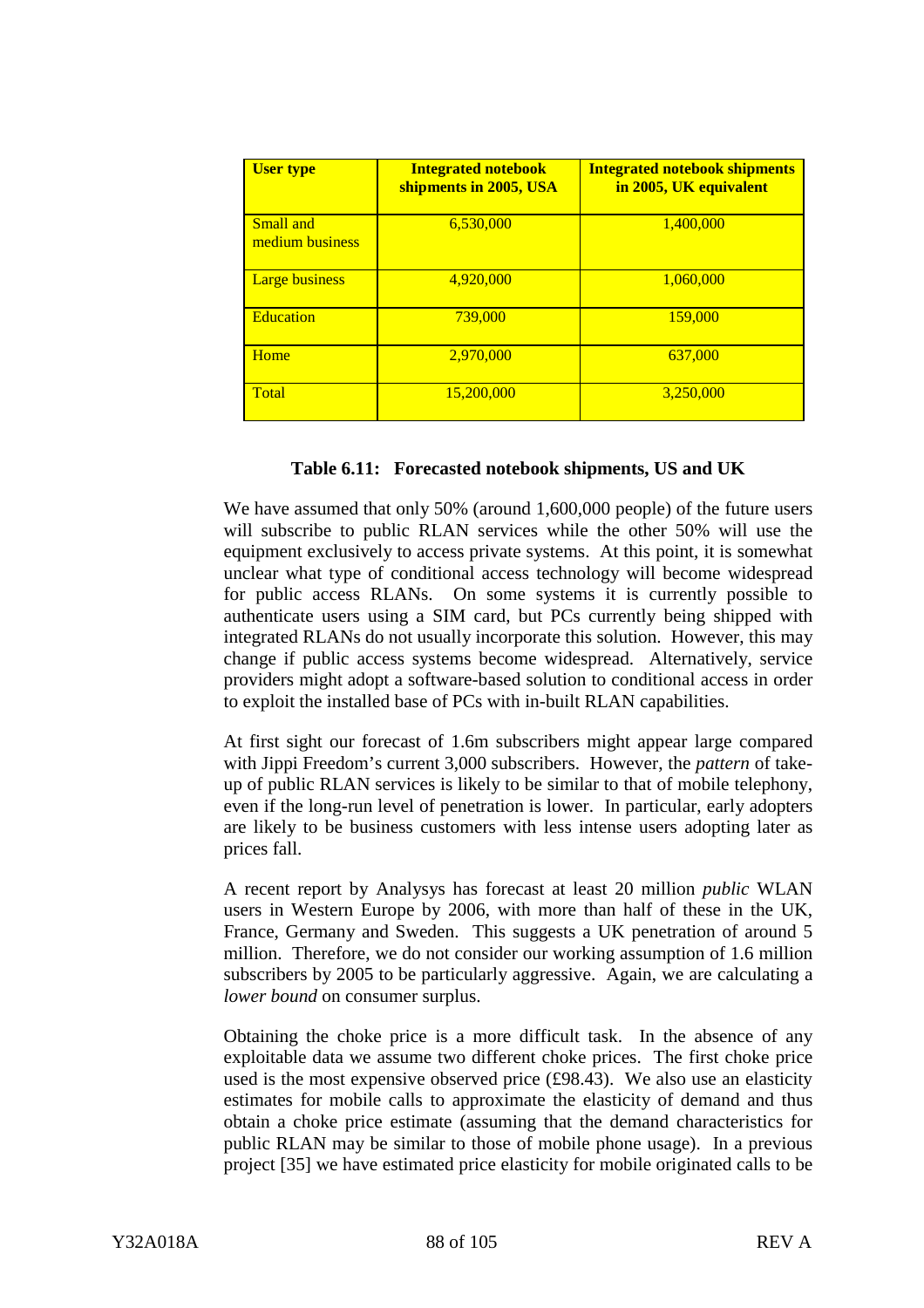| User type | Integrated notebook shipments in 2005, USA | Integrated notebook shipments in 2005, UK equivalent |
| --- | --- | --- |
| Small and medium business | 6,530,000 | 1,400,000 |
| Large business | 4,920,000 | 1,060,000 |
| Education | 739,000 | 159,000 |
| Home | 2,970,000 | 637,000 |
| Total | 15,200,000 | 3,250,000 |

**Table 6.11: Forecasted notebook shipments, US and UK**

We have assumed that only 50% (around 1,600,000 people) of the future users will subscribe to public RLAN services while the other 50% will use the equipment exclusively to access private systems. At this point, it is somewhat unclear what type of conditional access technology will become widespread for public access RLANs. On some systems it is currently possible to authenticate users using a SIM card, but PCs currently being shipped with integrated RLANs do not usually incorporate this solution. However, this may change if public access systems become widespread. Alternatively, service providers might adopt a software-based solution to conditional access in order to exploit the installed base of PCs with in-built RLAN capabilities.

At first sight our forecast of 1.6m subscribers might appear large compared with Jippi Freedom's current 3,000 subscribers. However, the *pattern* of take-up of public RLAN services is likely to be similar to that of mobile telephony, even if the long-run level of penetration is lower. In particular, early adopters are likely to be business customers with less intense users adopting later as prices fall.

A recent report by Analysys has forecast at least 20 million *public* WLAN users in Western Europe by 2006, with more than half of these in the UK, France, Germany and Sweden. This suggests a UK penetration of around 5 million. Therefore, we do not consider our working assumption of 1.6 million subscribers by 2005 to be particularly aggressive. Again, we are calculating a *lower bound* on consumer surplus.

Obtaining the choke price is a more difficult task. In the absence of any exploitable data we assume two different choke prices. The first choke price used is the most expensive observed price (£98.43). We also use an elasticity estimates for mobile calls to approximate the elasticity of demand and thus obtain a choke price estimate (assuming that the demand characteristics for public RLAN may be similar to those of mobile phone usage). In a previous project [35] we have estimated price elasticity for mobile originated calls to be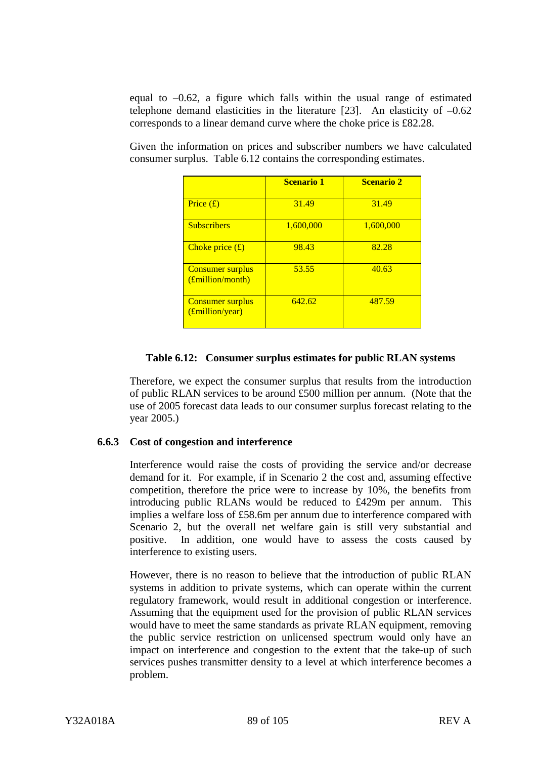equal to –0.62, a figure which falls within the usual range of estimated telephone demand elasticities in the literature [23]. An elasticity of –0.62 corresponds to a linear demand curve where the choke price is £82.28.

Given the information on prices and subscriber numbers we have calculated consumer surplus. Table 6.12 contains the corresponding estimates.

| | **Scenario 1** | **Scenario 2** |
|---|---|---|
| Price (£) | 31.49 | 31.49 |
| Subscribers | 1,600,000 | 1,600,000 |
| Choke price (£) | 98.43 | 82.28 |
| Consumer surplus (£million/month) | 53.55 | 40.63 |
| Consumer surplus (£million/year) | 642.62 | 487.59 |

**Table 6.12: Consumer surplus estimates for public RLAN systems**

Therefore, we expect the consumer surplus that results from the introduction of public RLAN services to be around £500 million per annum. (Note that the use of 2005 forecast data leads to our consumer surplus forecast relating to the year 2005.)

### 6.6.3 Cost of congestion and interference

Interference would raise the costs of providing the service and/or decrease demand for it. For example, if in Scenario 2 the cost and, assuming effective competition, therefore the price were to increase by 10%, the benefits from introducing public RLANs would be reduced to £429m per annum. This implies a welfare loss of £58.6m per annum due to interference compared with Scenario 2, but the overall net welfare gain is still very substantial and positive. In addition, one would have to assess the costs caused by interference to existing users.

However, there is no reason to believe that the introduction of public RLAN systems in addition to private systems, which can operate within the current regulatory framework, would result in additional congestion or interference. Assuming that the equipment used for the provision of public RLAN services would have to meet the same standards as private RLAN equipment, removing the public service restriction on unlicensed spectrum would only have an impact on interference and congestion to the extent that the take-up of such services pushes transmitter density to a level at which interference becomes a problem.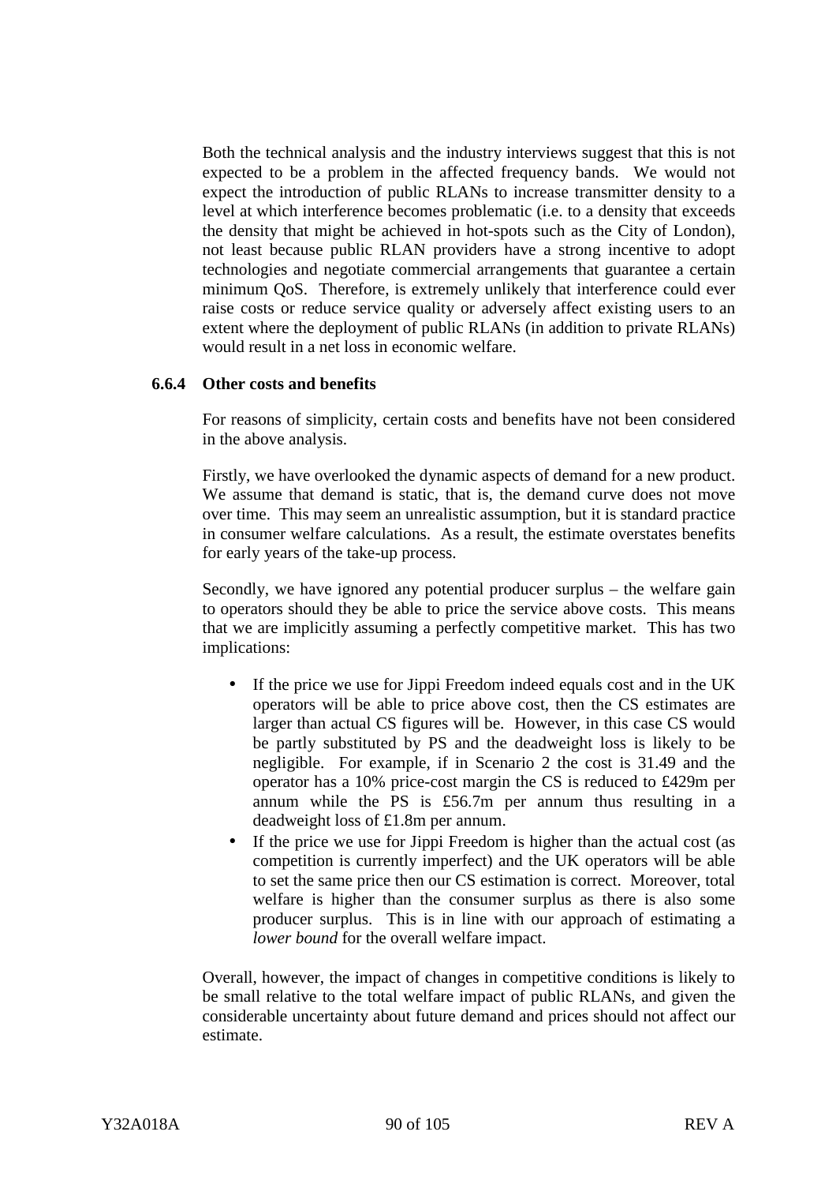Both the technical analysis and the industry interviews suggest that this is not expected to be a problem in the affected frequency bands. We would not expect the introduction of public RLANs to increase transmitter density to a level at which interference becomes problematic (i.e. to a density that exceeds the density that might be achieved in hot-spots such as the City of London), not least because public RLAN providers have a strong incentive to adopt technologies and negotiate commercial arrangements that guarantee a certain minimum QoS. Therefore, is extremely unlikely that interference could ever raise costs or reduce service quality or adversely affect existing users to an extent where the deployment of public RLANs (in addition to private RLANs) would result in a net loss in economic welfare.

### 6.6.4 Other costs and benefits

For reasons of simplicity, certain costs and benefits have not been considered in the above analysis.

Firstly, we have overlooked the dynamic aspects of demand for a new product. We assume that demand is static, that is, the demand curve does not move over time. This may seem an unrealistic assumption, but it is standard practice in consumer welfare calculations. As a result, the estimate overstates benefits for early years of the take-up process.

Secondly, we have ignored any potential producer surplus – the welfare gain to operators should they be able to price the service above costs. This means that we are implicitly assuming a perfectly competitive market. This has two implications:

- If the price we use for Jippi Freedom indeed equals cost and in the UK operators will be able to price above cost, then the CS estimates are larger than actual CS figures will be. However, in this case CS would be partly substituted by PS and the deadweight loss is likely to be negligible. For example, if in Scenario 2 the cost is 31.49 and the operator has a 10% price-cost margin the CS is reduced to £429m per annum while the PS is £56.7m per annum thus resulting in a deadweight loss of £1.8m per annum.
- If the price we use for Jippi Freedom is higher than the actual cost (as competition is currently imperfect) and the UK operators will be able to set the same price then our CS estimation is correct. Moreover, total welfare is higher than the consumer surplus as there is also some producer surplus. This is in line with our approach of estimating a *lower bound* for the overall welfare impact.

Overall, however, the impact of changes in competitive conditions is likely to be small relative to the total welfare impact of public RLANs, and given the considerable uncertainty about future demand and prices should not affect our estimate.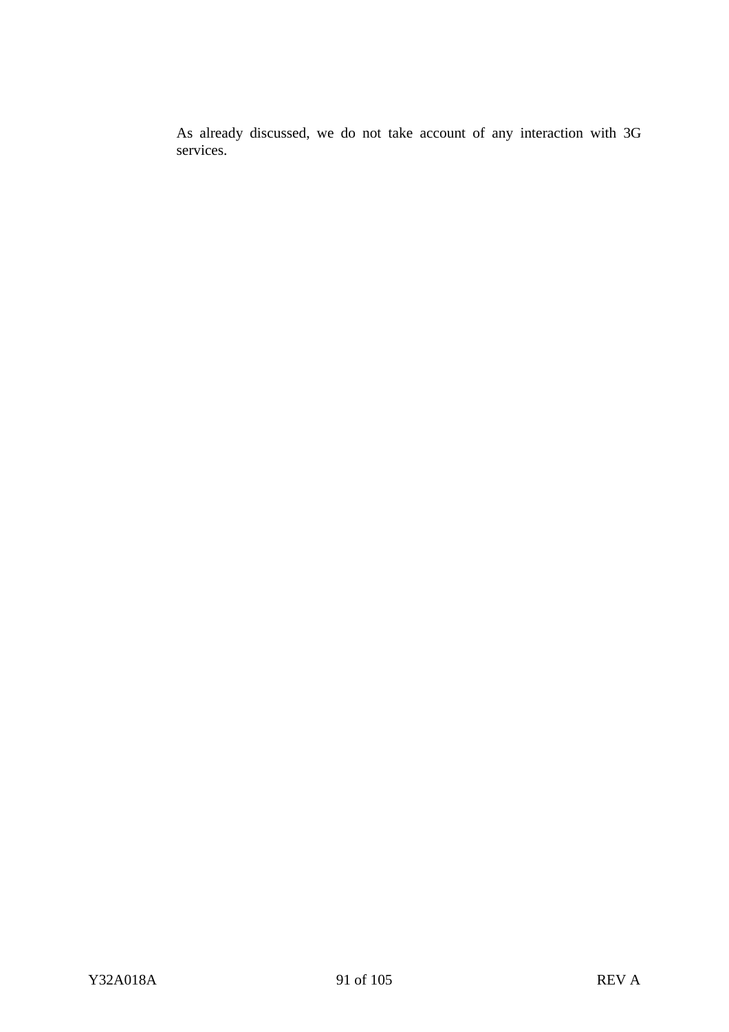As already discussed, we do not take account of any interaction with 3G services.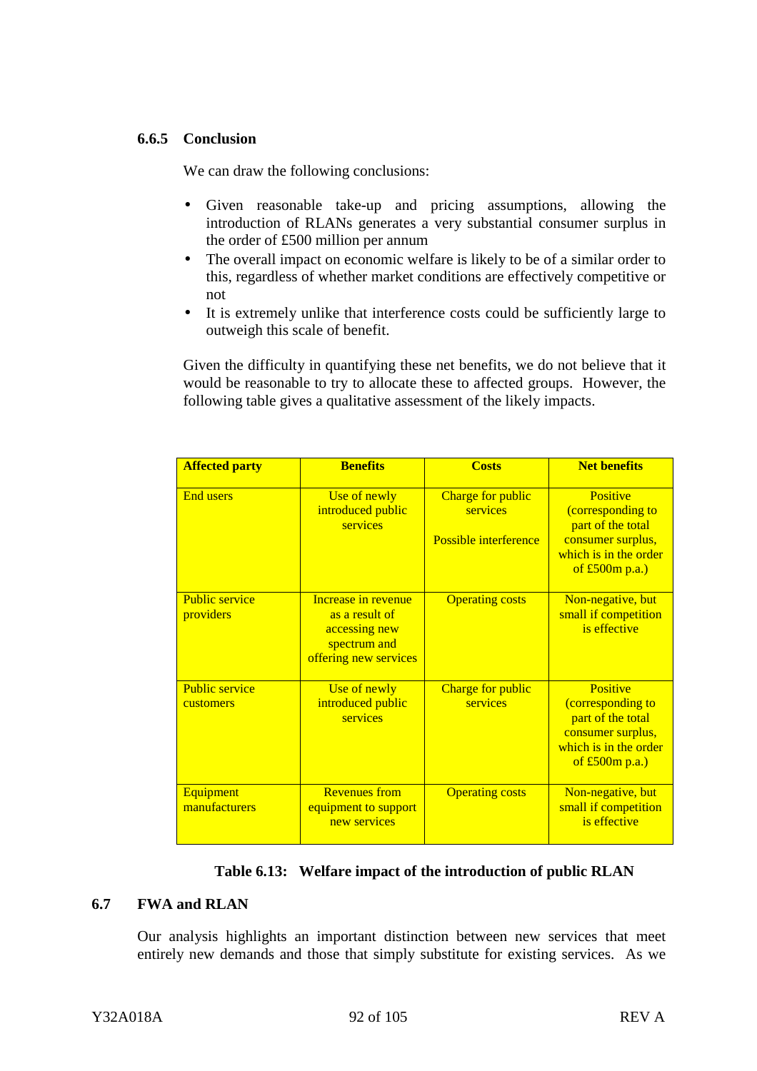### 6.6.5 Conclusion

We can draw the following conclusions:

- Given reasonable take-up and pricing assumptions, allowing the introduction of RLANs generates a very substantial consumer surplus in the order of £500 million per annum
- The overall impact on economic welfare is likely to be of a similar order to this, regardless of whether market conditions are effectively competitive or not
- It is extremely unlike that interference costs could be sufficiently large to outweigh this scale of benefit.

Given the difficulty in quantifying these net benefits, we do not believe that it would be reasonable to try to allocate these to affected groups. However, the following table gives a qualitative assessment of the likely impacts.

| Affected party | Benefits | Costs | Net benefits |
|---|---|---|---|
| End users | Use of newly introduced public services | Charge for public services<br><br>Possible interference | Positive (corresponding to part of the total consumer surplus, which is in the order of £500m p.a.) |
| Public service providers | Increase in revenue as a result of accessing new spectrum and offering new services | Operating costs | Non-negative, but small if competition is effective |
| Public service customers | Use of newly introduced public services | Charge for public services | Positive (corresponding to part of the total consumer surplus, which is in the order of £500m p.a.) |
| Equipment manufacturers | Revenues from equipment to support new services | Operating costs | Non-negative, but small if competition is effective |

**Table 6.13: Welfare impact of the introduction of public RLAN**

## 6.7 FWA and RLAN

Our analysis highlights an important distinction between new services that meet entirely new demands and those that simply substitute for existing services. As we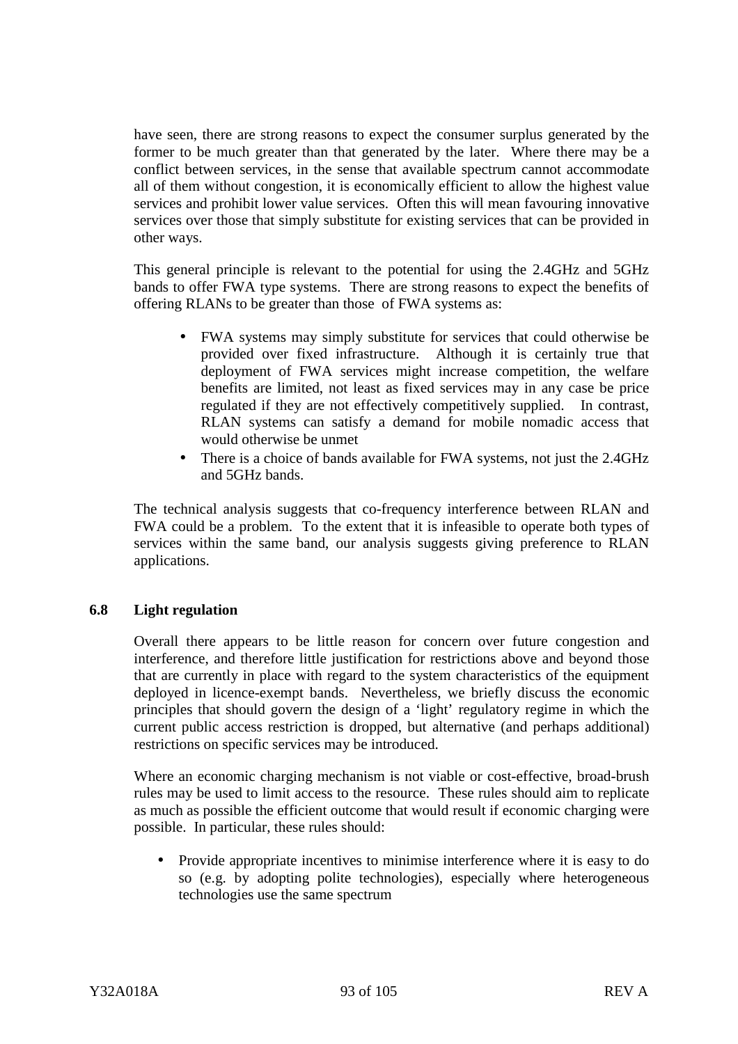have seen, there are strong reasons to expect the consumer surplus generated by the former to be much greater than that generated by the later. Where there may be a conflict between services, in the sense that available spectrum cannot accommodate all of them without congestion, it is economically efficient to allow the highest value services and prohibit lower value services. Often this will mean favouring innovative services over those that simply substitute for existing services that can be provided in other ways.

This general principle is relevant to the potential for using the 2.4GHz and 5GHz bands to offer FWA type systems. There are strong reasons to expect the benefits of offering RLANs to be greater than those of FWA systems as:

- FWA systems may simply substitute for services that could otherwise be provided over fixed infrastructure. Although it is certainly true that deployment of FWA services might increase competition, the welfare benefits are limited, not least as fixed services may in any case be price regulated if they are not effectively competitively supplied. In contrast, RLAN systems can satisfy a demand for mobile nomadic access that would otherwise be unmet
- There is a choice of bands available for FWA systems, not just the 2.4GHz and 5GHz bands.

The technical analysis suggests that co-frequency interference between RLAN and FWA could be a problem. To the extent that it is infeasible to operate both types of services within the same band, our analysis suggests giving preference to RLAN applications.

### 6.8 Light regulation

Overall there appears to be little reason for concern over future congestion and interference, and therefore little justification for restrictions above and beyond those that are currently in place with regard to the system characteristics of the equipment deployed in licence-exempt bands. Nevertheless, we briefly discuss the economic principles that should govern the design of a 'light' regulatory regime in which the current public access restriction is dropped, but alternative (and perhaps additional) restrictions on specific services may be introduced.

Where an economic charging mechanism is not viable or cost-effective, broad-brush rules may be used to limit access to the resource. These rules should aim to replicate as much as possible the efficient outcome that would result if economic charging were possible. In particular, these rules should:

- Provide appropriate incentives to minimise interference where it is easy to do so (e.g. by adopting polite technologies), especially where heterogeneous technologies use the same spectrum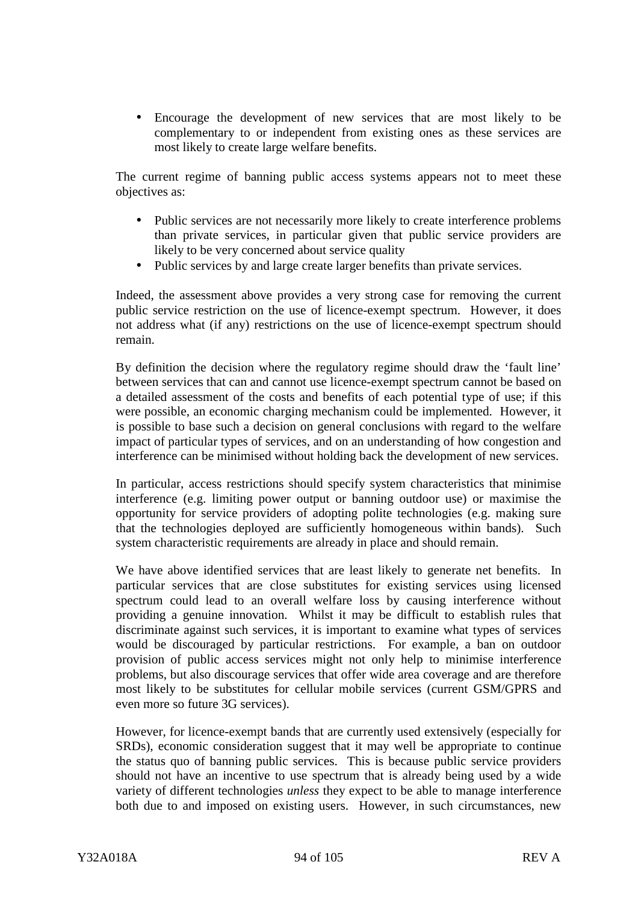- Encourage the development of new services that are most likely to be complementary to or independent from existing ones as these services are most likely to create large welfare benefits.

The current regime of banning public access systems appears not to meet these objectives as:

- Public services are not necessarily more likely to create interference problems than private services, in particular given that public service providers are likely to be very concerned about service quality
- Public services by and large create larger benefits than private services.

Indeed, the assessment above provides a very strong case for removing the current public service restriction on the use of licence-exempt spectrum. However, it does not address what (if any) restrictions on the use of licence-exempt spectrum should remain.

By definition the decision where the regulatory regime should draw the 'fault line' between services that can and cannot use licence-exempt spectrum cannot be based on a detailed assessment of the costs and benefits of each potential type of use; if this were possible, an economic charging mechanism could be implemented. However, it is possible to base such a decision on general conclusions with regard to the welfare impact of particular types of services, and on an understanding of how congestion and interference can be minimised without holding back the development of new services.

In particular, access restrictions should specify system characteristics that minimise interference (e.g. limiting power output or banning outdoor use) or maximise the opportunity for service providers of adopting polite technologies (e.g. making sure that the technologies deployed are sufficiently homogeneous within bands). Such system characteristic requirements are already in place and should remain.

We have above identified services that are least likely to generate net benefits. In particular services that are close substitutes for existing services using licensed spectrum could lead to an overall welfare loss by causing interference without providing a genuine innovation. Whilst it may be difficult to establish rules that discriminate against such services, it is important to examine what types of services would be discouraged by particular restrictions. For example, a ban on outdoor provision of public access services might not only help to minimise interference problems, but also discourage services that offer wide area coverage and are therefore most likely to be substitutes for cellular mobile services (current GSM/GPRS and even more so future 3G services).

However, for licence-exempt bands that are currently used extensively (especially for SRDs), economic consideration suggest that it may well be appropriate to continue the status quo of banning public services. This is because public service providers should not have an incentive to use spectrum that is already being used by a wide variety of different technologies *unless* they expect to be able to manage interference both due to and imposed on existing users. However, in such circumstances, new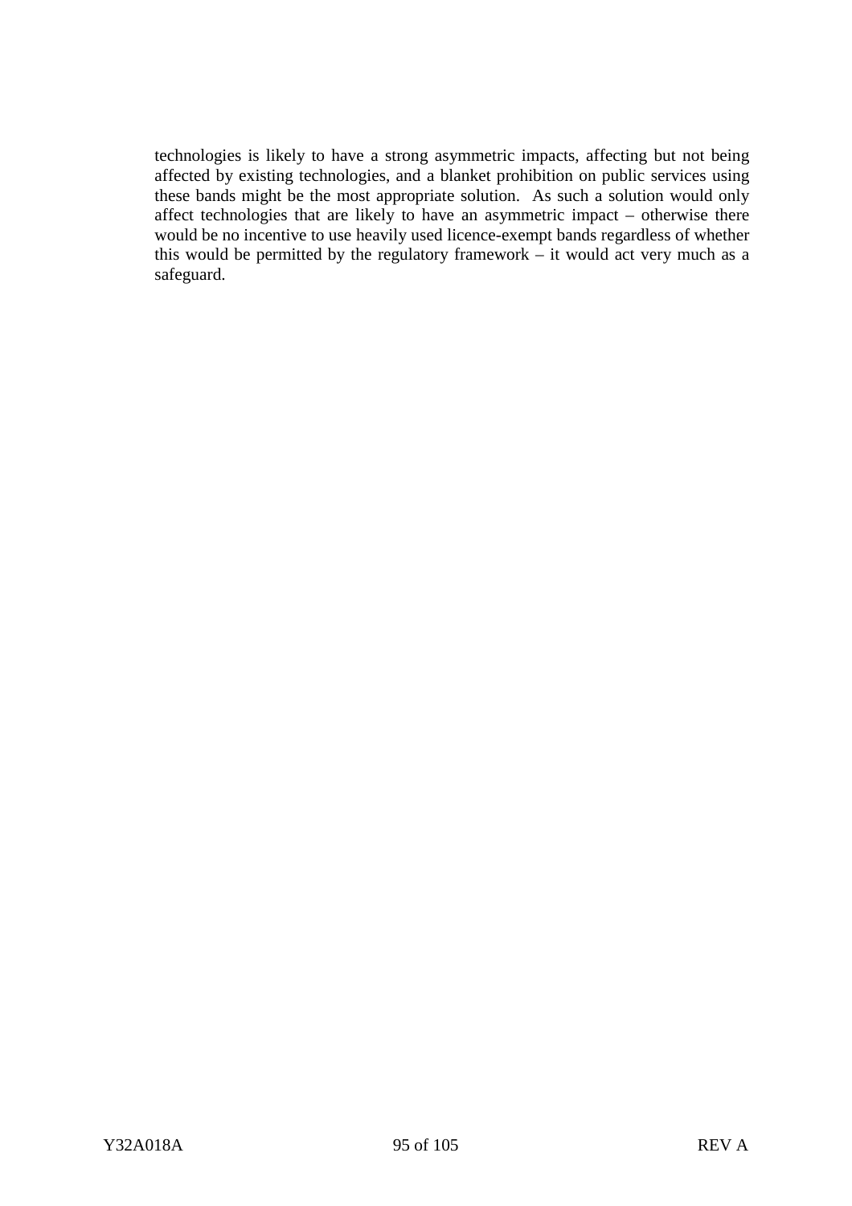technologies is likely to have a strong asymmetric impacts, affecting but not being affected by existing technologies, and a blanket prohibition on public services using these bands might be the most appropriate solution. As such a solution would only affect technologies that are likely to have an asymmetric impact – otherwise there would be no incentive to use heavily used licence-exempt bands regardless of whether this would be permitted by the regulatory framework – it would act very much as a safeguard.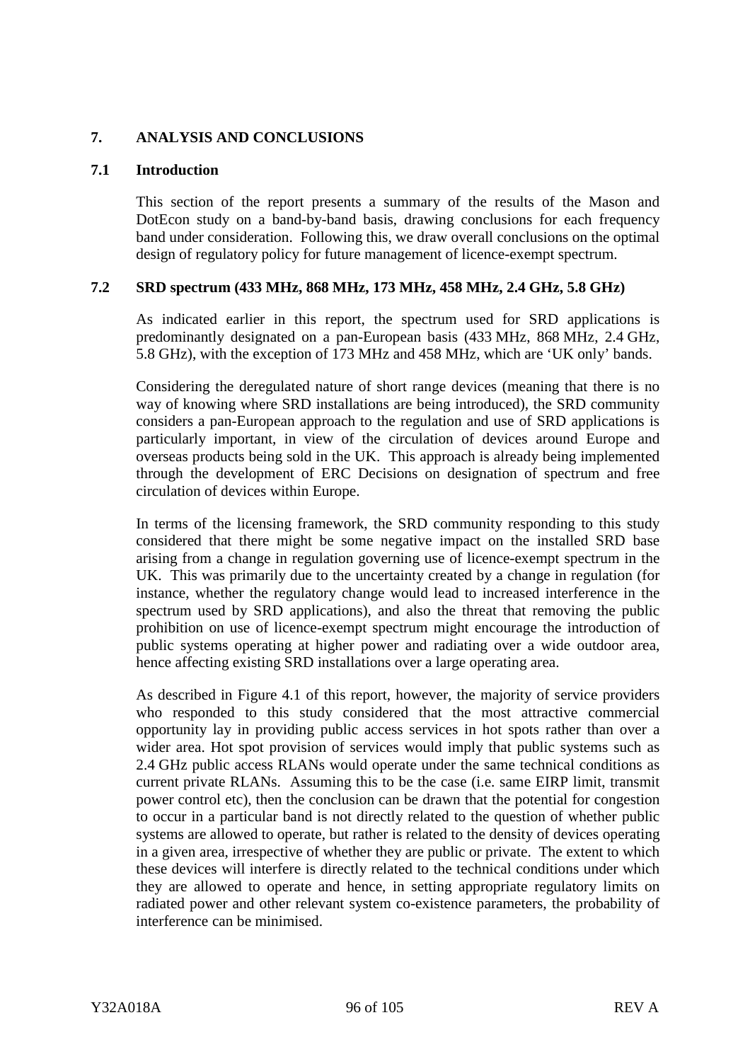# 7. ANALYSIS AND CONCLUSIONS

## 7.1 Introduction

This section of the report presents a summary of the results of the Mason and DotEcon study on a band-by-band basis, drawing conclusions for each frequency band under consideration. Following this, we draw overall conclusions on the optimal design of regulatory policy for future management of licence-exempt spectrum.

## 7.2 SRD spectrum (433 MHz, 868 MHz, 173 MHz, 458 MHz, 2.4 GHz, 5.8 GHz)

As indicated earlier in this report, the spectrum used for SRD applications is predominantly designated on a pan-European basis (433 MHz, 868 MHz, 2.4 GHz, 5.8 GHz), with the exception of 173 MHz and 458 MHz, which are 'UK only' bands.

Considering the deregulated nature of short range devices (meaning that there is no way of knowing where SRD installations are being introduced), the SRD community considers a pan-European approach to the regulation and use of SRD applications is particularly important, in view of the circulation of devices around Europe and overseas products being sold in the UK. This approach is already being implemented through the development of ERC Decisions on designation of spectrum and free circulation of devices within Europe.

In terms of the licensing framework, the SRD community responding to this study considered that there might be some negative impact on the installed SRD base arising from a change in regulation governing use of licence-exempt spectrum in the UK. This was primarily due to the uncertainty created by a change in regulation (for instance, whether the regulatory change would lead to increased interference in the spectrum used by SRD applications), and also the threat that removing the public prohibition on use of licence-exempt spectrum might encourage the introduction of public systems operating at higher power and radiating over a wide outdoor area, hence affecting existing SRD installations over a large operating area.

As described in Figure 4.1 of this report, however, the majority of service providers who responded to this study considered that the most attractive commercial opportunity lay in providing public access services in hot spots rather than over a wider area. Hot spot provision of services would imply that public systems such as 2.4 GHz public access RLANs would operate under the same technical conditions as current private RLANs. Assuming this to be the case (i.e. same EIRP limit, transmit power control etc), then the conclusion can be drawn that the potential for congestion to occur in a particular band is not directly related to the question of whether public systems are allowed to operate, but rather is related to the density of devices operating in a given area, irrespective of whether they are public or private. The extent to which these devices will interfere is directly related to the technical conditions under which they are allowed to operate and hence, in setting appropriate regulatory limits on radiated power and other relevant system co-existence parameters, the probability of interference can be minimised.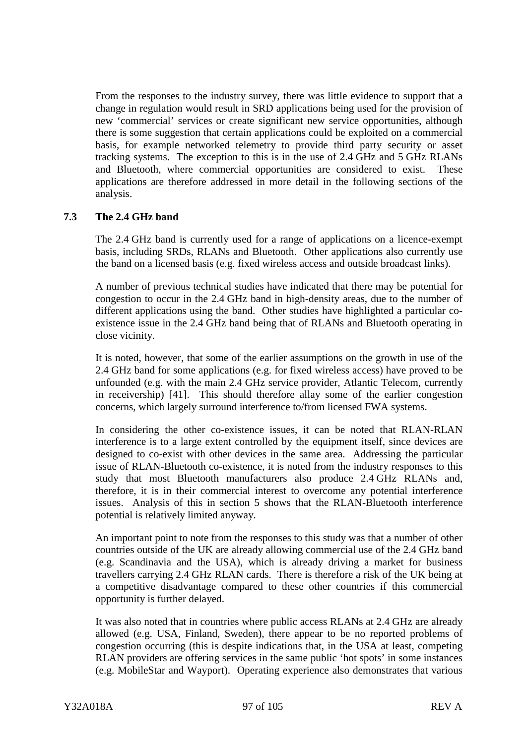From the responses to the industry survey, there was little evidence to support that a change in regulation would result in SRD applications being used for the provision of new 'commercial' services or create significant new service opportunities, although there is some suggestion that certain applications could be exploited on a commercial basis, for example networked telemetry to provide third party security or asset tracking systems. The exception to this is in the use of 2.4 GHz and 5 GHz RLANs and Bluetooth, where commercial opportunities are considered to exist. These applications are therefore addressed in more detail in the following sections of the analysis.

### 7.3 The 2.4 GHz band

The 2.4 GHz band is currently used for a range of applications on a licence-exempt basis, including SRDs, RLANs and Bluetooth. Other applications also currently use the band on a licensed basis (e.g. fixed wireless access and outside broadcast links).

A number of previous technical studies have indicated that there may be potential for congestion to occur in the 2.4 GHz band in high-density areas, due to the number of different applications using the band. Other studies have highlighted a particular co-existence issue in the 2.4 GHz band being that of RLANs and Bluetooth operating in close vicinity.

It is noted, however, that some of the earlier assumptions on the growth in use of the 2.4 GHz band for some applications (e.g. for fixed wireless access) have proved to be unfounded (e.g. with the main 2.4 GHz service provider, Atlantic Telecom, currently in receivership) [41]. This should therefore allay some of the earlier congestion concerns, which largely surround interference to/from licensed FWA systems.

In considering the other co-existence issues, it can be noted that RLAN-RLAN interference is to a large extent controlled by the equipment itself, since devices are designed to co-exist with other devices in the same area. Addressing the particular issue of RLAN-Bluetooth co-existence, it is noted from the industry responses to this study that most Bluetooth manufacturers also produce 2.4 GHz RLANs and, therefore, it is in their commercial interest to overcome any potential interference issues. Analysis of this in section 5 shows that the RLAN-Bluetooth interference potential is relatively limited anyway.

An important point to note from the responses to this study was that a number of other countries outside of the UK are already allowing commercial use of the 2.4 GHz band (e.g. Scandinavia and the USA), which is already driving a market for business travellers carrying 2.4 GHz RLAN cards. There is therefore a risk of the UK being at a competitive disadvantage compared to these other countries if this commercial opportunity is further delayed.

It was also noted that in countries where public access RLANs at 2.4 GHz are already allowed (e.g. USA, Finland, Sweden), there appear to be no reported problems of congestion occurring (this is despite indications that, in the USA at least, competing RLAN providers are offering services in the same public 'hot spots' in some instances (e.g. MobileStar and Wayport). Operating experience also demonstrates that various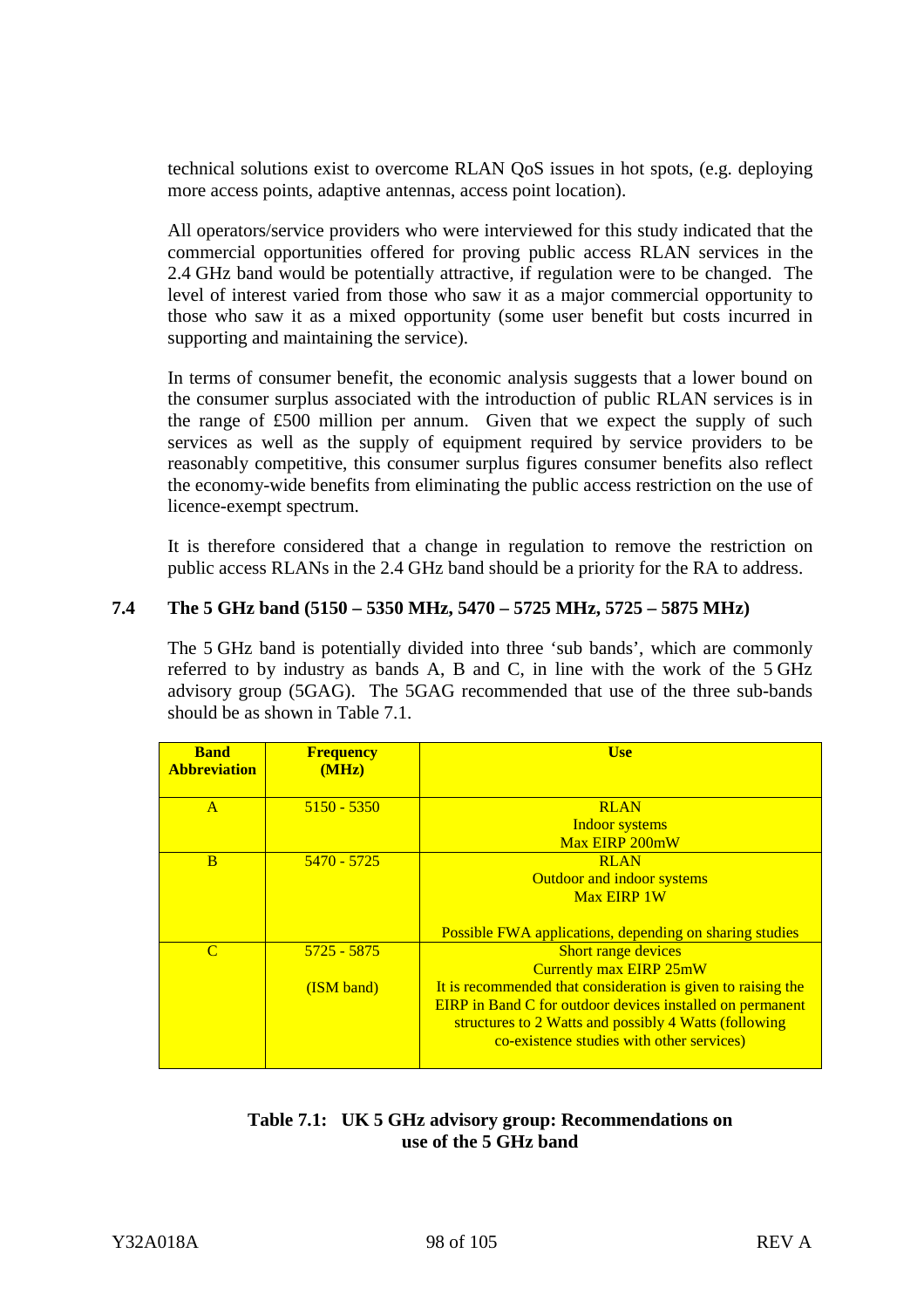technical solutions exist to overcome RLAN QoS issues in hot spots, (e.g. deploying more access points, adaptive antennas, access point location).

All operators/service providers who were interviewed for this study indicated that the commercial opportunities offered for proving public access RLAN services in the 2.4 GHz band would be potentially attractive, if regulation were to be changed. The level of interest varied from those who saw it as a major commercial opportunity to those who saw it as a mixed opportunity (some user benefit but costs incurred in supporting and maintaining the service).

In terms of consumer benefit, the economic analysis suggests that a lower bound on the consumer surplus associated with the introduction of public RLAN services is in the range of £500 million per annum. Given that we expect the supply of such services as well as the supply of equipment required by service providers to be reasonably competitive, this consumer surplus figures consumer benefits also reflect the economy-wide benefits from eliminating the public access restriction on the use of licence-exempt spectrum.

It is therefore considered that a change in regulation to remove the restriction on public access RLANs in the 2.4 GHz band should be a priority for the RA to address.

## 7.4 The 5 GHz band (5150 – 5350 MHz, 5470 – 5725 MHz, 5725 – 5875 MHz)

The 5 GHz band is potentially divided into three 'sub bands', which are commonly referred to by industry as bands A, B and C, in line with the work of the 5 GHz advisory group (5GAG). The 5GAG recommended that use of the three sub-bands should be as shown in Table 7.1.

| Band Abbreviation | Frequency (MHz) | Use |
|---|---|---|
| A | 5150 - 5350 | RLAN<br>Indoor systems<br>Max EIRP 200mW |
| B | 5470 - 5725 | RLAN<br>Outdoor and indoor systems<br>Max EIRP 1W<br><br>Possible FWA applications, depending on sharing studies |
| C | 5725 - 5875<br><br>(ISM band) | Short range devices<br>Currently max EIRP 25mW<br>It is recommended that consideration is given to raising the EIRP in Band C for outdoor devices installed on permanent structures to 2 Watts and possibly 4 Watts (following co-existence studies with other services) |

**Table 7.1: UK 5 GHz advisory group: Recommendations on use of the 5 GHz band**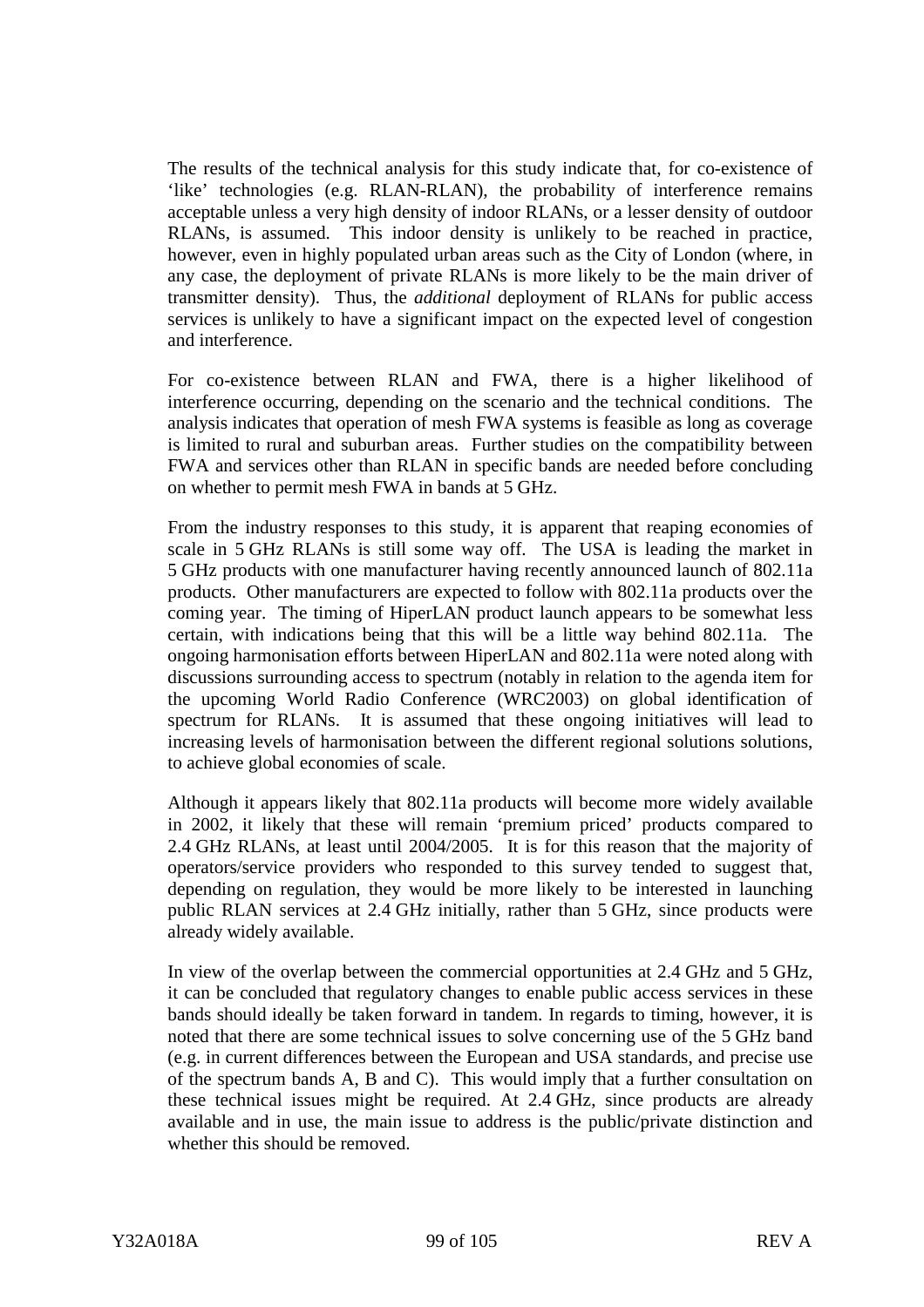The results of the technical analysis for this study indicate that, for co-existence of 'like' technologies (e.g. RLAN-RLAN), the probability of interference remains acceptable unless a very high density of indoor RLANs, or a lesser density of outdoor RLANs, is assumed. This indoor density is unlikely to be reached in practice, however, even in highly populated urban areas such as the City of London (where, in any case, the deployment of private RLANs is more likely to be the main driver of transmitter density). Thus, the *additional* deployment of RLANs for public access services is unlikely to have a significant impact on the expected level of congestion and interference.

For co-existence between RLAN and FWA, there is a higher likelihood of interference occurring, depending on the scenario and the technical conditions. The analysis indicates that operation of mesh FWA systems is feasible as long as coverage is limited to rural and suburban areas. Further studies on the compatibility between FWA and services other than RLAN in specific bands are needed before concluding on whether to permit mesh FWA in bands at 5 GHz.

From the industry responses to this study, it is apparent that reaping economies of scale in 5 GHz RLANs is still some way off. The USA is leading the market in 5 GHz products with one manufacturer having recently announced launch of 802.11a products. Other manufacturers are expected to follow with 802.11a products over the coming year. The timing of HiperLAN product launch appears to be somewhat less certain, with indications being that this will be a little way behind 802.11a. The ongoing harmonisation efforts between HiperLAN and 802.11a were noted along with discussions surrounding access to spectrum (notably in relation to the agenda item for the upcoming World Radio Conference (WRC2003) on global identification of spectrum for RLANs. It is assumed that these ongoing initiatives will lead to increasing levels of harmonisation between the different regional solutions solutions, to achieve global economies of scale.

Although it appears likely that 802.11a products will become more widely available in 2002, it likely that these will remain 'premium priced' products compared to 2.4 GHz RLANs, at least until 2004/2005. It is for this reason that the majority of operators/service providers who responded to this survey tended to suggest that, depending on regulation, they would be more likely to be interested in launching public RLAN services at 2.4 GHz initially, rather than 5 GHz, since products were already widely available.

In view of the overlap between the commercial opportunities at 2.4 GHz and 5 GHz, it can be concluded that regulatory changes to enable public access services in these bands should ideally be taken forward in tandem. In regards to timing, however, it is noted that there are some technical issues to solve concerning use of the 5 GHz band (e.g. in current differences between the European and USA standards, and precise use of the spectrum bands A, B and C). This would imply that a further consultation on these technical issues might be required. At 2.4 GHz, since products are already available and in use, the main issue to address is the public/private distinction and whether this should be removed.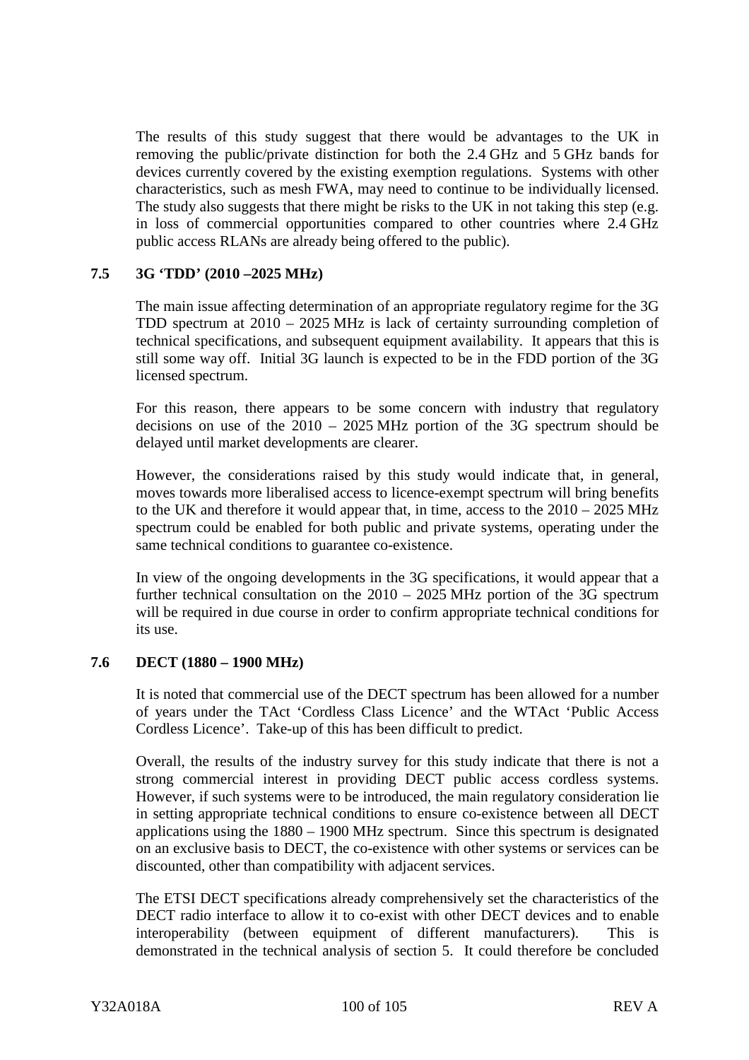The results of this study suggest that there would be advantages to the UK in removing the public/private distinction for both the 2.4 GHz and 5 GHz bands for devices currently covered by the existing exemption regulations. Systems with other characteristics, such as mesh FWA, may need to continue to be individually licensed. The study also suggests that there might be risks to the UK in not taking this step (e.g. in loss of commercial opportunities compared to other countries where 2.4 GHz public access RLANs are already being offered to the public).

### 7.5 3G 'TDD' (2010 –2025 MHz)

The main issue affecting determination of an appropriate regulatory regime for the 3G TDD spectrum at 2010 – 2025 MHz is lack of certainty surrounding completion of technical specifications, and subsequent equipment availability. It appears that this is still some way off. Initial 3G launch is expected to be in the FDD portion of the 3G licensed spectrum.

For this reason, there appears to be some concern with industry that regulatory decisions on use of the 2010 – 2025 MHz portion of the 3G spectrum should be delayed until market developments are clearer.

However, the considerations raised by this study would indicate that, in general, moves towards more liberalised access to licence-exempt spectrum will bring benefits to the UK and therefore it would appear that, in time, access to the 2010 – 2025 MHz spectrum could be enabled for both public and private systems, operating under the same technical conditions to guarantee co-existence.

In view of the ongoing developments in the 3G specifications, it would appear that a further technical consultation on the 2010 – 2025 MHz portion of the 3G spectrum will be required in due course in order to confirm appropriate technical conditions for its use.

### 7.6 DECT (1880 – 1900 MHz)

It is noted that commercial use of the DECT spectrum has been allowed for a number of years under the TAct 'Cordless Class Licence' and the WTAct 'Public Access Cordless Licence'. Take-up of this has been difficult to predict.

Overall, the results of the industry survey for this study indicate that there is not a strong commercial interest in providing DECT public access cordless systems. However, if such systems were to be introduced, the main regulatory consideration lie in setting appropriate technical conditions to ensure co-existence between all DECT applications using the 1880 – 1900 MHz spectrum. Since this spectrum is designated on an exclusive basis to DECT, the co-existence with other systems or services can be discounted, other than compatibility with adjacent services.

The ETSI DECT specifications already comprehensively set the characteristics of the DECT radio interface to allow it to co-exist with other DECT devices and to enable interoperability (between equipment of different manufacturers). This is demonstrated in the technical analysis of section 5. It could therefore be concluded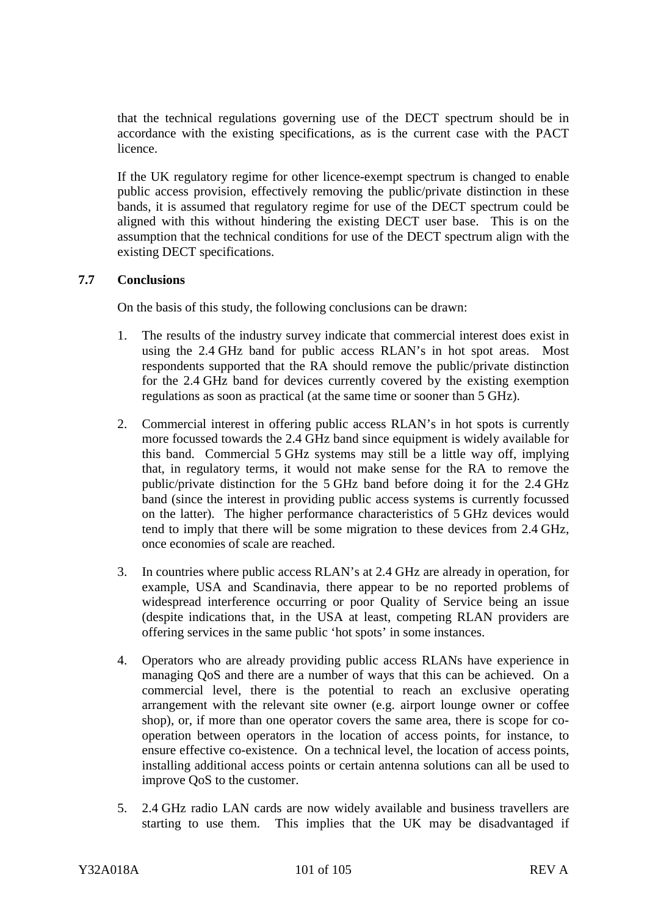that the technical regulations governing use of the DECT spectrum should be in accordance with the existing specifications, as is the current case with the PACT licence.

If the UK regulatory regime for other licence-exempt spectrum is changed to enable public access provision, effectively removing the public/private distinction in these bands, it is assumed that regulatory regime for use of the DECT spectrum could be aligned with this without hindering the existing DECT user base. This is on the assumption that the technical conditions for use of the DECT spectrum align with the existing DECT specifications.

## 7.7 Conclusions

On the basis of this study, the following conclusions can be drawn:

1. The results of the industry survey indicate that commercial interest does exist in using the 2.4 GHz band for public access RLAN's in hot spot areas. Most respondents supported that the RA should remove the public/private distinction for the 2.4 GHz band for devices currently covered by the existing exemption regulations as soon as practical (at the same time or sooner than 5 GHz).

2. Commercial interest in offering public access RLAN's in hot spots is currently more focussed towards the 2.4 GHz band since equipment is widely available for this band. Commercial 5 GHz systems may still be a little way off, implying that, in regulatory terms, it would not make sense for the RA to remove the public/private distinction for the 5 GHz band before doing it for the 2.4 GHz band (since the interest in providing public access systems is currently focussed on the latter). The higher performance characteristics of 5 GHz devices would tend to imply that there will be some migration to these devices from 2.4 GHz, once economies of scale are reached.

3. In countries where public access RLAN's at 2.4 GHz are already in operation, for example, USA and Scandinavia, there appear to be no reported problems of widespread interference occurring or poor Quality of Service being an issue (despite indications that, in the USA at least, competing RLAN providers are offering services in the same public 'hot spots' in some instances.

4. Operators who are already providing public access RLANs have experience in managing QoS and there are a number of ways that this can be achieved. On a commercial level, there is the potential to reach an exclusive operating arrangement with the relevant site owner (e.g. airport lounge owner or coffee shop), or, if more than one operator covers the same area, there is scope for co-operation between operators in the location of access points, for instance, to ensure effective co-existence. On a technical level, the location of access points, installing additional access points or certain antenna solutions can all be used to improve QoS to the customer.

5. 2.4 GHz radio LAN cards are now widely available and business travellers are starting to use them. This implies that the UK may be disadvantaged if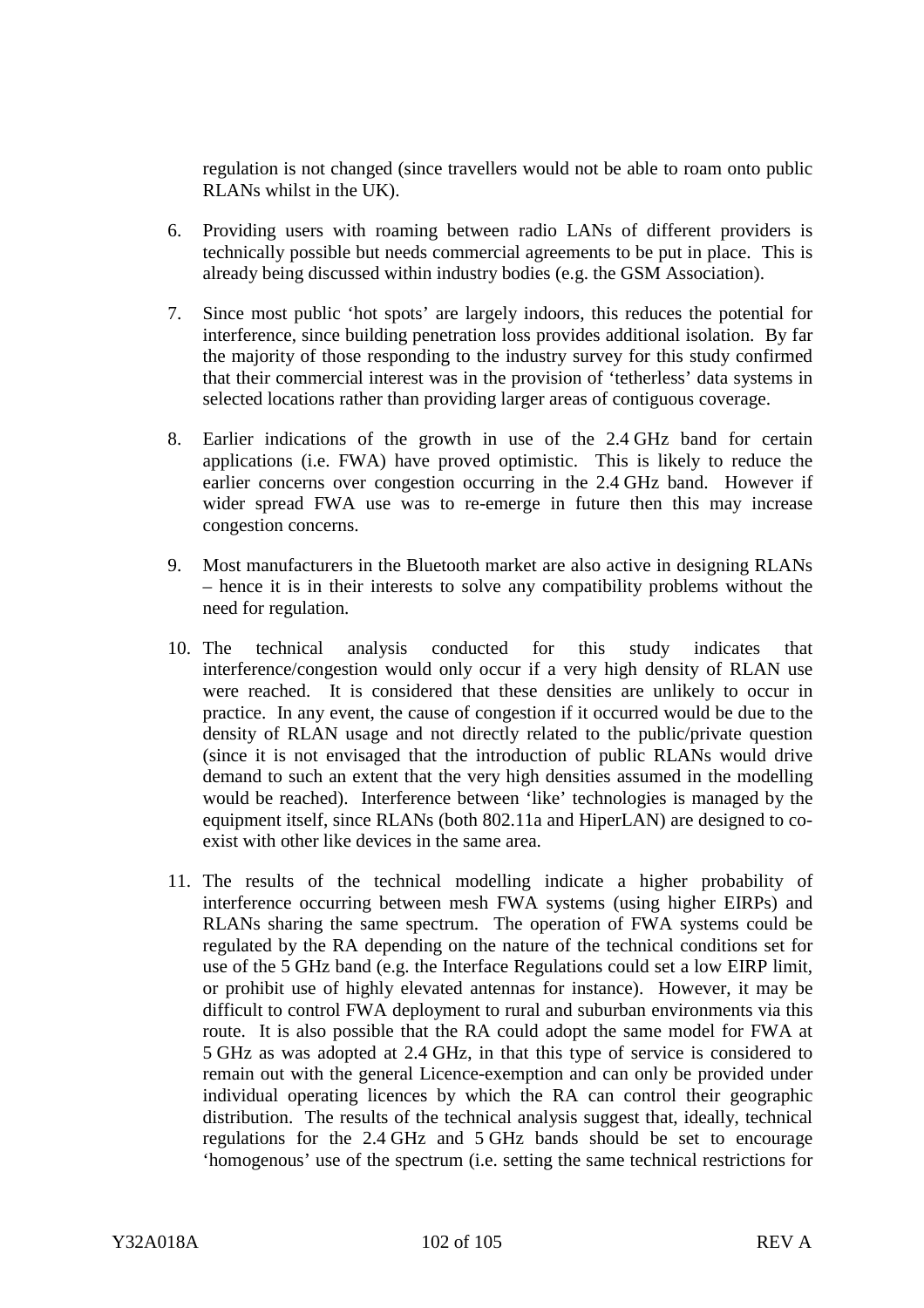regulation is not changed (since travellers would not be able to roam onto public RLANs whilst in the UK).

6. Providing users with roaming between radio LANs of different providers is technically possible but needs commercial agreements to be put in place. This is already being discussed within industry bodies (e.g. the GSM Association).

7. Since most public 'hot spots' are largely indoors, this reduces the potential for interference, since building penetration loss provides additional isolation. By far the majority of those responding to the industry survey for this study confirmed that their commercial interest was in the provision of 'tetherless' data systems in selected locations rather than providing larger areas of contiguous coverage.

8. Earlier indications of the growth in use of the 2.4 GHz band for certain applications (i.e. FWA) have proved optimistic. This is likely to reduce the earlier concerns over congestion occurring in the 2.4 GHz band. However if wider spread FWA use was to re-emerge in future then this may increase congestion concerns.

9. Most manufacturers in the Bluetooth market are also active in designing RLANs – hence it is in their interests to solve any compatibility problems without the need for regulation.

10. The technical analysis conducted for this study indicates that interference/congestion would only occur if a very high density of RLAN use were reached. It is considered that these densities are unlikely to occur in practice. In any event, the cause of congestion if it occurred would be due to the density of RLAN usage and not directly related to the public/private question (since it is not envisaged that the introduction of public RLANs would drive demand to such an extent that the very high densities assumed in the modelling would be reached). Interference between 'like' technologies is managed by the equipment itself, since RLANs (both 802.11a and HiperLAN) are designed to co-exist with other like devices in the same area.

11. The results of the technical modelling indicate a higher probability of interference occurring between mesh FWA systems (using higher EIRPs) and RLANs sharing the same spectrum. The operation of FWA systems could be regulated by the RA depending on the nature of the technical conditions set for use of the 5 GHz band (e.g. the Interface Regulations could set a low EIRP limit, or prohibit use of highly elevated antennas for instance). However, it may be difficult to control FWA deployment to rural and suburban environments via this route. It is also possible that the RA could adopt the same model for FWA at 5 GHz as was adopted at 2.4 GHz, in that this type of service is considered to remain out with the general Licence-exemption and can only be provided under individual operating licences by which the RA can control their geographic distribution. The results of the technical analysis suggest that, ideally, technical regulations for the 2.4 GHz and 5 GHz bands should be set to encourage 'homogenous' use of the spectrum (i.e. setting the same technical restrictions for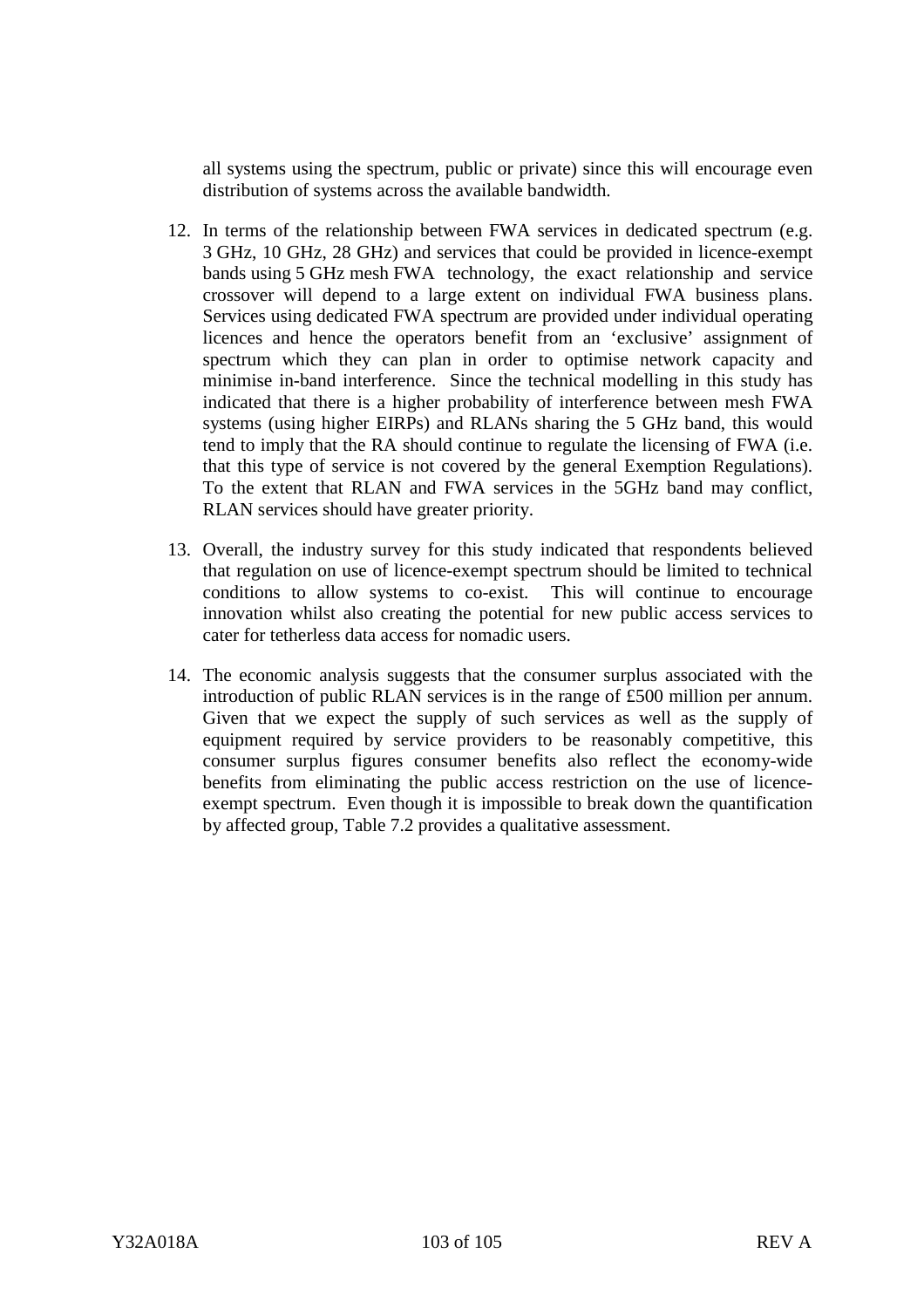all systems using the spectrum, public or private) since this will encourage even distribution of systems across the available bandwidth.

12. In terms of the relationship between FWA services in dedicated spectrum (e.g. 3 GHz, 10 GHz, 28 GHz) and services that could be provided in licence-exempt bands using 5 GHz mesh FWA technology, the exact relationship and service crossover will depend to a large extent on individual FWA business plans. Services using dedicated FWA spectrum are provided under individual operating licences and hence the operators benefit from an 'exclusive' assignment of spectrum which they can plan in order to optimise network capacity and minimise in-band interference. Since the technical modelling in this study has indicated that there is a higher probability of interference between mesh FWA systems (using higher EIRPs) and RLANs sharing the 5 GHz band, this would tend to imply that the RA should continue to regulate the licensing of FWA (i.e. that this type of service is not covered by the general Exemption Regulations). To the extent that RLAN and FWA services in the 5GHz band may conflict, RLAN services should have greater priority.

13. Overall, the industry survey for this study indicated that respondents believed that regulation on use of licence-exempt spectrum should be limited to technical conditions to allow systems to co-exist. This will continue to encourage innovation whilst also creating the potential for new public access services to cater for tetherless data access for nomadic users.

14. The economic analysis suggests that the consumer surplus associated with the introduction of public RLAN services is in the range of £500 million per annum. Given that we expect the supply of such services as well as the supply of equipment required by service providers to be reasonably competitive, this consumer surplus figures consumer benefits also reflect the economy-wide benefits from eliminating the public access restriction on the use of licence-exempt spectrum. Even though it is impossible to break down the quantification by affected group, Table 7.2 provides a qualitative assessment.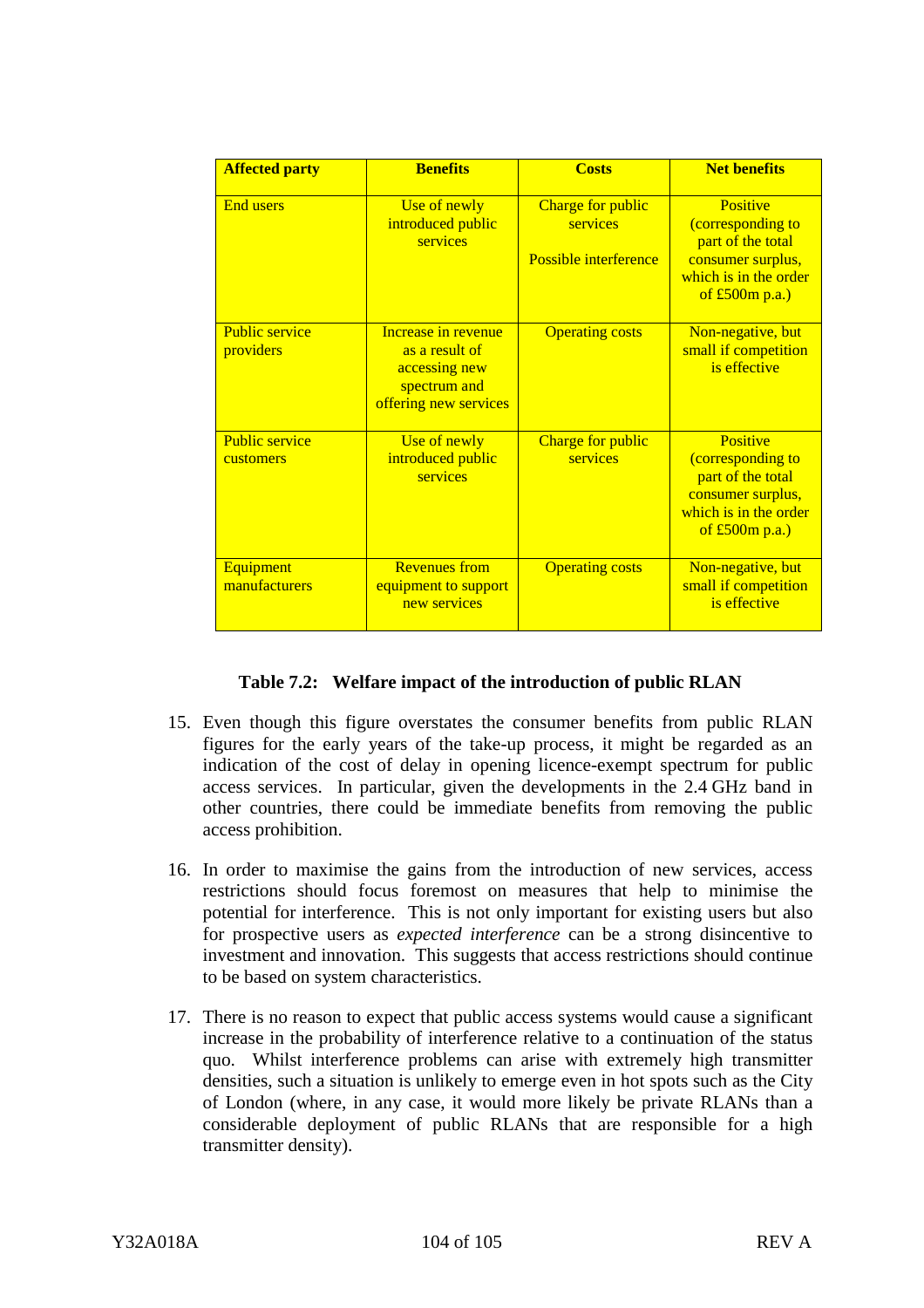| Affected party | Benefits | Costs | Net benefits |
|---|---|---|---|
| End users | Use of newly introduced public services | Charge for public services<br><br>Possible interference | Positive (corresponding to part of the total consumer surplus, which is in the order of £500m p.a.) |
| Public service providers | Increase in revenue as a result of accessing new spectrum and offering new services | Operating costs | Non-negative, but small if competition is effective |
| Public service customers | Use of newly introduced public services | Charge for public services | Positive (corresponding to part of the total consumer surplus, which is in the order of £500m p.a.) |
| Equipment manufacturers | Revenues from equipment to support new services | Operating costs | Non-negative, but small if competition is effective |

**Table 7.2: Welfare impact of the introduction of public RLAN**

15. Even though this figure overstates the consumer benefits from public RLAN figures for the early years of the take-up process, it might be regarded as an indication of the cost of delay in opening licence-exempt spectrum for public access services. In particular, given the developments in the 2.4 GHz band in other countries, there could be immediate benefits from removing the public access prohibition.

16. In order to maximise the gains from the introduction of new services, access restrictions should focus foremost on measures that help to minimise the potential for interference. This is not only important for existing users but also for prospective users as *expected interference* can be a strong disincentive to investment and innovation. This suggests that access restrictions should continue to be based on system characteristics.

17. There is no reason to expect that public access systems would cause a significant increase in the probability of interference relative to a continuation of the status quo. Whilst interference problems can arise with extremely high transmitter densities, such a situation is unlikely to emerge even in hot spots such as the City of London (where, in any case, it would more likely be private RLANs than a considerable deployment of public RLANs that are responsible for a high transmitter density).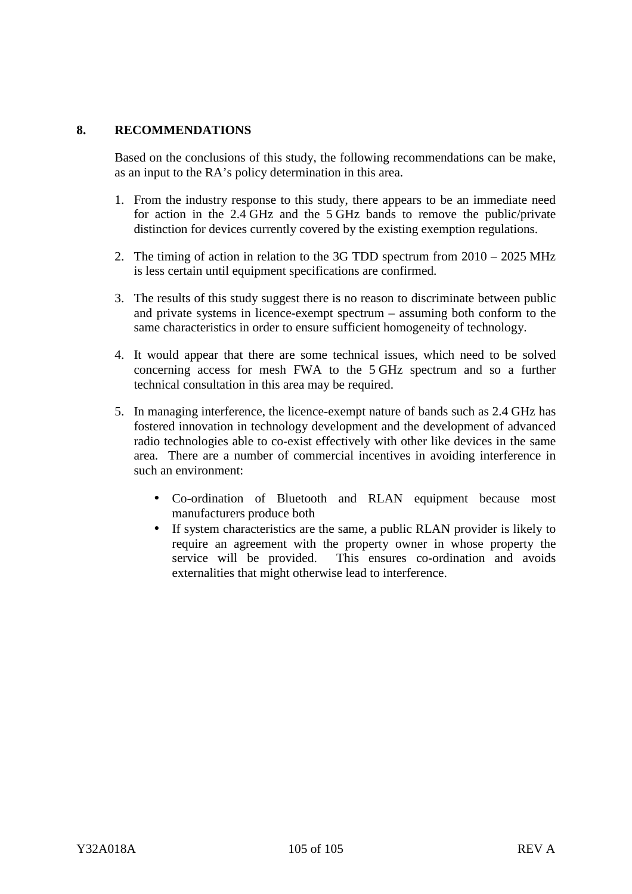# 8. RECOMMENDATIONS

Based on the conclusions of this study, the following recommendations can be make, as an input to the RA's policy determination in this area.

1. From the industry response to this study, there appears to be an immediate need for action in the 2.4 GHz and the 5 GHz bands to remove the public/private distinction for devices currently covered by the existing exemption regulations.

2. The timing of action in relation to the 3G TDD spectrum from 2010 – 2025 MHz is less certain until equipment specifications are confirmed.

3. The results of this study suggest there is no reason to discriminate between public and private systems in licence-exempt spectrum – assuming both conform to the same characteristics in order to ensure sufficient homogeneity of technology.

4. It would appear that there are some technical issues, which need to be solved concerning access for mesh FWA to the 5 GHz spectrum and so a further technical consultation in this area may be required.

5. In managing interference, the licence-exempt nature of bands such as 2.4 GHz has fostered innovation in technology development and the development of advanced radio technologies able to co-exist effectively with other like devices in the same area. There are a number of commercial incentives in avoiding interference in such an environment:

   - Co-ordination of Bluetooth and RLAN equipment because most manufacturers produce both
   - If system characteristics are the same, a public RLAN provider is likely to require an agreement with the property owner in whose property the service will be provided. This ensures co-ordination and avoids externalities that might otherwise lead to interference.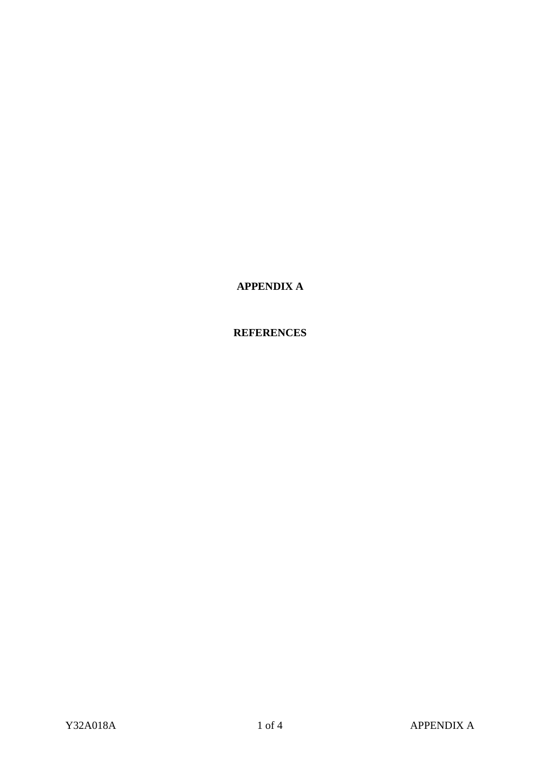# APPENDIX A

## REFERENCES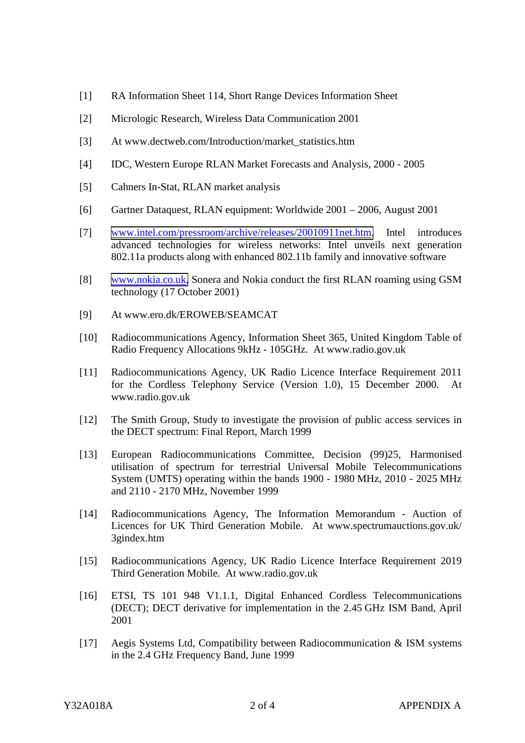[1] RA Information Sheet 114, Short Range Devices Information Sheet

[2] Micrologic Research, Wireless Data Communication 2001

[3] At www.dectweb.com/Introduction/market_statistics.htm

[4] IDC, Western Europe RLAN Market Forecasts and Analysis, 2000 - 2005

[5] Cahners In-Stat, RLAN market analysis

[6] Gartner Dataquest, RLAN equipment: Worldwide 2001 – 2006, August 2001

[7] www.intel.com/pressroom/archive/releases/20010911net.htm, Intel introduces advanced technologies for wireless networks: Intel unveils next generation 802.11a products along with enhanced 802.11b family and innovative software

[8] www.nokia.co.uk, Sonera and Nokia conduct the first RLAN roaming using GSM technology (17 October 2001)

[9] At www.ero.dk/EROWEB/SEAMCAT

[10] Radiocommunications Agency, Information Sheet 365, United Kingdom Table of Radio Frequency Allocations 9kHz - 105GHz. At www.radio.gov.uk

[11] Radiocommunications Agency, UK Radio Licence Interface Requirement 2011 for the Cordless Telephony Service (Version 1.0), 15 December 2000. At www.radio.gov.uk

[12] The Smith Group, Study to investigate the provision of public access services in the DECT spectrum: Final Report, March 1999

[13] European Radiocommunications Committee, Decision (99)25, Harmonised utilisation of spectrum for terrestrial Universal Mobile Telecommunications System (UMTS) operating within the bands 1900 - 1980 MHz, 2010 - 2025 MHz and 2110 - 2170 MHz, November 1999

[14] Radiocommunications Agency, The Information Memorandum - Auction of Licences for UK Third Generation Mobile. At www.spectrumauctions.gov.uk/3gindex.htm

[15] Radiocommunications Agency, UK Radio Licence Interface Requirement 2019 Third Generation Mobile. At www.radio.gov.uk

[16] ETSI, TS 101 948 V1.1.1, Digital Enhanced Cordless Telecommunications (DECT); DECT derivative for implementation in the 2.45 GHz ISM Band, April 2001

[17] Aegis Systems Ltd, Compatibility between Radiocommunication & ISM systems in the 2.4 GHz Frequency Band, June 1999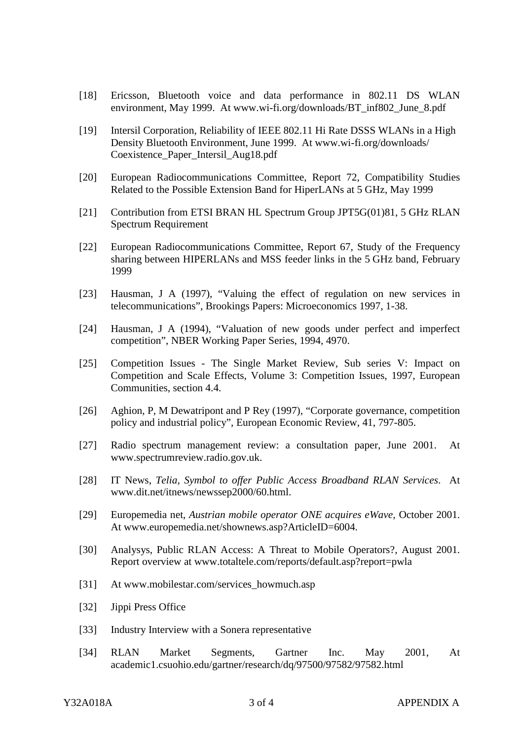[18] Ericsson, Bluetooth voice and data performance in 802.11 DS WLAN environment, May 1999. At www.wi-fi.org/downloads/BT_inf802_June_8.pdf

[19] Intersil Corporation, Reliability of IEEE 802.11 Hi Rate DSSS WLANs in a High Density Bluetooth Environment, June 1999. At www.wi-fi.org/downloads/ Coexistence_Paper_Intersil_Aug18.pdf

[20] European Radiocommunications Committee, Report 72, Compatibility Studies Related to the Possible Extension Band for HiperLANs at 5 GHz, May 1999

[21] Contribution from ETSI BRAN HL Spectrum Group JPT5G(01)81, 5 GHz RLAN Spectrum Requirement

[22] European Radiocommunications Committee, Report 67, Study of the Frequency sharing between HIPERLANs and MSS feeder links in the 5 GHz band, February 1999

[23] Hausman, J A (1997), "Valuing the effect of regulation on new services in telecommunications", Brookings Papers: Microeconomics 1997, 1-38.

[24] Hausman, J A (1994), "Valuation of new goods under perfect and imperfect competition", NBER Working Paper Series, 1994, 4970.

[25] Competition Issues - The Single Market Review, Sub series V: Impact on Competition and Scale Effects, Volume 3: Competition Issues, 1997, European Communities, section 4.4.

[26] Aghion, P, M Dewatripont and P Rey (1997), "Corporate governance, competition policy and industrial policy", European Economic Review, 41, 797-805.

[27] Radio spectrum management review: a consultation paper, June 2001. At www.spectrumreview.radio.gov.uk.

[28] IT News, *Telia, Symbol to offer Public Access Broadband RLAN Services*. At www.dit.net/itnews/newssep2000/60.html.

[29] Europemedia net, *Austrian mobile operator ONE acquires eWave*, October 2001. At www.europemedia.net/shownews.asp?ArticleID=6004.

[30] Analysys, Public RLAN Access: A Threat to Mobile Operators?, August 2001. Report overview at www.totaltele.com/reports/default.asp?report=pwla

[31] At www.mobilestar.com/services_howmuch.asp

[32] Jippi Press Office

[33] Industry Interview with a Sonera representative

[34] RLAN Market Segments, Gartner Inc. May 2001, At academic1.csuohio.edu/gartner/research/dq/97500/97582/97582.html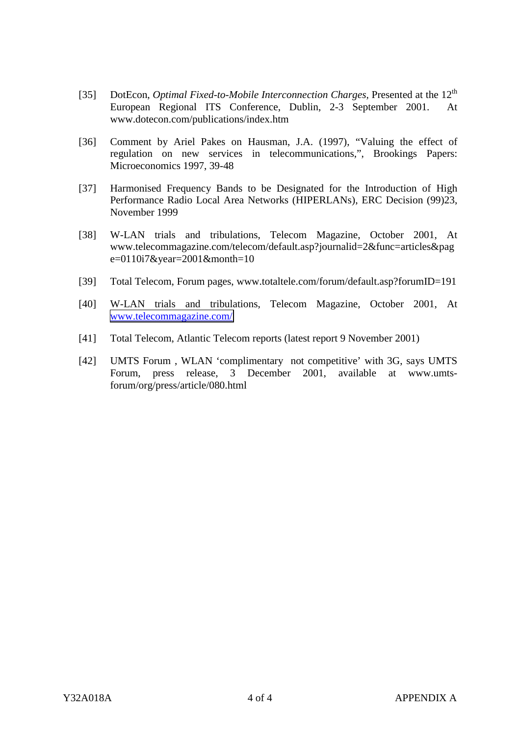[35] DotEcon, *Optimal Fixed-to-Mobile Interconnection Charges,* Presented at the 12th European Regional ITS Conference, Dublin, 2-3 September 2001. At www.dotecon.com/publications/index.htm

[36] Comment by Ariel Pakes on Hausman, J.A. (1997), "Valuing the effect of regulation on new services in telecommunications,", Brookings Papers: Microeconomics 1997, 39-48

[37] Harmonised Frequency Bands to be Designated for the Introduction of High Performance Radio Local Area Networks (HIPERLANs), ERC Decision (99)23, November 1999

[38] W-LAN trials and tribulations, Telecom Magazine, October 2001, At www.telecommagazine.com/telecom/default.asp?journalid=2&func=articles&page=0110i7&year=2001&month=10

[39] Total Telecom, Forum pages, www.totaltele.com/forum/default.asp?forumID=191

[40] W-LAN trials and tribulations, Telecom Magazine, October 2001, At [www.telecommagazine.com/](www.telecommagazine.com/)

[41] Total Telecom, Atlantic Telecom reports (latest report 9 November 2001)

[42] UMTS Forum , WLAN 'complimentary not competitive' with 3G, says UMTS Forum, press release, 3 December 2001, available at www.umts-forum/org/press/article/080.html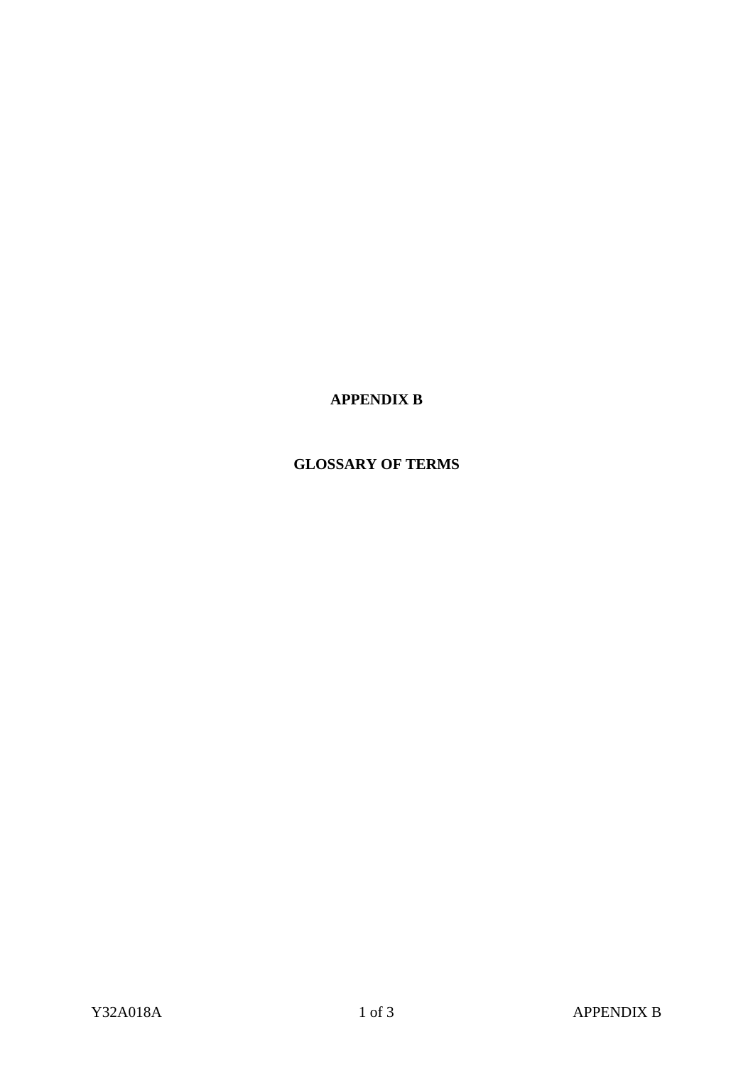# APPENDIX B

## GLOSSARY OF TERMS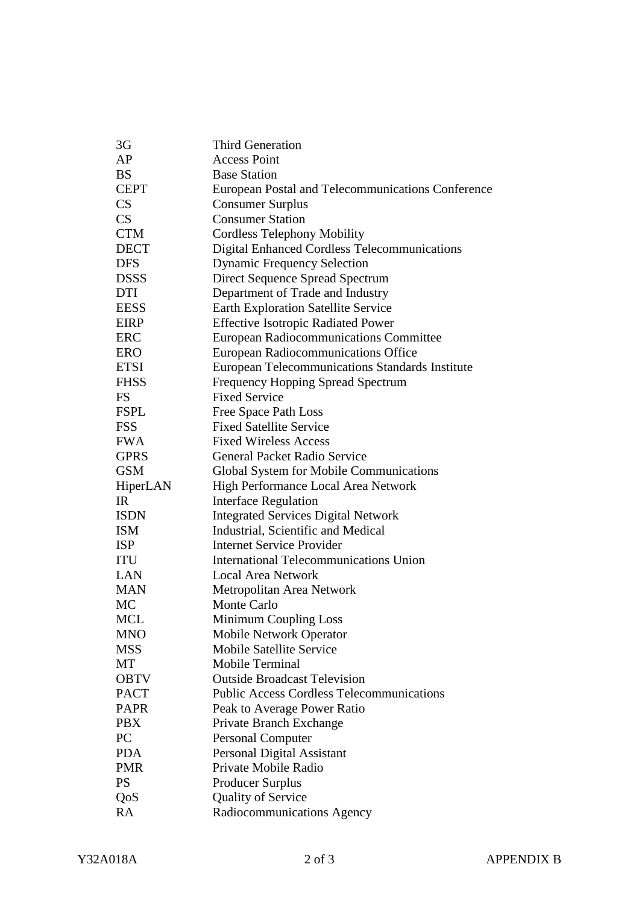| | |
|---|---|
| 3G | Third Generation |
| AP | Access Point |
| BS | Base Station |
| CEPT | European Postal and Telecommunications Conference |
| CS | Consumer Surplus |
| CS | Consumer Station |
| CTM | Cordless Telephony Mobility |
| DECT | Digital Enhanced Cordless Telecommunications |
| DFS | Dynamic Frequency Selection |
| DSSS | Direct Sequence Spread Spectrum |
| DTI | Department of Trade and Industry |
| EESS | Earth Exploration Satellite Service |
| EIRP | Effective Isotropic Radiated Power |
| ERC | European Radiocommunications Committee |
| ERO | European Radiocommunications Office |
| ETSI | European Telecommunications Standards Institute |
| FHSS | Frequency Hopping Spread Spectrum |
| FS | Fixed Service |
| FSPL | Free Space Path Loss |
| FSS | Fixed Satellite Service |
| FWA | Fixed Wireless Access |
| GPRS | General Packet Radio Service |
| GSM | Global System for Mobile Communications |
| HiperLAN | High Performance Local Area Network |
| IR | Interface Regulation |
| ISDN | Integrated Services Digital Network |
| ISM | Industrial, Scientific and Medical |
| ISP | Internet Service Provider |
| ITU | International Telecommunications Union |
| LAN | Local Area Network |
| MAN | Metropolitan Area Network |
| MC | Monte Carlo |
| MCL | Minimum Coupling Loss |
| MNO | Mobile Network Operator |
| MSS | Mobile Satellite Service |
| MT | Mobile Terminal |
| OBTV | Outside Broadcast Television |
| PACT | Public Access Cordless Telecommunications |
| PAPR | Peak to Average Power Ratio |
| PBX | Private Branch Exchange |
| PC | Personal Computer |
| PDA | Personal Digital Assistant |
| PMR | Private Mobile Radio |
| PS | Producer Surplus |
| QoS | Quality of Service |
| RA | Radiocommunications Agency |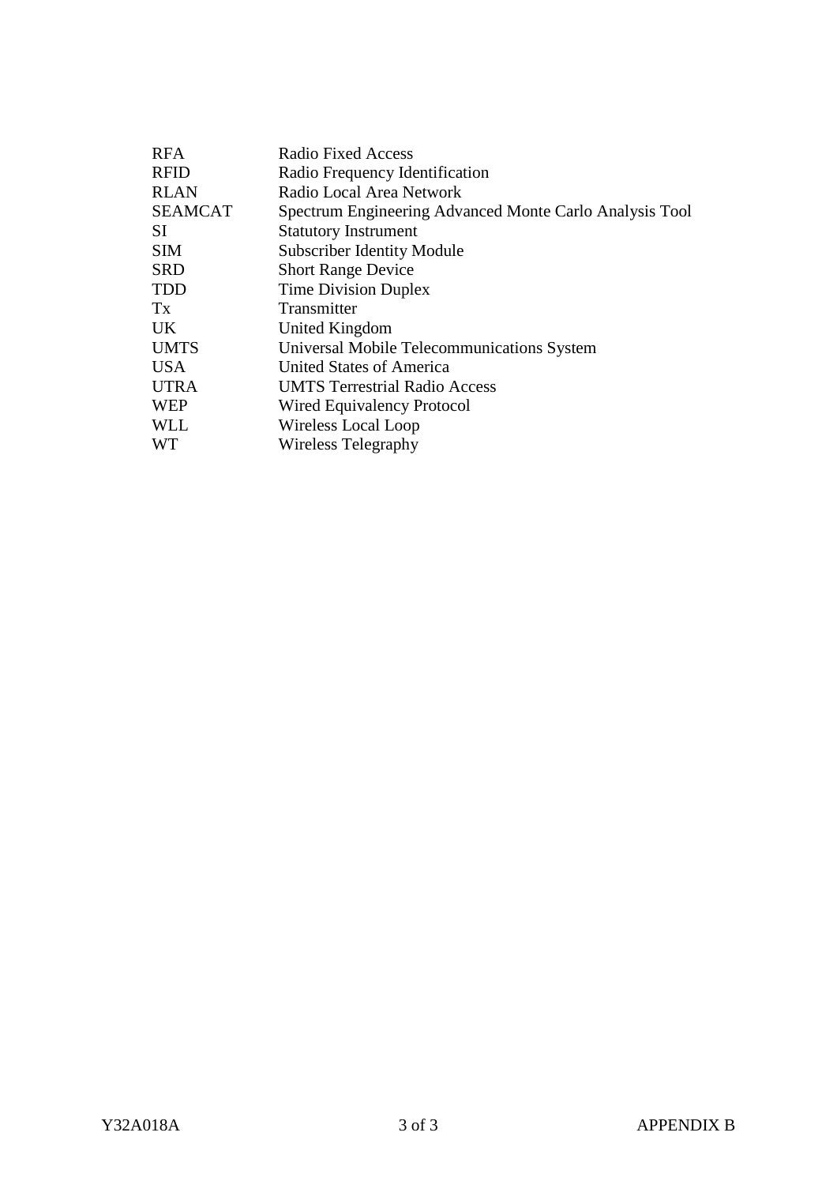| | |
|---|---|
| RFA | Radio Fixed Access |
| RFID | Radio Frequency Identification |
| RLAN | Radio Local Area Network |
| SEAMCAT | Spectrum Engineering Advanced Monte Carlo Analysis Tool |
| SI | Statutory Instrument |
| SIM | Subscriber Identity Module |
| SRD | Short Range Device |
| TDD | Time Division Duplex |
| Tx | Transmitter |
| UK | United Kingdom |
| UMTS | Universal Mobile Telecommunications System |
| USA | United States of America |
| UTRA | UMTS Terrestrial Radio Access |
| WEP | Wired Equivalency Protocol |
| WLL | Wireless Local Loop |
| WT | Wireless Telegraphy |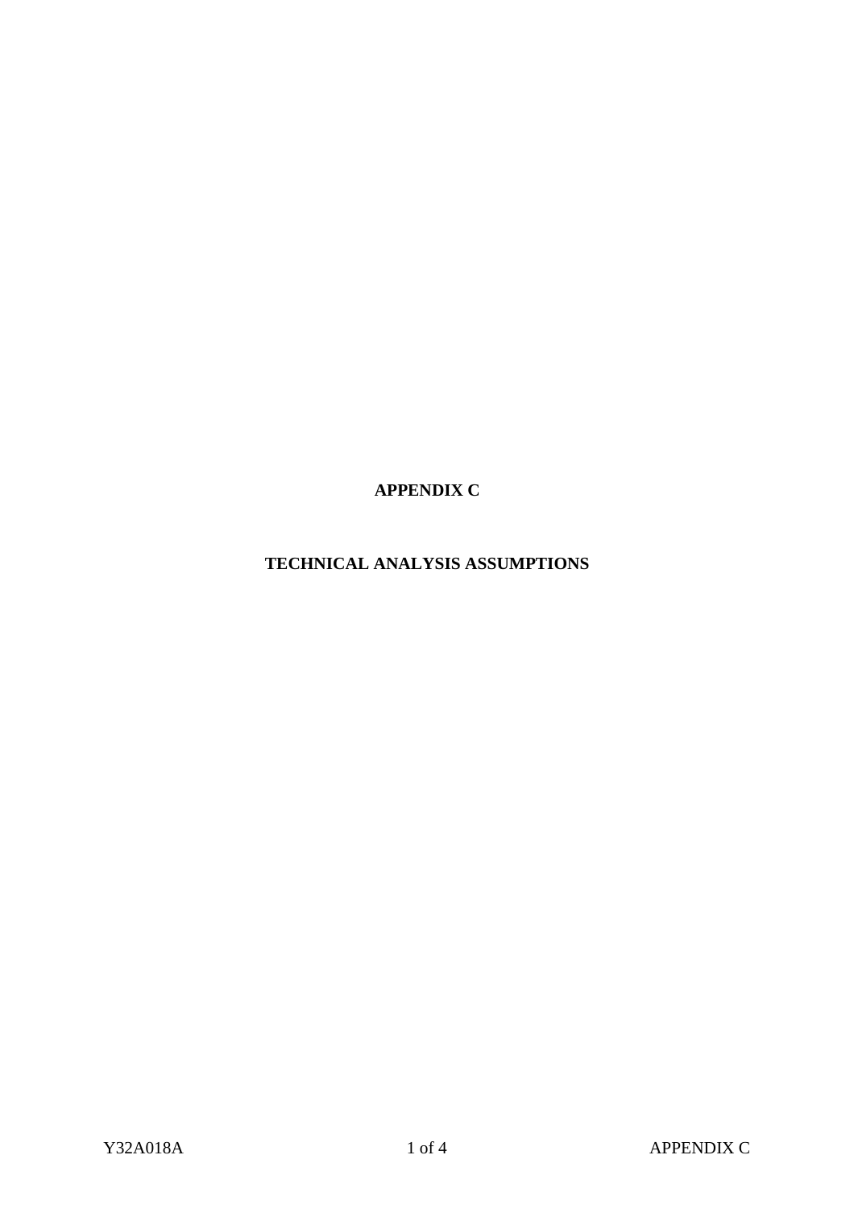# APPENDIX C

## TECHNICAL ANALYSIS ASSUMPTIONS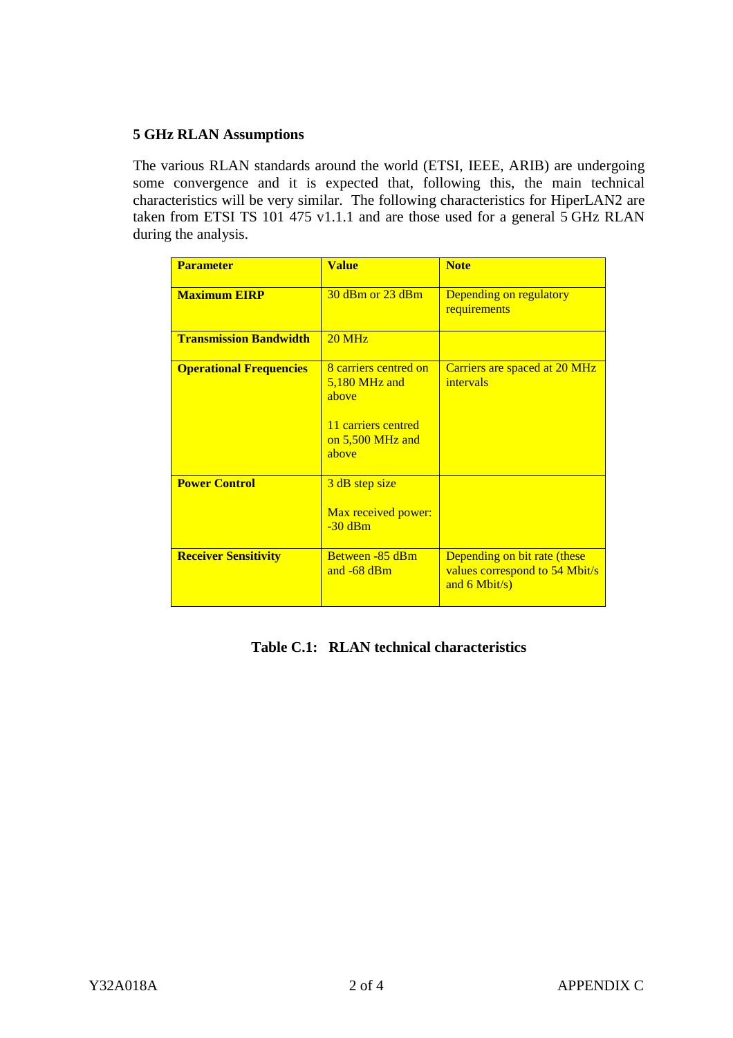### 5 GHz RLAN Assumptions

The various RLAN standards around the world (ETSI, IEEE, ARIB) are undergoing some convergence and it is expected that, following this, the main technical characteristics will be very similar. The following characteristics for HiperLAN2 are taken from ETSI TS 101 475 v1.1.1 and are those used for a general 5 GHz RLAN during the analysis.

| Parameter | Value | Note |
|---|---|---|
| **Maximum EIRP** | 30 dBm or 23 dBm | Depending on regulatory requirements |
| **Transmission Bandwidth** | 20 MHz | |
| **Operational Frequencies** | 8 carriers centred on 5,180 MHz and above<br><br>11 carriers centred on 5,500 MHz and above | Carriers are spaced at 20 MHz intervals |
| **Power Control** | 3 dB step size<br><br>Max received power: -30 dBm | |
| **Receiver Sensitivity** | Between -85 dBm and -68 dBm | Depending on bit rate (these values correspond to 54 Mbit/s and 6 Mbit/s) |

**Table C.1: RLAN technical characteristics**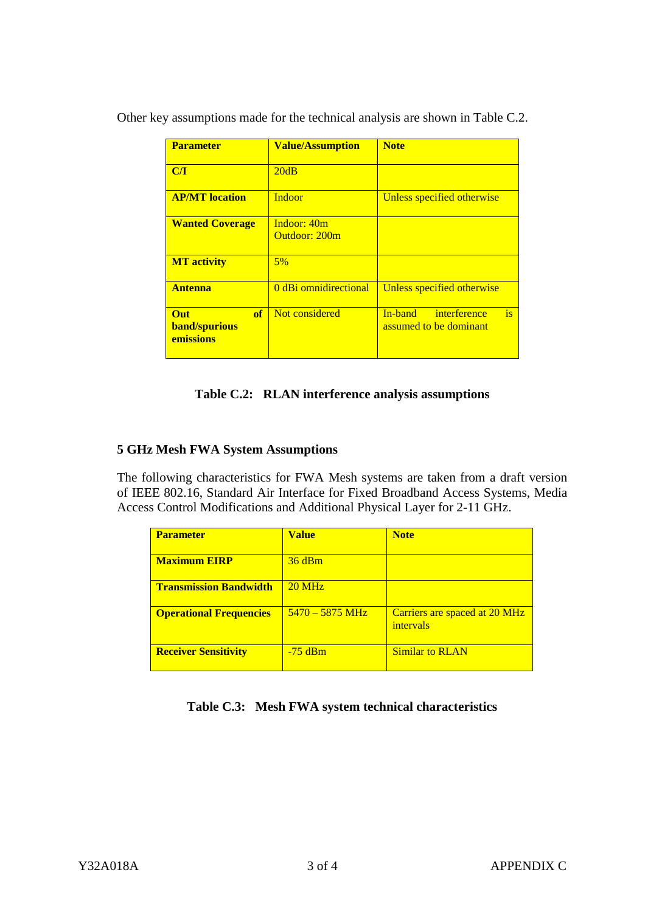Other key assumptions made for the technical analysis are shown in Table C.2.

| **Parameter** | **Value/Assumption** | **Note** |
|---|---|---|
| **C/I** | 20dB | |
| **AP/MT location** | Indoor | Unless specified otherwise |
| **Wanted Coverage** | Indoor: 40m<br>Outdoor: 200m | |
| **MT activity** | 5% | |
| **Antenna** | 0 dBi omnidirectional | Unless specified otherwise |
| **Out of band/spurious emissions** | Not considered | In-band interference is assumed to be dominant |

**Table C.2: RLAN interference analysis assumptions**

### 5 GHz Mesh FWA System Assumptions

The following characteristics for FWA Mesh systems are taken from a draft version of IEEE 802.16, Standard Air Interface for Fixed Broadband Access Systems, Media Access Control Modifications and Additional Physical Layer for 2-11 GHz.

| **Parameter** | **Value** | **Note** |
|---|---|---|
| **Maximum EIRP** | 36 dBm | |
| **Transmission Bandwidth** | 20 MHz | |
| **Operational Frequencies** | 5470 – 5875 MHz | Carriers are spaced at 20 MHz intervals |
| **Receiver Sensitivity** | -75 dBm | Similar to RLAN |

**Table C.3: Mesh FWA system technical characteristics**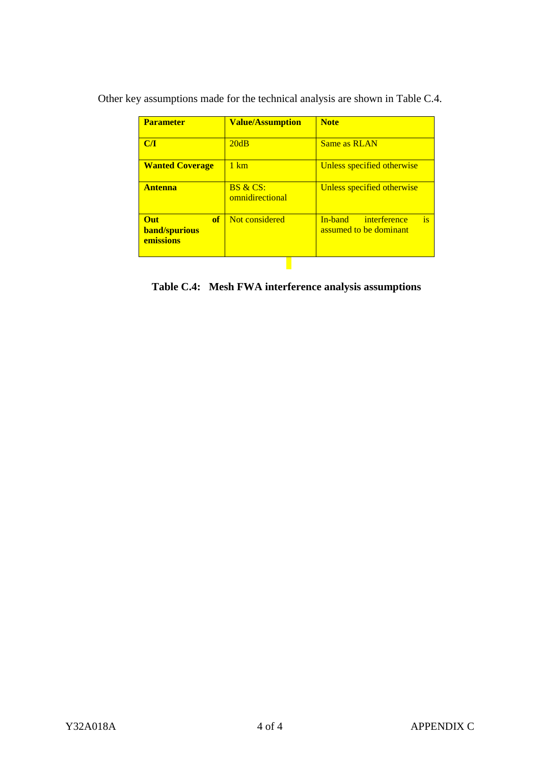Other key assumptions made for the technical analysis are shown in Table C.4.

| **Parameter** | **Value/Assumption** | **Note** |
| --- | --- | --- |
| **C/I** | 20dB | Same as RLAN |
| **Wanted Coverage** | 1 km | Unless specified otherwise |
| **Antenna** | BS & CS: omnidirectional | Unless specified otherwise |
| **Out of band/spurious emissions** | Not considered | In-band interference is assumed to be dominant |

**Table C.4: Mesh FWA interference analysis assumptions**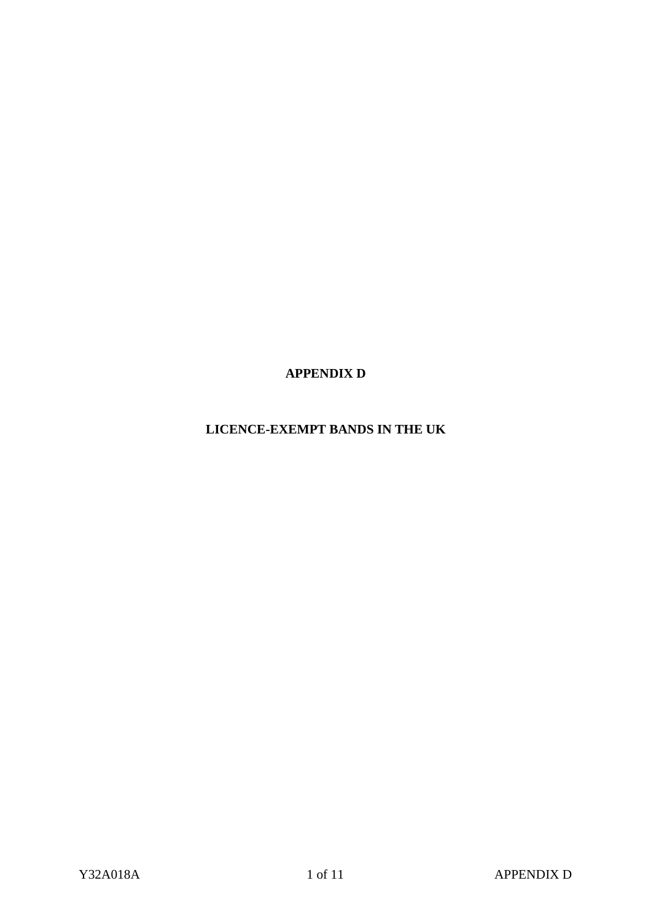# APPENDIX D

## LICENCE-EXEMPT BANDS IN THE UK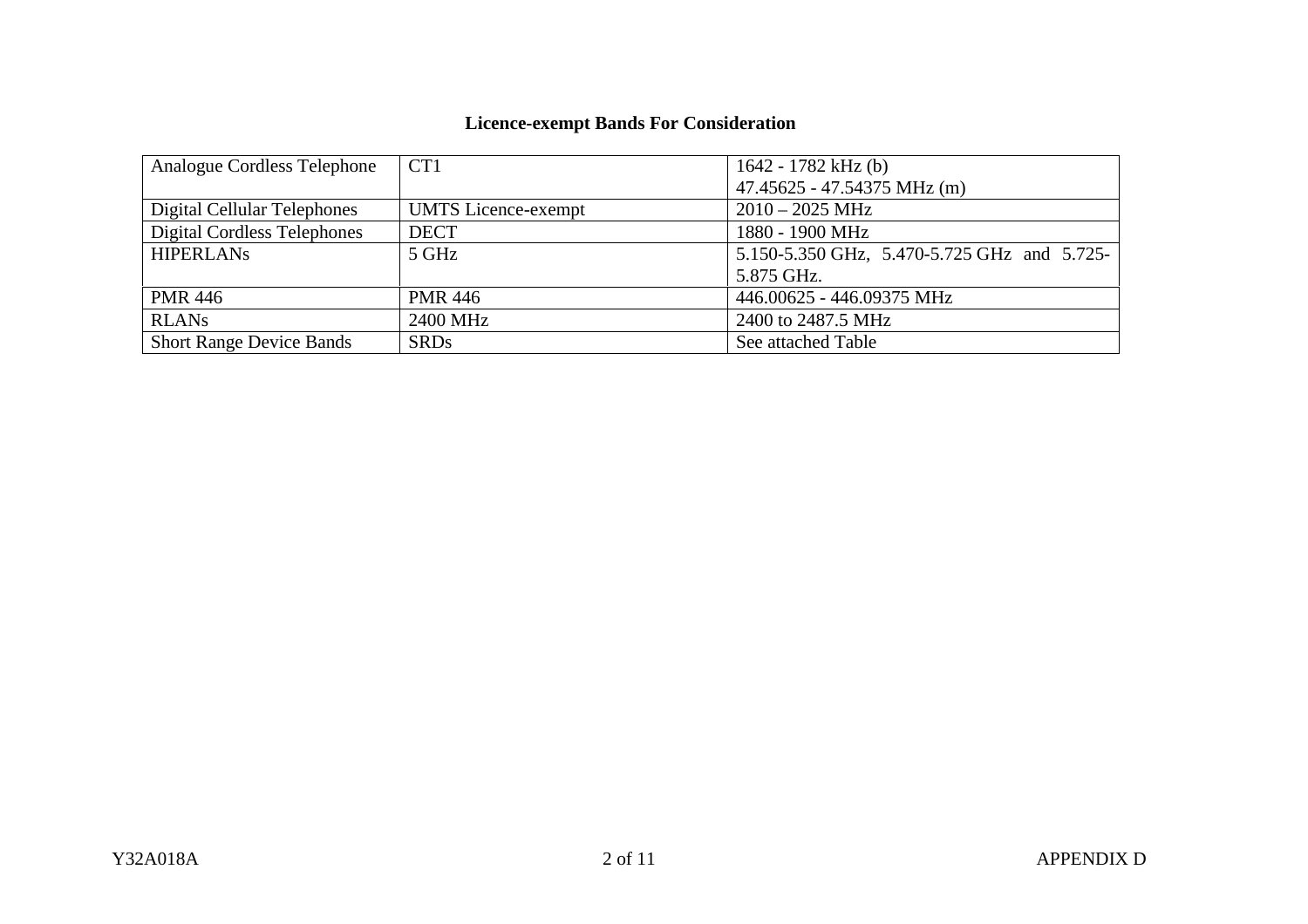## Licence-exempt Bands For Consideration

| | | |
|---|---|---|
| Analogue Cordless Telephone | CT1 | 1642 - 1782 kHz (b)<br>47.45625 - 47.54375 MHz (m) |
| Digital Cellular Telephones | UMTS Licence-exempt | 2010 – 2025 MHz |
| Digital Cordless Telephones | DECT | 1880 - 1900 MHz |
| HIPERLANs | 5 GHz | 5.150-5.350 GHz, 5.470-5.725 GHz and 5.725-5.875 GHz. |
| PMR 446 | PMR 446 | 446.00625 - 446.09375 MHz |
| RLANs | 2400 MHz | 2400 to 2487.5 MHz |
| Short Range Device Bands | SRDs | See attached Table |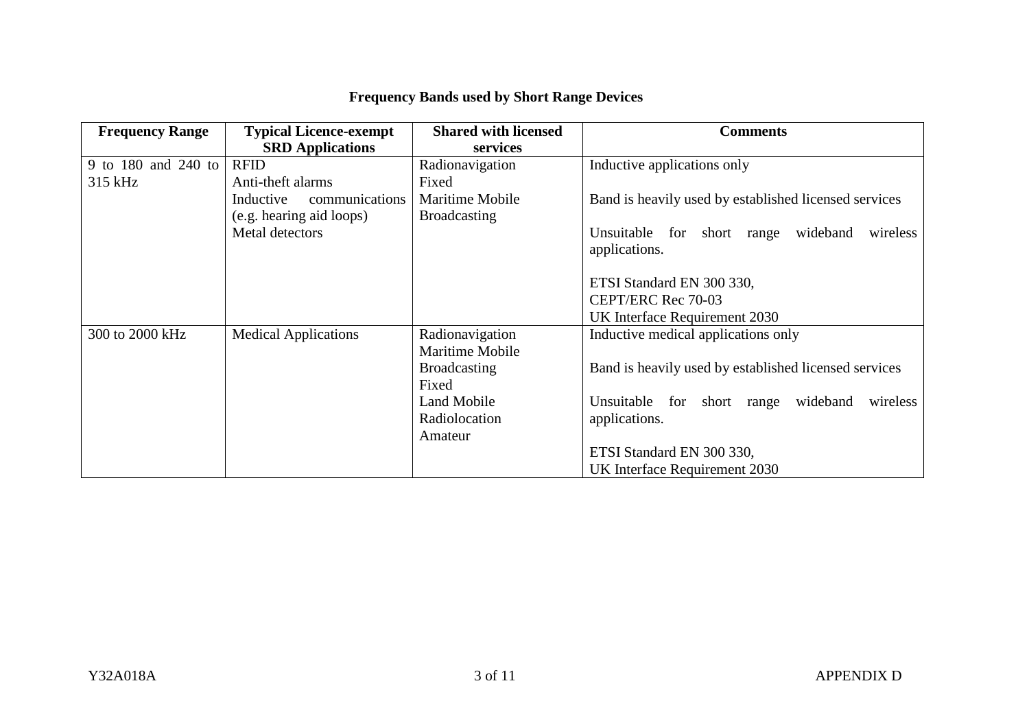**Frequency Bands used by Short Range Devices**

| Frequency Range | Typical Licence-exempt SRD Applications | Shared with licensed services | Comments |
|---|---|---|---|
| 9 to 180 and 240 to 315 kHz | RFID<br>Anti-theft alarms<br>Inductive communications (e.g. hearing aid loops)<br>Metal detectors | Radionavigation<br>Fixed<br>Maritime Mobile<br>Broadcasting | Inductive applications only<br><br>Band is heavily used by established licensed services<br><br>Unsuitable for short range wideband wireless applications.<br><br>ETSI Standard EN 300 330,<br>CEPT/ERC Rec 70-03<br>UK Interface Requirement 2030 |
| 300 to 2000 kHz | Medical Applications | Radionavigation<br>Maritime Mobile<br>Broadcasting<br>Fixed<br>Land Mobile<br>Radiolocation<br>Amateur | Inductive medical applications only<br><br>Band is heavily used by established licensed services<br><br>Unsuitable for short range wideband wireless applications.<br><br>ETSI Standard EN 300 330,<br>UK Interface Requirement 2030 |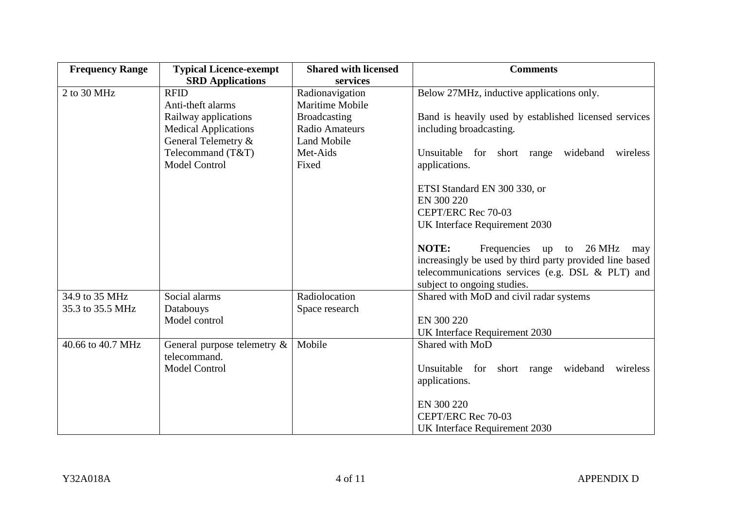| Frequency Range | Typical Licence-exempt SRD Applications | Shared with licensed services | Comments |
|---|---|---|---|
| 2 to 30 MHz | RFID<br>Anti-theft alarms<br>Railway applications<br>Medical Applications<br>General Telemetry & Telecommand (T&T)<br>Model Control | Radionavigation<br>Maritime Mobile<br>Broadcasting<br>Radio Amateurs<br>Land Mobile<br>Met-Aids<br>Fixed | Below 27MHz, inductive applications only.<br><br>Band is heavily used by established licensed services including broadcasting.<br><br>Unsuitable for short range wideband wireless applications.<br><br>ETSI Standard EN 300 330, or<br>EN 300 220<br>CEPT/ERC Rec 70-03<br>UK Interface Requirement 2030<br><br>**NOTE:** Frequencies up to 26 MHz may increasingly be used by third party provided line based telecommunications services (e.g. DSL & PLT) and subject to ongoing studies. |
| 34.9 to 35 MHz<br>35.3 to 35.5 MHz | Social alarms<br>Databouys<br>Model control | Radiolocation<br>Space research | Shared with MoD and civil radar systems<br><br>EN 300 220<br>UK Interface Requirement 2030 |
| 40.66 to 40.7 MHz | General purpose telemetry & telecommand.<br>Model Control | Mobile | Shared with MoD<br><br>Unsuitable for short range wideband wireless applications.<br><br>EN 300 220<br>CEPT/ERC Rec 70-03<br>UK Interface Requirement 2030 |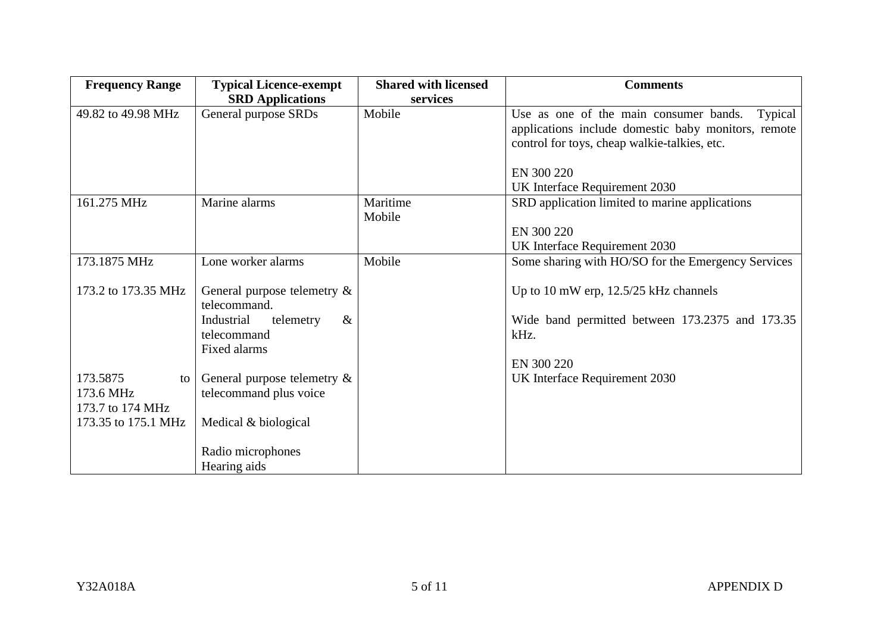| Frequency Range | Typical Licence-exempt SRD Applications | Shared with licensed services | Comments |
|---|---|---|---|
| 49.82 to 49.98 MHz | General purpose SRDs | Mobile | Use as one of the main consumer bands. Typical applications include domestic baby monitors, remote control for toys, cheap walkie-talkies, etc.<br><br>EN 300 220<br>UK Interface Requirement 2030 |
| 161.275 MHz | Marine alarms | Maritime<br>Mobile | SRD application limited to marine applications<br><br>EN 300 220<br>UK Interface Requirement 2030 |
| 173.1875 MHz<br><br>173.2 to 173.35 MHz<br><br><br><br><br><br>173.5875 to 173.6 MHz<br>173.7 to 174 MHz<br>173.35 to 175.1 MHz | Lone worker alarms<br><br>General purpose telemetry & telecommand.<br>Industrial telemetry & telecommand<br>Fixed alarms<br><br>General purpose telemetry & telecommand plus voice<br><br>Medical & biological<br><br>Radio microphones<br>Hearing aids | Mobile | Some sharing with HO/SO for the Emergency Services<br><br>Up to 10 mW erp, 12.5/25 kHz channels<br><br>Wide band permitted between 173.2375 and 173.35 kHz.<br><br>EN 300 220<br>UK Interface Requirement 2030 |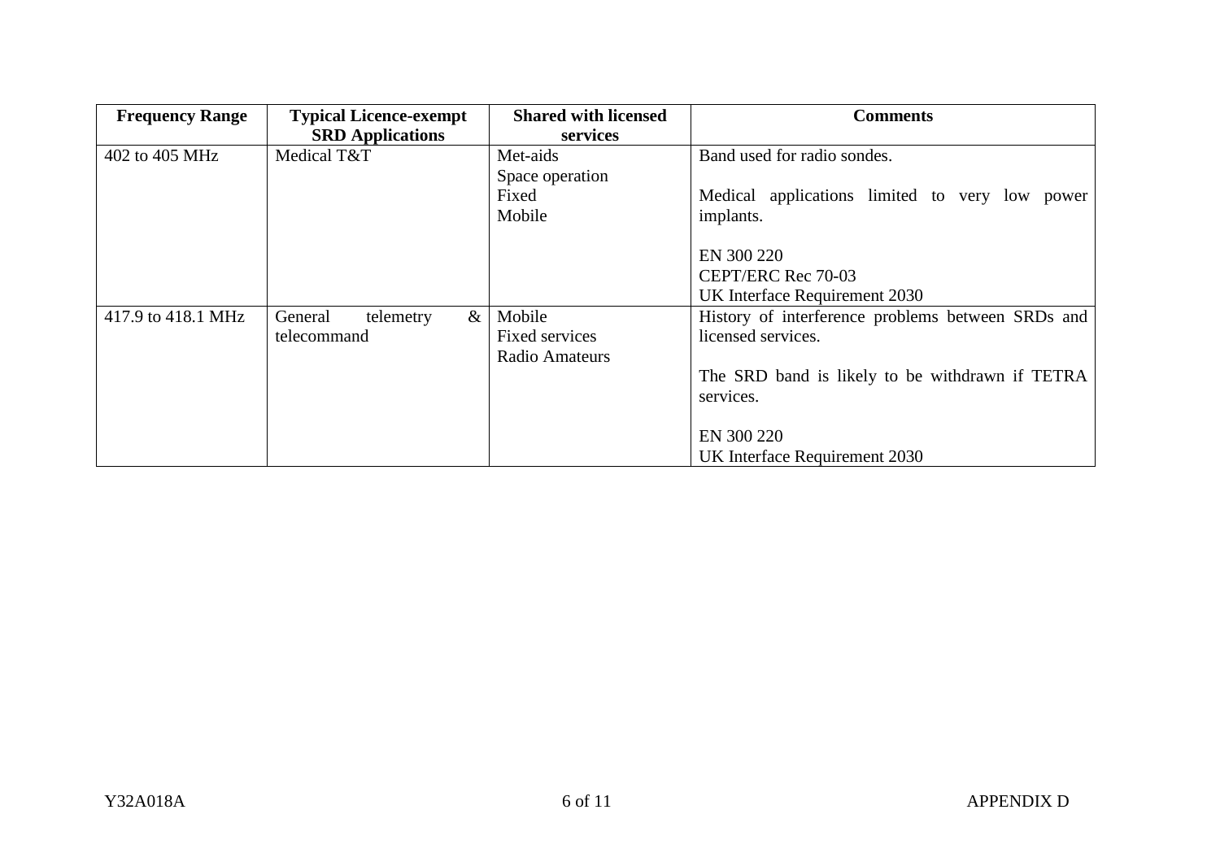| Frequency Range | Typical Licence-exempt SRD Applications | Shared with licensed services | Comments |
| --- | --- | --- | --- |
| 402 to 405 MHz | Medical T&T | Met-aids<br>Space operation<br>Fixed<br>Mobile | Band used for radio sondes.<br><br>Medical applications limited to very low power implants.<br><br>EN 300 220<br>CEPT/ERC Rec 70-03<br>UK Interface Requirement 2030 |
| 417.9 to 418.1 MHz | General telemetry & telecommand | Mobile<br>Fixed services<br>Radio Amateurs | History of interference problems between SRDs and licensed services.<br><br>The SRD band is likely to be withdrawn if TETRA services.<br><br>EN 300 220<br>UK Interface Requirement 2030 |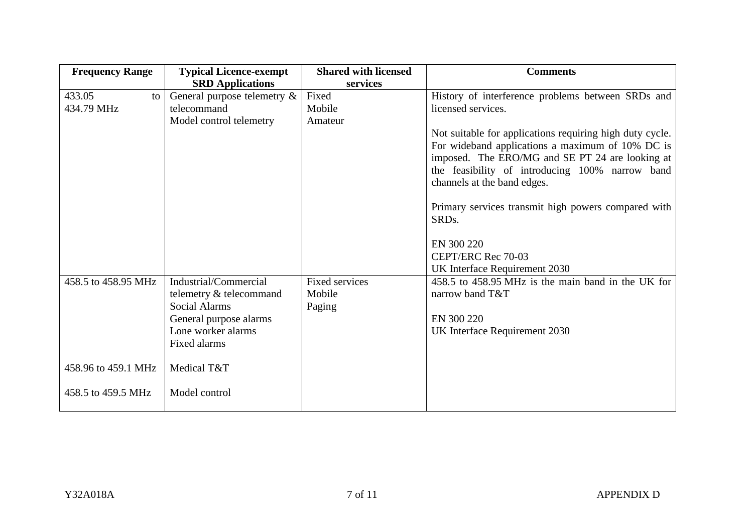| Frequency Range | Typical Licence-exempt SRD Applications | Shared with licensed services | Comments |
|---|---|---|---|
| 433.05 to 434.79 MHz | General purpose telemetry & telecommand<br>Model control telemetry | Fixed<br>Mobile<br>Amateur | History of interference problems between SRDs and licensed services.<br><br>Not suitable for applications requiring high duty cycle. For wideband applications a maximum of 10% DC is imposed. The ERO/MG and SE PT 24 are looking at the feasibility of introducing 100% narrow band channels at the band edges.<br><br>Primary services transmit high powers compared with SRDs.<br><br>EN 300 220<br>CEPT/ERC Rec 70-03<br>UK Interface Requirement 2030 |
| 458.5 to 458.95 MHz<br><br><br><br><br><br>458.96 to 459.1 MHz<br><br>458.5 to 459.5 MHz | Industrial/Commercial telemetry & telecommand<br>Social Alarms<br>General purpose alarms<br>Lone worker alarms<br>Fixed alarms<br><br>Medical T&T<br><br>Model control | Fixed services<br>Mobile<br>Paging | 458.5 to 458.95 MHz is the main band in the UK for narrow band T&T<br><br>EN 300 220<br>UK Interface Requirement 2030 |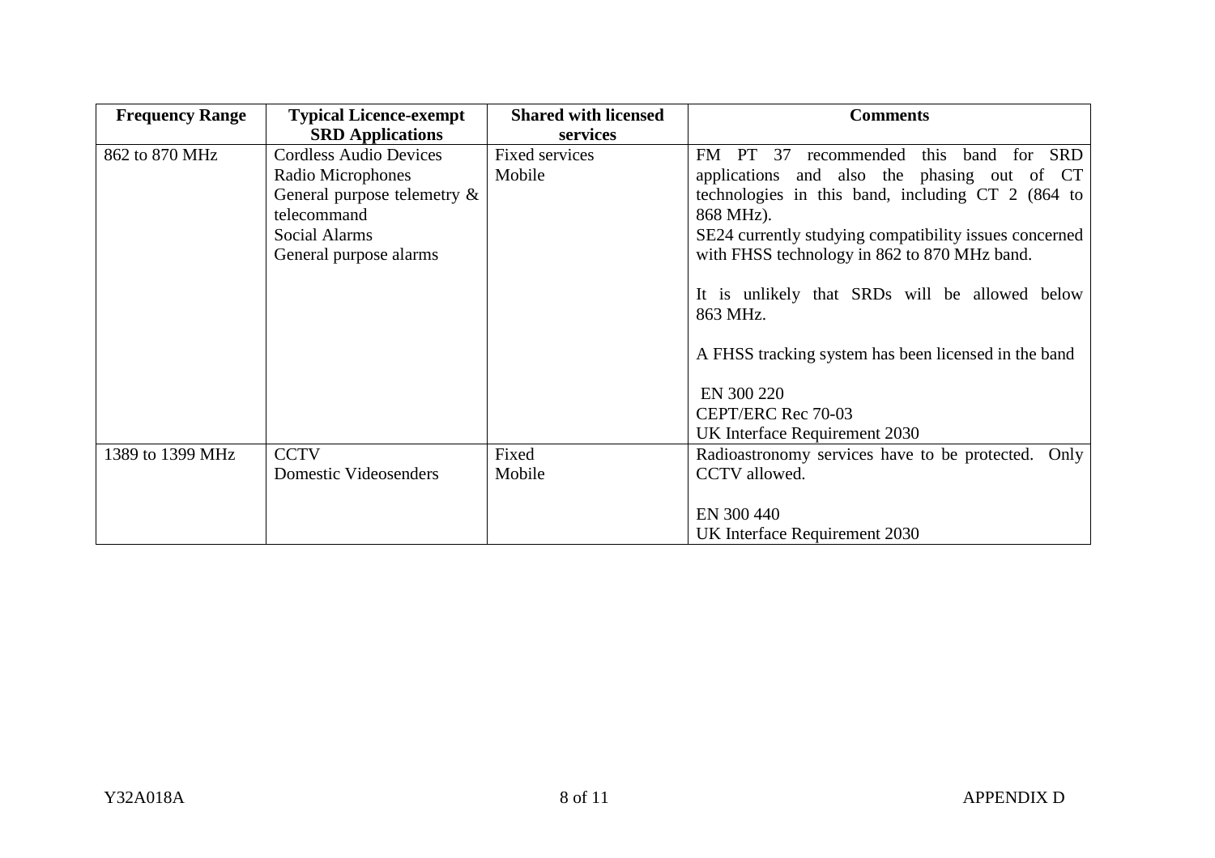| Frequency Range | Typical Licence-exempt SRD Applications | Shared with licensed services | Comments |
|---|---|---|---|
| 862 to 870 MHz | Cordless Audio Devices<br>Radio Microphones<br>General purpose telemetry & telecommand<br>Social Alarms<br>General purpose alarms | Fixed services<br>Mobile | FM PT 37 recommended this band for SRD applications and also the phasing out of CT technologies in this band, including CT 2 (864 to 868 MHz).<br>SE24 currently studying compatibility issues concerned with FHSS technology in 862 to 870 MHz band.<br><br>It is unlikely that SRDs will be allowed below 863 MHz.<br><br>A FHSS tracking system has been licensed in the band<br><br>EN 300 220<br>CEPT/ERC Rec 70-03<br>UK Interface Requirement 2030 |
| 1389 to 1399 MHz | CCTV<br>Domestic Videosenders | Fixed<br>Mobile | Radioastronomy services have to be protected. Only CCTV allowed.<br><br>EN 300 440<br>UK Interface Requirement 2030 |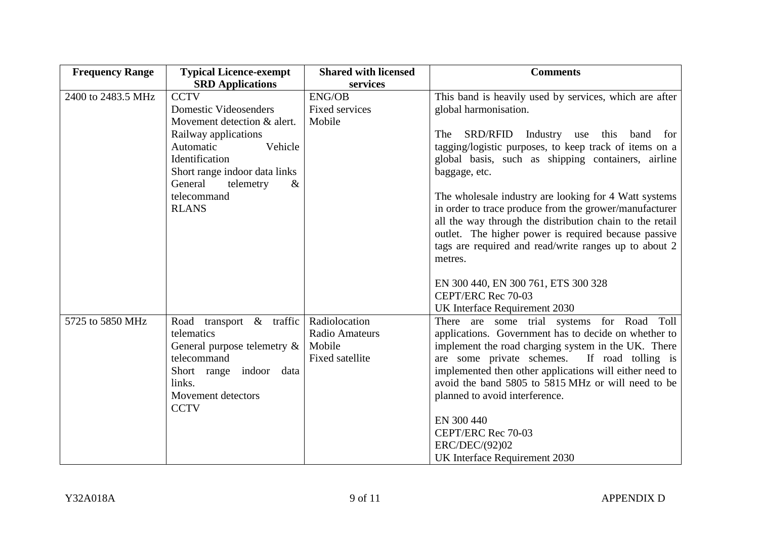| Frequency Range | Typical Licence-exempt SRD Applications | Shared with licensed services | Comments |
|---|---|---|---|
| 2400 to 2483.5 MHz | CCTV<br>Domestic Videosenders<br>Movement detection & alert.<br>Railway applications<br>Automatic Vehicle Identification<br>Short range indoor data links<br>General telemetry & telecommand<br>RLANS | ENG/OB<br>Fixed services<br>Mobile | This band is heavily used by services, which are after global harmonisation.<br><br>The SRD/RFID Industry use this band for tagging/logistic purposes, to keep track of items on a global basis, such as shipping containers, airline baggage, etc.<br><br>The wholesale industry are looking for 4 Watt systems in order to trace produce from the grower/manufacturer all the way through the distribution chain to the retail outlet. The higher power is required because passive tags are required and read/write ranges up to about 2 metres.<br><br>EN 300 440, EN 300 761, ETS 300 328<br>CEPT/ERC Rec 70-03<br>UK Interface Requirement 2030 |
| 5725 to 5850 MHz | Road transport & traffic telematics<br>General purpose telemetry & telecommand<br>Short range indoor data links.<br>Movement detectors<br>CCTV | Radiolocation<br>Radio Amateurs<br>Mobile<br>Fixed satellite | There are some trial systems for Road Toll applications. Government has to decide on whether to implement the road charging system in the UK. There are some private schemes. If road tolling is implemented then other applications will either need to avoid the band 5805 to 5815 MHz or will need to be planned to avoid interference.<br><br>EN 300 440<br>CEPT/ERC Rec 70-03<br>ERC/DEC/(92)02<br>UK Interface Requirement 2030 |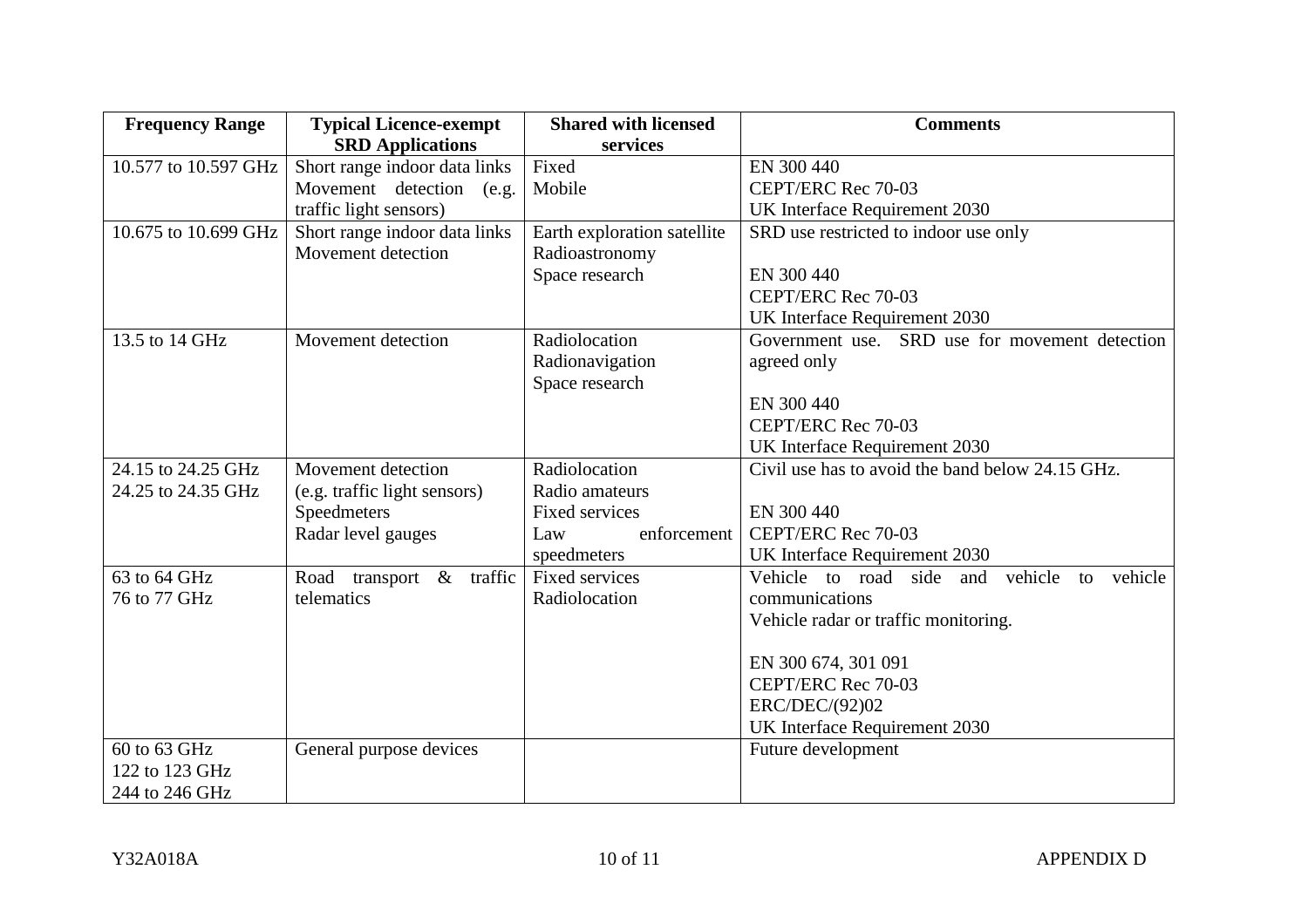| Frequency Range | Typical Licence-exempt SRD Applications | Shared with licensed services | Comments |
| --- | --- | --- | --- |
| 10.577 to 10.597 GHz | Short range indoor data links<br>Movement detection (e.g. traffic light sensors) | Fixed<br>Mobile | EN 300 440<br>CEPT/ERC Rec 70-03<br>UK Interface Requirement 2030 |
| 10.675 to 10.699 GHz | Short range indoor data links<br>Movement detection | Earth exploration satellite<br>Radioastronomy<br>Space research | SRD use restricted to indoor use only<br><br>EN 300 440<br>CEPT/ERC Rec 70-03<br>UK Interface Requirement 2030 |
| 13.5 to 14 GHz | Movement detection | Radiolocation<br>Radionavigation<br>Space research | Government use. SRD use for movement detection agreed only<br><br>EN 300 440<br>CEPT/ERC Rec 70-03<br>UK Interface Requirement 2030 |
| 24.15 to 24.25 GHz<br>24.25 to 24.35 GHz | Movement detection<br>(e.g. traffic light sensors)<br>Speedmeters<br>Radar level gauges | Radiolocation<br>Radio amateurs<br>Fixed services<br>Law enforcement speedmeters | Civil use has to avoid the band below 24.15 GHz.<br><br>EN 300 440<br>CEPT/ERC Rec 70-03<br>UK Interface Requirement 2030 |
| 63 to 64 GHz<br>76 to 77 GHz | Road transport & traffic telematics | Fixed services<br>Radiolocation | Vehicle to road side and vehicle to vehicle communications<br>Vehicle radar or traffic monitoring.<br><br>EN 300 674, 301 091<br>CEPT/ERC Rec 70-03<br>ERC/DEC/(92)02<br>UK Interface Requirement 2030 |
| 60 to 63 GHz<br>122 to 123 GHz<br>244 to 246 GHz | General purpose devices | | Future development |